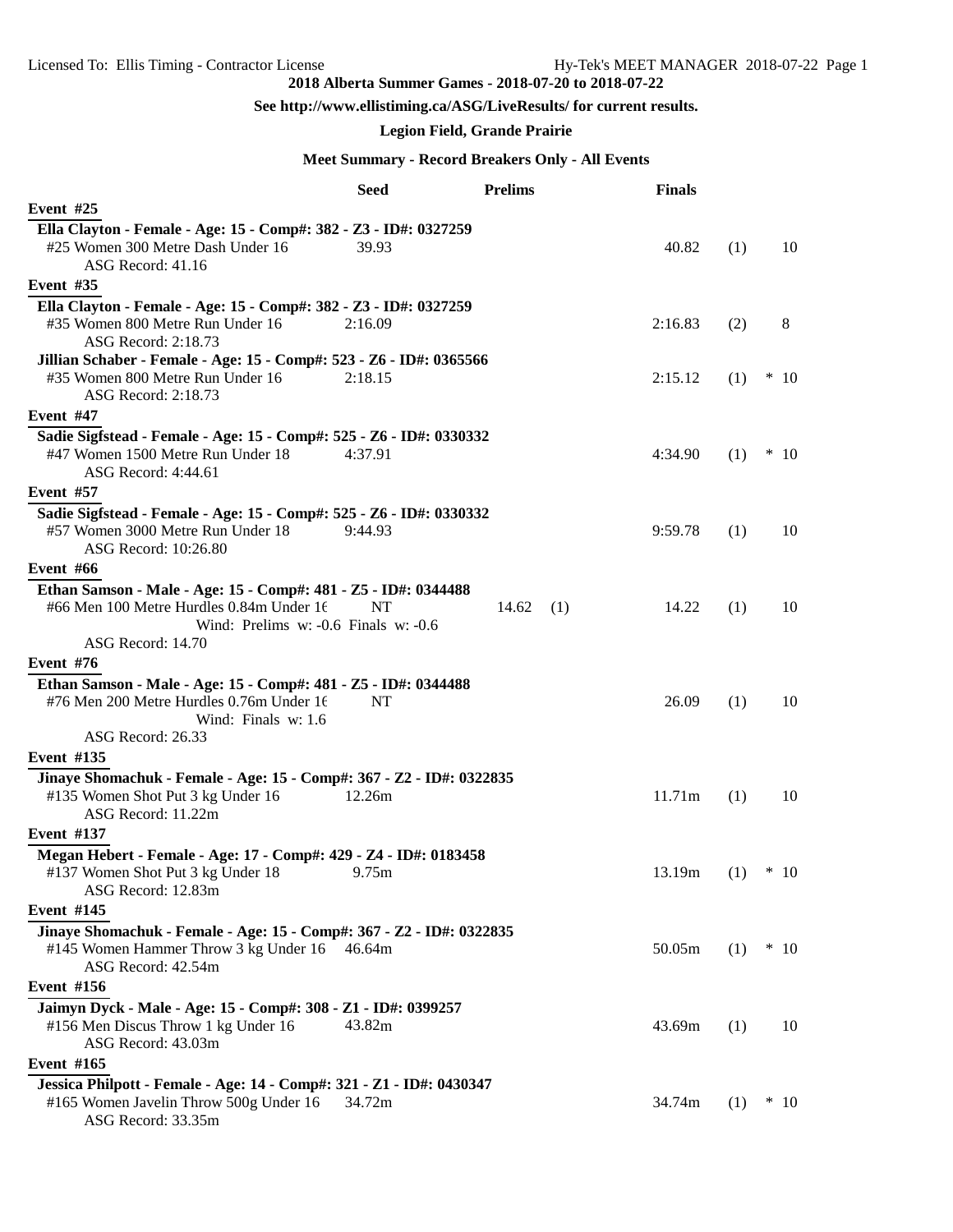## 2018 Alberta Summer Games - 2018-07-20 to 2018-07-22

**See http://www.ellistiming.ca/ASG/LiveResults/ for current results.**

**Legion Field, Grande Prairie**

### Meet Summary - Record Breakers Only - All Events

| | Seed | Prelims | | Finals | | |
|---|---|---|---|---|---|---|
| **Event #25** | | | | | | |
| **Ella Clayton - Female - Age: 15 - Comp#: 382 - Z3 - ID#: 0327259** | | | | | | |
| #25 Women 300 Metre Dash Under 16 | 39.93 | | | 40.82 | (1) | 10 |
| ASG Record: 41.16 | | | | | | |
| **Event #35** | | | | | | |
| **Ella Clayton - Female - Age: 15 - Comp#: 382 - Z3 - ID#: 0327259** | | | | | | |
| #35 Women 800 Metre Run Under 16 | 2:16.09 | | | 2:16.83 | (2) | 8 |
| ASG Record: 2:18.73 | | | | | | |
| **Jillian Schaber - Female - Age: 15 - Comp#: 523 - Z6 - ID#: 0365566** | | | | | | |
| #35 Women 800 Metre Run Under 16 | 2:18.15 | | | 2:15.12 | (1) | * 10 |
| ASG Record: 2:18.73 | | | | | | |
| **Event #47** | | | | | | |
| **Sadie Sigfstead - Female - Age: 15 - Comp#: 525 - Z6 - ID#: 0330332** | | | | | | |
| #47 Women 1500 Metre Run Under 18 | 4:37.91 | | | 4:34.90 | (1) | * 10 |
| ASG Record: 4:44.61 | | | | | | |
| **Event #57** | | | | | | |
| **Sadie Sigfstead - Female - Age: 15 - Comp#: 525 - Z6 - ID#: 0330332** | | | | | | |
| #57 Women 3000 Metre Run Under 18 | 9:44.93 | | | 9:59.78 | (1) | 10 |
| ASG Record: 10:26.80 | | | | | | |
| **Event #66** | | | | | | |
| **Ethan Samson - Male - Age: 15 - Comp#: 481 - Z5 - ID#: 0344488** | | | | | | |
| #66 Men 100 Metre Hurdles 0.84m Under 16 | NT | 14.62 | (1) | 14.22 | (1) | 10 |
| Wind: Prelims w: -0.6 Finals w: -0.6 | | | | | | |
| ASG Record: 14.70 | | | | | | |
| **Event #76** | | | | | | |
| **Ethan Samson - Male - Age: 15 - Comp#: 481 - Z5 - ID#: 0344488** | | | | | | |
| #76 Men 200 Metre Hurdles 0.76m Under 16 | NT | | | 26.09 | (1) | 10 |
| Wind: Finals w: 1.6 | | | | | | |
| ASG Record: 26.33 | | | | | | |
| **Event #135** | | | | | | |
| **Jinaye Shomachuk - Female - Age: 15 - Comp#: 367 - Z2 - ID#: 0322835** | | | | | | |
| #135 Women Shot Put 3 kg Under 16 | 12.26m | | | 11.71m | (1) | 10 |
| ASG Record: 11.22m | | | | | | |
| **Event #137** | | | | | | |
| **Megan Hebert - Female - Age: 17 - Comp#: 429 - Z4 - ID#: 0183458** | | | | | | |
| #137 Women Shot Put 3 kg Under 18 | 9.75m | | | 13.19m | (1) | * 10 |
| ASG Record: 12.83m | | | | | | |
| **Event #145** | | | | | | |
| **Jinaye Shomachuk - Female - Age: 15 - Comp#: 367 - Z2 - ID#: 0322835** | | | | | | |
| #145 Women Hammer Throw 3 kg Under 16 | 46.64m | | | 50.05m | (1) | * 10 |
| ASG Record: 42.54m | | | | | | |
| **Event #156** | | | | | | |
| **Jaimyn Dyck - Male - Age: 15 - Comp#: 308 - Z1 - ID#: 0399257** | | | | | | |
| #156 Men Discus Throw 1 kg Under 16 | 43.82m | | | 43.69m | (1) | 10 |
| ASG Record: 43.03m | | | | | | |
| **Event #165** | | | | | | |
| **Jessica Philpott - Female - Age: 14 - Comp#: 321 - Z1 - ID#: 0430347** | | | | | | |
| #165 Women Javelin Throw 500g Under 16 | 34.72m | | | 34.74m | (1) | * 10 |
| ASG Record: 33.35m | | | | | | |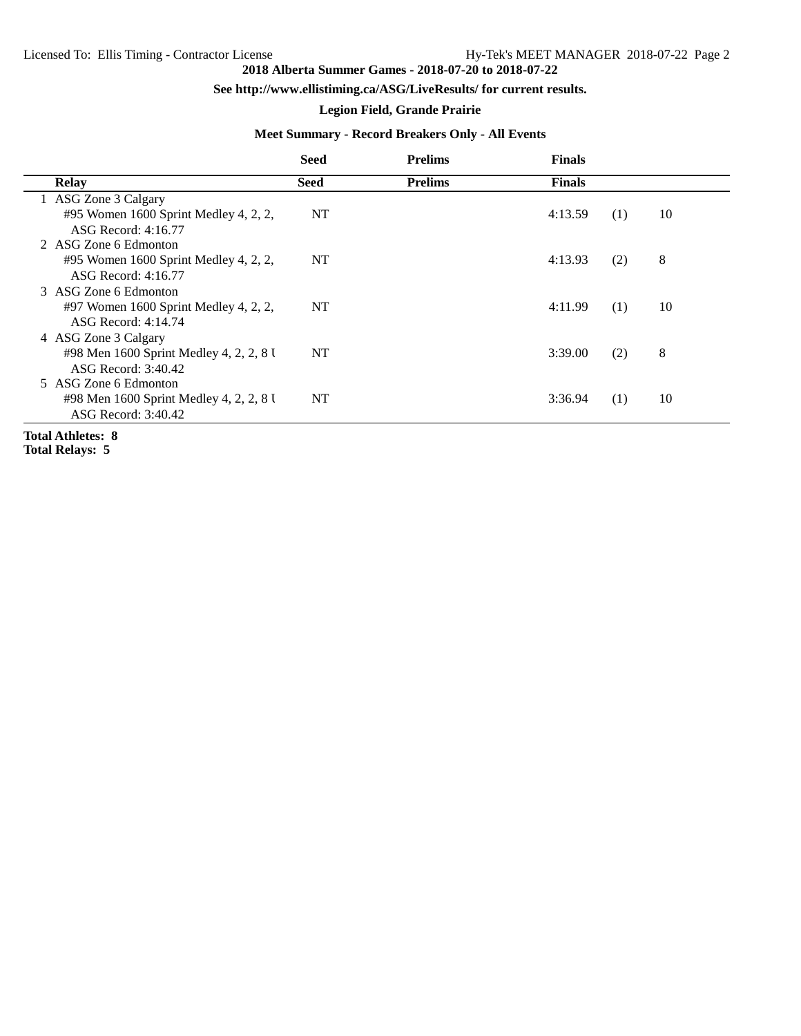**2018 Alberta Summer Games - 2018-07-20 to 2018-07-22**

**See http://www.ellistiming.ca/ASG/LiveResults/ for current results.**

**Legion Field, Grande Prairie**

**Meet Summary - Record Breakers Only - All Events**

| | Relay | Seed | Prelims | Finals | | |
|---|---|---|---|---|---|---|
| 1 | ASG Zone 3 Calgary | | | | | |
| | #95 Women 1600 Sprint Medley 4, 2, 2, | NT | | 4:13.59 | (1) | 10 |
| | ASG Record: 4:16.77 | | | | | |
| 2 | ASG Zone 6 Edmonton | | | | | |
| | #95 Women 1600 Sprint Medley 4, 2, 2, | NT | | 4:13.93 | (2) | 8 |
| | ASG Record: 4:16.77 | | | | | |
| 3 | ASG Zone 6 Edmonton | | | | | |
| | #97 Women 1600 Sprint Medley 4, 2, 2, | NT | | 4:11.99 | (1) | 10 |
| | ASG Record: 4:14.74 | | | | | |
| 4 | ASG Zone 3 Calgary | | | | | |
| | #98 Men 1600 Sprint Medley 4, 2, 2, 8 U | NT | | 3:39.00 | (2) | 8 |
| | ASG Record: 3:40.42 | | | | | |
| 5 | ASG Zone 6 Edmonton | | | | | |
| | #98 Men 1600 Sprint Medley 4, 2, 2, 8 U | NT | | 3:36.94 | (1) | 10 |
| | ASG Record: 3:40.42 | | | | | |

**Total Athletes: 8**
**Total Relays: 5**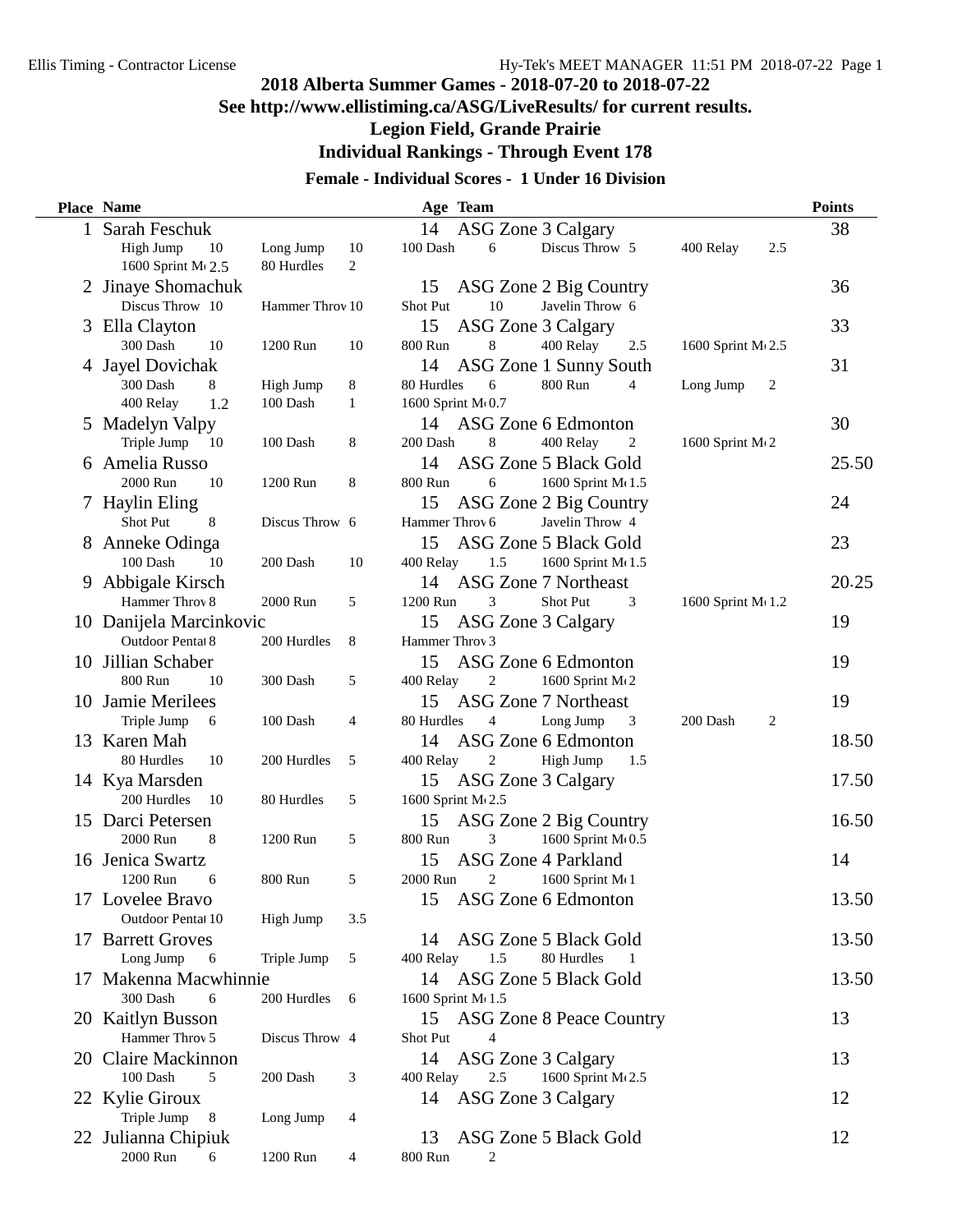## 2018 Alberta Summer Games - 2018-07-20 to 2018-07-22

**See http://www.ellistiming.ca/ASG/LiveResults/ for current results.**

**Legion Field, Grande Prairie**

**Individual Rankings - Through Event 178**

### Female - Individual Scores - 1 Under 16 Division

| Place | Name | Age | Team | Points |
|---|---|---|---|---|
| 1 | Sarah Feschuk | 14 | ASG Zone 3 Calgary | 38 |
| | High Jump 10; Long Jump 10; 100 Dash 6; Discus Throw 5; 400 Relay 2.5; 1600 Sprint M 2.5; 80 Hurdles 2 | | | |
| 2 | Jinaye Shomachuk | 15 | ASG Zone 2 Big Country | 36 |
| | Discus Throw 10; Hammer Throw 10; Shot Put 10; Javelin Throw 6 | | | |
| 3 | Ella Clayton | 15 | ASG Zone 3 Calgary | 33 |
| | 300 Dash 10; 1200 Run 10; 800 Run 8; 400 Relay 2.5; 1600 Sprint M 2.5 | | | |
| 4 | Jayel Dovichak | 14 | ASG Zone 1 Sunny South | 31 |
| | 300 Dash 8; High Jump 8; 80 Hurdles 6; 800 Run 4; Long Jump 2; 400 Relay 1.2; 100 Dash 1; 1600 Sprint M 0.7 | | | |
| 5 | Madelyn Valpy | 14 | ASG Zone 6 Edmonton | 30 |
| | Triple Jump 10; 100 Dash 8; 200 Dash 8; 400 Relay 2; 1600 Sprint M 2 | | | |
| 6 | Amelia Russo | 14 | ASG Zone 5 Black Gold | 25.50 |
| | 2000 Run 10; 1200 Run 8; 800 Run 6; 1600 Sprint M 1.5 | | | |
| 7 | Haylin Eling | 15 | ASG Zone 2 Big Country | 24 |
| | Shot Put 8; Discus Throw 6; Hammer Throw 6; Javelin Throw 4 | | | |
| 8 | Anneke Odinga | 15 | ASG Zone 5 Black Gold | 23 |
| | 100 Dash 10; 200 Dash 10; 400 Relay 1.5; 1600 Sprint M 1.5 | | | |
| 9 | Abbigale Kirsch | 14 | ASG Zone 7 Northeast | 20.25 |
| | Hammer Throw 8; 2000 Run 5; 1200 Run 3; Shot Put 3; 1600 Sprint M 1.2 | | | |
| 10 | Danijela Marcinkovic | 15 | ASG Zone 3 Calgary | 19 |
| | Outdoor Pentat 8; 200 Hurdles 8; Hammer Throw 3 | | | |
| 10 | Jillian Schaber | 15 | ASG Zone 6 Edmonton | 19 |
| | 800 Run 10; 300 Dash 5; 400 Relay 2; 1600 Sprint M 2 | | | |
| 10 | Jamie Merilees | 15 | ASG Zone 7 Northeast | 19 |
| | Triple Jump 6; 100 Dash 4; 80 Hurdles 4; Long Jump 3; 200 Dash 2 | | | |
| 13 | Karen Mah | 14 | ASG Zone 6 Edmonton | 18.50 |
| | 80 Hurdles 10; 200 Hurdles 5; 400 Relay 2; High Jump 1.5 | | | |
| 14 | Kya Marsden | 15 | ASG Zone 3 Calgary | 17.50 |
| | 200 Hurdles 10; 80 Hurdles 5; 1600 Sprint M 2.5 | | | |
| 15 | Darci Petersen | 15 | ASG Zone 2 Big Country | 16.50 |
| | 2000 Run 8; 1200 Run 5; 800 Run 3; 1600 Sprint M 0.5 | | | |
| 16 | Jenica Swartz | 15 | ASG Zone 4 Parkland | 14 |
| | 1200 Run 6; 800 Run 5; 2000 Run 2; 1600 Sprint M 1 | | | |
| 17 | Lovelee Bravo | 15 | ASG Zone 6 Edmonton | 13.50 |
| | Outdoor Pentat 10; High Jump 3.5 | | | |
| 17 | Barrett Groves | 14 | ASG Zone 5 Black Gold | 13.50 |
| | Long Jump 6; Triple Jump 5; 400 Relay 1.5; 80 Hurdles 1 | | | |
| 17 | Makenna Macwhinnie | 14 | ASG Zone 5 Black Gold | 13.50 |
| | 300 Dash 6; 200 Hurdles 6; 1600 Sprint M 1.5 | | | |
| 20 | Kaitlyn Busson | 15 | ASG Zone 8 Peace Country | 13 |
| | Hammer Throw 5; Discus Throw 4; Shot Put 4 | | | |
| 20 | Claire Mackinnon | 14 | ASG Zone 3 Calgary | 13 |
| | 100 Dash 5; 200 Dash 3; 400 Relay 2.5; 1600 Sprint M 2.5 | | | |
| 22 | Kylie Giroux | 14 | ASG Zone 3 Calgary | 12 |
| | Triple Jump 8; Long Jump 4 | | | |
| 22 | Julianna Chipiuk | 13 | ASG Zone 5 Black Gold | 12 |
| | 2000 Run 6; 1200 Run 4; 800 Run 2 | | | |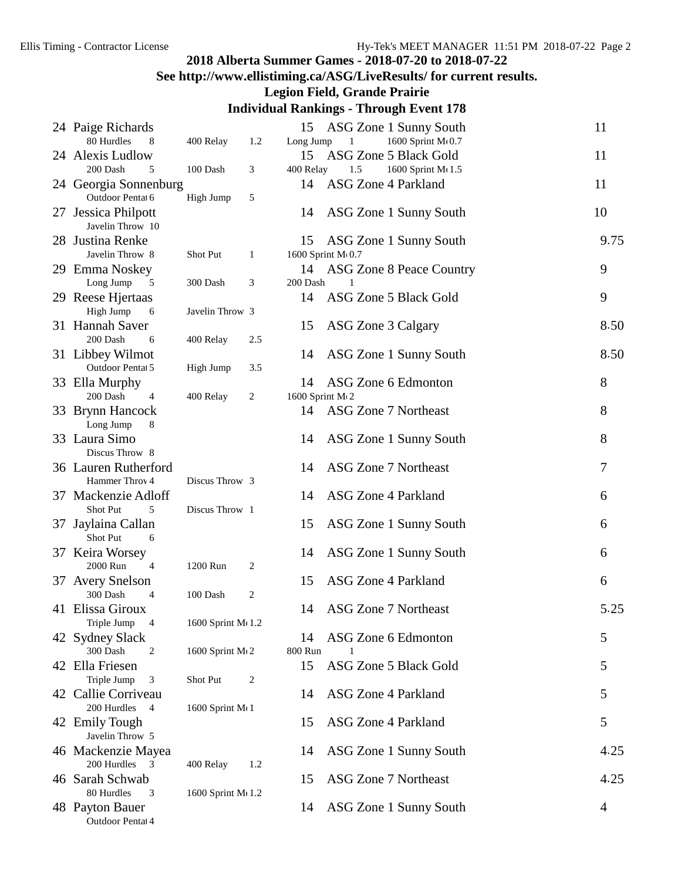## 2018 Alberta Summer Games - 2018-07-20 to 2018-07-22

### See http://www.ellistiming.ca/ASG/LiveResults/ for current results.

### Legion Field, Grande Prairie

### Individual Rankings - Through Event 178

| Rank | Name | Age | Team | Points |
|---|---|---|---|---|
| 24 | Paige Richards | 15 | ASG Zone 1 Sunny South | 11 |
| | 80 Hurdles 8 · 400 Relay 1.2 · Long Jump 1 · 1600 Sprint M 0.7 | | | |
| 24 | Alexis Ludlow | 15 | ASG Zone 5 Black Gold | 11 |
| | 200 Dash 5 · 100 Dash 3 · 400 Relay 1.5 · 1600 Sprint M 1.5 | | | |
| 24 | Georgia Sonnenburg | 14 | ASG Zone 4 Parkland | 11 |
| | Outdoor Pentat 6 · High Jump 5 | | | |
| 27 | Jessica Philpott | 14 | ASG Zone 1 Sunny South | 10 |
| | Javelin Throw 10 | | | |
| 28 | Justina Renke | 15 | ASG Zone 1 Sunny South | 9.75 |
| | Javelin Throw 8 · Shot Put 1 · 1600 Sprint M 0.7 | | | |
| 29 | Emma Noskey | 14 | ASG Zone 8 Peace Country | 9 |
| | Long Jump 5 · 300 Dash 3 · 200 Dash 1 | | | |
| 29 | Reese Hjertaas | 14 | ASG Zone 5 Black Gold | 9 |
| | High Jump 6 · Javelin Throw 3 | | | |
| 31 | Hannah Saver | 15 | ASG Zone 3 Calgary | 8.50 |
| | 200 Dash 6 · 400 Relay 2.5 | | | |
| 31 | Libbey Wilmot | 14 | ASG Zone 1 Sunny South | 8.50 |
| | Outdoor Pentat 5 · High Jump 3.5 | | | |
| 33 | Ella Murphy | 14 | ASG Zone 6 Edmonton | 8 |
| | 200 Dash 4 · 400 Relay 2 · 1600 Sprint M 2 | | | |
| 33 | Brynn Hancock | 14 | ASG Zone 7 Northeast | 8 |
| | Long Jump 8 | | | |
| 33 | Laura Simo | 14 | ASG Zone 1 Sunny South | 8 |
| | Discus Throw 8 | | | |
| 36 | Lauren Rutherford | 14 | ASG Zone 7 Northeast | 7 |
| | Hammer Throw 4 · Discus Throw 3 | | | |
| 37 | Mackenzie Adloff | 14 | ASG Zone 4 Parkland | 6 |
| | Shot Put 5 · Discus Throw 1 | | | |
| 37 | Jaylaina Callan | 15 | ASG Zone 1 Sunny South | 6 |
| | Shot Put 6 | | | |
| 37 | Keira Worsey | 14 | ASG Zone 1 Sunny South | 6 |
| | 2000 Run 4 · 1200 Run 2 | | | |
| 37 | Avery Snelson | 15 | ASG Zone 4 Parkland | 6 |
| | 300 Dash 4 · 100 Dash 2 | | | |
| 41 | Elissa Giroux | 14 | ASG Zone 7 Northeast | 5.25 |
| | Triple Jump 4 · 1600 Sprint M 1.2 | | | |
| 42 | Sydney Slack | 14 | ASG Zone 6 Edmonton | 5 |
| | 300 Dash 2 · 1600 Sprint M 2 · 800 Run 1 | | | |
| 42 | Ella Friesen | 15 | ASG Zone 5 Black Gold | 5 |
| | Triple Jump 3 · Shot Put 2 | | | |
| 42 | Callie Corriveau | 14 | ASG Zone 4 Parkland | 5 |
| | 200 Hurdles 4 · 1600 Sprint M 1 | | | |
| 42 | Emily Tough | 15 | ASG Zone 4 Parkland | 5 |
| | Javelin Throw 5 | | | |
| 46 | Mackenzie Mayea | 14 | ASG Zone 1 Sunny South | 4.25 |
| | 200 Hurdles 3 · 400 Relay 1.2 | | | |
| 46 | Sarah Schwab | 15 | ASG Zone 7 Northeast | 4.25 |
| | 80 Hurdles 3 · 1600 Sprint M 1.2 | | | |
| 48 | Payton Bauer | 14 | ASG Zone 1 Sunny South | 4 |
| | Outdoor Pentat 4 | | | |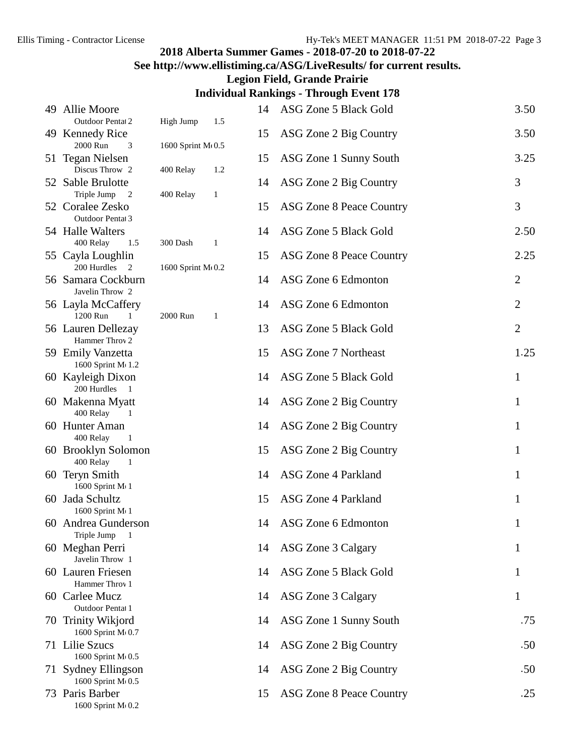## 2018 Alberta Summer Games - 2018-07-20 to 2018-07-22

### See http://www.ellistiming.ca/ASG/LiveResults/ for current results.

### Legion Field, Grande Prairie

### Individual Rankings - Through Event 178

| Rank | Name | Age | Team | Points |
|---|---|---|---|---|
| 49 | Allie Moore<br>Outdoor Pentat 2 / High Jump 1.5 | 14 | ASG Zone 5 Black Gold | 3.50 |
| 49 | Kennedy Rice<br>2000 Run 3 / 1600 Sprint M 0.5 | 15 | ASG Zone 2 Big Country | 3.50 |
| 51 | Tegan Nielsen<br>Discus Throw 2 / 400 Relay 1.2 | 15 | ASG Zone 1 Sunny South | 3.25 |
| 52 | Sable Brulotte<br>Triple Jump 2 / 400 Relay 1 | 14 | ASG Zone 2 Big Country | 3 |
| 52 | Coralee Zesko<br>Outdoor Pentat 3 | 15 | ASG Zone 8 Peace Country | 3 |
| 54 | Halle Walters<br>400 Relay 1.5 / 300 Dash 1 | 14 | ASG Zone 5 Black Gold | 2.50 |
| 55 | Cayla Loughlin<br>200 Hurdles 2 / 1600 Sprint M 0.2 | 15 | ASG Zone 8 Peace Country | 2.25 |
| 56 | Samara Cockburn<br>Javelin Throw 2 | 14 | ASG Zone 6 Edmonton | 2 |
| 56 | Layla McCaffery<br>1200 Run 1 / 2000 Run 1 | 14 | ASG Zone 6 Edmonton | 2 |
| 56 | Lauren Dellezay<br>Hammer Throw 2 | 13 | ASG Zone 5 Black Gold | 2 |
| 59 | Emily Vanzetta<br>1600 Sprint M 1.2 | 15 | ASG Zone 7 Northeast | 1.25 |
| 60 | Kayleigh Dixon<br>200 Hurdles 1 | 14 | ASG Zone 5 Black Gold | 1 |
| 60 | Makenna Myatt<br>400 Relay 1 | 14 | ASG Zone 2 Big Country | 1 |
| 60 | Hunter Aman<br>400 Relay 1 | 14 | ASG Zone 2 Big Country | 1 |
| 60 | Brooklyn Solomon<br>400 Relay 1 | 15 | ASG Zone 2 Big Country | 1 |
| 60 | Teryn Smith<br>1600 Sprint M 1 | 14 | ASG Zone 4 Parkland | 1 |
| 60 | Jada Schultz<br>1600 Sprint M 1 | 15 | ASG Zone 4 Parkland | 1 |
| 60 | Andrea Gunderson<br>Triple Jump 1 | 14 | ASG Zone 6 Edmonton | 1 |
| 60 | Meghan Perri<br>Javelin Throw 1 | 14 | ASG Zone 3 Calgary | 1 |
| 60 | Lauren Friesen<br>Hammer Throw 1 | 14 | ASG Zone 5 Black Gold | 1 |
| 60 | Carlee Mucz<br>Outdoor Pentat 1 | 14 | ASG Zone 3 Calgary | 1 |
| 70 | Trinity Wikjord<br>1600 Sprint M 0.7 | 14 | ASG Zone 1 Sunny South | .75 |
| 71 | Lilie Szucs<br>1600 Sprint M 0.5 | 14 | ASG Zone 2 Big Country | .50 |
| 71 | Sydney Ellingson<br>1600 Sprint M 0.5 | 14 | ASG Zone 2 Big Country | .50 |
| 73 | Paris Barber<br>1600 Sprint M 0.2 | 15 | ASG Zone 8 Peace Country | .25 |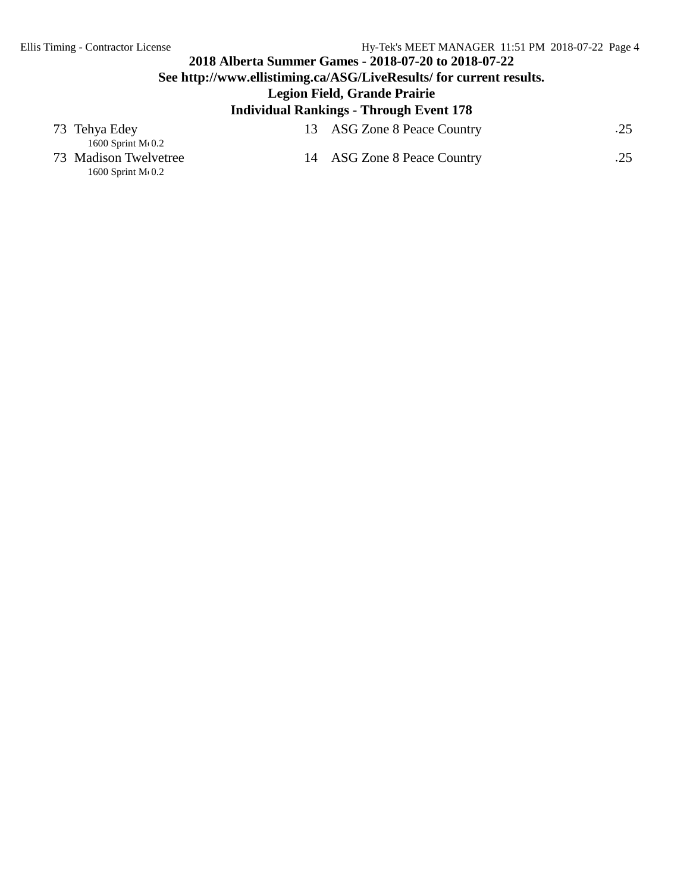## 2018 Alberta Summer Games - 2018-07-20 to 2018-07-22

### See http://www.ellistiming.ca/ASG/LiveResults/ for current results.

### Legion Field, Grande Prairie

### Individual Rankings - Through Event 178

| Rank | Name | Age | Team | Points |
|---|---|---|---|---|
| 73 | Tehya Edey<br>1600 Sprint M 0.2 | 13 | ASG Zone 8 Peace Country | .25 |
| 73 | Madison Twelvetree<br>1600 Sprint M 0.2 | 14 | ASG Zone 8 Peace Country | .25 |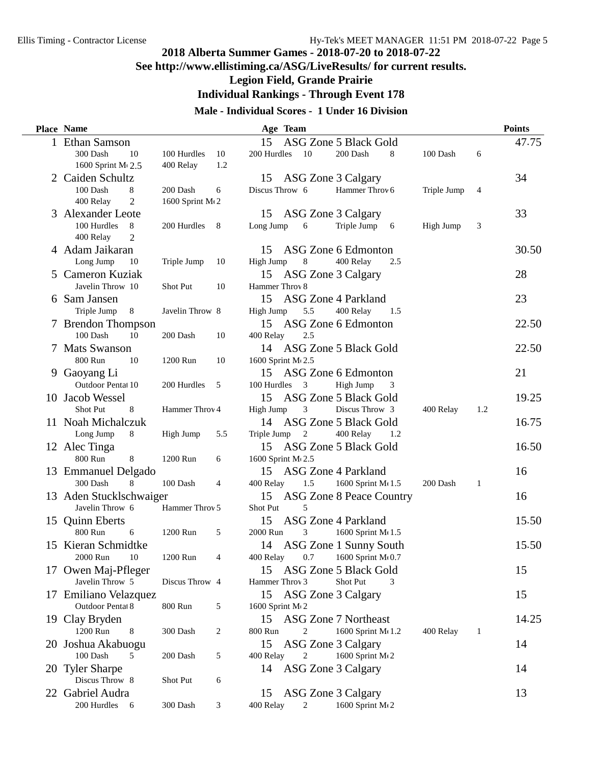Ellis Timing - Contractor License

Hy-Tek's MEET MANAGER 11:51 PM 2018-07-22

# 2018 Alberta Summer Games - 2018-07-20 to 2018-07-22

## See http://www.ellistiming.ca/ASG/LiveResults/ for current results.

## Legion Field, Grande Prairie

## Individual Rankings - Through Event 178

### Male - Individual Scores - 1 Under 16 Division

| Place | Name | Age | Team | Points |
|---|---|---|---|---|
| 1 | Ethan Samson | 15 | ASG Zone 5 Black Gold | 47.75 |
| | 300 Dash 10; 100 Hurdles 10; 200 Hurdles 10; 200 Dash 8; 100 Dash 6; 1600 Sprint M 2.5; 400 Relay 1.2 | | | |
| 2 | Caiden Schultz | 15 | ASG Zone 3 Calgary | 34 |
| | 100 Dash 8; 200 Dash 6; Discus Throw 6; Hammer Throw 6; Triple Jump 4; 400 Relay 2; 1600 Sprint M 2 | | | |
| 3 | Alexander Leote | 15 | ASG Zone 3 Calgary | 33 |
| | 100 Hurdles 8; 200 Hurdles 8; Long Jump 6; Triple Jump 6; High Jump 3; 400 Relay 2 | | | |
| 4 | Adam Jaikaran | 15 | ASG Zone 6 Edmonton | 30.50 |
| | Long Jump 10; Triple Jump 10; High Jump 8; 400 Relay 2.5 | | | |
| 5 | Cameron Kuziak | 15 | ASG Zone 3 Calgary | 28 |
| | Javelin Throw 10; Shot Put 10; Hammer Throw 8 | | | |
| 6 | Sam Jansen | 15 | ASG Zone 4 Parkland | 23 |
| | Triple Jump 8; Javelin Throw 8; High Jump 5.5; 400 Relay 1.5 | | | |
| 7 | Brendon Thompson | 15 | ASG Zone 6 Edmonton | 22.50 |
| | 100 Dash 10; 200 Dash 10; 400 Relay 2.5 | | | |
| 7 | Mats Swanson | 14 | ASG Zone 5 Black Gold | 22.50 |
| | 800 Run 10; 1200 Run 10; 1600 Sprint M 2.5 | | | |
| 9 | Gaoyang Li | 15 | ASG Zone 6 Edmonton | 21 |
| | Outdoor Pentat 10; 200 Hurdles 5; 100 Hurdles 3; High Jump 3 | | | |
| 10 | Jacob Wessel | 15 | ASG Zone 5 Black Gold | 19.25 |
| | Shot Put 8; Hammer Throw 4; High Jump 3; Discus Throw 3; 400 Relay 1.2 | | | |
| 11 | Noah Michalczuk | 14 | ASG Zone 5 Black Gold | 16.75 |
| | Long Jump 8; High Jump 5.5; Triple Jump 2; 400 Relay 1.2 | | | |
| 12 | Alec Tinga | 15 | ASG Zone 5 Black Gold | 16.50 |
| | 800 Run 8; 1200 Run 6; 1600 Sprint M 2.5 | | | |
| 13 | Emmanuel Delgado | 15 | ASG Zone 4 Parkland | 16 |
| | 300 Dash 8; 100 Dash 4; 400 Relay 1.5; 1600 Sprint M 1.5; 200 Dash 1 | | | |
| 13 | Aden Stucklschwaiger | 15 | ASG Zone 8 Peace Country | 16 |
| | Javelin Throw 6; Hammer Throw 5; Shot Put 5 | | | |
| 15 | Quinn Eberts | 15 | ASG Zone 4 Parkland | 15.50 |
| | 800 Run 6; 1200 Run 5; 2000 Run 3; 1600 Sprint M 1.5 | | | |
| 15 | Kieran Schmidtke | 14 | ASG Zone 1 Sunny South | 15.50 |
| | 2000 Run 10; 1200 Run 4; 400 Relay 0.7; 1600 Sprint M 0.7 | | | |
| 17 | Owen Maj-Pfleger | 15 | ASG Zone 5 Black Gold | 15 |
| | Javelin Throw 5; Discus Throw 4; Hammer Throw 3; Shot Put 3 | | | |
| 17 | Emiliano Velazquez | 15 | ASG Zone 3 Calgary | 15 |
| | Outdoor Pentat 8; 800 Run 5; 1600 Sprint M 2 | | | |
| 19 | Clay Bryden | 15 | ASG Zone 7 Northeast | 14.25 |
| | 1200 Run 8; 300 Dash 2; 800 Run 2; 1600 Sprint M 1.2; 400 Relay 1 | | | |
| 20 | Joshua Akabuogu | 15 | ASG Zone 3 Calgary | 14 |
| | 100 Dash 5; 200 Dash 5; 400 Relay 2; 1600 Sprint M 2 | | | |
| 20 | Tyler Sharpe | 14 | ASG Zone 3 Calgary | 14 |
| | Discus Throw 8; Shot Put 6 | | | |
| 22 | Gabriel Audra | 15 | ASG Zone 3 Calgary | 13 |
| | 200 Hurdles 6; 300 Dash 3; 400 Relay 2; 1600 Sprint M 2 | | | |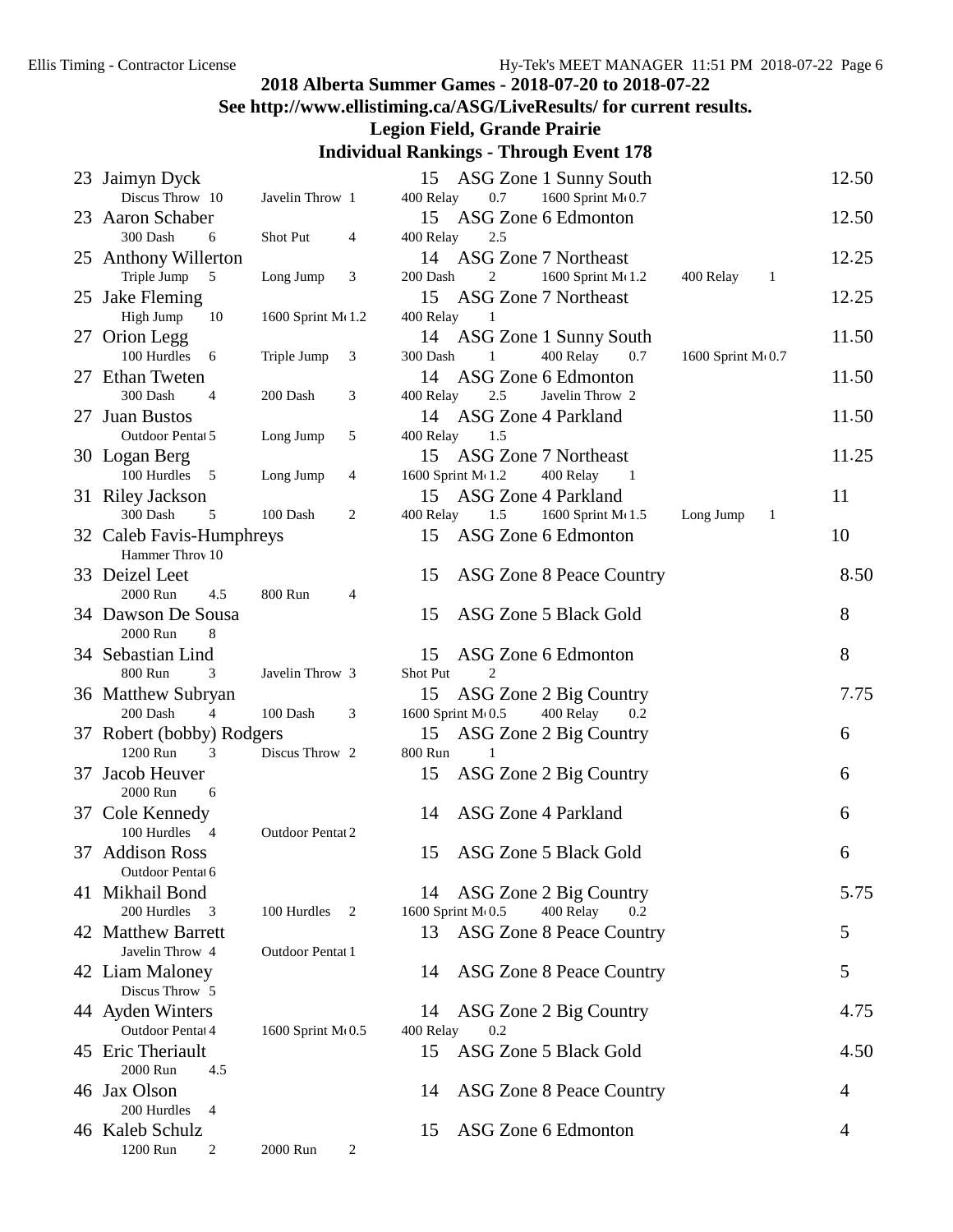## 2018 Alberta Summer Games - 2018-07-20 to 2018-07-22

### See http://www.ellistiming.ca/ASG/LiveResults/ for current results.

### Legion Field, Grande Prairie

### Individual Rankings - Through Event 178

| Rank | Name | Age | Team | Points |
|---|---|---|---|---|
| 23 | Jaimyn Dyck | 15 | ASG Zone 1 Sunny South | 12.50 |
| | Discus Throw 10; Javelin Throw 1; 400 Relay 0.7; 1600 Sprint M 0.7 | | | |
| 23 | Aaron Schaber | 15 | ASG Zone 6 Edmonton | 12.50 |
| | 300 Dash 6; Shot Put 4; 400 Relay 2.5 | | | |
| 25 | Anthony Willerton | 14 | ASG Zone 7 Northeast | 12.25 |
| | Triple Jump 5; Long Jump 3; 200 Dash 2; 1600 Sprint M 1.2; 400 Relay 1 | | | |
| 25 | Jake Fleming | 15 | ASG Zone 7 Northeast | 12.25 |
| | High Jump 10; 1600 Sprint M 1.2; 400 Relay 1 | | | |
| 27 | Orion Legg | 14 | ASG Zone 1 Sunny South | 11.50 |
| | 100 Hurdles 6; Triple Jump 3; 300 Dash 1; 400 Relay 0.7; 1600 Sprint M 0.7 | | | |
| 27 | Ethan Tweten | 14 | ASG Zone 6 Edmonton | 11.50 |
| | 300 Dash 4; 200 Dash 3; 400 Relay 2.5; Javelin Throw 2 | | | |
| 27 | Juan Bustos | 14 | ASG Zone 4 Parkland | 11.50 |
| | Outdoor Pentat 5; Long Jump 5; 400 Relay 1.5 | | | |
| 30 | Logan Berg | 15 | ASG Zone 7 Northeast | 11.25 |
| | 100 Hurdles 5; Long Jump 4; 1600 Sprint M 1.2; 400 Relay 1 | | | |
| 31 | Riley Jackson | 15 | ASG Zone 4 Parkland | 11 |
| | 300 Dash 5; 100 Dash 2; 400 Relay 1.5; 1600 Sprint M 1.5; Long Jump 1 | | | |
| 32 | Caleb Favis-Humphreys | 15 | ASG Zone 6 Edmonton | 10 |
| | Hammer Throw 10 | | | |
| 33 | Deizel Leet | 15 | ASG Zone 8 Peace Country | 8.50 |
| | 2000 Run 4.5; 800 Run 4 | | | |
| 34 | Dawson De Sousa | 15 | ASG Zone 5 Black Gold | 8 |
| | 2000 Run 8 | | | |
| 34 | Sebastian Lind | 15 | ASG Zone 6 Edmonton | 8 |
| | 800 Run 3; Javelin Throw 3; Shot Put 2 | | | |
| 36 | Matthew Subryan | 15 | ASG Zone 2 Big Country | 7.75 |
| | 200 Dash 4; 100 Dash 3; 1600 Sprint M 0.5; 400 Relay 0.2 | | | |
| 37 | Robert (bobby) Rodgers | 15 | ASG Zone 2 Big Country | 6 |
| | 1200 Run 3; Discus Throw 2; 800 Run 1 | | | |
| 37 | Jacob Heuver | 15 | ASG Zone 2 Big Country | 6 |
| | 2000 Run 6 | | | |
| 37 | Cole Kennedy | 14 | ASG Zone 4 Parkland | 6 |
| | 100 Hurdles 4; Outdoor Pentat 2 | | | |
| 37 | Addison Ross | 15 | ASG Zone 5 Black Gold | 6 |
| | Outdoor Pentat 6 | | | |
| 41 | Mikhail Bond | 14 | ASG Zone 2 Big Country | 5.75 |
| | 200 Hurdles 3; 100 Hurdles 2; 1600 Sprint M 0.5; 400 Relay 0.2 | | | |
| 42 | Matthew Barrett | 13 | ASG Zone 8 Peace Country | 5 |
| | Javelin Throw 4; Outdoor Pentat 1 | | | |
| 42 | Liam Maloney | 14 | ASG Zone 8 Peace Country | 5 |
| | Discus Throw 5 | | | |
| 44 | Ayden Winters | 14 | ASG Zone 2 Big Country | 4.75 |
| | Outdoor Pentat 4; 1600 Sprint M 0.5; 400 Relay 0.2 | | | |
| 45 | Eric Theriault | 15 | ASG Zone 5 Black Gold | 4.50 |
| | 2000 Run 4.5 | | | |
| 46 | Jax Olson | 14 | ASG Zone 8 Peace Country | 4 |
| | 200 Hurdles 4 | | | |
| 46 | Kaleb Schulz | 15 | ASG Zone 6 Edmonton | 4 |
| | 1200 Run 2; 2000 Run 2 | | | |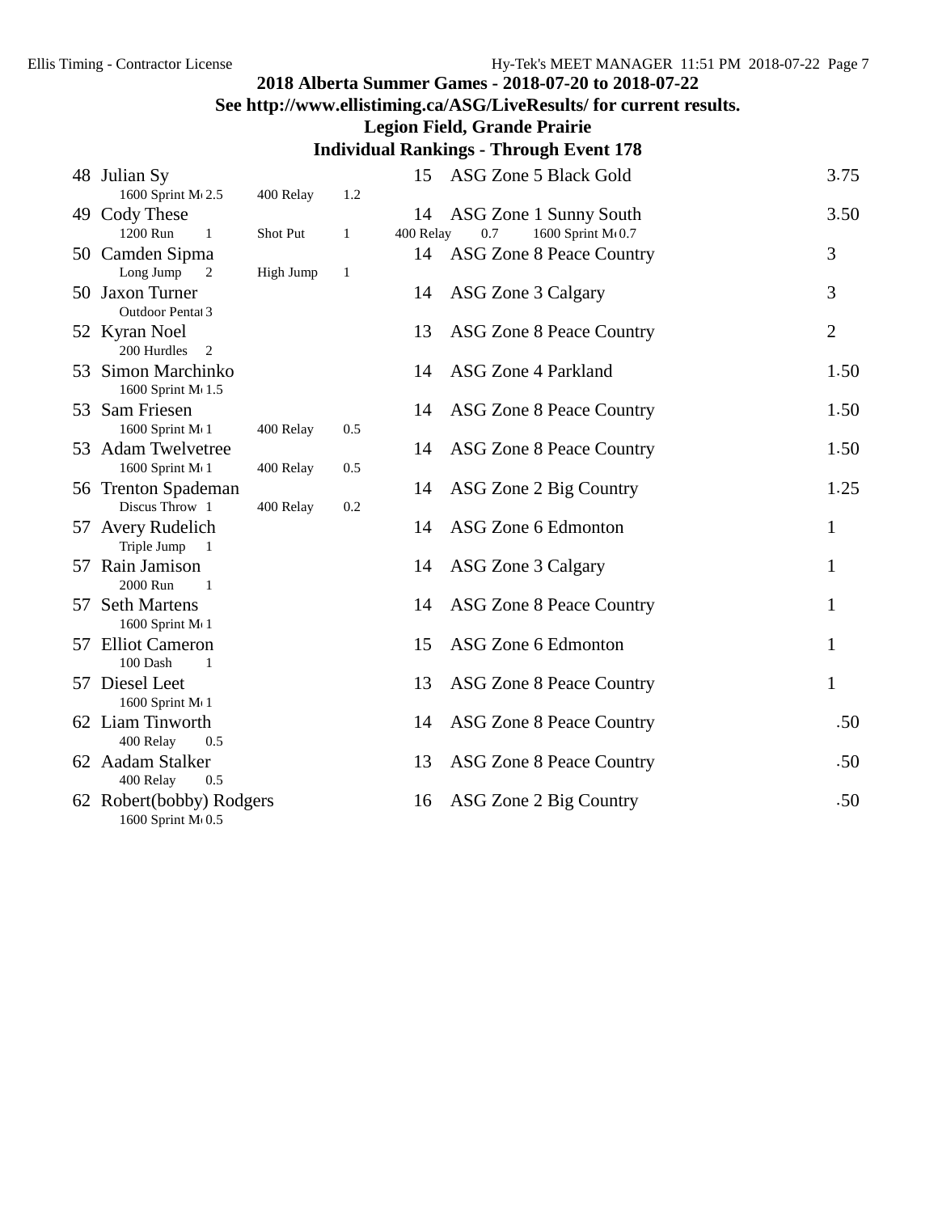## 2018 Alberta Summer Games - 2018-07-20 to 2018-07-22

### See http://www.ellistiming.ca/ASG/LiveResults/ for current results.

### Legion Field, Grande Prairie

### Individual Rankings - Through Event 178

| Rank | Name | Age | Team | Points |
|---|---|---|---|---|
| 48 | Julian Sy<br>1600 Sprint M 2.5 &nbsp; 400 Relay 1.2 | 15 | ASG Zone 5 Black Gold | 3.75 |
| 49 | Cody These<br>1200 Run 1 &nbsp; Shot Put 1 &nbsp; 400 Relay 0.7 &nbsp; 1600 Sprint M 0.7 | 14 | ASG Zone 1 Sunny South | 3.50 |
| 50 | Camden Sipma<br>Long Jump 2 &nbsp; High Jump 1 | 14 | ASG Zone 8 Peace Country | 3 |
| 50 | Jaxon Turner<br>Outdoor Pentat 3 | 14 | ASG Zone 3 Calgary | 3 |
| 52 | Kyran Noel<br>200 Hurdles 2 | 13 | ASG Zone 8 Peace Country | 2 |
| 53 | Simon Marchinko<br>1600 Sprint M 1.5 | 14 | ASG Zone 4 Parkland | 1.50 |
| 53 | Sam Friesen<br>1600 Sprint M 1 &nbsp; 400 Relay 0.5 | 14 | ASG Zone 8 Peace Country | 1.50 |
| 53 | Adam Twelvetree<br>1600 Sprint M 1 &nbsp; 400 Relay 0.5 | 14 | ASG Zone 8 Peace Country | 1.50 |
| 56 | Trenton Spademan<br>Discus Throw 1 &nbsp; 400 Relay 0.2 | 14 | ASG Zone 2 Big Country | 1.25 |
| 57 | Avery Rudelich<br>Triple Jump 1 | 14 | ASG Zone 6 Edmonton | 1 |
| 57 | Rain Jamison<br>2000 Run 1 | 14 | ASG Zone 3 Calgary | 1 |
| 57 | Seth Martens<br>1600 Sprint M 1 | 14 | ASG Zone 8 Peace Country | 1 |
| 57 | Elliot Cameron<br>100 Dash 1 | 15 | ASG Zone 6 Edmonton | 1 |
| 57 | Diesel Leet<br>1600 Sprint M 1 | 13 | ASG Zone 8 Peace Country | 1 |
| 62 | Liam Tinworth<br>400 Relay 0.5 | 14 | ASG Zone 8 Peace Country | .50 |
| 62 | Aadam Stalker<br>400 Relay 0.5 | 13 | ASG Zone 8 Peace Country | .50 |
| 62 | Robert(bobby) Rodgers<br>1600 Sprint M 0.5 | 16 | ASG Zone 2 Big Country | .50 |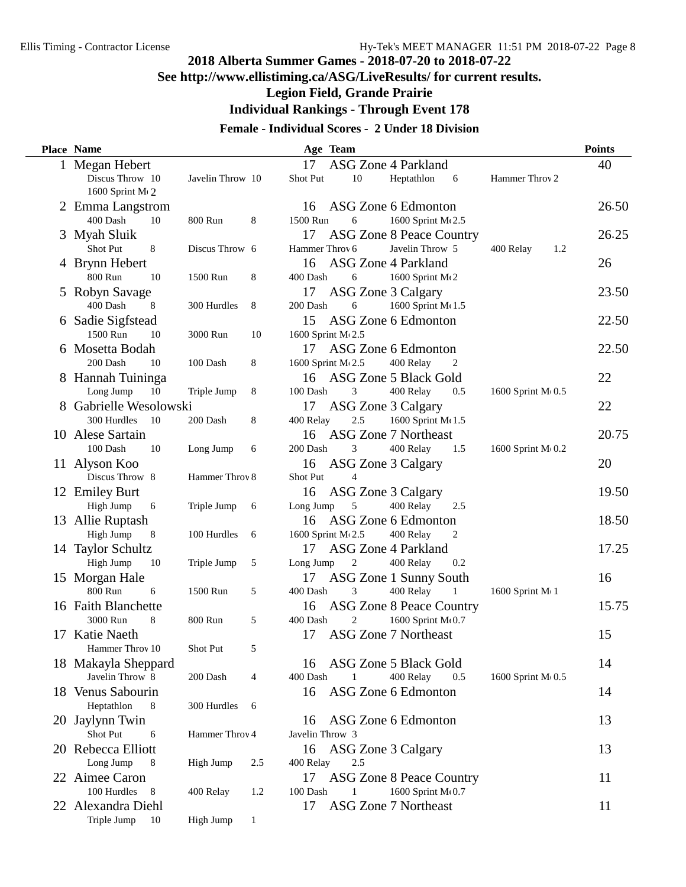## 2018 Alberta Summer Games - 2018-07-20 to 2018-07-22

### See http://www.ellistiming.ca/ASG/LiveResults/ for current results.

### Legion Field, Grande Prairie

### Individual Rankings - Through Event 178

#### Female - Individual Scores - 2 Under 18 Division

| Place | Name | Age | Team | Points |
|---|---|---|---|---|
| 1 | Megan Hebert | 17 | ASG Zone 4 Parkland | 40 |
| | Discus Throw 10, Javelin Throw 10, Shot Put 10, Heptathlon 6, Hammer Throw 2, 1600 Sprint M 2 | | | |
| 2 | Emma Langstrom | 16 | ASG Zone 6 Edmonton | 26.50 |
| | 400 Dash 10, 800 Run 8, 1500 Run 6, 1600 Sprint M 2.5 | | | |
| 3 | Myah Sluik | 17 | ASG Zone 8 Peace Country | 26.25 |
| | Shot Put 8, Discus Throw 6, Hammer Throw 6, Javelin Throw 5, 400 Relay 1.2 | | | |
| 4 | Brynn Hebert | 16 | ASG Zone 4 Parkland | 26 |
| | 800 Run 10, 1500 Run 8, 400 Dash 6, 1600 Sprint M 2 | | | |
| 5 | Robyn Savage | 17 | ASG Zone 3 Calgary | 23.50 |
| | 400 Dash 8, 300 Hurdles 8, 200 Dash 6, 1600 Sprint M 1.5 | | | |
| 6 | Sadie Sigfstead | 15 | ASG Zone 6 Edmonton | 22.50 |
| | 1500 Run 10, 3000 Run 10, 1600 Sprint M 2.5 | | | |
| 6 | Mosetta Bodah | 17 | ASG Zone 6 Edmonton | 22.50 |
| | 200 Dash 10, 100 Dash 8, 1600 Sprint M 2.5, 400 Relay 2 | | | |
| 8 | Hannah Tuininga | 16 | ASG Zone 5 Black Gold | 22 |
| | Long Jump 10, Triple Jump 8, 100 Dash 3, 400 Relay 0.5, 1600 Sprint M 0.5 | | | |
| 8 | Gabrielle Wesolowski | 17 | ASG Zone 3 Calgary | 22 |
| | 300 Hurdles 10, 200 Dash 8, 400 Relay 2.5, 1600 Sprint M 1.5 | | | |
| 10 | Alese Sartain | 16 | ASG Zone 7 Northeast | 20.75 |
| | 100 Dash 10, Long Jump 6, 200 Dash 3, 400 Relay 1.5, 1600 Sprint M 0.2 | | | |
| 11 | Alyson Koo | 16 | ASG Zone 3 Calgary | 20 |
| | Discus Throw 8, Hammer Throw 8, Shot Put 4 | | | |
| 12 | Emiley Burt | 16 | ASG Zone 3 Calgary | 19.50 |
| | High Jump 6, Triple Jump 6, Long Jump 5, 400 Relay 2.5 | | | |
| 13 | Allie Ruptash | 16 | ASG Zone 6 Edmonton | 18.50 |
| | High Jump 8, 100 Hurdles 6, 1600 Sprint M 2.5, 400 Relay 2 | | | |
| 14 | Taylor Schultz | 17 | ASG Zone 4 Parkland | 17.25 |
| | High Jump 10, Triple Jump 5, Long Jump 2, 400 Relay 0.2 | | | |
| 15 | Morgan Hale | 17 | ASG Zone 1 Sunny South | 16 |
| | 800 Run 6, 1500 Run 5, 400 Dash 3, 400 Relay 1, 1600 Sprint M 1 | | | |
| 16 | Faith Blanchette | 16 | ASG Zone 8 Peace Country | 15.75 |
| | 3000 Run 8, 800 Run 5, 400 Dash 2, 1600 Sprint M 0.7 | | | |
| 17 | Katie Naeth | 17 | ASG Zone 7 Northeast | 15 |
| | Hammer Throw 10, Shot Put 5 | | | |
| 18 | Makayla Sheppard | 16 | ASG Zone 5 Black Gold | 14 |
| | Javelin Throw 8, 200 Dash 4, 400 Dash 1, 400 Relay 0.5, 1600 Sprint M 0.5 | | | |
| 18 | Venus Sabourin | 16 | ASG Zone 6 Edmonton | 14 |
| | Heptathlon 8, 300 Hurdles 6 | | | |
| 20 | Jaylynn Twin | 16 | ASG Zone 6 Edmonton | 13 |
| | Shot Put 6, Hammer Throw 4, Javelin Throw 3 | | | |
| 20 | Rebecca Elliott | 16 | ASG Zone 3 Calgary | 13 |
| | Long Jump 8, High Jump 2.5, 400 Relay 2.5 | | | |
| 22 | Aimee Caron | 17 | ASG Zone 8 Peace Country | 11 |
| | 100 Hurdles 8, 400 Relay 1.2, 100 Dash 1, 1600 Sprint M 0.7 | | | |
| 22 | Alexandra Diehl | 17 | ASG Zone 7 Northeast | 11 |
| | Triple Jump 10, High Jump 1 | | | |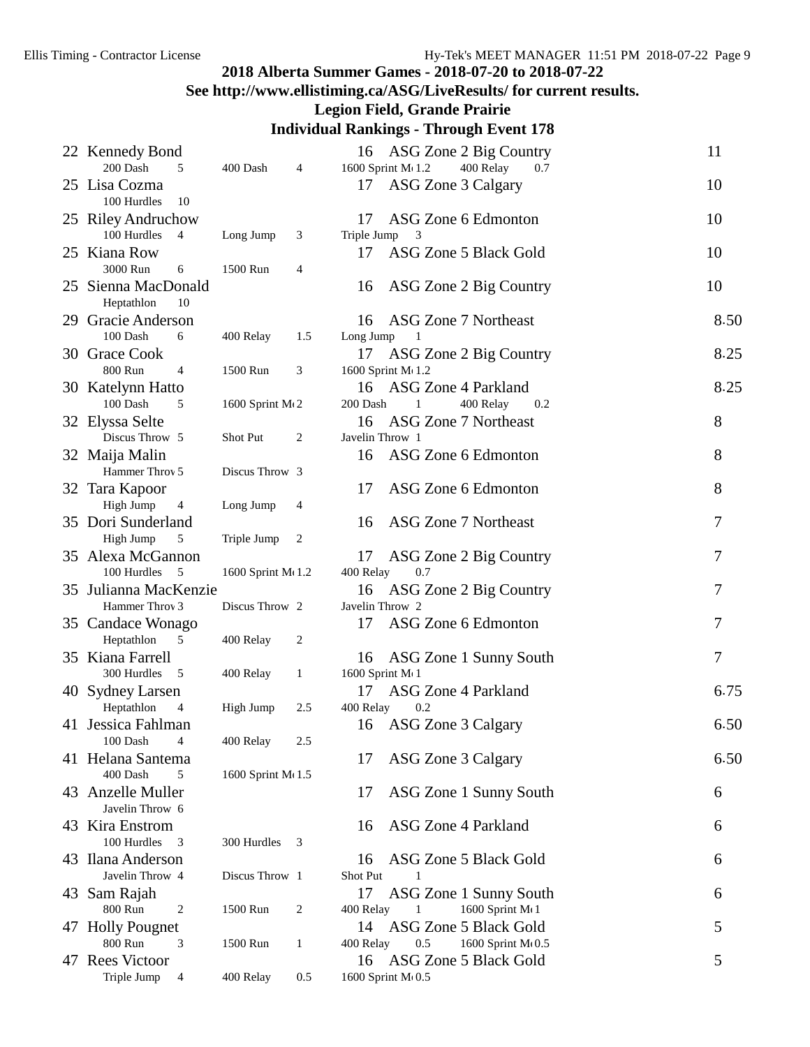## 2018 Alberta Summer Games - 2018-07-20 to 2018-07-22

### See http://www.ellistiming.ca/ASG/LiveResults/ for current results.

### Legion Field, Grande Prairie

### Individual Rankings - Through Event 178

| Rank | Name | Age | Team | Points |
|---|---|---|---|---|
| 22 | Kennedy Bond | 16 | ASG Zone 2 Big Country | 11 |
| | 200 Dash 5; 400 Dash 4; 1600 Sprint M 1.2; 400 Relay 0.7 | | | |
| 25 | Lisa Cozma | 17 | ASG Zone 3 Calgary | 10 |
| | 100 Hurdles 10 | | | |
| 25 | Riley Andruchow | 17 | ASG Zone 6 Edmonton | 10 |
| | 100 Hurdles 4; Long Jump 3; Triple Jump 3 | | | |
| 25 | Kiana Row | 17 | ASG Zone 5 Black Gold | 10 |
| | 3000 Run 6; 1500 Run 4 | | | |
| 25 | Sienna MacDonald | 16 | ASG Zone 2 Big Country | 10 |
| | Heptathlon 10 | | | |
| 29 | Gracie Anderson | 16 | ASG Zone 7 Northeast | 8.50 |
| | 100 Dash 6; 400 Relay 1.5; Long Jump 1 | | | |
| 30 | Grace Cook | 17 | ASG Zone 2 Big Country | 8.25 |
| | 800 Run 4; 1500 Run 3; 1600 Sprint M 1.2 | | | |
| 30 | Katelynn Hatto | 16 | ASG Zone 4 Parkland | 8.25 |
| | 100 Dash 5; 1600 Sprint M 2; 200 Dash 1; 400 Relay 0.2 | | | |
| 32 | Elyssa Selte | 16 | ASG Zone 7 Northeast | 8 |
| | Discus Throw 5; Shot Put 2; Javelin Throw 1 | | | |
| 32 | Maija Malin | 16 | ASG Zone 6 Edmonton | 8 |
| | Hammer Throw 5; Discus Throw 3 | | | |
| 32 | Tara Kapoor | 17 | ASG Zone 6 Edmonton | 8 |
| | High Jump 4; Long Jump 4 | | | |
| 35 | Dori Sunderland | 16 | ASG Zone 7 Northeast | 7 |
| | High Jump 5; Triple Jump 2 | | | |
| 35 | Alexa McGannon | 17 | ASG Zone 2 Big Country | 7 |
| | 100 Hurdles 5; 1600 Sprint M 1.2; 400 Relay 0.7 | | | |
| 35 | Julianna MacKenzie | 16 | ASG Zone 2 Big Country | 7 |
| | Hammer Throw 3; Discus Throw 2; Javelin Throw 2 | | | |
| 35 | Candace Wonago | 17 | ASG Zone 6 Edmonton | 7 |
| | Heptathlon 5; 400 Relay 2 | | | |
| 35 | Kiana Farrell | 16 | ASG Zone 1 Sunny South | 7 |
| | 300 Hurdles 5; 400 Relay 1; 1600 Sprint M 1 | | | |
| 40 | Sydney Larsen | 17 | ASG Zone 4 Parkland | 6.75 |
| | Heptathlon 4; High Jump 2.5; 400 Relay 0.2 | | | |
| 41 | Jessica Fahlman | 16 | ASG Zone 3 Calgary | 6.50 |
| | 100 Dash 4; 400 Relay 2.5 | | | |
| 41 | Helana Santema | 17 | ASG Zone 3 Calgary | 6.50 |
| | 400 Dash 5; 1600 Sprint M 1.5 | | | |
| 43 | Anzelle Muller | 17 | ASG Zone 1 Sunny South | 6 |
| | Javelin Throw 6 | | | |
| 43 | Kira Enstrom | 16 | ASG Zone 4 Parkland | 6 |
| | 100 Hurdles 3; 300 Hurdles 3 | | | |
| 43 | Ilana Anderson | 16 | ASG Zone 5 Black Gold | 6 |
| | Javelin Throw 4; Discus Throw 1; Shot Put 1 | | | |
| 43 | Sam Rajah | 17 | ASG Zone 1 Sunny South | 6 |
| | 800 Run 2; 1500 Run 2; 400 Relay 1; 1600 Sprint M 1 | | | |
| 47 | Holly Pougnet | 14 | ASG Zone 5 Black Gold | 5 |
| | 800 Run 3; 1500 Run 1; 400 Relay 0.5; 1600 Sprint M 0.5 | | | |
| 47 | Rees Victoor | 16 | ASG Zone 5 Black Gold | 5 |
| | Triple Jump 4; 400 Relay 0.5; 1600 Sprint M 0.5 | | | |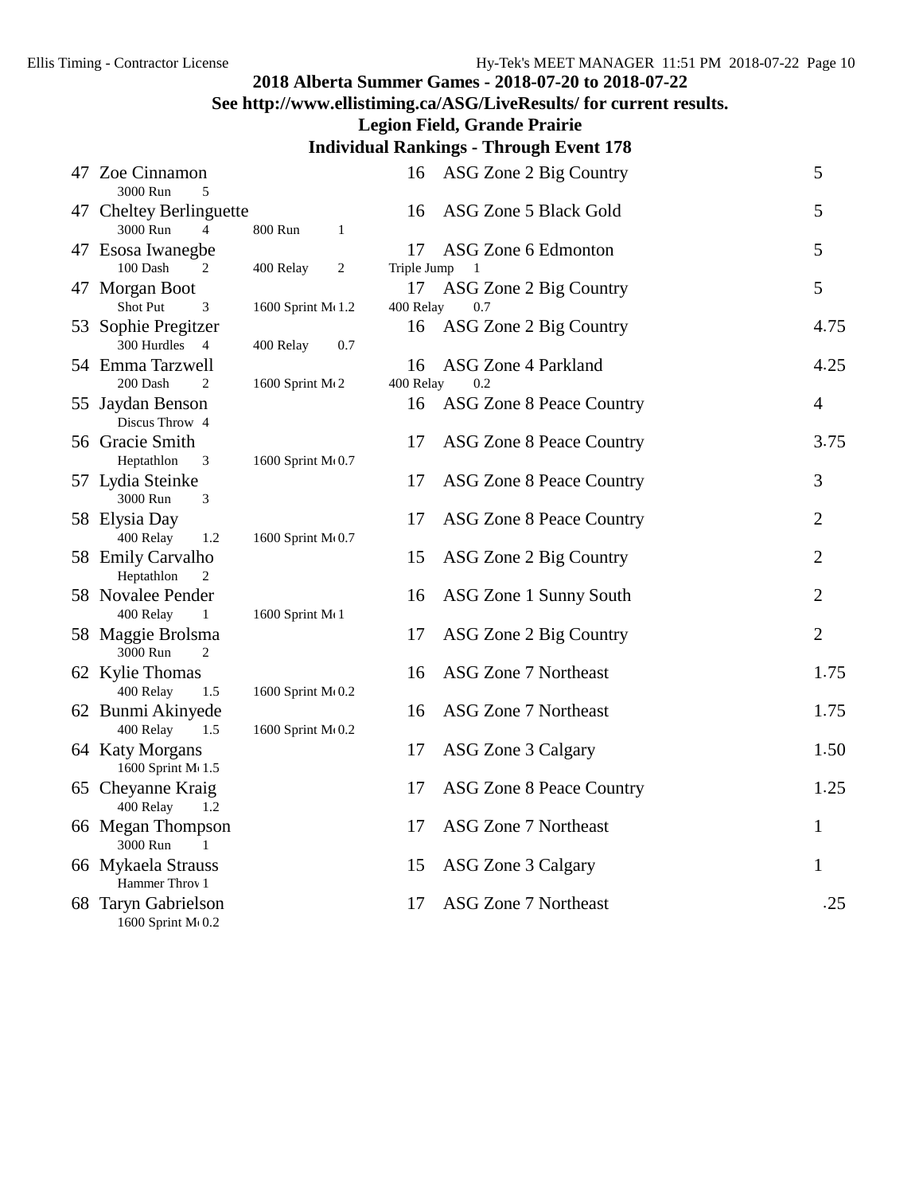## 2018 Alberta Summer Games - 2018-07-20 to 2018-07-22

### See http://www.ellistiming.ca/ASG/LiveResults/ for current results.

### Legion Field, Grande Prairie

### Individual Rankings - Through Event 178

| Rank | Name | Age | Team | Points |
|---|---|---|---|---|
| 47 | Zoe Cinnamon<br>3000 Run 5 | 16 | ASG Zone 2 Big Country | 5 |
| 47 | Cheltey Berlinguette<br>3000 Run 4 · 800 Run 1 | 16 | ASG Zone 5 Black Gold | 5 |
| 47 | Esosa Iwanegbe<br>100 Dash 2 · 400 Relay 2 · Triple Jump 1 | 17 | ASG Zone 6 Edmonton | 5 |
| 47 | Morgan Boot<br>Shot Put 3 · 1600 Sprint M 1.2 · 400 Relay 0.7 | 17 | ASG Zone 2 Big Country | 5 |
| 53 | Sophie Pregitzer<br>300 Hurdles 4 · 400 Relay 0.7 | 16 | ASG Zone 2 Big Country | 4.75 |
| 54 | Emma Tarzwell<br>200 Dash 2 · 1600 Sprint M 2 · 400 Relay 0.2 | 16 | ASG Zone 4 Parkland | 4.25 |
| 55 | Jaydan Benson<br>Discus Throw 4 | 16 | ASG Zone 8 Peace Country | 4 |
| 56 | Gracie Smith<br>Heptathlon 3 · 1600 Sprint M 0.7 | 17 | ASG Zone 8 Peace Country | 3.75 |
| 57 | Lydia Steinke<br>3000 Run 3 | 17 | ASG Zone 8 Peace Country | 3 |
| 58 | Elysia Day<br>400 Relay 1.2 · 1600 Sprint M 0.7 | 17 | ASG Zone 8 Peace Country | 2 |
| 58 | Emily Carvalho<br>Heptathlon 2 | 15 | ASG Zone 2 Big Country | 2 |
| 58 | Novalee Pender<br>400 Relay 1 · 1600 Sprint M 1 | 16 | ASG Zone 1 Sunny South | 2 |
| 58 | Maggie Brolsma<br>3000 Run 2 | 17 | ASG Zone 2 Big Country | 2 |
| 62 | Kylie Thomas<br>400 Relay 1.5 · 1600 Sprint M 0.2 | 16 | ASG Zone 7 Northeast | 1.75 |
| 62 | Bunmi Akinyede<br>400 Relay 1.5 · 1600 Sprint M 0.2 | 16 | ASG Zone 7 Northeast | 1.75 |
| 64 | Katy Morgans<br>1600 Sprint M 1.5 | 17 | ASG Zone 3 Calgary | 1.50 |
| 65 | Cheyanne Kraig<br>400 Relay 1.2 | 17 | ASG Zone 8 Peace Country | 1.25 |
| 66 | Megan Thompson<br>3000 Run 1 | 17 | ASG Zone 7 Northeast | 1 |
| 66 | Mykaela Strauss<br>Hammer Throw 1 | 15 | ASG Zone 3 Calgary | 1 |
| 68 | Taryn Gabrielson<br>1600 Sprint M 0.2 | 17 | ASG Zone 7 Northeast | .25 |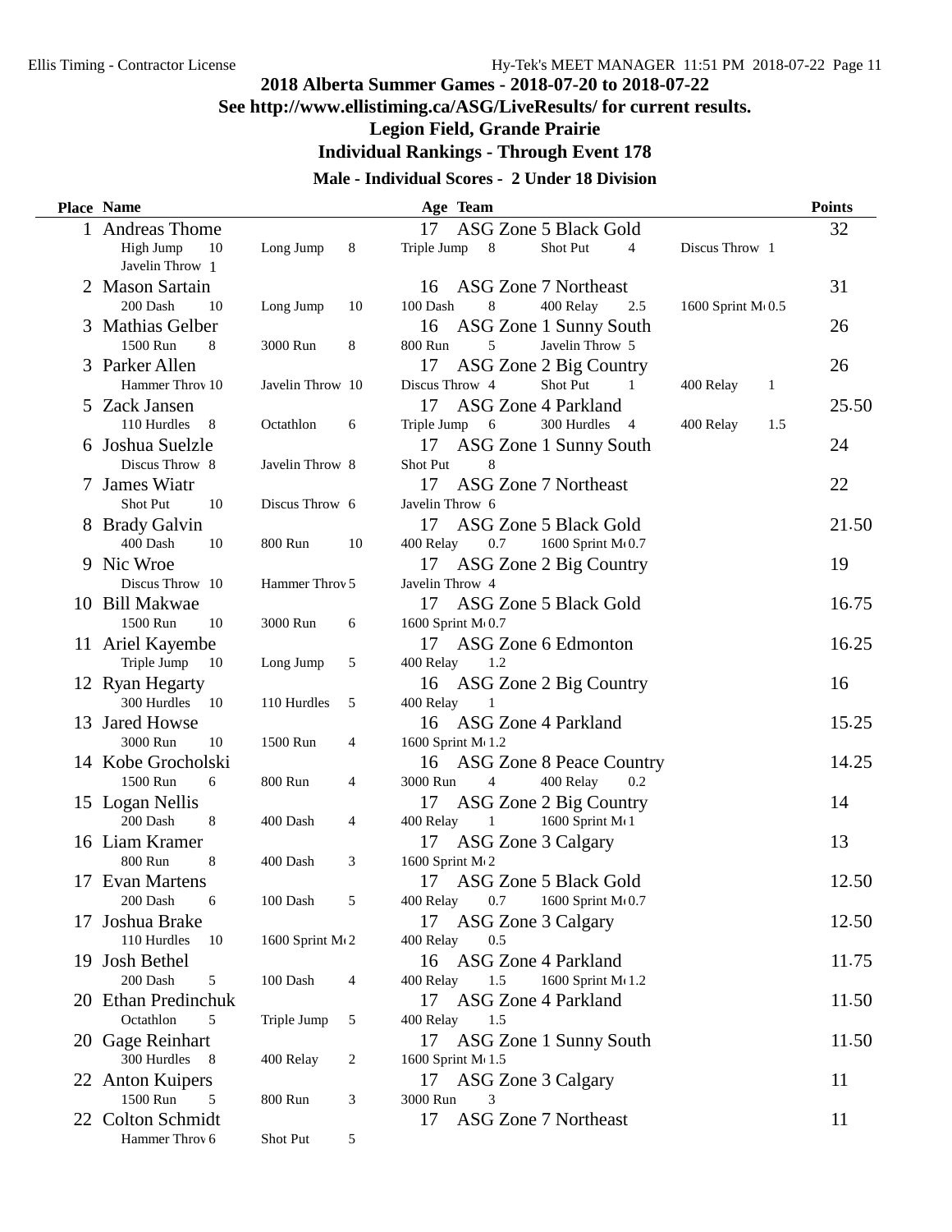Ellis Timing - Contractor License

# 2018 Alberta Summer Games - 2018-07-20 to 2018-07-22

**See http://www.ellistiming.ca/ASG/LiveResults/ for current results.**

**Legion Field, Grande Prairie**

**Individual Rankings - Through Event 178**

## Male - Individual Scores - 2 Under 18 Division

| Place | Name | Age | Team | Points |
|---|---|---|---|---|
| 1 | Andreas Thome | 17 | ASG Zone 5 Black Gold | 32 |
| | High Jump 10, Long Jump 8, Triple Jump 8, Shot Put 4, Discus Throw 1, Javelin Throw 1 | | | |
| 2 | Mason Sartain | 16 | ASG Zone 7 Northeast | 31 |
| | 200 Dash 10, Long Jump 10, 100 Dash 8, 400 Relay 2.5, 1600 Sprint M 0.5 | | | |
| 3 | Mathias Gelber | 16 | ASG Zone 1 Sunny South | 26 |
| | 1500 Run 8, 3000 Run 8, 800 Run 5, Javelin Throw 5 | | | |
| 3 | Parker Allen | 17 | ASG Zone 2 Big Country | 26 |
| | Hammer Throw 10, Javelin Throw 10, Discus Throw 4, Shot Put 1, 400 Relay 1 | | | |
| 5 | Zack Jansen | 17 | ASG Zone 4 Parkland | 25.50 |
| | 110 Hurdles 8, Octathlon 6, Triple Jump 6, 300 Hurdles 4, 400 Relay 1.5 | | | |
| 6 | Joshua Suelzle | 17 | ASG Zone 1 Sunny South | 24 |
| | Discus Throw 8, Javelin Throw 8, Shot Put 8 | | | |
| 7 | James Wiatr | 17 | ASG Zone 7 Northeast | 22 |
| | Shot Put 10, Discus Throw 6, Javelin Throw 6 | | | |
| 8 | Brady Galvin | 17 | ASG Zone 5 Black Gold | 21.50 |
| | 400 Dash 10, 800 Run 10, 400 Relay 0.7, 1600 Sprint M 0.7 | | | |
| 9 | Nic Wroe | 17 | ASG Zone 2 Big Country | 19 |
| | Discus Throw 10, Hammer Throw 5, Javelin Throw 4 | | | |
| 10 | Bill Makwae | 17 | ASG Zone 5 Black Gold | 16.75 |
| | 1500 Run 10, 3000 Run 6, 1600 Sprint M 0.7 | | | |
| 11 | Ariel Kayembe | 17 | ASG Zone 6 Edmonton | 16.25 |
| | Triple Jump 10, Long Jump 5, 400 Relay 1.2 | | | |
| 12 | Ryan Hegarty | 16 | ASG Zone 2 Big Country | 16 |
| | 300 Hurdles 10, 110 Hurdles 5, 400 Relay 1 | | | |
| 13 | Jared Howse | 16 | ASG Zone 4 Parkland | 15.25 |
| | 3000 Run 10, 1500 Run 4, 1600 Sprint M 1.2 | | | |
| 14 | Kobe Grocholski | 16 | ASG Zone 8 Peace Country | 14.25 |
| | 1500 Run 6, 800 Run 4, 3000 Run 4, 400 Relay 0.2 | | | |
| 15 | Logan Nellis | 17 | ASG Zone 2 Big Country | 14 |
| | 200 Dash 8, 400 Dash 4, 400 Relay 1, 1600 Sprint M 1 | | | |
| 16 | Liam Kramer | 17 | ASG Zone 3 Calgary | 13 |
| | 800 Run 8, 400 Dash 3, 1600 Sprint M 2 | | | |
| 17 | Evan Martens | 17 | ASG Zone 5 Black Gold | 12.50 |
| | 200 Dash 6, 100 Dash 5, 400 Relay 0.7, 1600 Sprint M 0.7 | | | |
| 17 | Joshua Brake | 17 | ASG Zone 3 Calgary | 12.50 |
| | 110 Hurdles 10, 1600 Sprint M 2, 400 Relay 0.5 | | | |
| 19 | Josh Bethel | 16 | ASG Zone 4 Parkland | 11.75 |
| | 200 Dash 5, 100 Dash 4, 400 Relay 1.5, 1600 Sprint M 1.2 | | | |
| 20 | Ethan Predinchuk | 17 | ASG Zone 4 Parkland | 11.50 |
| | Octathlon 5, Triple Jump 5, 400 Relay 1.5 | | | |
| 20 | Gage Reinhart | 17 | ASG Zone 1 Sunny South | 11.50 |
| | 300 Hurdles 8, 400 Relay 2, 1600 Sprint M 1.5 | | | |
| 22 | Anton Kuipers | 17 | ASG Zone 3 Calgary | 11 |
| | 1500 Run 5, 800 Run 3, 3000 Run 3 | | | |
| 22 | Colton Schmidt | 17 | ASG Zone 7 Northeast | 11 |
| | Hammer Throw 6, Shot Put 5 | | | |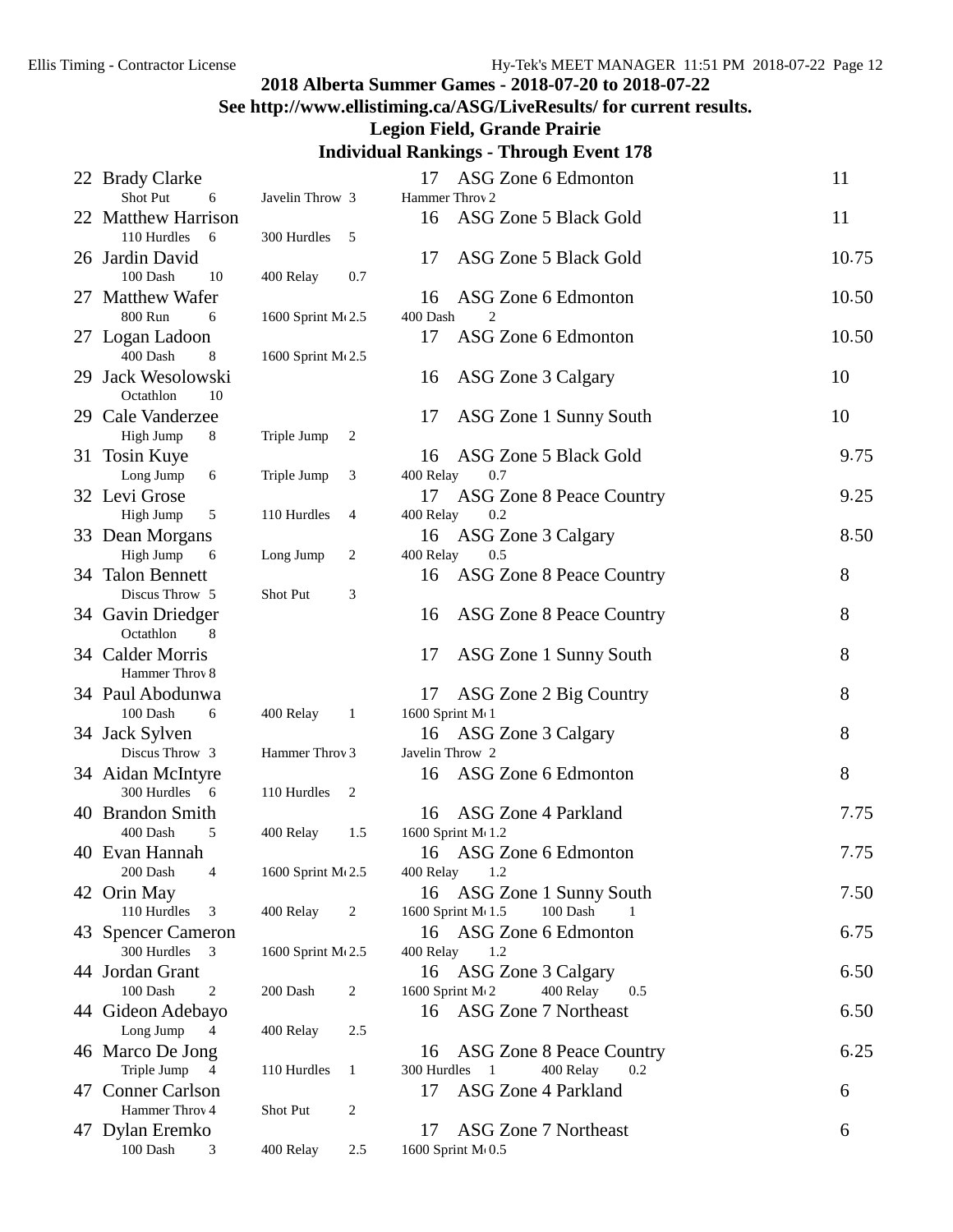## 2018 Alberta Summer Games - 2018-07-20 to 2018-07-22

## See http://www.ellistiming.ca/ASG/LiveResults/ for current results.

## Legion Field, Grande Prairie

## Individual Rankings - Through Event 178

| Rank | Name | Age | Team | Points |
|---|---|---|---|---|
| 22 | Brady Clarke<br>Shot Put 6 · Javelin Throw 3 · Hammer Throw 2 | 17 | ASG Zone 6 Edmonton | 11 |
| 22 | Matthew Harrison<br>110 Hurdles 6 · 300 Hurdles 5 | 16 | ASG Zone 5 Black Gold | 11 |
| 26 | Jardin David<br>100 Dash 10 · 400 Relay 0.7 | 17 | ASG Zone 5 Black Gold | 10.75 |
| 27 | Matthew Wafer<br>800 Run 6 · 1600 Sprint Me 2.5 · 400 Dash 2 | 16 | ASG Zone 6 Edmonton | 10.50 |
| 27 | Logan Ladoon<br>400 Dash 8 · 1600 Sprint Me 2.5 | 17 | ASG Zone 6 Edmonton | 10.50 |
| 29 | Jack Wesolowski<br>Octathlon 10 | 16 | ASG Zone 3 Calgary | 10 |
| 29 | Cale Vanderzee<br>High Jump 8 · Triple Jump 2 | 17 | ASG Zone 1 Sunny South | 10 |
| 31 | Tosin Kuye<br>Long Jump 6 · Triple Jump 3 · 400 Relay 0.7 | 16 | ASG Zone 5 Black Gold | 9.75 |
| 32 | Levi Grose<br>High Jump 5 · 110 Hurdles 4 · 400 Relay 0.2 | 17 | ASG Zone 8 Peace Country | 9.25 |
| 33 | Dean Morgans<br>High Jump 6 · Long Jump 2 · 400 Relay 0.5 | 16 | ASG Zone 3 Calgary | 8.50 |
| 34 | Talon Bennett<br>Discus Throw 5 · Shot Put 3 | 16 | ASG Zone 8 Peace Country | 8 |
| 34 | Gavin Driedger<br>Octathlon 8 | 16 | ASG Zone 8 Peace Country | 8 |
| 34 | Calder Morris<br>Hammer Throw 8 | 17 | ASG Zone 1 Sunny South | 8 |
| 34 | Paul Abodunwa<br>100 Dash 6 · 400 Relay 1 · 1600 Sprint Me 1 | 17 | ASG Zone 2 Big Country | 8 |
| 34 | Jack Sylven<br>Discus Throw 3 · Hammer Throw 3 · Javelin Throw 2 | 16 | ASG Zone 3 Calgary | 8 |
| 34 | Aidan McIntyre<br>300 Hurdles 6 · 110 Hurdles 2 | 16 | ASG Zone 6 Edmonton | 8 |
| 40 | Brandon Smith<br>400 Dash 5 · 400 Relay 1.5 · 1600 Sprint Me 1.2 | 16 | ASG Zone 4 Parkland | 7.75 |
| 40 | Evan Hannah<br>200 Dash 4 · 1600 Sprint Me 2.5 · 400 Relay 1.2 | 16 | ASG Zone 6 Edmonton | 7.75 |
| 42 | Orin May<br>110 Hurdles 3 · 400 Relay 2 · 1600 Sprint Me 1.5 · 100 Dash 1 | 16 | ASG Zone 1 Sunny South | 7.50 |
| 43 | Spencer Cameron<br>300 Hurdles 3 · 1600 Sprint Me 2.5 · 400 Relay 1.2 | 16 | ASG Zone 6 Edmonton | 6.75 |
| 44 | Jordan Grant<br>100 Dash 2 · 200 Dash 2 · 1600 Sprint Me 2 · 400 Relay 0.5 | 16 | ASG Zone 3 Calgary | 6.50 |
| 44 | Gideon Adebayo<br>Long Jump 4 · 400 Relay 2.5 | 16 | ASG Zone 7 Northeast | 6.50 |
| 46 | Marco De Jong<br>Triple Jump 4 · 110 Hurdles 1 · 300 Hurdles 1 · 400 Relay 0.2 | 16 | ASG Zone 8 Peace Country | 6.25 |
| 47 | Conner Carlson<br>Hammer Throw 4 · Shot Put 2 | 17 | ASG Zone 4 Parkland | 6 |
| 47 | Dylan Eremko<br>100 Dash 3 · 400 Relay 2.5 · 1600 Sprint Me 0.5 | 17 | ASG Zone 7 Northeast | 6 |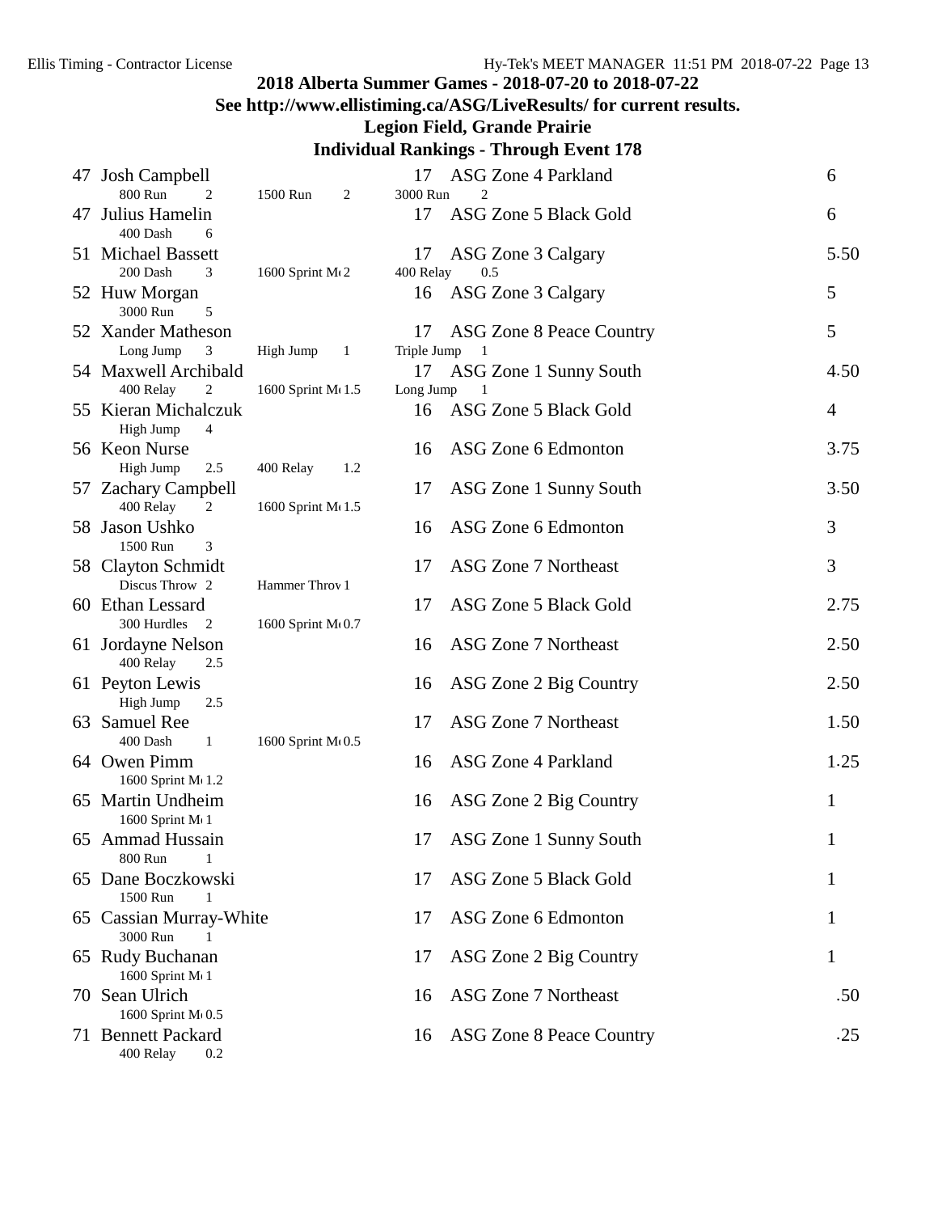## 2018 Alberta Summer Games - 2018-07-20 to 2018-07-22

**See http://www.ellistiming.ca/ASG/LiveResults/ for current results.**

**Legion Field, Grande Prairie**

**Individual Rankings - Through Event 178**

| Rank | Name | Age | Team | Points |
|---|---|---|---|---|
| 47 | Josh Campbell | 17 | ASG Zone 4 Parkland | 6 |
| | 800 Run 2 &nbsp; 1500 Run 2 &nbsp; 3000 Run 2 | | | |
| 47 | Julius Hamelin | 17 | ASG Zone 5 Black Gold | 6 |
| | 400 Dash 6 | | | |
| 51 | Michael Bassett | 17 | ASG Zone 3 Calgary | 5.50 |
| | 200 Dash 3 &nbsp; 1600 Sprint M 2 &nbsp; 400 Relay 0.5 | | | |
| 52 | Huw Morgan | 16 | ASG Zone 3 Calgary | 5 |
| | 3000 Run 5 | | | |
| 52 | Xander Matheson | 17 | ASG Zone 8 Peace Country | 5 |
| | Long Jump 3 &nbsp; High Jump 1 &nbsp; Triple Jump 1 | | | |
| 54 | Maxwell Archibald | 17 | ASG Zone 1 Sunny South | 4.50 |
| | 400 Relay 2 &nbsp; 1600 Sprint M 1.5 &nbsp; Long Jump 1 | | | |
| 55 | Kieran Michalczuk | 16 | ASG Zone 5 Black Gold | 4 |
| | High Jump 4 | | | |
| 56 | Keon Nurse | 16 | ASG Zone 6 Edmonton | 3.75 |
| | High Jump 2.5 &nbsp; 400 Relay 1.2 | | | |
| 57 | Zachary Campbell | 17 | ASG Zone 1 Sunny South | 3.50 |
| | 400 Relay 2 &nbsp; 1600 Sprint M 1.5 | | | |
| 58 | Jason Ushko | 16 | ASG Zone 6 Edmonton | 3 |
| | 1500 Run 3 | | | |
| 58 | Clayton Schmidt | 17 | ASG Zone 7 Northeast | 3 |
| | Discus Throw 2 &nbsp; Hammer Throw 1 | | | |
| 60 | Ethan Lessard | 17 | ASG Zone 5 Black Gold | 2.75 |
| | 300 Hurdles 2 &nbsp; 1600 Sprint M 0.7 | | | |
| 61 | Jordayne Nelson | 16 | ASG Zone 7 Northeast | 2.50 |
| | 400 Relay 2.5 | | | |
| 61 | Peyton Lewis | 16 | ASG Zone 2 Big Country | 2.50 |
| | High Jump 2.5 | | | |
| 63 | Samuel Ree | 17 | ASG Zone 7 Northeast | 1.50 |
| | 400 Dash 1 &nbsp; 1600 Sprint M 0.5 | | | |
| 64 | Owen Pimm | 16 | ASG Zone 4 Parkland | 1.25 |
| | 1600 Sprint M 1.2 | | | |
| 65 | Martin Undheim | 16 | ASG Zone 2 Big Country | 1 |
| | 1600 Sprint M 1 | | | |
| 65 | Ammad Hussain | 17 | ASG Zone 1 Sunny South | 1 |
| | 800 Run 1 | | | |
| 65 | Dane Boczkowski | 17 | ASG Zone 5 Black Gold | 1 |
| | 1500 Run 1 | | | |
| 65 | Cassian Murray-White | 17 | ASG Zone 6 Edmonton | 1 |
| | 3000 Run 1 | | | |
| 65 | Rudy Buchanan | 17 | ASG Zone 2 Big Country | 1 |
| | 1600 Sprint M 1 | | | |
| 70 | Sean Ulrich | 16 | ASG Zone 7 Northeast | .50 |
| | 1600 Sprint M 0.5 | | | |
| 71 | Bennett Packard | 16 | ASG Zone 8 Peace Country | .25 |
| | 400 Relay 0.2 | | | |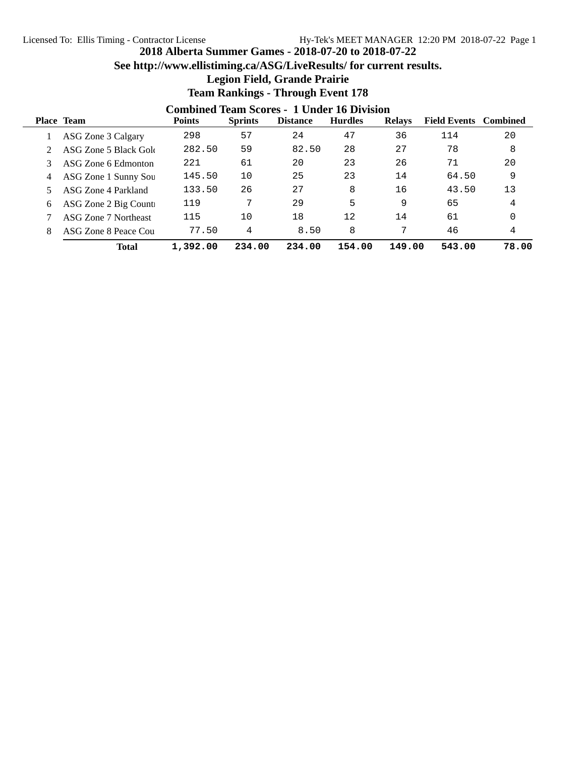# 2018 Alberta Summer Games - 2018-07-20 to 2018-07-22

**See http://www.ellistiming.ca/ASG/LiveResults/ for current results.**

**Legion Field, Grande Prairie**

**Team Rankings - Through Event 178**

## Combined Team Scores - 1 Under 16 Division

| Place | Team | Points | Sprints | Distance | Hurdles | Relays | Field Events | Combined |
|---|---|---|---|---|---|---|---|---|
| 1 | ASG Zone 3 Calgary | 298 | 57 | 24 | 47 | 36 | 114 | 20 |
| 2 | ASG Zone 5 Black Gold | 282.50 | 59 | 82.50 | 28 | 27 | 78 | 8 |
| 3 | ASG Zone 6 Edmonton | 221 | 61 | 20 | 23 | 26 | 71 | 20 |
| 4 | ASG Zone 1 Sunny Sou | 145.50 | 10 | 25 | 23 | 14 | 64.50 | 9 |
| 5 | ASG Zone 4 Parkland | 133.50 | 26 | 27 | 8 | 16 | 43.50 | 13 |
| 6 | ASG Zone 2 Big Countr | 119 | 7 | 29 | 5 | 9 | 65 | 4 |
| 7 | ASG Zone 7 Northeast | 115 | 10 | 18 | 12 | 14 | 61 | 0 |
| 8 | ASG Zone 8 Peace Cou | 77.50 | 4 | 8.50 | 8 | 7 | 46 | 4 |
| | **Total** | **1,392.00** | **234.00** | **234.00** | **154.00** | **149.00** | **543.00** | **78.00** |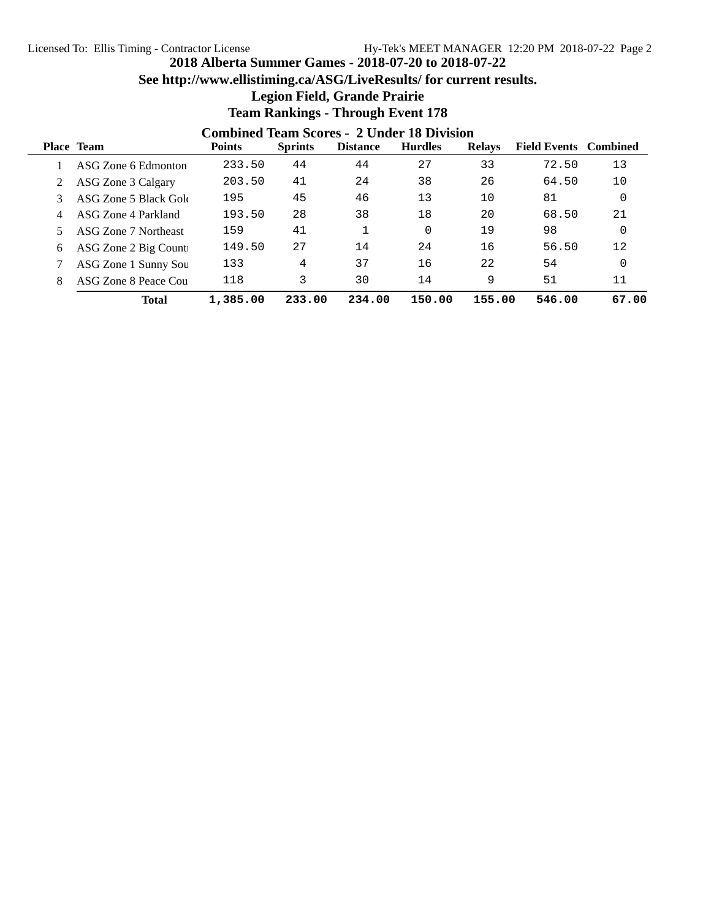# 2018 Alberta Summer Games - 2018-07-20 to 2018-07-22

**See http://www.ellistiming.ca/ASG/LiveResults/ for current results.**

**Legion Field, Grande Prairie**

**Team Rankings - Through Event 178**

## Combined Team Scores - 2 Under 18 Division

| Place | Team | Points | Sprints | Distance | Hurdles | Relays | Field Events | Combined |
|---|---|---|---|---|---|---|---|---|
| 1 | ASG Zone 6 Edmonton | 233.50 | 44 | 44 | 27 | 33 | 72.50 | 13 |
| 2 | ASG Zone 3 Calgary | 203.50 | 41 | 24 | 38 | 26 | 64.50 | 10 |
| 3 | ASG Zone 5 Black Gold | 195 | 45 | 46 | 13 | 10 | 81 | 0 |
| 4 | ASG Zone 4 Parkland | 193.50 | 28 | 38 | 18 | 20 | 68.50 | 21 |
| 5 | ASG Zone 7 Northeast | 159 | 41 | 1 | 0 | 19 | 98 | 0 |
| 6 | ASG Zone 2 Big Countr | 149.50 | 27 | 14 | 24 | 16 | 56.50 | 12 |
| 7 | ASG Zone 1 Sunny Sou | 133 | 4 | 37 | 16 | 22 | 54 | 0 |
| 8 | ASG Zone 8 Peace Cou | 118 | 3 | 30 | 14 | 9 | 51 | 11 |
| | **Total** | **1,385.00** | **233.00** | **234.00** | **150.00** | **155.00** | **546.00** | **67.00** |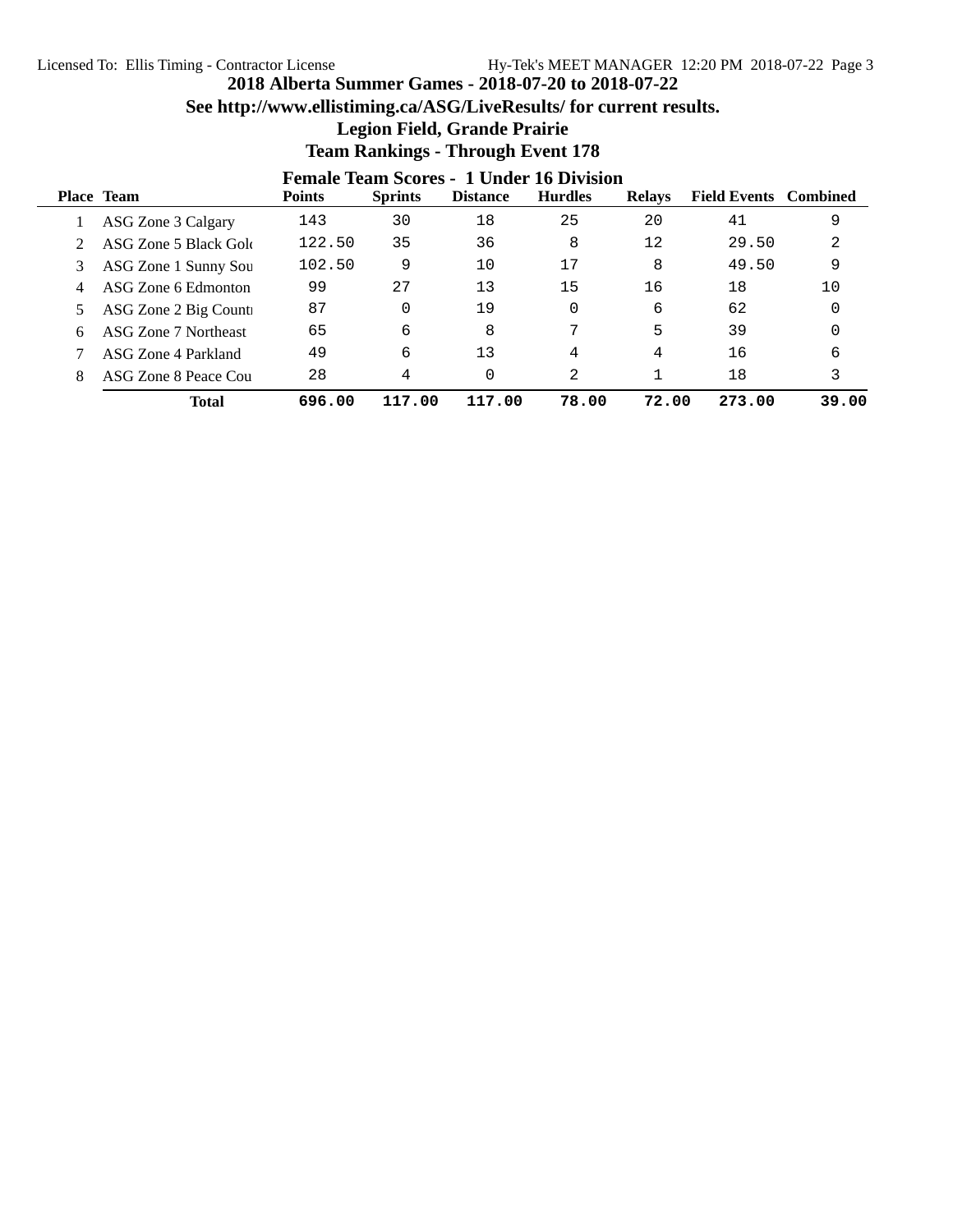# 2018 Alberta Summer Games - 2018-07-20 to 2018-07-22

**See http://www.ellistiming.ca/ASG/LiveResults/ for current results.**

**Legion Field, Grande Prairie**

**Team Rankings - Through Event 178**

## Female Team Scores - 1 Under 16 Division

| Place | Team | Points | Sprints | Distance | Hurdles | Relays | Field Events | Combined |
|---|---|---|---|---|---|---|---|---|
| 1 | ASG Zone 3 Calgary | 143 | 30 | 18 | 25 | 20 | 41 | 9 |
| 2 | ASG Zone 5 Black Gold | 122.50 | 35 | 36 | 8 | 12 | 29.50 | 2 |
| 3 | ASG Zone 1 Sunny Sou | 102.50 | 9 | 10 | 17 | 8 | 49.50 | 9 |
| 4 | ASG Zone 6 Edmonton | 99 | 27 | 13 | 15 | 16 | 18 | 10 |
| 5 | ASG Zone 2 Big Countr | 87 | 0 | 19 | 0 | 6 | 62 | 0 |
| 6 | ASG Zone 7 Northeast | 65 | 6 | 8 | 7 | 5 | 39 | 0 |
| 7 | ASG Zone 4 Parkland | 49 | 6 | 13 | 4 | 4 | 16 | 6 |
| 8 | ASG Zone 8 Peace Cou | 28 | 4 | 0 | 2 | 1 | 18 | 3 |
| | **Total** | **696.00** | **117.00** | **117.00** | **78.00** | **72.00** | **273.00** | **39.00** |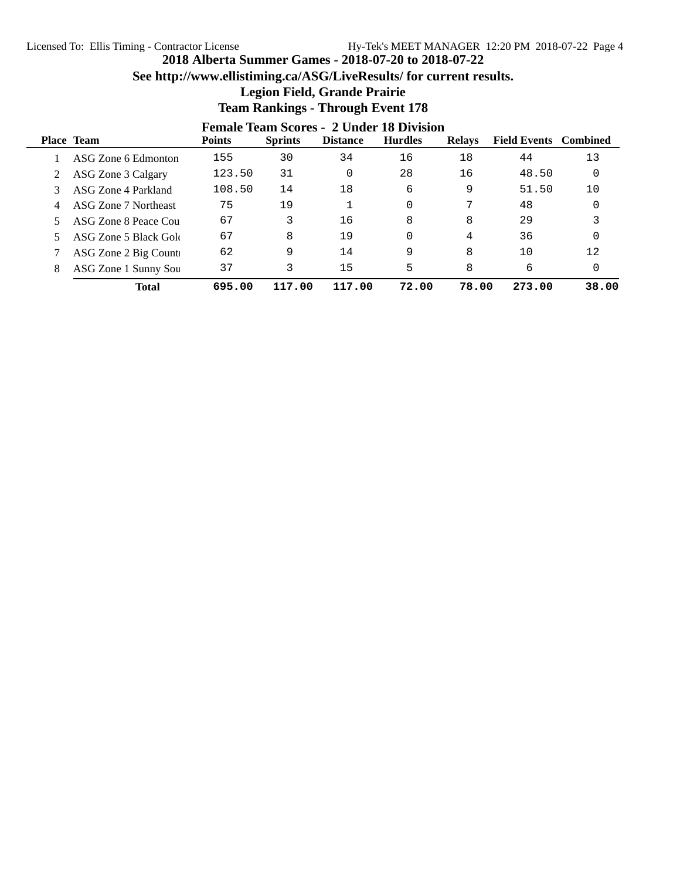# 2018 Alberta Summer Games - 2018-07-20 to 2018-07-22

**See http://www.ellistiming.ca/ASG/LiveResults/ for current results.**

**Legion Field, Grande Prairie**

**Team Rankings - Through Event 178**

## Female Team Scores - 2 Under 18 Division

| Place | Team | Points | Sprints | Distance | Hurdles | Relays | Field Events | Combined |
|---|---|---|---|---|---|---|---|---|
| 1 | ASG Zone 6 Edmonton | 155 | 30 | 34 | 16 | 18 | 44 | 13 |
| 2 | ASG Zone 3 Calgary | 123.50 | 31 | 0 | 28 | 16 | 48.50 | 0 |
| 3 | ASG Zone 4 Parkland | 108.50 | 14 | 18 | 6 | 9 | 51.50 | 10 |
| 4 | ASG Zone 7 Northeast | 75 | 19 | 1 | 0 | 7 | 48 | 0 |
| 5 | ASG Zone 8 Peace Cou | 67 | 3 | 16 | 8 | 8 | 29 | 3 |
| 5 | ASG Zone 5 Black Gold | 67 | 8 | 19 | 0 | 4 | 36 | 0 |
| 7 | ASG Zone 2 Big Countr | 62 | 9 | 14 | 9 | 8 | 10 | 12 |
| 8 | ASG Zone 1 Sunny Sou | 37 | 3 | 15 | 5 | 8 | 6 | 0 |
| | **Total** | **695.00** | **117.00** | **117.00** | **72.00** | **78.00** | **273.00** | **38.00** |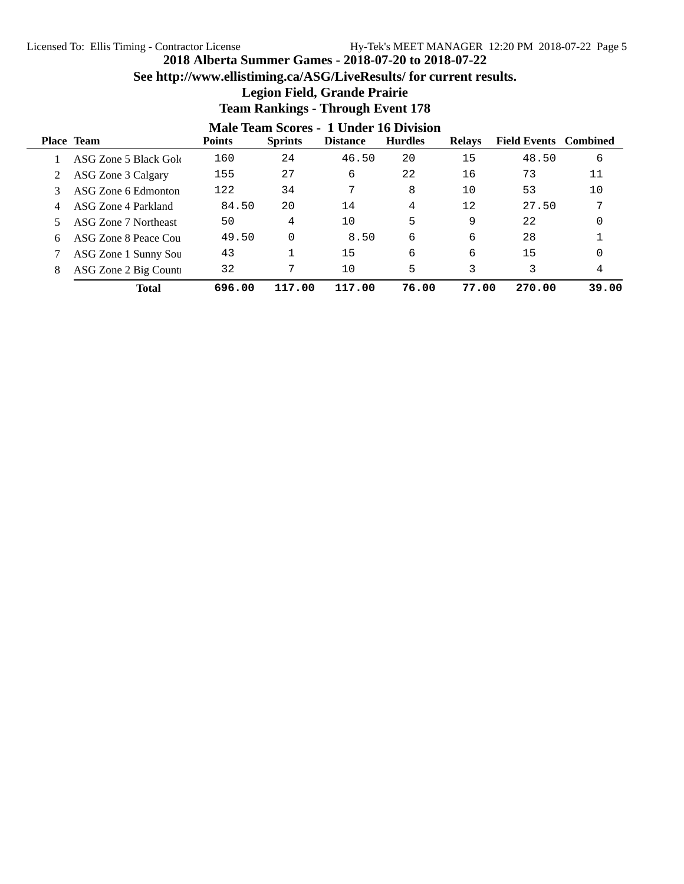## 2018 Alberta Summer Games - 2018-07-20 to 2018-07-22

**See http://www.ellistiming.ca/ASG/LiveResults/ for current results.**

**Legion Field, Grande Prairie**

**Team Rankings - Through Event 178**

### Male Team Scores - 1 Under 16 Division

| Place | Team | Points | Sprints | Distance | Hurdles | Relays | Field Events | Combined |
|---|---|---|---|---|---|---|---|---|
| 1 | ASG Zone 5 Black Gold | 160 | 24 | 46.50 | 20 | 15 | 48.50 | 6 |
| 2 | ASG Zone 3 Calgary | 155 | 27 | 6 | 22 | 16 | 73 | 11 |
| 3 | ASG Zone 6 Edmonton | 122 | 34 | 7 | 8 | 10 | 53 | 10 |
| 4 | ASG Zone 4 Parkland | 84.50 | 20 | 14 | 4 | 12 | 27.50 | 7 |
| 5 | ASG Zone 7 Northeast | 50 | 4 | 10 | 5 | 9 | 22 | 0 |
| 6 | ASG Zone 8 Peace Cou | 49.50 | 0 | 8.50 | 6 | 6 | 28 | 1 |
| 7 | ASG Zone 1 Sunny Sou | 43 | 1 | 15 | 6 | 6 | 15 | 0 |
| 8 | ASG Zone 2 Big Count | 32 | 7 | 10 | 5 | 3 | 3 | 4 |
| | **Total** | **696.00** | **117.00** | **117.00** | **76.00** | **77.00** | **270.00** | **39.00** |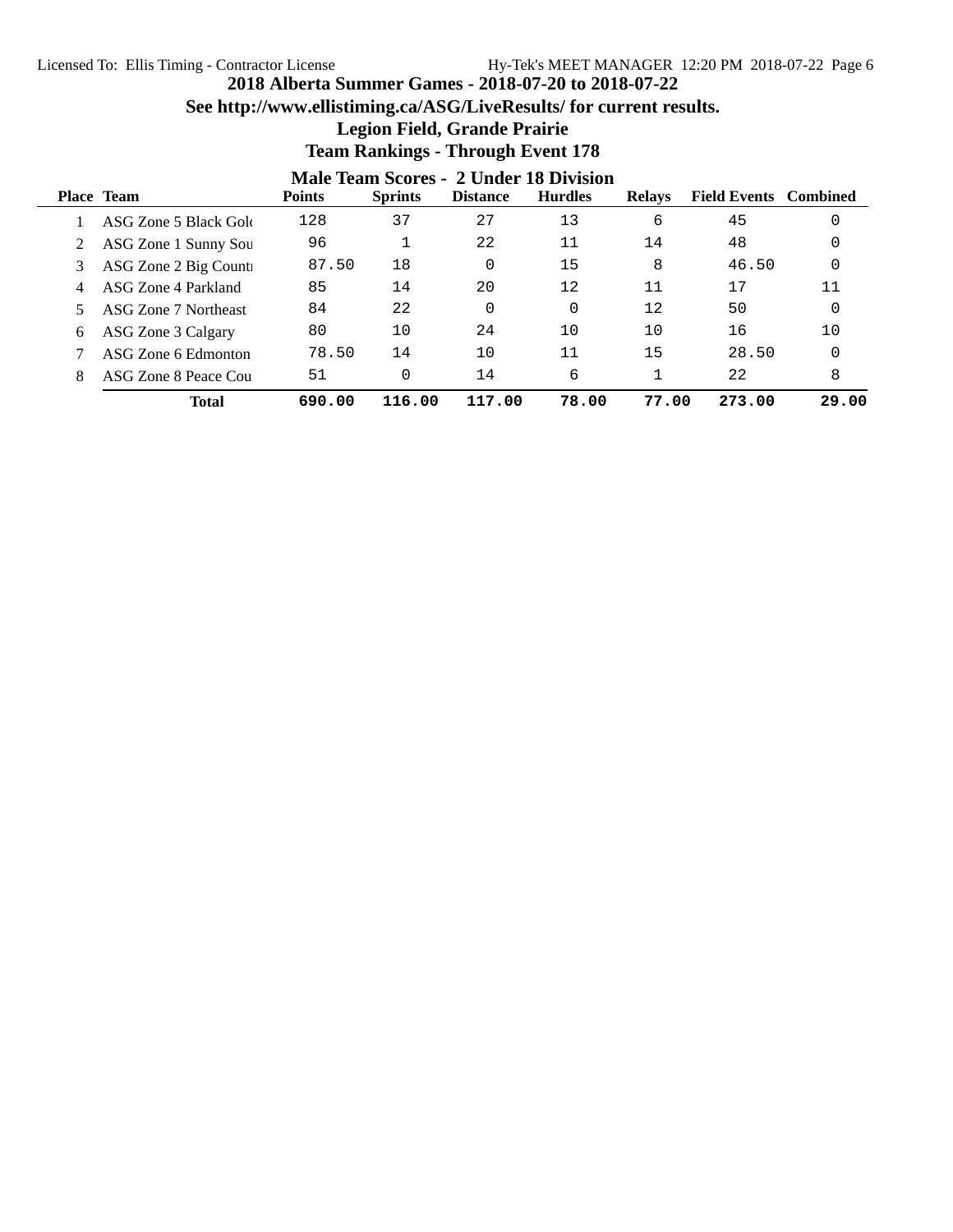# 2018 Alberta Summer Games - 2018-07-20 to 2018-07-22

## See http://www.ellistiming.ca/ASG/LiveResults/ for current results.

## Legion Field, Grande Prairie

## Team Rankings - Through Event 178

### Male Team Scores - 2 Under 18 Division

| Place | Team | Points | Sprints | Distance | Hurdles | Relays | Field Events | Combined |
|---|---|---|---|---|---|---|---|---|
| 1 | ASG Zone 5 Black Gold | 128 | 37 | 27 | 13 | 6 | 45 | 0 |
| 2 | ASG Zone 1 Sunny Sou | 96 | 1 | 22 | 11 | 14 | 48 | 0 |
| 3 | ASG Zone 2 Big Countr | 87.50 | 18 | 0 | 15 | 8 | 46.50 | 0 |
| 4 | ASG Zone 4 Parkland | 85 | 14 | 20 | 12 | 11 | 17 | 11 |
| 5 | ASG Zone 7 Northeast | 84 | 22 | 0 | 0 | 12 | 50 | 0 |
| 6 | ASG Zone 3 Calgary | 80 | 10 | 24 | 10 | 10 | 16 | 10 |
| 7 | ASG Zone 6 Edmonton | 78.50 | 14 | 10 | 11 | 15 | 28.50 | 0 |
| 8 | ASG Zone 8 Peace Cou | 51 | 0 | 14 | 6 | 1 | 22 | 8 |
| | **Total** | **690.00** | **116.00** | **117.00** | **78.00** | **77.00** | **273.00** | **29.00** |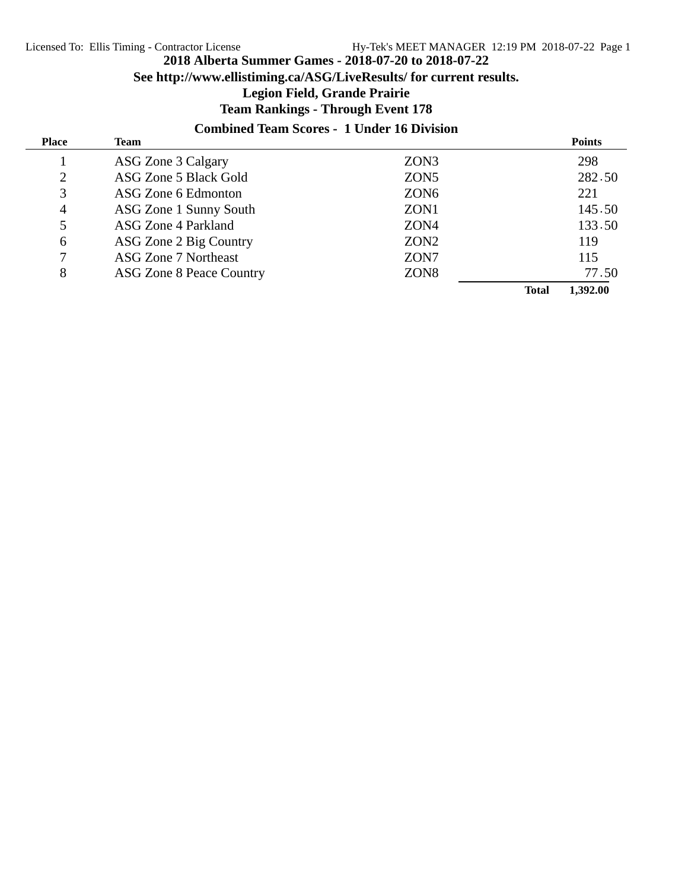# 2018 Alberta Summer Games - 2018-07-20 to 2018-07-22

**See http://www.ellistiming.ca/ASG/LiveResults/ for current results.**

**Legion Field, Grande Prairie**

**Team Rankings - Through Event 178**

## Combined Team Scores - 1 Under 16 Division

| Place | Team | | Points |
|---|---|---|---|
| 1 | ASG Zone 3 Calgary | ZON3 | 298 |
| 2 | ASG Zone 5 Black Gold | ZON5 | 282.50 |
| 3 | ASG Zone 6 Edmonton | ZON6 | 221 |
| 4 | ASG Zone 1 Sunny South | ZON1 | 145.50 |
| 5 | ASG Zone 4 Parkland | ZON4 | 133.50 |
| 6 | ASG Zone 2 Big Country | ZON2 | 119 |
| 7 | ASG Zone 7 Northeast | ZON7 | 115 |
| 8 | ASG Zone 8 Peace Country | ZON8 | 77.50 |
| | | **Total** | **1,392.00** |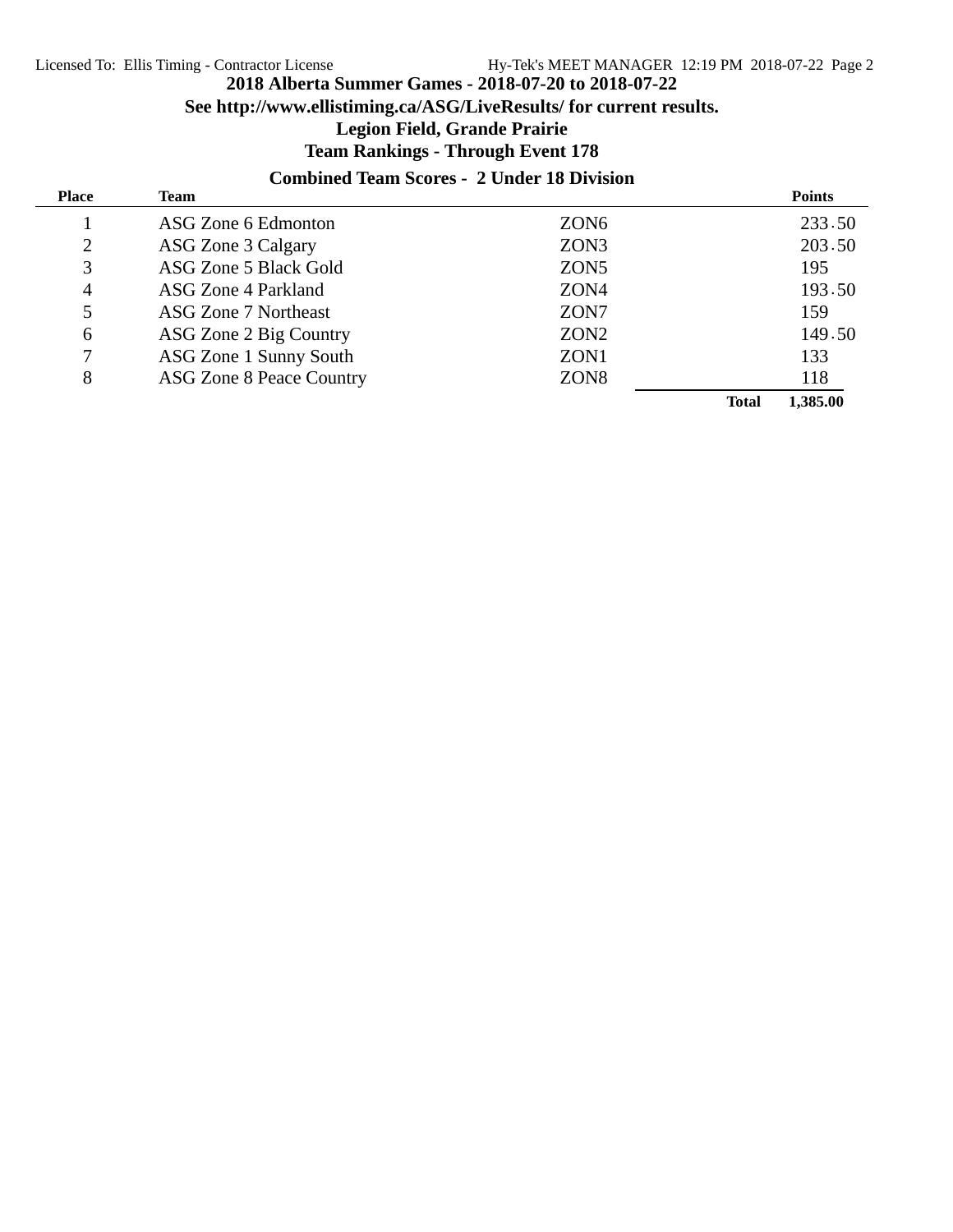# 2018 Alberta Summer Games - 2018-07-20 to 2018-07-22

**See http://www.ellistiming.ca/ASG/LiveResults/ for current results.**

**Legion Field, Grande Prairie**

**Team Rankings - Through Event 178**

## Combined Team Scores - 2 Under 18 Division

| Place | Team | | Points |
|---|---|---|---|
| 1 | ASG Zone 6 Edmonton | ZON6 | 233.50 |
| 2 | ASG Zone 3 Calgary | ZON3 | 203.50 |
| 3 | ASG Zone 5 Black Gold | ZON5 | 195 |
| 4 | ASG Zone 4 Parkland | ZON4 | 193.50 |
| 5 | ASG Zone 7 Northeast | ZON7 | 159 |
| 6 | ASG Zone 2 Big Country | ZON2 | 149.50 |
| 7 | ASG Zone 1 Sunny South | ZON1 | 133 |
| 8 | ASG Zone 8 Peace Country | ZON8 | 118 |
| | | **Total** | **1,385.00** |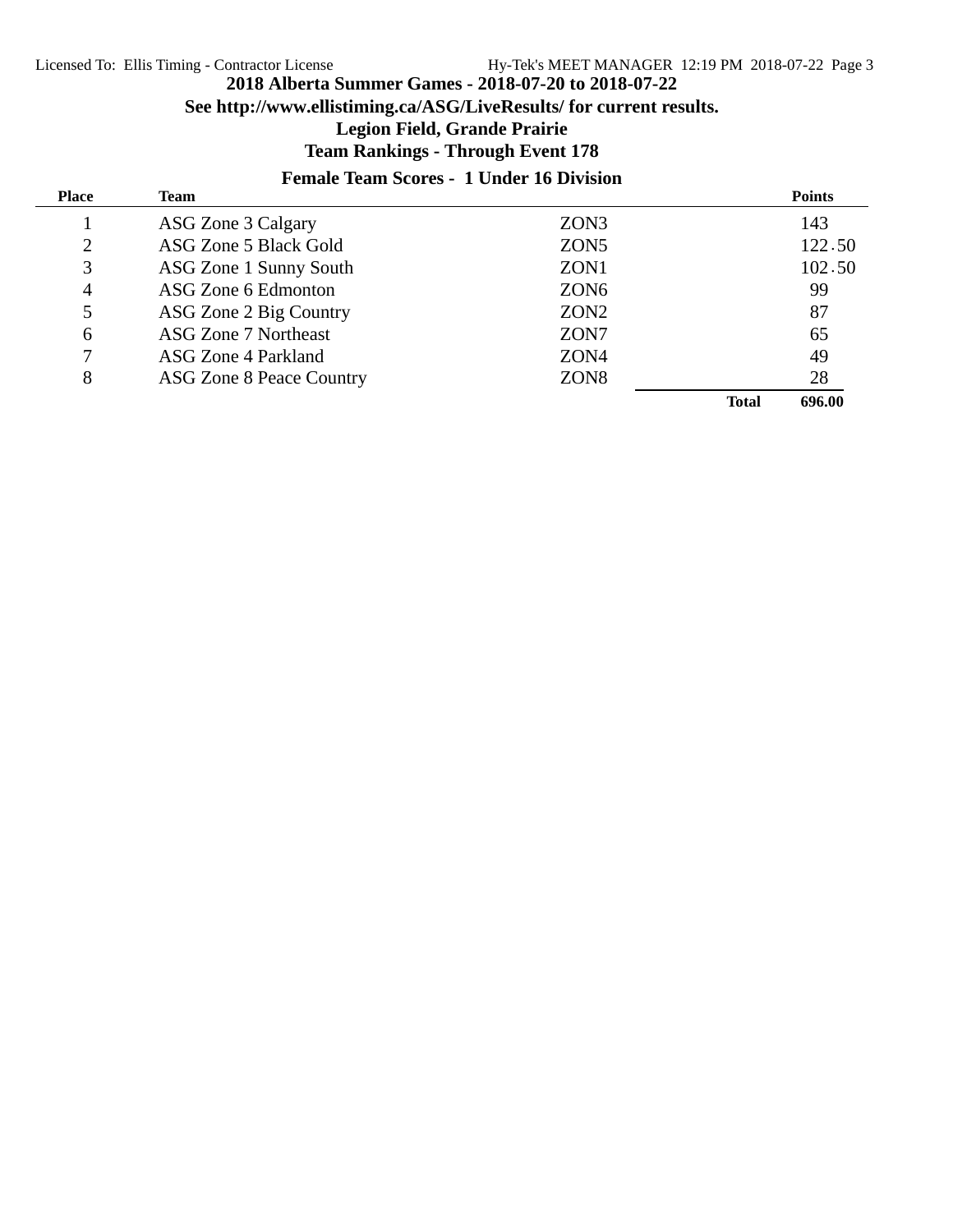# 2018 Alberta Summer Games - 2018-07-20 to 2018-07-22

**See http://www.ellistiming.ca/ASG/LiveResults/ for current results.**

**Legion Field, Grande Prairie**

**Team Rankings - Through Event 178**

## Female Team Scores - 1 Under 16 Division

| Place | Team | | Points |
|---|---|---|---|
| 1 | ASG Zone 3 Calgary | ZON3 | 143 |
| 2 | ASG Zone 5 Black Gold | ZON5 | 122.50 |
| 3 | ASG Zone 1 Sunny South | ZON1 | 102.50 |
| 4 | ASG Zone 6 Edmonton | ZON6 | 99 |
| 5 | ASG Zone 2 Big Country | ZON2 | 87 |
| 6 | ASG Zone 7 Northeast | ZON7 | 65 |
| 7 | ASG Zone 4 Parkland | ZON4 | 49 |
| 8 | ASG Zone 8 Peace Country | ZON8 | 28 |
| | | **Total** | **696.00** |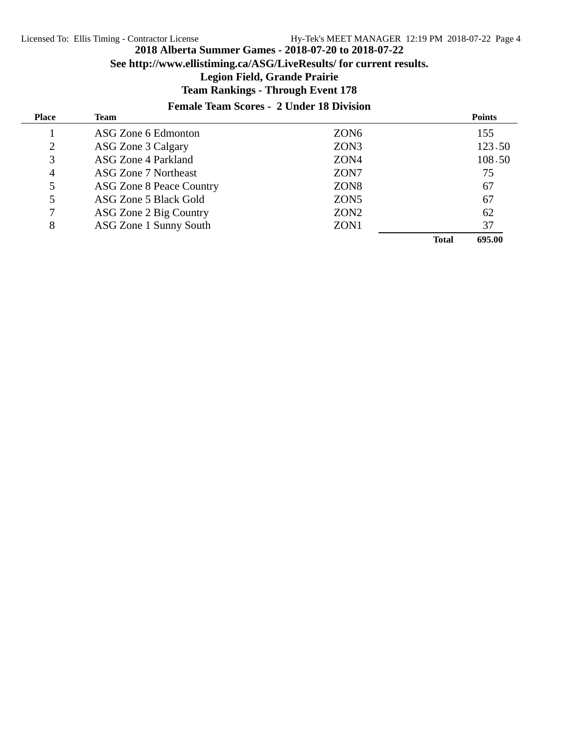## 2018 Alberta Summer Games - 2018-07-20 to 2018-07-22

**See http://www.ellistiming.ca/ASG/LiveResults/ for current results.**

**Legion Field, Grande Prairie**

**Team Rankings - Through Event 178**

### Female Team Scores - 2 Under 18 Division

| Place | Team | | Points |
|---|---|---|---|
| 1 | ASG Zone 6 Edmonton | ZON6 | 155 |
| 2 | ASG Zone 3 Calgary | ZON3 | 123.50 |
| 3 | ASG Zone 4 Parkland | ZON4 | 108.50 |
| 4 | ASG Zone 7 Northeast | ZON7 | 75 |
| 5 | ASG Zone 8 Peace Country | ZON8 | 67 |
| 5 | ASG Zone 5 Black Gold | ZON5 | 67 |
| 7 | ASG Zone 2 Big Country | ZON2 | 62 |
| 8 | ASG Zone 1 Sunny South | ZON1 | 37 |
| | | **Total** | **695.00** |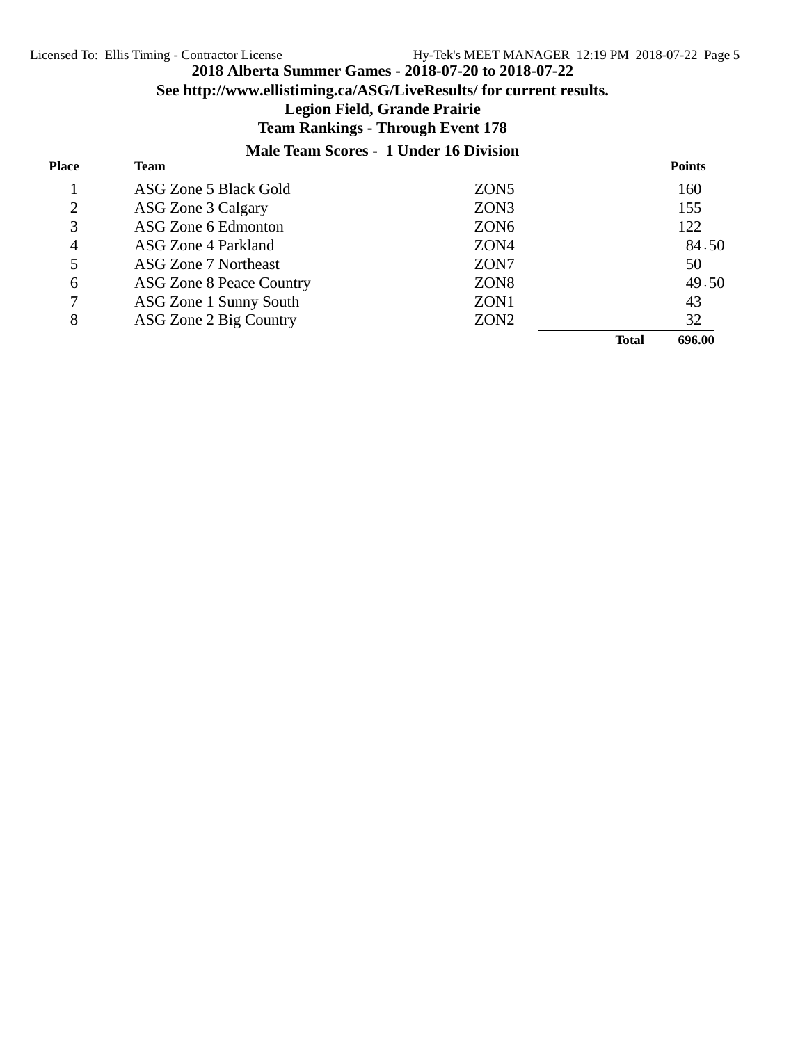## 2018 Alberta Summer Games - 2018-07-20 to 2018-07-22

**See http://www.ellistiming.ca/ASG/LiveResults/ for current results.**

**Legion Field, Grande Prairie**

**Team Rankings - Through Event 178**

### Male Team Scores - 1 Under 16 Division

| Place | Team | | Points |
|---|---|---|---|
| 1 | ASG Zone 5 Black Gold | ZON5 | 160 |
| 2 | ASG Zone 3 Calgary | ZON3 | 155 |
| 3 | ASG Zone 6 Edmonton | ZON6 | 122 |
| 4 | ASG Zone 4 Parkland | ZON4 | 84.50 |
| 5 | ASG Zone 7 Northeast | ZON7 | 50 |
| 6 | ASG Zone 8 Peace Country | ZON8 | 49.50 |
| 7 | ASG Zone 1 Sunny South | ZON1 | 43 |
| 8 | ASG Zone 2 Big Country | ZON2 | 32 |
| | | **Total** | **696.00** |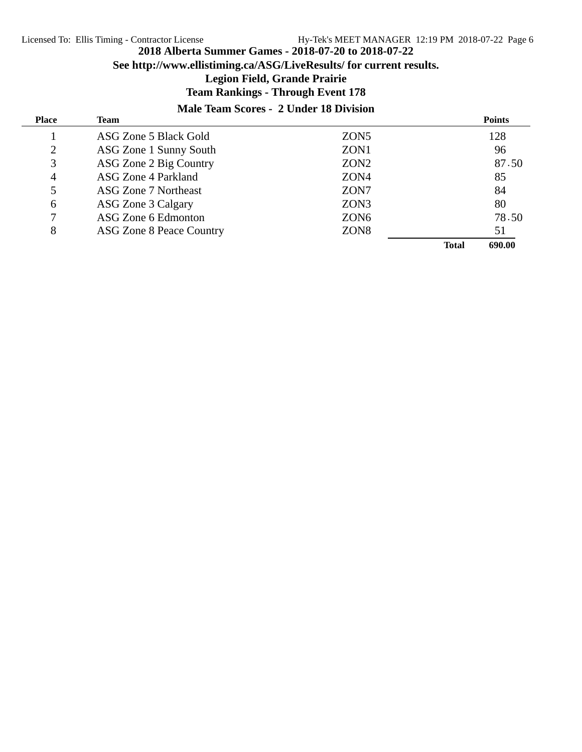# 2018 Alberta Summer Games - 2018-07-20 to 2018-07-22

**See http://www.ellistiming.ca/ASG/LiveResults/ for current results.**

**Legion Field, Grande Prairie**

**Team Rankings - Through Event 178**

## Male Team Scores - 2 Under 18 Division

| Place | Team | | Points |
|---|---|---|---|
| 1 | ASG Zone 5 Black Gold | ZON5 | 128 |
| 2 | ASG Zone 1 Sunny South | ZON1 | 96 |
| 3 | ASG Zone 2 Big Country | ZON2 | 87.50 |
| 4 | ASG Zone 4 Parkland | ZON4 | 85 |
| 5 | ASG Zone 7 Northeast | ZON7 | 84 |
| 6 | ASG Zone 3 Calgary | ZON3 | 80 |
| 7 | ASG Zone 6 Edmonton | ZON6 | 78.50 |
| 8 | ASG Zone 8 Peace Country | ZON8 | 51 |
| | | **Total** | **690.00** |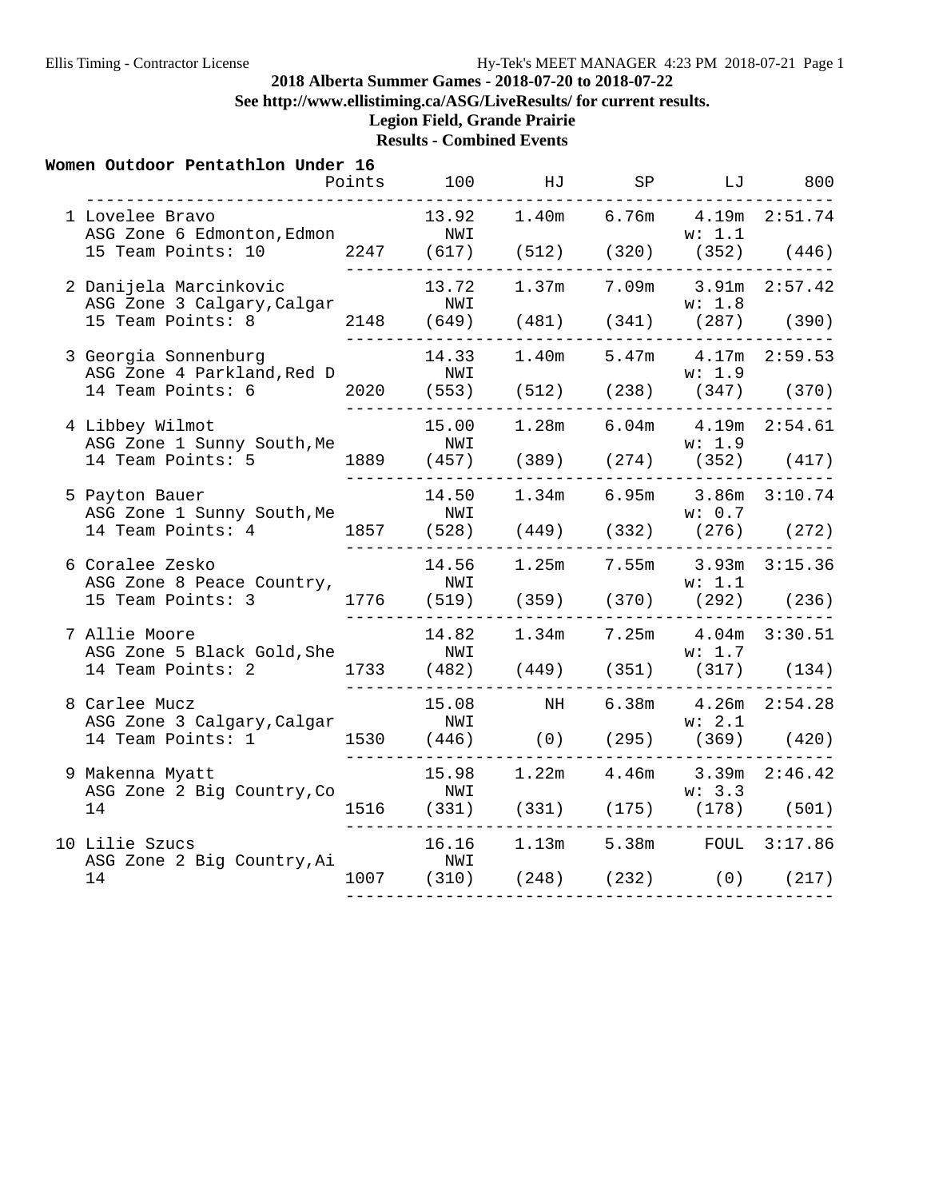2018 Alberta Summer Games - 2018-07-20 to 2018-07-22

See http://www.ellistiming.ca/ASG/LiveResults/ for current results.

Legion Field, Grande Prairie

Results - Combined Events

**Women Outdoor Pentathlon Under 16**

| Place | Name / Team | Points | 100 | HJ | SP | LJ | 800 |
|---|---|---|---|---|---|---|---|
| 1 | Lovelee Bravo<br>ASG Zone 6 Edmonton,Edmon<br>15 Team Points: 10 | 2247 | 13.92<br>NWI<br>(617) | 1.40m<br>(512) | 6.76m<br>(320) | 4.19m<br>w: 1.1<br>(352) | 2:51.74<br>(446) |
| 2 | Danijela Marcinkovic<br>ASG Zone 3 Calgary,Calgar<br>15 Team Points: 8 | 2148 | 13.72<br>NWI<br>(649) | 1.37m<br>(481) | 7.09m<br>(341) | 3.91m<br>w: 1.8<br>(287) | 2:57.42<br>(390) |
| 3 | Georgia Sonnenburg<br>ASG Zone 4 Parkland,Red D<br>14 Team Points: 6 | 2020 | 14.33<br>NWI<br>(553) | 1.40m<br>(512) | 5.47m<br>(238) | 4.17m<br>w: 1.9<br>(347) | 2:59.53<br>(370) |
| 4 | Libbey Wilmot<br>ASG Zone 1 Sunny South,Me<br>14 Team Points: 5 | 1889 | 15.00<br>NWI<br>(457) | 1.28m<br>(389) | 6.04m<br>(274) | 4.19m<br>w: 1.9<br>(352) | 2:54.61<br>(417) |
| 5 | Payton Bauer<br>ASG Zone 1 Sunny South,Me<br>14 Team Points: 4 | 1857 | 14.50<br>NWI<br>(528) | 1.34m<br>(449) | 6.95m<br>(332) | 3.86m<br>w: 0.7<br>(276) | 3:10.74<br>(272) |
| 6 | Coralee Zesko<br>ASG Zone 8 Peace Country,<br>15 Team Points: 3 | 1776 | 14.56<br>NWI<br>(519) | 1.25m<br>(359) | 7.55m<br>(370) | 3.93m<br>w: 1.1<br>(292) | 3:15.36<br>(236) |
| 7 | Allie Moore<br>ASG Zone 5 Black Gold,She<br>14 Team Points: 2 | 1733 | 14.82<br>NWI<br>(482) | 1.34m<br>(449) | 7.25m<br>(351) | 4.04m<br>w: 1.7<br>(317) | 3:30.51<br>(134) |
| 8 | Carlee Mucz<br>ASG Zone 3 Calgary,Calgar<br>14 Team Points: 1 | 1530 | 15.08<br>NWI<br>(446) | NH<br>(0) | 6.38m<br>(295) | 4.26m<br>w: 2.1<br>(369) | 2:54.28<br>(420) |
| 9 | Makenna Myatt<br>ASG Zone 2 Big Country,Co<br>14 | 1516 | 15.98<br>NWI<br>(331) | 1.22m<br>(331) | 4.46m<br>(175) | 3.39m<br>w: 3.3<br>(178) | 2:46.42<br>(501) |
| 10 | Lilie Szucs<br>ASG Zone 2 Big Country,Ai<br>14 | 1007 | 16.16<br>NWI<br>(310) | 1.13m<br>(248) | 5.38m<br>(232) | FOUL<br>(0) | 3:17.86<br>(217) |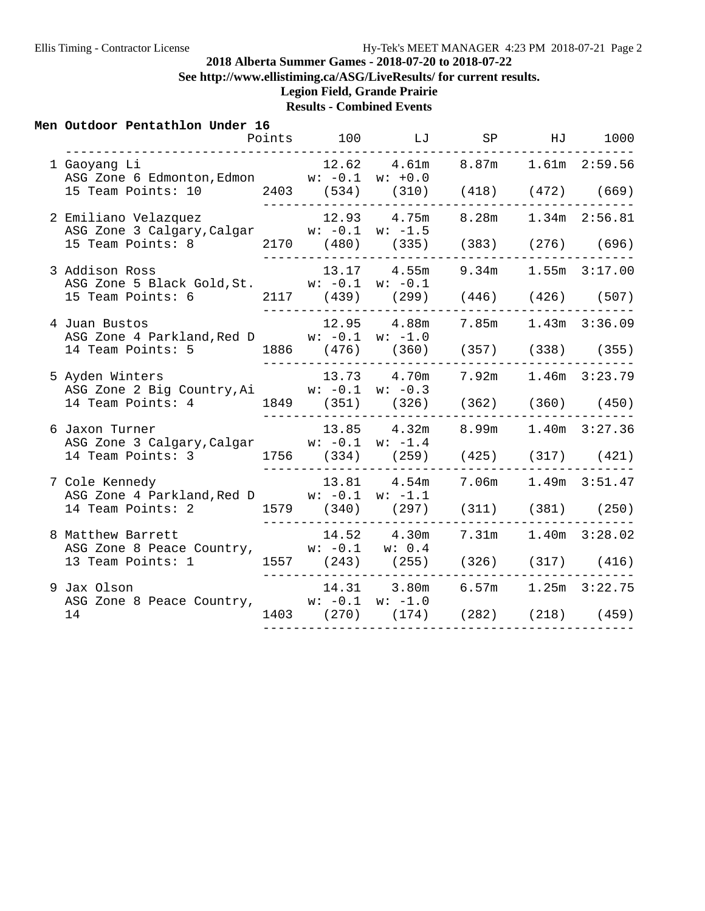## 2018 Alberta Summer Games - 2018-07-20 to 2018-07-22

**See http://www.ellistiming.ca/ASG/LiveResults/ for current results.**

**Legion Field, Grande Prairie**

**Results - Combined Events**

### Men Outdoor Pentathlon Under 16

| Place | Name / Team | Age | Team Points | Points | 100 | LJ | SP | HJ | 1000 |
|---|---|---|---|---|---|---|---|---|---|
| 1 | Gaoyang Li, ASG Zone 6 Edmonton,Edmon | 15 | 10 | 2403 | 12.62 w: -0.1 (534) | 4.61m w: +0.0 (310) | 8.87m (418) | 1.61m (472) | 2:59.56 (669) |
| 2 | Emiliano Velazquez, ASG Zone 3 Calgary,Calgar | 15 | 8 | 2170 | 12.93 w: -0.1 (480) | 4.75m w: -1.5 (335) | 8.28m (383) | 1.34m (276) | 2:56.81 (696) |
| 3 | Addison Ross, ASG Zone 5 Black Gold,St. | 15 | 6 | 2117 | 13.17 w: -0.1 (439) | 4.55m w: -0.1 (299) | 9.34m (446) | 1.55m (426) | 3:17.00 (507) |
| 4 | Juan Bustos, ASG Zone 4 Parkland,Red D | 14 | 5 | 1886 | 12.95 w: -0.1 (476) | 4.88m w: -1.0 (360) | 7.85m (357) | 1.43m (338) | 3:36.09 (355) |
| 5 | Ayden Winters, ASG Zone 2 Big Country,Ai | 14 | 4 | 1849 | 13.73 w: -0.1 (351) | 4.70m w: -0.3 (326) | 7.92m (362) | 1.46m (360) | 3:23.79 (450) |
| 6 | Jaxon Turner, ASG Zone 3 Calgary,Calgar | 14 | 3 | 1756 | 13.85 w: -0.1 (334) | 4.32m w: -1.4 (259) | 8.99m (425) | 1.40m (317) | 3:27.36 (421) |
| 7 | Cole Kennedy, ASG Zone 4 Parkland,Red D | 14 | 2 | 1579 | 13.81 w: -0.1 (340) | 4.54m w: -1.1 (297) | 7.06m (311) | 1.49m (381) | 3:51.47 (250) |
| 8 | Matthew Barrett, ASG Zone 8 Peace Country, | 13 | 1 | 1557 | 14.52 w: -0.1 (243) | 4.30m w: 0.4 (255) | 7.31m (326) | 1.40m (317) | 3:28.02 (416) |
| 9 | Jax Olson, ASG Zone 8 Peace Country, | 14 | | 1403 | 14.31 w: -0.1 (270) | 3.80m w: -1.0 (174) | 6.57m (282) | 1.25m (218) | 3:22.75 (459) |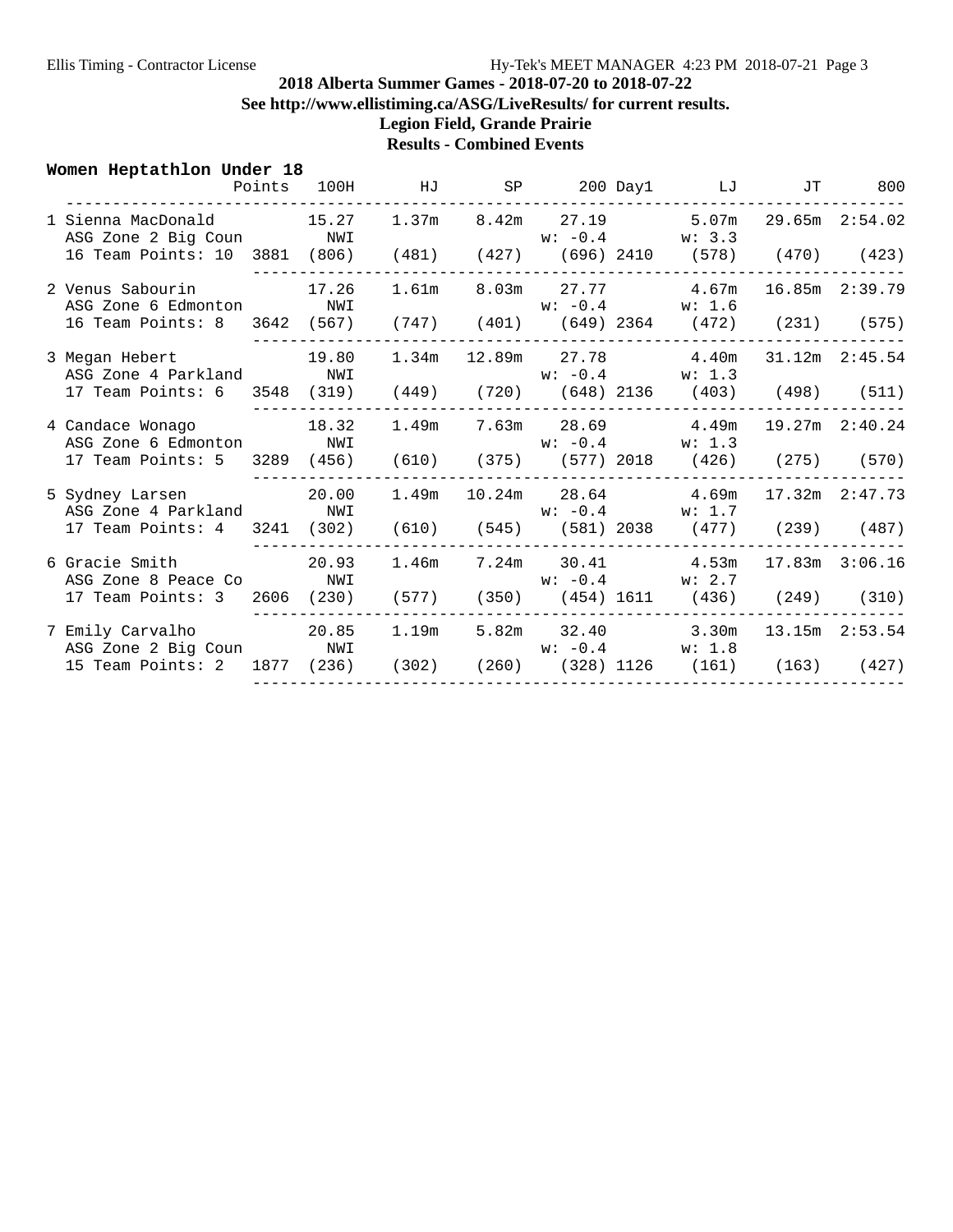**2018 Alberta Summer Games - 2018-07-20 to 2018-07-22**

**See http://www.ellistiming.ca/ASG/LiveResults/ for current results.**

**Legion Field, Grande Prairie**

**Results - Combined Events**

### Women Heptathlon Under 18

| Place | Name | Age | Team | Team Points | Points | 100H | HJ | SP | 200 | Day1 | LJ | JT | 800 |
|---|---|---|---|---|---|---|---|---|---|---|---|---|---|
| 1 | Sienna MacDonald | 16 | ASG Zone 2 Big Coun | 10 | 3881 | 15.27 NWI (806) | 1.37m (481) | 8.42m (427) | 27.19 w: -0.4 (696) | 2410 | 5.07m w: 3.3 (578) | 29.65m (470) | 2:54.02 (423) |
| 2 | Venus Sabourin | 16 | ASG Zone 6 Edmonton | 8 | 3642 | 17.26 NWI (567) | 1.61m (747) | 8.03m (401) | 27.77 w: -0.4 (649) | 2364 | 4.67m w: 1.6 (472) | 16.85m (231) | 2:39.79 (575) |
| 3 | Megan Hebert | 17 | ASG Zone 4 Parkland | 6 | 3548 | 19.80 NWI (319) | 1.34m (449) | 12.89m (720) | 27.78 w: -0.4 (648) | 2136 | 4.40m w: 1.3 (403) | 31.12m (498) | 2:45.54 (511) |
| 4 | Candace Wonago | 17 | ASG Zone 6 Edmonton | 5 | 3289 | 18.32 NWI (456) | 1.49m (610) | 7.63m (375) | 28.69 w: -0.4 (577) | 2018 | 4.49m w: 1.3 (426) | 19.27m (275) | 2:40.24 (570) |
| 5 | Sydney Larsen | 17 | ASG Zone 4 Parkland | 4 | 3241 | 20.00 NWI (302) | 1.49m (610) | 10.24m (545) | 28.64 w: -0.4 (581) | 2038 | 4.69m w: 1.7 (477) | 17.32m (239) | 2:47.73 (487) |
| 6 | Gracie Smith | 17 | ASG Zone 8 Peace Co | 3 | 2606 | 20.93 NWI (230) | 1.46m (577) | 7.24m (350) | 30.41 w: -0.4 (454) | 1611 | 4.53m w: 2.7 (436) | 17.83m (249) | 3:06.16 (310) |
| 7 | Emily Carvalho | 15 | ASG Zone 2 Big Coun | 2 | 1877 | 20.85 NWI (236) | 1.19m (302) | 5.82m (260) | 32.40 w: -0.4 (328) | 1126 | 3.30m w: 1.8 (161) | 13.15m (163) | 2:53.54 (427) |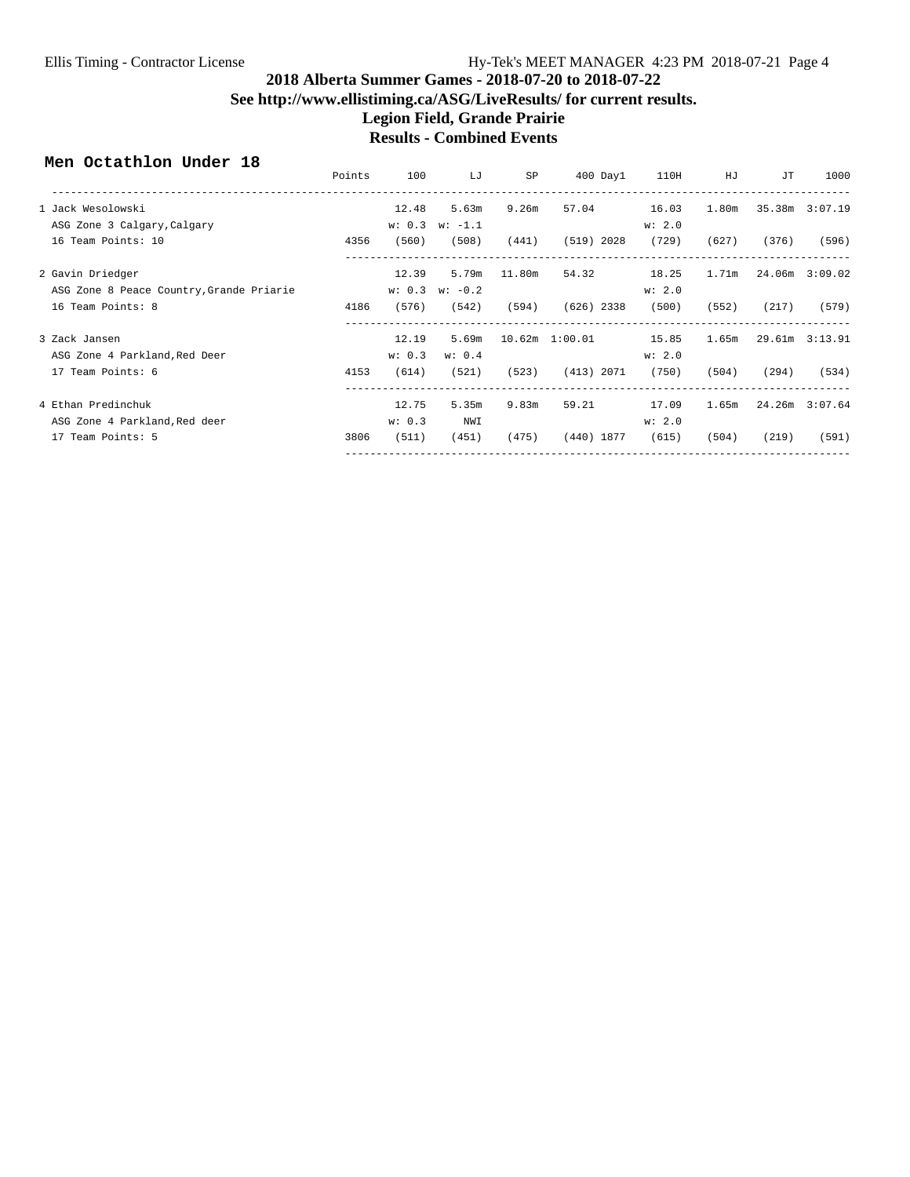# 2018 Alberta Summer Games - 2018-07-20 to 2018-07-22

## See http://www.ellistiming.ca/ASG/LiveResults/ for current results.

## Legion Field, Grande Prairie

## Results - Combined Events

### Men Octathlon Under 18

| | Points | 100 | LJ | SP | 400 | Day1 | 110H | HJ | JT | 1000 |
|---|---|---|---|---|---|---|---|---|---|---|
| 1 Jack Wesolowski | | 12.48 | 5.63m | 9.26m | 57.04 | | 16.03 | 1.80m | 35.38m | 3:07.19 |
| ASG Zone 3 Calgary,Calgary | | w: 0.3 | w: -1.1 | | | | w: 2.0 | | | |
| 16 Team Points: 10 | 4356 | (560) | (508) | (441) | (519) | 2028 | (729) | (627) | (376) | (596) |
| 2 Gavin Driedger | | 12.39 | 5.79m | 11.80m | 54.32 | | 18.25 | 1.71m | 24.06m | 3:09.02 |
| ASG Zone 8 Peace Country,Grande Priarie | | w: 0.3 | w: -0.2 | | | | w: 2.0 | | | |
| 16 Team Points: 8 | 4186 | (576) | (542) | (594) | (626) | 2338 | (500) | (552) | (217) | (579) |
| 3 Zack Jansen | | 12.19 | 5.69m | 10.62m | 1:00.01 | | 15.85 | 1.65m | 29.61m | 3:13.91 |
| ASG Zone 4 Parkland,Red Deer | | w: 0.3 | w: 0.4 | | | | w: 2.0 | | | |
| 17 Team Points: 6 | 4153 | (614) | (521) | (523) | (413) | 2071 | (750) | (504) | (294) | (534) |
| 4 Ethan Predinchuk | | 12.75 | 5.35m | 9.83m | 59.21 | | 17.09 | 1.65m | 24.26m | 3:07.64 |
| ASG Zone 4 Parkland,Red deer | | w: 0.3 | NWI | | | | w: 2.0 | | | |
| 17 Team Points: 5 | 3806 | (511) | (451) | (475) | (440) | 1877 | (615) | (504) | (219) | (591) |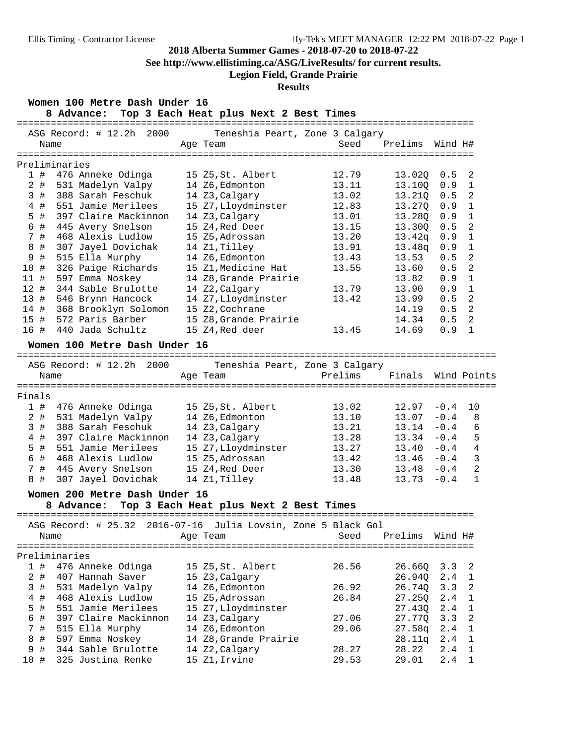# 2018 Alberta Summer Games - 2018-07-20 to 2018-07-22

**See http://www.ellistiming.ca/ASG/LiveResults/ for current results.**

**Legion Field, Grande Prairie**

**Results**

## Women 100 Metre Dash Under 16

**8 Advance: Top 3 Each Heat plus Next 2 Best Times**

ASG Record: # 12.2h 2000 Teneshia Peart, Zone 3 Calgary

**Preliminaries**

| Place | Name | Age | Team | Seed | Prelims | Wind | H# |
|---|---|---|---|---|---|---|---|
| 1 | # 476 Anneke Odinga | 15 | Z5,St. Albert | 12.79 | 13.02Q | 0.5 | 2 |
| 2 | # 531 Madelyn Valpy | 14 | Z6,Edmonton | 13.11 | 13.10Q | 0.9 | 1 |
| 3 | # 388 Sarah Feschuk | 14 | Z3,Calgary | 13.02 | 13.21Q | 0.5 | 2 |
| 4 | # 551 Jamie Merilees | 15 | Z7,Lloydminster | 12.83 | 13.27Q | 0.9 | 1 |
| 5 | # 397 Claire Mackinnon | 14 | Z3,Calgary | 13.01 | 13.28Q | 0.9 | 1 |
| 6 | # 445 Avery Snelson | 15 | Z4,Red Deer | 13.15 | 13.30Q | 0.5 | 2 |
| 7 | # 468 Alexis Ludlow | 15 | Z5,Adrossan | 13.20 | 13.42q | 0.9 | 1 |
| 8 | # 307 Jayel Dovichak | 14 | Z1,Tilley | 13.91 | 13.48q | 0.9 | 1 |
| 9 | # 515 Ella Murphy | 14 | Z6,Edmonton | 13.43 | 13.53 | 0.5 | 2 |
| 10 | # 326 Paige Richards | 15 | Z1,Medicine Hat | 13.55 | 13.60 | 0.5 | 2 |
| 11 | # 597 Emma Noskey | 14 | Z8,Grande Prairie | | 13.82 | 0.9 | 1 |
| 12 | # 344 Sable Brulotte | 14 | Z2,Calgary | 13.79 | 13.90 | 0.9 | 1 |
| 13 | # 546 Brynn Hancock | 14 | Z7,Lloydminster | 13.42 | 13.99 | 0.5 | 2 |
| 14 | # 368 Brooklyn Solomon | 15 | Z2,Cochrane | | 14.19 | 0.5 | 2 |
| 15 | # 572 Paris Barber | 15 | Z8,Grande Prairie | | 14.34 | 0.5 | 2 |
| 16 | # 440 Jada Schultz | 15 | Z4,Red deer | 13.45 | 14.69 | 0.9 | 1 |

## Women 100 Metre Dash Under 16

ASG Record: # 12.2h 2000 Teneshia Peart, Zone 3 Calgary

**Finals**

| Place | Name | Age | Team | Prelims | Finals | Wind | Points |
|---|---|---|---|---|---|---|---|
| 1 | # 476 Anneke Odinga | 15 | Z5,St. Albert | 13.02 | 12.97 | -0.4 | 10 |
| 2 | # 531 Madelyn Valpy | 14 | Z6,Edmonton | 13.10 | 13.07 | -0.4 | 8 |
| 3 | # 388 Sarah Feschuk | 14 | Z3,Calgary | 13.21 | 13.14 | -0.4 | 6 |
| 4 | # 397 Claire Mackinnon | 14 | Z3,Calgary | 13.28 | 13.34 | -0.4 | 5 |
| 5 | # 551 Jamie Merilees | 15 | Z7,Lloydminster | 13.27 | 13.40 | -0.4 | 4 |
| 6 | # 468 Alexis Ludlow | 15 | Z5,Adrossan | 13.42 | 13.46 | -0.4 | 3 |
| 7 | # 445 Avery Snelson | 15 | Z4,Red Deer | 13.30 | 13.48 | -0.4 | 2 |
| 8 | # 307 Jayel Dovichak | 14 | Z1,Tilley | 13.48 | 13.73 | -0.4 | 1 |

## Women 200 Metre Dash Under 16

**8 Advance: Top 3 Each Heat plus Next 2 Best Times**

ASG Record: # 25.32 2016-07-16 Julia Lovsin, Zone 5 Black Gol

**Preliminaries**

| Place | Name | Age | Team | Seed | Prelims | Wind | H# |
|---|---|---|---|---|---|---|---|
| 1 | # 476 Anneke Odinga | 15 | Z5,St. Albert | 26.56 | 26.66Q | 3.3 | 2 |
| 2 | # 407 Hannah Saver | 15 | Z3,Calgary | | 26.94Q | 2.4 | 1 |
| 3 | # 531 Madelyn Valpy | 14 | Z6,Edmonton | 26.92 | 26.74Q | 3.3 | 2 |
| 4 | # 468 Alexis Ludlow | 15 | Z5,Adrossan | 26.84 | 27.25Q | 2.4 | 1 |
| 5 | # 551 Jamie Merilees | 15 | Z7,Lloydminster | | 27.43Q | 2.4 | 1 |
| 6 | # 397 Claire Mackinnon | 14 | Z3,Calgary | 27.06 | 27.77Q | 3.3 | 2 |
| 7 | # 515 Ella Murphy | 14 | Z6,Edmonton | 29.06 | 27.58q | 2.4 | 1 |
| 8 | # 597 Emma Noskey | 14 | Z8,Grande Prairie | | 28.11q | 2.4 | 1 |
| 9 | # 344 Sable Brulotte | 14 | Z2,Calgary | 28.27 | 28.22 | 2.4 | 1 |
| 10 | # 325 Justina Renke | 15 | Z1,Irvine | 29.53 | 29.01 | 2.4 | 1 |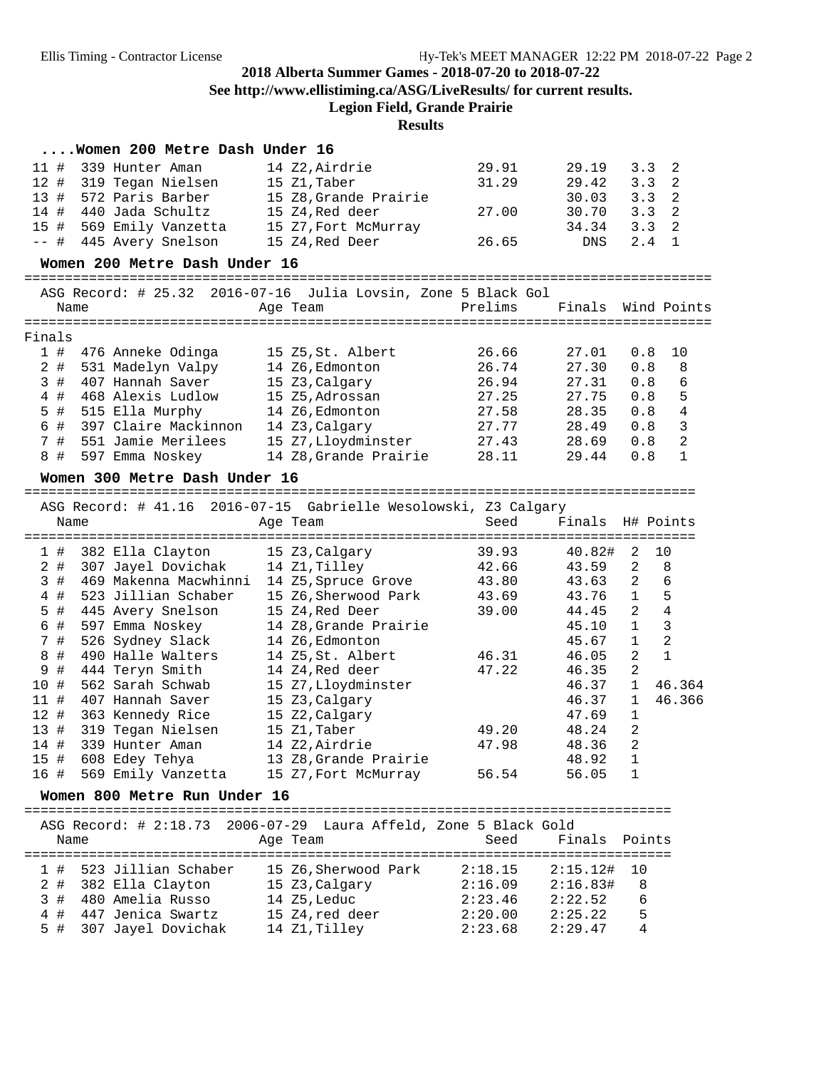2018 Alberta Summer Games - 2018-07-20 to 2018-07-22

See http://www.ellistiming.ca/ASG/LiveResults/ for current results.

Legion Field, Grande Prairie

Results

### ....Women 200 Metre Dash Under 16

| Place | Name | Age | Team | Prelims | Finals | Wind | H# |
|---|---|---|---|---|---|---|---|
| 11 # | 339 Hunter Aman | 14 | Z2,Airdrie | 29.91 | 29.19 | 3.3 | 2 |
| 12 # | 319 Tegan Nielsen | 15 | Z1,Taber | 31.29 | 29.42 | 3.3 | 2 |
| 13 # | 572 Paris Barber | 15 | Z8,Grande Prairie | | 30.03 | 3.3 | 2 |
| 14 # | 440 Jada Schultz | 15 | Z4,Red deer | 27.00 | 30.70 | 3.3 | 2 |
| 15 # | 569 Emily Vanzetta | 15 | Z7,Fort McMurray | | 34.34 | 3.3 | 2 |
| -- # | 445 Avery Snelson | 15 | Z4,Red Deer | 26.65 | DNS | 2.4 | 1 |

### Women 200 Metre Dash Under 16

ASG Record: # 25.32 2016-07-16 Julia Lovsin, Zone 5 Black Gol

Finals

| Place | Name | Age | Team | Prelims | Finals | Wind | Points |
|---|---|---|---|---|---|---|---|
| 1 # | 476 Anneke Odinga | 15 | Z5,St. Albert | 26.66 | 27.01 | 0.8 | 10 |
| 2 # | 531 Madelyn Valpy | 14 | Z6,Edmonton | 26.74 | 27.30 | 0.8 | 8 |
| 3 # | 407 Hannah Saver | 15 | Z3,Calgary | 26.94 | 27.31 | 0.8 | 6 |
| 4 # | 468 Alexis Ludlow | 15 | Z5,Adrossan | 27.25 | 27.75 | 0.8 | 5 |
| 5 # | 515 Ella Murphy | 14 | Z6,Edmonton | 27.58 | 28.35 | 0.8 | 4 |
| 6 # | 397 Claire Mackinnon | 14 | Z3,Calgary | 27.77 | 28.49 | 0.8 | 3 |
| 7 # | 551 Jamie Merilees | 15 | Z7,Lloydminster | 27.43 | 28.69 | 0.8 | 2 |
| 8 # | 597 Emma Noskey | 14 | Z8,Grande Prairie | 28.11 | 29.44 | 0.8 | 1 |

### Women 300 Metre Dash Under 16

ASG Record: # 41.16 2016-07-15 Gabrielle Wesolowski, Z3 Calgary

| Place | Name | Age | Team | Seed | Finals | H# | Points |
|---|---|---|---|---|---|---|---|
| 1 # | 382 Ella Clayton | 15 | Z3,Calgary | 39.93 | 40.82# | 2 | 10 |
| 2 # | 307 Jayel Dovichak | 14 | Z1,Tilley | 42.66 | 43.59 | 2 | 8 |
| 3 # | 469 Makenna Macwhinni | 14 | Z5,Spruce Grove | 43.80 | 43.63 | 2 | 6 |
| 4 # | 523 Jillian Schaber | 15 | Z6,Sherwood Park | 43.69 | 43.76 | 1 | 5 |
| 5 # | 445 Avery Snelson | 15 | Z4,Red Deer | 39.00 | 44.45 | 2 | 4 |
| 6 # | 597 Emma Noskey | 14 | Z8,Grande Prairie | | 45.10 | 1 | 3 |
| 7 # | 526 Sydney Slack | 14 | Z6,Edmonton | | 45.67 | 1 | 2 |
| 8 # | 490 Halle Walters | 14 | Z5,St. Albert | 46.31 | 46.05 | 2 | 1 |
| 9 # | 444 Teryn Smith | 14 | Z4,Red deer | 47.22 | 46.35 | 2 | |
| 10 # | 562 Sarah Schwab | 15 | Z7,Lloydminster | | 46.37 | 1 | 46.364 |
| 11 # | 407 Hannah Saver | 15 | Z3,Calgary | | 46.37 | 1 | 46.366 |
| 12 # | 363 Kennedy Rice | 15 | Z2,Calgary | | 47.69 | 1 | |
| 13 # | 319 Tegan Nielsen | 15 | Z1,Taber | 49.20 | 48.24 | 2 | |
| 14 # | 339 Hunter Aman | 14 | Z2,Airdrie | 47.98 | 48.36 | 2 | |
| 15 # | 608 Edey Tehya | 13 | Z8,Grande Prairie | | 48.92 | 1 | |
| 16 # | 569 Emily Vanzetta | 15 | Z7,Fort McMurray | 56.54 | 56.05 | 1 | |

### Women 800 Metre Run Under 16

ASG Record: # 2:18.73 2006-07-29 Laura Affeld, Zone 5 Black Gold

| Place | Name | Age | Team | Seed | Finals | Points |
|---|---|---|---|---|---|---|
| 1 # | 523 Jillian Schaber | 15 | Z6,Sherwood Park | 2:18.15 | 2:15.12# | 10 |
| 2 # | 382 Ella Clayton | 15 | Z3,Calgary | 2:16.09 | 2:16.83# | 8 |
| 3 # | 480 Amelia Russo | 14 | Z5,Leduc | 2:23.46 | 2:22.52 | 6 |
| 4 # | 447 Jenica Swartz | 15 | Z4,red deer | 2:20.00 | 2:25.22 | 5 |
| 5 # | 307 Jayel Dovichak | 14 | Z1,Tilley | 2:23.68 | 2:29.47 | 4 |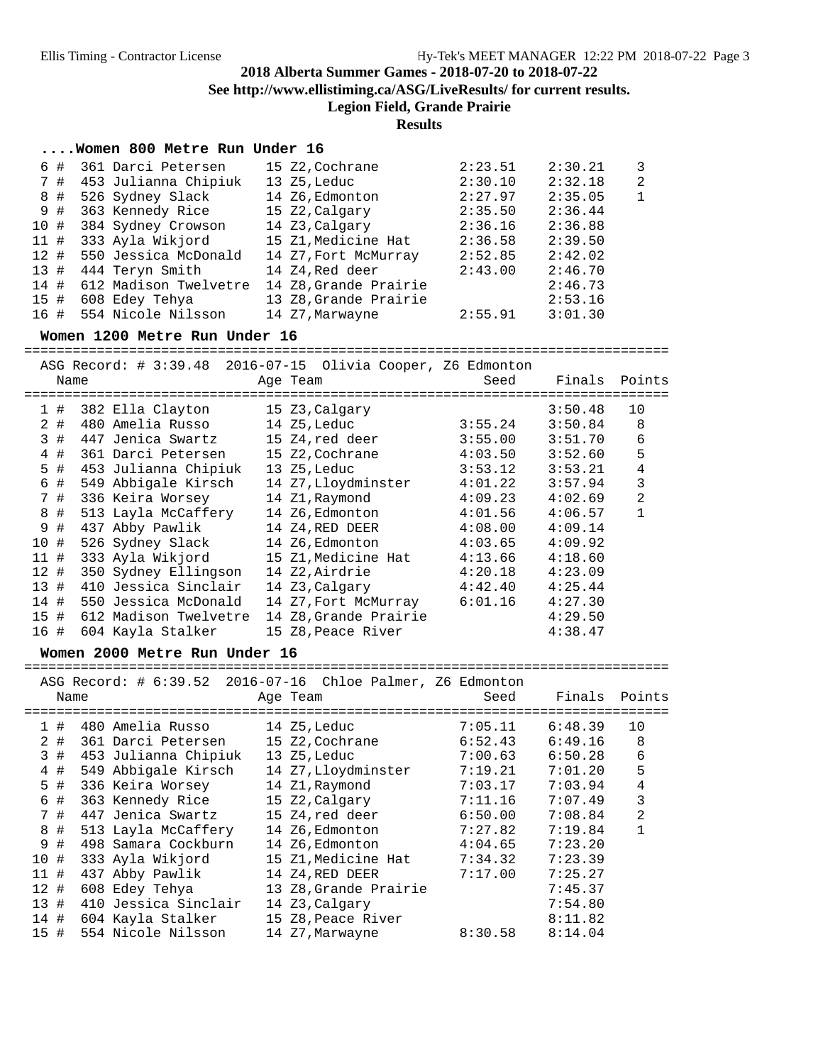2018 Alberta Summer Games - 2018-07-20 to 2018-07-22

See http://www.ellistiming.ca/ASG/LiveResults/ for current results.

Legion Field, Grande Prairie

Results

### ....Women 800 Metre Run Under 16

| Place | Name | Age | Team | Seed | Finals | Points |
|---|---|---|---|---|---|---|
| 6 # | 361 Darci Petersen | 15 | Z2,Cochrane | 2:23.51 | 2:30.21 | 3 |
| 7 # | 453 Julianna Chipiuk | 13 | Z5,Leduc | 2:30.10 | 2:32.18 | 2 |
| 8 # | 526 Sydney Slack | 14 | Z6,Edmonton | 2:27.97 | 2:35.05 | 1 |
| 9 # | 363 Kennedy Rice | 15 | Z2,Calgary | 2:35.50 | 2:36.44 | |
| 10 # | 384 Sydney Crowson | 14 | Z3,Calgary | 2:36.16 | 2:36.88 | |
| 11 # | 333 Ayla Wikjord | 15 | Z1,Medicine Hat | 2:36.58 | 2:39.50 | |
| 12 # | 550 Jessica McDonald | 14 | Z7,Fort McMurray | 2:52.85 | 2:42.02 | |
| 13 # | 444 Teryn Smith | 14 | Z4,Red deer | 2:43.00 | 2:46.70 | |
| 14 # | 612 Madison Twelvetre | 14 | Z8,Grande Prairie | | 2:46.73 | |
| 15 # | 608 Edey Tehya | 13 | Z8,Grande Prairie | | 2:53.16 | |
| 16 # | 554 Nicole Nilsson | 14 | Z7,Marwayne | 2:55.91 | 3:01.30 | |

### Women 1200 Metre Run Under 16

ASG Record: # 3:39.48 2016-07-15 Olivia Cooper, Z6 Edmonton

| Place | Name | Age | Team | Seed | Finals | Points |
|---|---|---|---|---|---|---|
| 1 # | 382 Ella Clayton | 15 | Z3,Calgary | | 3:50.48 | 10 |
| 2 # | 480 Amelia Russo | 14 | Z5,Leduc | 3:55.24 | 3:50.84 | 8 |
| 3 # | 447 Jenica Swartz | 15 | Z4,red deer | 3:55.00 | 3:51.70 | 6 |
| 4 # | 361 Darci Petersen | 15 | Z2,Cochrane | 4:03.50 | 3:52.60 | 5 |
| 5 # | 453 Julianna Chipiuk | 13 | Z5,Leduc | 3:53.12 | 3:53.21 | 4 |
| 6 # | 549 Abbigale Kirsch | 14 | Z7,Lloydminster | 4:01.22 | 3:57.94 | 3 |
| 7 # | 336 Keira Worsey | 14 | Z1,Raymond | 4:09.23 | 4:02.69 | 2 |
| 8 # | 513 Layla McCaffery | 14 | Z6,Edmonton | 4:01.56 | 4:06.57 | 1 |
| 9 # | 437 Abby Pawlik | 14 | Z4,RED DEER | 4:08.00 | 4:09.14 | |
| 10 # | 526 Sydney Slack | 14 | Z6,Edmonton | 4:03.65 | 4:09.92 | |
| 11 # | 333 Ayla Wikjord | 15 | Z1,Medicine Hat | 4:13.66 | 4:18.60 | |
| 12 # | 350 Sydney Ellingson | 14 | Z2,Airdrie | 4:20.18 | 4:23.09 | |
| 13 # | 410 Jessica Sinclair | 14 | Z3,Calgary | 4:42.40 | 4:25.44 | |
| 14 # | 550 Jessica McDonald | 14 | Z7,Fort McMurray | 6:01.16 | 4:27.30 | |
| 15 # | 612 Madison Twelvetre | 14 | Z8,Grande Prairie | | 4:29.50 | |
| 16 # | 604 Kayla Stalker | 15 | Z8,Peace River | | 4:38.47 | |

### Women 2000 Metre Run Under 16

ASG Record: # 6:39.52 2016-07-16 Chloe Palmer, Z6 Edmonton

| Place | Name | Age | Team | Seed | Finals | Points |
|---|---|---|---|---|---|---|
| 1 # | 480 Amelia Russo | 14 | Z5,Leduc | 7:05.11 | 6:48.39 | 10 |
| 2 # | 361 Darci Petersen | 15 | Z2,Cochrane | 6:52.43 | 6:49.16 | 8 |
| 3 # | 453 Julianna Chipiuk | 13 | Z5,Leduc | 7:00.63 | 6:50.28 | 6 |
| 4 # | 549 Abbigale Kirsch | 14 | Z7,Lloydminster | 7:19.21 | 7:01.20 | 5 |
| 5 # | 336 Keira Worsey | 14 | Z1,Raymond | 7:03.17 | 7:03.94 | 4 |
| 6 # | 363 Kennedy Rice | 15 | Z2,Calgary | 7:11.16 | 7:07.49 | 3 |
| 7 # | 447 Jenica Swartz | 15 | Z4,red deer | 6:50.00 | 7:08.84 | 2 |
| 8 # | 513 Layla McCaffery | 14 | Z6,Edmonton | 7:27.82 | 7:19.84 | 1 |
| 9 # | 498 Samara Cockburn | 14 | Z6,Edmonton | 4:04.65 | 7:23.20 | |
| 10 # | 333 Ayla Wikjord | 15 | Z1,Medicine Hat | 7:34.32 | 7:23.39 | |
| 11 # | 437 Abby Pawlik | 14 | Z4,RED DEER | 7:17.00 | 7:25.27 | |
| 12 # | 608 Edey Tehya | 13 | Z8,Grande Prairie | | 7:45.37 | |
| 13 # | 410 Jessica Sinclair | 14 | Z3,Calgary | | 7:54.80 | |
| 14 # | 604 Kayla Stalker | 15 | Z8,Peace River | | 8:11.82 | |
| 15 # | 554 Nicole Nilsson | 14 | Z7,Marwayne | 8:30.58 | 8:14.04 | |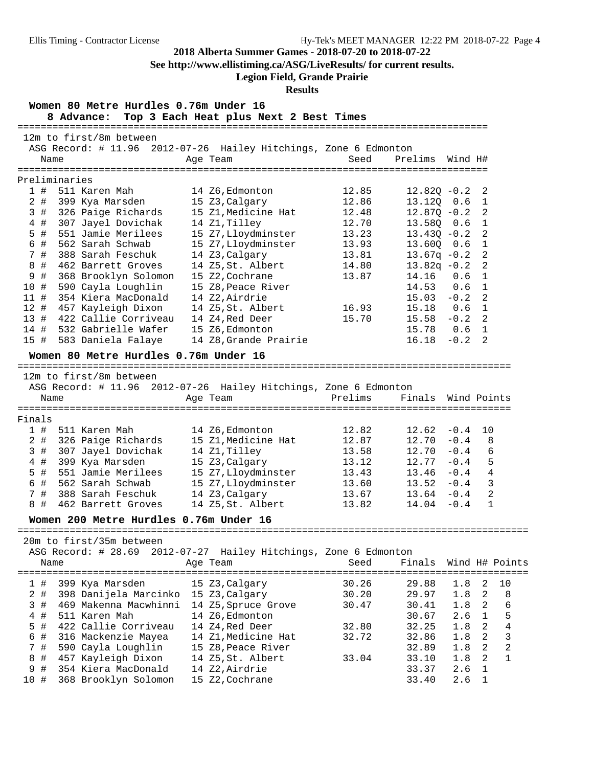## 2018 Alberta Summer Games - 2018-07-20 to 2018-07-22

**See http://www.ellistiming.ca/ASG/LiveResults/ for current results.**

**Legion Field, Grande Prairie**

**Results**

### Women 80 Metre Hurdles 0.76m Under 16

8 Advance: Top 3 Each Heat plus Next 2 Best Times

12m to first/8m between

ASG Record: # 11.96 2012-07-26 Hailey Hitchings, Zone 6 Edmonton

Preliminaries

| Place | Name | Age | Team | Seed | Prelims | Wind | H# |
|---|---|---|---|---|---|---|---|
| 1 # | 511 Karen Mah | 14 | Z6,Edmonton | 12.85 | 12.82Q | -0.2 | 2 |
| 2 # | 399 Kya Marsden | 15 | Z3,Calgary | 12.86 | 13.12Q | 0.6 | 1 |
| 3 # | 326 Paige Richards | 15 | Z1,Medicine Hat | 12.48 | 12.87Q | -0.2 | 2 |
| 4 # | 307 Jayel Dovichak | 14 | Z1,Tilley | 12.70 | 13.58Q | 0.6 | 1 |
| 5 # | 551 Jamie Merilees | 15 | Z7,Lloydminster | 13.23 | 13.43Q | -0.2 | 2 |
| 6 # | 562 Sarah Schwab | 15 | Z7,Lloydminster | 13.93 | 13.60Q | 0.6 | 1 |
| 7 # | 388 Sarah Feschuk | 14 | Z3,Calgary | 13.81 | 13.67q | -0.2 | 2 |
| 8 # | 462 Barrett Groves | 14 | Z5,St. Albert | 14.80 | 13.82q | -0.2 | 2 |
| 9 # | 368 Brooklyn Solomon | 15 | Z2,Cochrane | 13.87 | 14.16 | 0.6 | 1 |
| 10 # | 590 Cayla Loughlin | 15 | Z8,Peace River | | 14.53 | 0.6 | 1 |
| 11 # | 354 Kiera MacDonald | 14 | Z2,Airdrie | | 15.03 | -0.2 | 2 |
| 12 # | 457 Kayleigh Dixon | 14 | Z5,St. Albert | 16.93 | 15.18 | 0.6 | 1 |
| 13 # | 422 Callie Corriveau | 14 | Z4,Red Deer | 15.70 | 15.58 | -0.2 | 2 |
| 14 # | 532 Gabrielle Wafer | 15 | Z6,Edmonton | | 15.78 | 0.6 | 1 |
| 15 # | 583 Daniela Falaye | 14 | Z8,Grande Prairie | | 16.18 | -0.2 | 2 |

### Women 80 Metre Hurdles 0.76m Under 16

12m to first/8m between

ASG Record: # 11.96 2012-07-26 Hailey Hitchings, Zone 6 Edmonton

Finals

| Place | Name | Age | Team | Prelims | Finals | Wind | Points |
|---|---|---|---|---|---|---|---|
| 1 # | 511 Karen Mah | 14 | Z6,Edmonton | 12.82 | 12.62 | -0.4 | 10 |
| 2 # | 326 Paige Richards | 15 | Z1,Medicine Hat | 12.87 | 12.70 | -0.4 | 8 |
| 3 # | 307 Jayel Dovichak | 14 | Z1,Tilley | 13.58 | 12.70 | -0.4 | 6 |
| 4 # | 399 Kya Marsden | 15 | Z3,Calgary | 13.12 | 12.77 | -0.4 | 5 |
| 5 # | 551 Jamie Merilees | 15 | Z7,Lloydminster | 13.43 | 13.46 | -0.4 | 4 |
| 6 # | 562 Sarah Schwab | 15 | Z7,Lloydminster | 13.60 | 13.52 | -0.4 | 3 |
| 7 # | 388 Sarah Feschuk | 14 | Z3,Calgary | 13.67 | 13.64 | -0.4 | 2 |
| 8 # | 462 Barrett Groves | 14 | Z5,St. Albert | 13.82 | 14.04 | -0.4 | 1 |

### Women 200 Metre Hurdles 0.76m Under 16

20m to first/35m between

ASG Record: # 28.69 2012-07-27 Hailey Hitchings, Zone 6 Edmonton

| Place | Name | Age | Team | Seed | Finals | Wind | H# | Points |
|---|---|---|---|---|---|---|---|---|
| 1 # | 399 Kya Marsden | 15 | Z3,Calgary | 30.26 | 29.88 | 1.8 | 2 | 10 |
| 2 # | 398 Danijela Marcinko | 15 | Z3,Calgary | 30.20 | 29.97 | 1.8 | 2 | 8 |
| 3 # | 469 Makenna Macwhinni | 14 | Z5,Spruce Grove | 30.47 | 30.41 | 1.8 | 2 | 6 |
| 4 # | 511 Karen Mah | 14 | Z6,Edmonton | | 30.67 | 2.6 | 1 | 5 |
| 5 # | 422 Callie Corriveau | 14 | Z4,Red Deer | 32.80 | 32.25 | 1.8 | 2 | 4 |
| 6 # | 316 Mackenzie Mayea | 14 | Z1,Medicine Hat | 32.72 | 32.86 | 1.8 | 2 | 3 |
| 7 # | 590 Cayla Loughlin | 15 | Z8,Peace River | | 32.89 | 1.8 | 2 | 2 |
| 8 # | 457 Kayleigh Dixon | 14 | Z5,St. Albert | 33.04 | 33.10 | 1.8 | 2 | 1 |
| 9 # | 354 Kiera MacDonald | 14 | Z2,Airdrie | | 33.37 | 2.6 | 1 | |
| 10 # | 368 Brooklyn Solomon | 15 | Z2,Cochrane | | 33.40 | 2.6 | 1 | |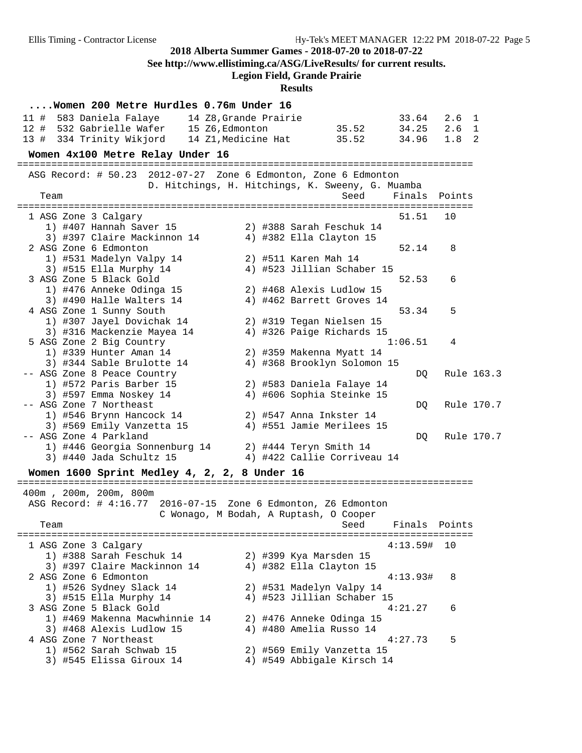## ....Women 200 Metre Hurdles 0.76m Under 16

| Place | Name | Age | Team | Seed | Finals | Wind | H# |
|---|---|---|---|---|---|---|---|
| 11 # | 583 Daniela Falaye | 14 | Z8,Grande Prairie | | 33.64 | 2.6 | 1 |
| 12 # | 532 Gabrielle Wafer | 15 | Z6,Edmonton | 35.52 | 34.25 | 2.6 | 1 |
| 13 # | 334 Trinity Wikjord | 14 | Z1,Medicine Hat | 35.52 | 34.96 | 1.8 | 2 |

## Women 4x100 Metre Relay Under 16

ASG Record: # 50.23 2012-07-27 Zone 6 Edmonton, Zone 6 Edmonton
D. Hitchings, H. Hitchings, K. Sweeny, G. Muamba

| Place | Team | Seed | Finals | Points |
|---|---|---|---|---|
| 1 | ASG Zone 3 Calgary | | 51.51 | 10 |
| | 1) #407 Hannah Saver 15, 2) #388 Sarah Feschuk 14, 3) #397 Claire Mackinnon 14, 4) #382 Ella Clayton 15 | | | |
| 2 | ASG Zone 6 Edmonton | | 52.14 | 8 |
| | 1) #531 Madelyn Valpy 14, 2) #511 Karen Mah 14, 3) #515 Ella Murphy 14, 4) #523 Jillian Schaber 15 | | | |
| 3 | ASG Zone 5 Black Gold | | 52.53 | 6 |
| | 1) #476 Anneke Odinga 15, 2) #468 Alexis Ludlow 15, 3) #490 Halle Walters 14, 4) #462 Barrett Groves 14 | | | |
| 4 | ASG Zone 1 Sunny South | | 53.34 | 5 |
| | 1) #307 Jayel Dovichak 14, 2) #319 Tegan Nielsen 15, 3) #316 Mackenzie Mayea 14, 4) #326 Paige Richards 15 | | | |
| 5 | ASG Zone 2 Big Country | | 1:06.51 | 4 |
| | 1) #339 Hunter Aman 14, 2) #359 Makenna Myatt 14, 3) #344 Sable Brulotte 14, 4) #368 Brooklyn Solomon 15 | | | |
| -- | ASG Zone 8 Peace Country | | DQ | Rule 163.3 |
| | 1) #572 Paris Barber 15, 2) #583 Daniela Falaye 14, 3) #597 Emma Noskey 14, 4) #606 Sophia Steinke 15 | | | |
| -- | ASG Zone 7 Northeast | | DQ | Rule 170.7 |
| | 1) #546 Brynn Hancock 14, 2) #547 Anna Inkster 14, 3) #569 Emily Vanzetta 15, 4) #551 Jamie Merilees 15 | | | |
| -- | ASG Zone 4 Parkland | | DQ | Rule 170.7 |
| | 1) #446 Georgia Sonnenburg 14, 2) #444 Teryn Smith 14, 3) #440 Jada Schultz 15, 4) #422 Callie Corriveau 14 | | | |

## Women 1600 Sprint Medley 4, 2, 2, 8 Under 16

400m , 200m, 200m, 800m
ASG Record: # 4:16.77 2016-07-15 Zone 6 Edmonton, Z6 Edmonton
C Wonago, M Bodah, A Ruptash, O Cooper

| Place | Team | Seed | Finals | Points |
|---|---|---|---|---|
| 1 | ASG Zone 3 Calgary | | 4:13.59# | 10 |
| | 1) #388 Sarah Feschuk 14, 2) #399 Kya Marsden 15, 3) #397 Claire Mackinnon 14, 4) #382 Ella Clayton 15 | | | |
| 2 | ASG Zone 6 Edmonton | | 4:13.93# | 8 |
| | 1) #526 Sydney Slack 14, 2) #531 Madelyn Valpy 14, 3) #515 Ella Murphy 14, 4) #523 Jillian Schaber 15 | | | |
| 3 | ASG Zone 5 Black Gold | | 4:21.27 | 6 |
| | 1) #469 Makenna Macwhinnie 14, 2) #476 Anneke Odinga 15, 3) #468 Alexis Ludlow 15, 4) #480 Amelia Russo 14 | | | |
| 4 | ASG Zone 7 Northeast | | 4:27.73 | 5 |
| | 1) #562 Sarah Schwab 15, 2) #569 Emily Vanzetta 15, 3) #545 Elissa Giroux 14, 4) #549 Abbigale Kirsch 14 | | | |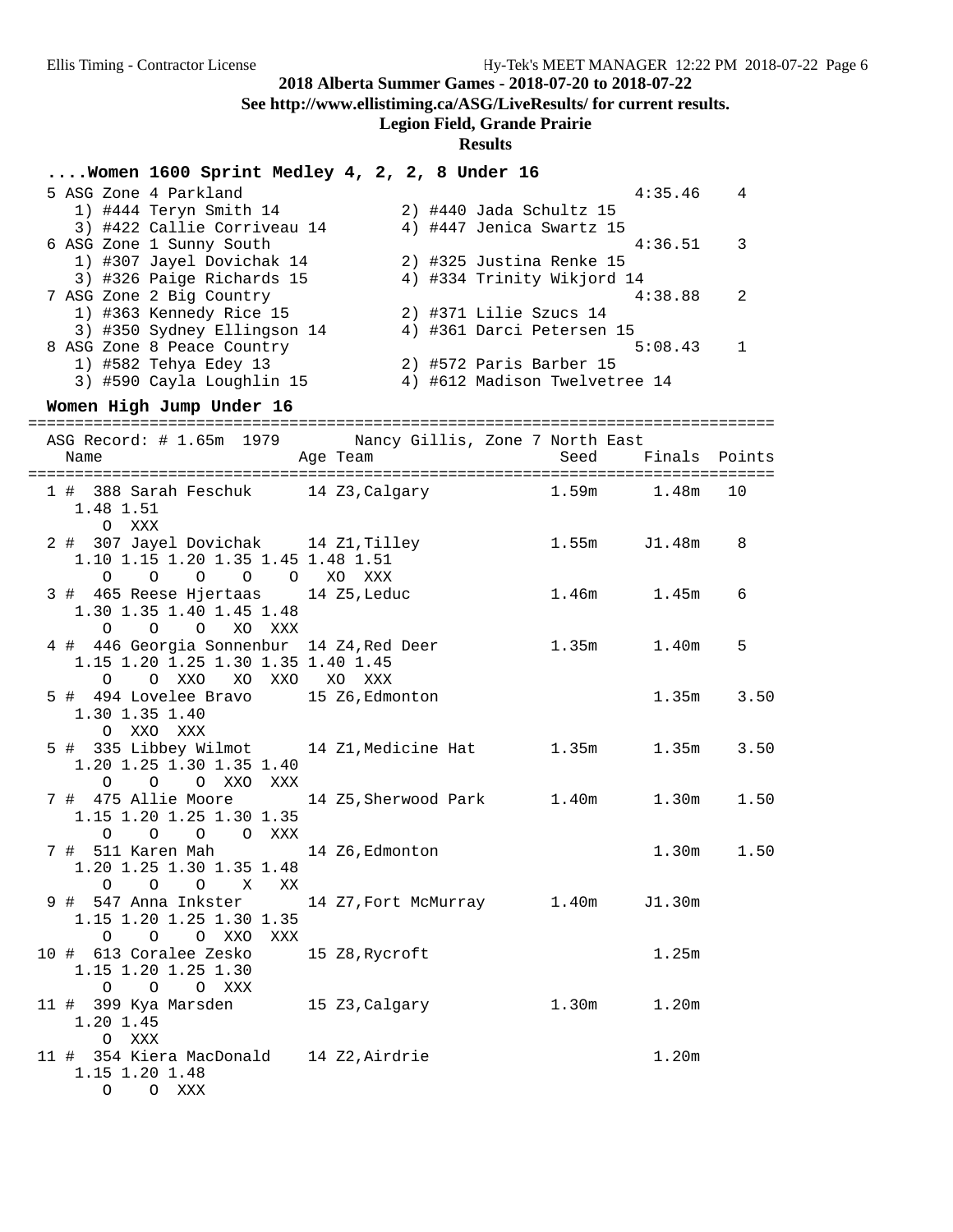## 2018 Alberta Summer Games - 2018-07-20 to 2018-07-22

**See http://www.ellistiming.ca/ASG/LiveResults/ for current results.**

**Legion Field, Grande Prairie**

**Results**

### ....Women 1600 Sprint Medley 4, 2, 2, 8 Under 16

```
 5 ASG Zone 4 Parkland                                         4:35.46    4
    1) #444 Teryn Smith 14            2) #440 Jada Schultz 15
    3) #422 Callie Corriveau 14       4) #447 Jenica Swartz 15
 6 ASG Zone 1 Sunny South                                      4:36.51    3
    1) #307 Jayel Dovichak 14         2) #325 Justina Renke 15
    3) #326 Paige Richards 15         4) #334 Trinity Wikjord 14
 7 ASG Zone 2 Big Country                                      4:38.88    2
    1) #363 Kennedy Rice 15           2) #371 Lilie Szucs 14
    3) #350 Sydney Ellingson 14       4) #361 Darci Petersen 15
 8 ASG Zone 8 Peace Country                                    5:08.43    1
    1) #582 Tehya Edey 13             2) #572 Paris Barber 15
    3) #590 Cayla Loughlin 15         4) #612 Madison Twelvetree 14
```

### Women High Jump Under 16

```
================================================================================
  ASG Record: # 1.65m  1979       Nancy Gillis, Zone 7 North East
    Name                    Age Team                    Seed     Finals  Points
================================================================================
  1 #  388 Sarah Feschuk      14 Z3,Calgary             1.59m      1.48m   10
     1.48 1.51
        O  XXX
  2 #  307 Jayel Dovichak     14 Z1,Tilley              1.55m     J1.48m    8
     1.10 1.15 1.20 1.35 1.45 1.48 1.51
        O    O    O    O    O   XO  XXX
  3 #  465 Reese Hjertaas     14 Z5,Leduc               1.46m      1.45m    6
     1.30 1.35 1.40 1.45 1.48
        O    O    O   XO  XXX
  4 #  446 Georgia Sonnenbur  14 Z4,Red Deer            1.35m      1.40m    5
     1.15 1.20 1.25 1.30 1.35 1.40 1.45
        O    O  XXO   XO  XXO   XO  XXX
  5 #  494 Lovelee Bravo      15 Z6,Edmonton                       1.35m    3.50
     1.30 1.35 1.40
        O  XXO  XXX
  5 #  335 Libbey Wilmot      14 Z1,Medicine Hat        1.35m      1.35m    3.50
     1.20 1.25 1.30 1.35 1.40
        O    O    O  XXO  XXX
  7 #  475 Allie Moore        14 Z5,Sherwood Park       1.40m      1.30m    1.50
     1.15 1.20 1.25 1.30 1.35
        O    O    O    O  XXX
  7 #  511 Karen Mah          14 Z6,Edmonton                       1.30m    1.50
     1.20 1.25 1.30 1.35 1.48
        O    O    O    X   XX
  9 #  547 Anna Inkster       14 Z7,Fort McMurray       1.40m     J1.30m
     1.15 1.20 1.25 1.30 1.35
        O    O    O  XXO  XXX
 10 #  613 Coralee Zesko      15 Z8,Rycroft                        1.25m
     1.15 1.20 1.25 1.30
        O    O    O  XXX
 11 #  399 Kya Marsden        15 Z3,Calgary             1.30m      1.20m
     1.20 1.45
        O  XXX
 11 #  354 Kiera MacDonald    14 Z2,Airdrie                        1.20m
     1.15 1.20 1.48
        O    O  XXX
```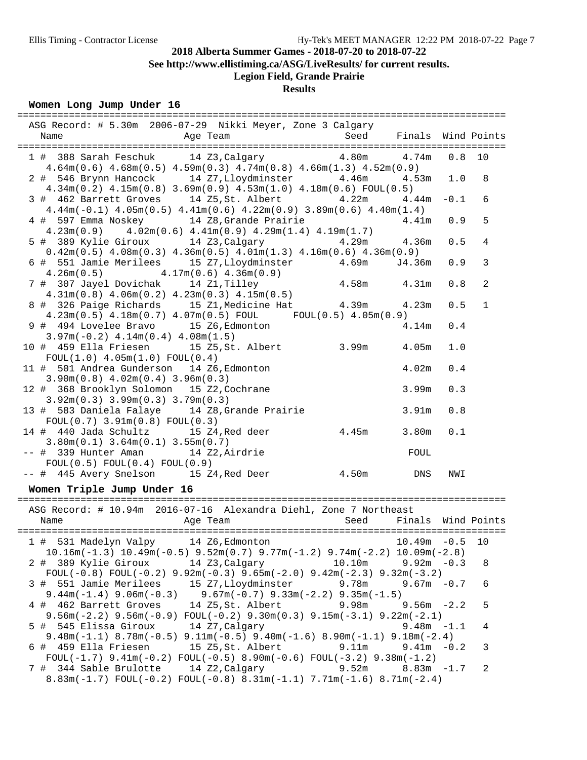# 2018 Alberta Summer Games - 2018-07-20 to 2018-07-22

**See http://www.ellistiming.ca/ASG/LiveResults/ for current results.**

**Legion Field, Grande Prairie**

**Results**

## Women Long Jump Under 16

ASG Record: # 5.30m 2006-07-29 Nikki Meyer, Zone 3 Calgary

| Place | Name | Age | Team | Seed | Finals | Wind | Points |
|---|---|---|---|---|---|---|---|
| 1 | # 388 Sarah Feschuk | 14 | Z3,Calgary | 4.80m | 4.74m | 0.8 | 10 |
| | 4.64m(0.6) 4.68m(0.5) 4.59m(0.3) 4.74m(0.8) 4.66m(1.3) 4.52m(0.9) | | | | | | |
| 2 | # 546 Brynn Hancock | 14 | Z7,Lloydminster | 4.46m | 4.53m | 1.0 | 8 |
| | 4.34m(0.2) 4.15m(0.8) 3.69m(0.9) 4.53m(1.0) 4.18m(0.6) FOUL(0.5) | | | | | | |
| 3 | # 462 Barrett Groves | 14 | Z5,St. Albert | 4.22m | 4.44m | -0.1 | 6 |
| | 4.44m(-0.1) 4.05m(0.5) 4.41m(0.6) 4.22m(0.9) 3.89m(0.6) 4.40m(1.4) | | | | | | |
| 4 | # 597 Emma Noskey | 14 | Z8,Grande Prairie | | 4.41m | 0.9 | 5 |
| | 4.23m(0.9) 4.02m(0.6) 4.41m(0.9) 4.29m(1.4) 4.19m(1.7) | | | | | | |
| 5 | # 389 Kylie Giroux | 14 | Z3,Calgary | 4.29m | 4.36m | 0.5 | 4 |
| | 0.42m(0.5) 4.08m(0.3) 4.36m(0.5) 4.01m(1.3) 4.16m(0.6) 4.36m(0.9) | | | | | | |
| 6 | # 551 Jamie Merilees | 15 | Z7,Lloydminster | 4.69m | J4.36m | 0.9 | 3 |
| | 4.26m(0.5) 4.17m(0.6) 4.36m(0.9) | | | | | | |
| 7 | # 307 Jayel Dovichak | 14 | Z1,Tilley | 4.58m | 4.31m | 0.8 | 2 |
| | 4.31m(0.8) 4.06m(0.2) 4.23m(0.3) 4.15m(0.5) | | | | | | |
| 8 | # 326 Paige Richards | 15 | Z1,Medicine Hat | 4.39m | 4.23m | 0.5 | 1 |
| | 4.23m(0.5) 4.18m(0.7) 4.07m(0.5) FOUL FOUL(0.5) 4.05m(0.9) | | | | | | |
| 9 | # 494 Lovelee Bravo | 15 | Z6,Edmonton | | 4.14m | 0.4 | |
| | 3.97m(-0.2) 4.14m(0.4) 4.08m(1.5) | | | | | | |
| 10 | # 459 Ella Friesen | 15 | Z5,St. Albert | 3.99m | 4.05m | 1.0 | |
| | FOUL(1.0) 4.05m(1.0) FOUL(0.4) | | | | | | |
| 11 | # 501 Andrea Gunderson | 14 | Z6,Edmonton | | 4.02m | 0.4 | |
| | 3.90m(0.8) 4.02m(0.4) 3.96m(0.3) | | | | | | |
| 12 | # 368 Brooklyn Solomon | 15 | Z2,Cochrane | | 3.99m | 0.3 | |
| | 3.92m(0.3) 3.99m(0.3) 3.79m(0.3) | | | | | | |
| 13 | # 583 Daniela Falaye | 14 | Z8,Grande Prairie | | 3.91m | 0.8 | |
| | FOUL(0.7) 3.91m(0.8) FOUL(0.3) | | | | | | |
| 14 | # 440 Jada Schultz | 15 | Z4,Red deer | 4.45m | 3.80m | 0.1 | |
| | 3.80m(0.1) 3.64m(0.1) 3.55m(0.7) | | | | | | |
| -- | # 339 Hunter Aman | 14 | Z2,Airdrie | | FOUL | | |
| | FOUL(0.5) FOUL(0.4) FOUL(0.9) | | | | | | |
| -- | # 445 Avery Snelson | 15 | Z4,Red Deer | 4.50m | DNS | NWI | |

## Women Triple Jump Under 16

ASG Record: # 10.94m 2016-07-16 Alexandra Diehl, Zone 7 Northeast

| Place | Name | Age | Team | Seed | Finals | Wind | Points |
|---|---|---|---|---|---|---|---|
| 1 | # 531 Madelyn Valpy | 14 | Z6,Edmonton | | 10.49m | -0.5 | 10 |
| | 10.16m(-1.3) 10.49m(-0.5) 9.52m(0.7) 9.77m(-1.2) 9.74m(-2.2) 10.09m(-2.8) | | | | | | |
| 2 | # 389 Kylie Giroux | 14 | Z3,Calgary | 10.10m | 9.92m | -0.3 | 8 |
| | FOUL(-0.8) FOUL(-0.2) 9.92m(-0.3) 9.65m(-2.0) 9.42m(-2.3) 9.32m(-3.2) | | | | | | |
| 3 | # 551 Jamie Merilees | 15 | Z7,Lloydminster | 9.78m | 9.67m | -0.7 | 6 |
| | 9.44m(-1.4) 9.06m(-0.3) 9.67m(-0.7) 9.33m(-2.2) 9.35m(-1.5) | | | | | | |
| 4 | # 462 Barrett Groves | 14 | Z5,St. Albert | 9.98m | 9.56m | -2.2 | 5 |
| | 9.56m(-2.2) 9.56m(-0.9) FOUL(-0.2) 9.30m(0.3) 9.15m(-3.1) 9.22m(-2.1) | | | | | | |
| 5 | # 545 Elissa Giroux | 14 | Z7,Calgary | | 9.48m | -1.1 | 4 |
| | 9.48m(-1.1) 8.78m(-0.5) 9.11m(-0.5) 9.40m(-1.6) 8.90m(-1.1) 9.18m(-2.4) | | | | | | |
| 6 | # 459 Ella Friesen | 15 | Z5,St. Albert | 9.11m | 9.41m | -0.2 | 3 |
| | FOUL(-1.7) 9.41m(-0.2) FOUL(-0.5) 8.90m(-0.6) FOUL(-3.2) 9.38m(-1.2) | | | | | | |
| 7 | # 344 Sable Brulotte | 14 | Z2,Calgary | 9.52m | 8.83m | -1.7 | 2 |
| | 8.83m(-1.7) FOUL(-0.2) FOUL(-0.8) 8.31m(-1.1) 7.71m(-1.6) 8.71m(-2.4) | | | | | | |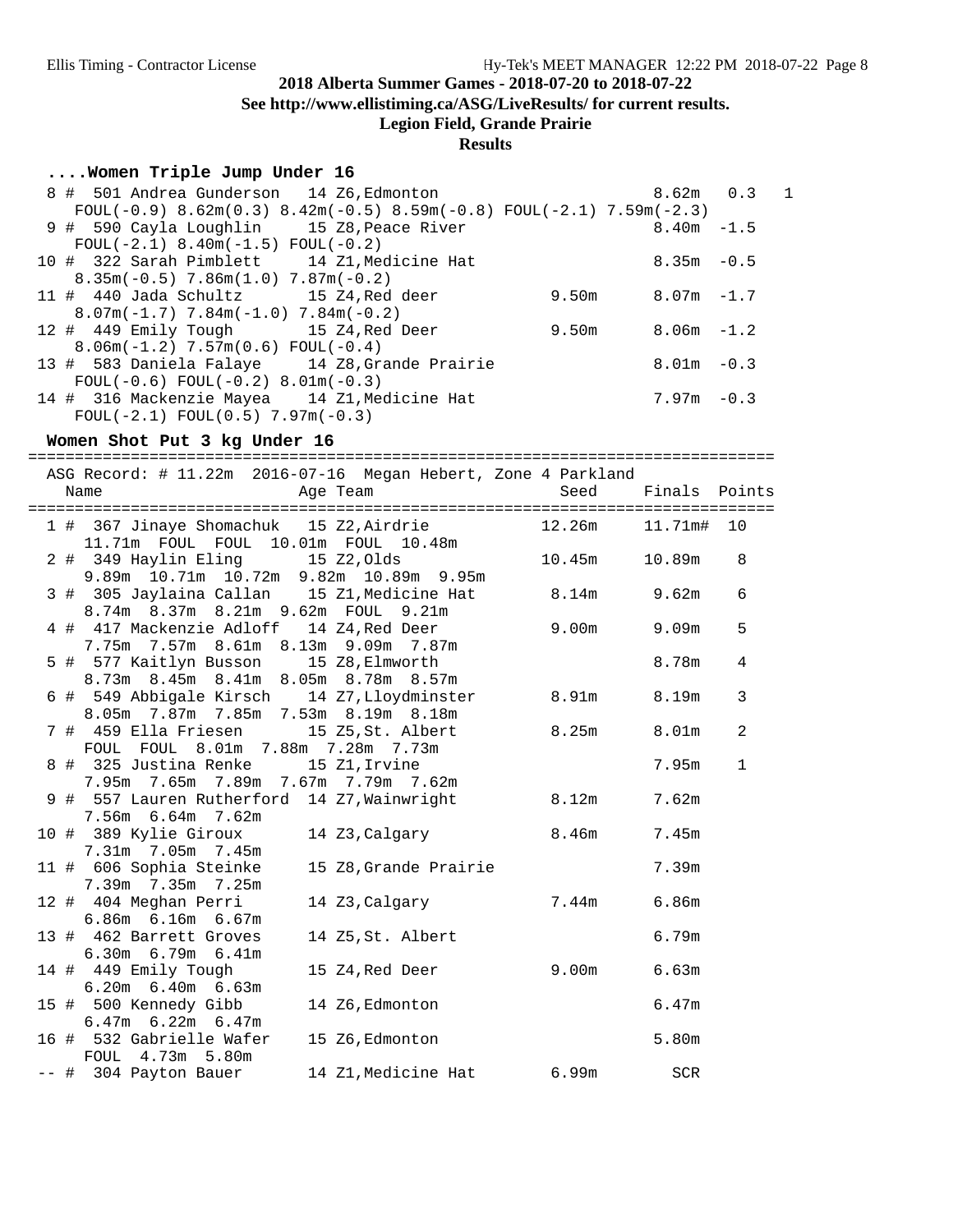**2018 Alberta Summer Games - 2018-07-20 to 2018-07-22**
**See http://www.ellistiming.ca/ASG/LiveResults/ for current results.**
**Legion Field, Grande Prairie**
**Results**

### ....Women Triple Jump Under 16

| Place | Name | Age | Team | Seed | Finals | Wind | Points |
|---|---|---|---|---|---|---|---|
| 8 | # 501 Andrea Gunderson | 14 | Z6,Edmonton | | 8.62m | 0.3 | 1 |
| | FOUL(-0.9) 8.62m(0.3) 8.42m(-0.5) 8.59m(-0.8) FOUL(-2.1) 7.59m(-2.3) | | | | | | |
| 9 | # 590 Cayla Loughlin | 15 | Z8,Peace River | | 8.40m | -1.5 | |
| | FOUL(-2.1) 8.40m(-1.5) FOUL(-0.2) | | | | | | |
| 10 | # 322 Sarah Pimblett | 14 | Z1,Medicine Hat | | 8.35m | -0.5 | |
| | 8.35m(-0.5) 7.86m(1.0) 7.87m(-0.2) | | | | | | |
| 11 | # 440 Jada Schultz | 15 | Z4,Red deer | 9.50m | 8.07m | -1.7 | |
| | 8.07m(-1.7) 7.84m(-1.0) 7.84m(-0.2) | | | | | | |
| 12 | # 449 Emily Tough | 15 | Z4,Red Deer | 9.50m | 8.06m | -1.2 | |
| | 8.06m(-1.2) 7.57m(0.6) FOUL(-0.4) | | | | | | |
| 13 | # 583 Daniela Falaye | 14 | Z8,Grande Prairie | | 8.01m | -0.3 | |
| | FOUL(-0.6) FOUL(-0.2) 8.01m(-0.3) | | | | | | |
| 14 | # 316 Mackenzie Mayea | 14 | Z1,Medicine Hat | | 7.97m | -0.3 | |
| | FOUL(-2.1) FOUL(0.5) 7.97m(-0.3) | | | | | | |

### Women Shot Put 3 kg Under 16

ASG Record: # 11.22m 2016-07-16 Megan Hebert, Zone 4 Parkland

| Place | Name | Age | Team | Seed | Finals | Points |
|---|---|---|---|---|---|---|
| 1 | # 367 Jinaye Shomachuk | 15 | Z2,Airdrie | 12.26m | 11.71m# | 10 |
| | 11.71m FOUL FOUL 10.01m FOUL 10.48m | | | | | |
| 2 | # 349 Haylin Eling | 15 | Z2,Olds | 10.45m | 10.89m | 8 |
| | 9.89m 10.71m 10.72m 9.82m 10.89m 9.95m | | | | | |
| 3 | # 305 Jaylaina Callan | 15 | Z1,Medicine Hat | 8.14m | 9.62m | 6 |
| | 8.74m 8.37m 8.21m 9.62m FOUL 9.21m | | | | | |
| 4 | # 417 Mackenzie Adloff | 14 | Z4,Red Deer | 9.00m | 9.09m | 5 |
| | 7.75m 7.57m 8.61m 8.13m 9.09m 7.87m | | | | | |
| 5 | # 577 Kaitlyn Busson | 15 | Z8,Elmworth | | 8.78m | 4 |
| | 8.73m 8.45m 8.41m 8.05m 8.78m 8.57m | | | | | |
| 6 | # 549 Abbigale Kirsch | 14 | Z7,Lloydminster | 8.91m | 8.19m | 3 |
| | 8.05m 7.87m 7.85m 7.53m 8.19m 8.18m | | | | | |
| 7 | # 459 Ella Friesen | 15 | Z5,St. Albert | 8.25m | 8.01m | 2 |
| | FOUL FOUL 8.01m 7.88m 7.28m 7.73m | | | | | |
| 8 | # 325 Justina Renke | 15 | Z1,Irvine | | 7.95m | 1 |
| | 7.95m 7.65m 7.89m 7.67m 7.79m 7.62m | | | | | |
| 9 | # 557 Lauren Rutherford | 14 | Z7,Wainwright | 8.12m | 7.62m | |
| | 7.56m 6.64m 7.62m | | | | | |
| 10 | # 389 Kylie Giroux | 14 | Z3,Calgary | 8.46m | 7.45m | |
| | 7.31m 7.05m 7.45m | | | | | |
| 11 | # 606 Sophia Steinke | 15 | Z8,Grande Prairie | | 7.39m | |
| | 7.39m 7.35m 7.25m | | | | | |
| 12 | # 404 Meghan Perri | 14 | Z3,Calgary | 7.44m | 6.86m | |
| | 6.86m 6.16m 6.67m | | | | | |
| 13 | # 462 Barrett Groves | 14 | Z5,St. Albert | | 6.79m | |
| | 6.30m 6.79m 6.41m | | | | | |
| 14 | # 449 Emily Tough | 15 | Z4,Red Deer | 9.00m | 6.63m | |
| | 6.20m 6.40m 6.63m | | | | | |
| 15 | # 500 Kennedy Gibb | 14 | Z6,Edmonton | | 6.47m | |
| | 6.47m 6.22m 6.47m | | | | | |
| 16 | # 532 Gabrielle Wafer | 15 | Z6,Edmonton | | 5.80m | |
| | FOUL 4.73m 5.80m | | | | | |
| -- | # 304 Payton Bauer | 14 | Z1,Medicine Hat | 6.99m | SCR | |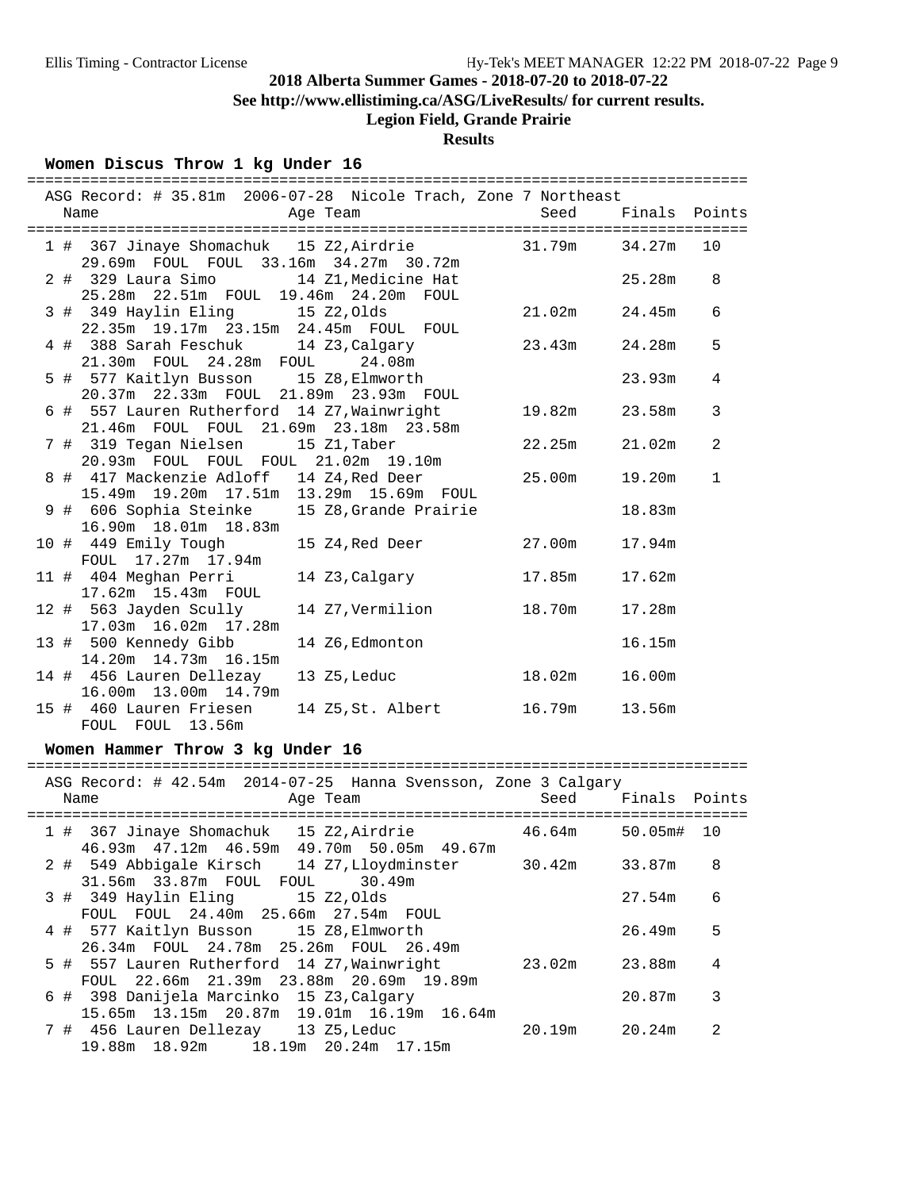## 2018 Alberta Summer Games - 2018-07-20 to 2018-07-22

**See http://www.ellistiming.ca/ASG/LiveResults/ for current results.**

**Legion Field, Grande Prairie**

**Results**

### Women Discus Throw 1 kg Under 16

ASG Record: # 35.81m 2006-07-28 Nicole Trach, Zone 7 Northeast

| Place | Name | Age | Team | Seed | Finals | Points |
|---|---|---|---|---|---|---|
| 1 # | 367 Jinaye Shomachuk | 15 | Z2,Airdrie | 31.79m | 34.27m | 10 |
| | 29.69m FOUL FOUL 33.16m 34.27m 30.72m | | | | | |
| 2 # | 329 Laura Simo | 14 | Z1,Medicine Hat | | 25.28m | 8 |
| | 25.28m 22.51m FOUL 19.46m 24.20m FOUL | | | | | |
| 3 # | 349 Haylin Eling | 15 | Z2,Olds | 21.02m | 24.45m | 6 |
| | 22.35m 19.17m 23.15m 24.45m FOUL FOUL | | | | | |
| 4 # | 388 Sarah Feschuk | 14 | Z3,Calgary | 23.43m | 24.28m | 5 |
| | 21.30m FOUL 24.28m FOUL 24.08m | | | | | |
| 5 # | 577 Kaitlyn Busson | 15 | Z8,Elmworth | | 23.93m | 4 |
| | 20.37m 22.33m FOUL 21.89m 23.93m FOUL | | | | | |
| 6 # | 557 Lauren Rutherford | 14 | Z7,Wainwright | 19.82m | 23.58m | 3 |
| | 21.46m FOUL FOUL 21.69m 23.18m 23.58m | | | | | |
| 7 # | 319 Tegan Nielsen | 15 | Z1,Taber | 22.25m | 21.02m | 2 |
| | 20.93m FOUL FOUL FOUL 21.02m 19.10m | | | | | |
| 8 # | 417 Mackenzie Adloff | 14 | Z4,Red Deer | 25.00m | 19.20m | 1 |
| | 15.49m 19.20m 17.51m 13.29m 15.69m FOUL | | | | | |
| 9 # | 606 Sophia Steinke | 15 | Z8,Grande Prairie | | 18.83m | |
| | 16.90m 18.01m 18.83m | | | | | |
| 10 # | 449 Emily Tough | 15 | Z4,Red Deer | 27.00m | 17.94m | |
| | FOUL 17.27m 17.94m | | | | | |
| 11 # | 404 Meghan Perri | 14 | Z3,Calgary | 17.85m | 17.62m | |
| | 17.62m 15.43m FOUL | | | | | |
| 12 # | 563 Jayden Scully | 14 | Z7,Vermilion | 18.70m | 17.28m | |
| | 17.03m 16.02m 17.28m | | | | | |
| 13 # | 500 Kennedy Gibb | 14 | Z6,Edmonton | | 16.15m | |
| | 14.20m 14.73m 16.15m | | | | | |
| 14 # | 456 Lauren Dellezay | 13 | Z5,Leduc | 18.02m | 16.00m | |
| | 16.00m 13.00m 14.79m | | | | | |
| 15 # | 460 Lauren Friesen | 14 | Z5,St. Albert | 16.79m | 13.56m | |
| | FOUL FOUL 13.56m | | | | | |

### Women Hammer Throw 3 kg Under 16

ASG Record: # 42.54m 2014-07-25 Hanna Svensson, Zone 3 Calgary

| Place | Name | Age | Team | Seed | Finals | Points |
|---|---|---|---|---|---|---|
| 1 # | 367 Jinaye Shomachuk | 15 | Z2,Airdrie | 46.64m | 50.05m# | 10 |
| | 46.93m 47.12m 46.59m 49.70m 50.05m 49.67m | | | | | |
| 2 # | 549 Abbigale Kirsch | 14 | Z7,Lloydminster | 30.42m | 33.87m | 8 |
| | 31.56m 33.87m FOUL FOUL 30.49m | | | | | |
| 3 # | 349 Haylin Eling | 15 | Z2,Olds | | 27.54m | 6 |
| | FOUL FOUL 24.40m 25.66m 27.54m FOUL | | | | | |
| 4 # | 577 Kaitlyn Busson | 15 | Z8,Elmworth | | 26.49m | 5 |
| | 26.34m FOUL 24.78m 25.26m FOUL 26.49m | | | | | |
| 5 # | 557 Lauren Rutherford | 14 | Z7,Wainwright | 23.02m | 23.88m | 4 |
| | FOUL 22.66m 21.39m 23.88m 20.69m 19.89m | | | | | |
| 6 # | 398 Danijela Marcinko | 15 | Z3,Calgary | | 20.87m | 3 |
| | 15.65m 13.15m 20.87m 19.01m 16.19m 16.64m | | | | | |
| 7 # | 456 Lauren Dellezay | 13 | Z5,Leduc | 20.19m | 20.24m | 2 |
| | 19.88m 18.92m 18.19m 20.24m 17.15m | | | | | |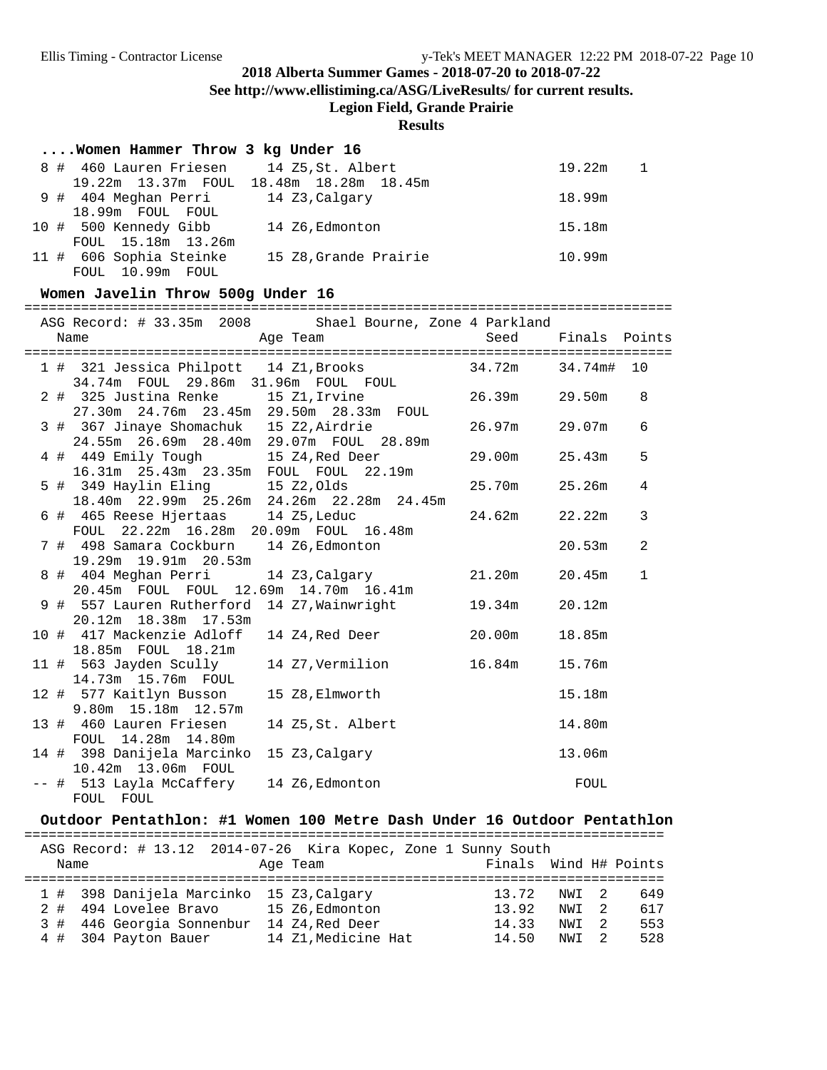# 2018 Alberta Summer Games - 2018-07-20 to 2018-07-22

**See http://www.ellistiming.ca/ASG/LiveResults/ for current results.**

**Legion Field, Grande Prairie**

**Results**

### ....Women Hammer Throw 3 kg Under 16

| Place | Name | Age | Team | Finals | Points |
|---|---|---|---|---|---|
| 8 # | 460 Lauren Friesen | 14 | Z5,St. Albert | 19.22m | 1 |
| | 19.22m 13.37m FOUL 18.48m 18.28m 18.45m | | | | |
| 9 # | 404 Meghan Perri | 14 | Z3,Calgary | 18.99m | |
| | 18.99m FOUL FOUL | | | | |
| 10 # | 500 Kennedy Gibb | 14 | Z6,Edmonton | 15.18m | |
| | FOUL 15.18m 13.26m | | | | |
| 11 # | 606 Sophia Steinke | 15 | Z8,Grande Prairie | 10.99m | |
| | FOUL 10.99m FOUL | | | | |

### Women Javelin Throw 500g Under 16

ASG Record: # 33.35m 2008 Shael Bourne, Zone 4 Parkland

| Place | Name | Age | Team | Seed | Finals | Points |
|---|---|---|---|---|---|---|
| 1 # | 321 Jessica Philpott | 14 | Z1,Brooks | 34.72m | 34.74m# | 10 |
| | 34.74m FOUL 29.86m 31.96m FOUL FOUL | | | | | |
| 2 # | 325 Justina Renke | 15 | Z1,Irvine | 26.39m | 29.50m | 8 |
| | 27.30m 24.76m 23.45m 29.50m 28.33m FOUL | | | | | |
| 3 # | 367 Jinaye Shomachuk | 15 | Z2,Airdrie | 26.97m | 29.07m | 6 |
| | 24.55m 26.69m 28.40m 29.07m FOUL 28.89m | | | | | |
| 4 # | 449 Emily Tough | 15 | Z4,Red Deer | 29.00m | 25.43m | 5 |
| | 16.31m 25.43m 23.35m FOUL FOUL 22.19m | | | | | |
| 5 # | 349 Haylin Eling | 15 | Z2,Olds | 25.70m | 25.26m | 4 |
| | 18.40m 22.99m 25.26m 24.26m 22.28m 24.45m | | | | | |
| 6 # | 465 Reese Hjertaas | 14 | Z5,Leduc | 24.62m | 22.22m | 3 |
| | FOUL 22.22m 16.28m 20.09m FOUL 16.48m | | | | | |
| 7 # | 498 Samara Cockburn | 14 | Z6,Edmonton | | 20.53m | 2 |
| | 19.29m 19.91m 20.53m | | | | | |
| 8 # | 404 Meghan Perri | 14 | Z3,Calgary | 21.20m | 20.45m | 1 |
| | 20.45m FOUL FOUL 12.69m 14.70m 16.41m | | | | | |
| 9 # | 557 Lauren Rutherford | 14 | Z7,Wainwright | 19.34m | 20.12m | |
| | 20.12m 18.38m 17.53m | | | | | |
| 10 # | 417 Mackenzie Adloff | 14 | Z4,Red Deer | 20.00m | 18.85m | |
| | 18.85m FOUL 18.21m | | | | | |
| 11 # | 563 Jayden Scully | 14 | Z7,Vermilion | 16.84m | 15.76m | |
| | 14.73m 15.76m FOUL | | | | | |
| 12 # | 577 Kaitlyn Busson | 15 | Z8,Elmworth | | 15.18m | |
| | 9.80m 15.18m 12.57m | | | | | |
| 13 # | 460 Lauren Friesen | 14 | Z5,St. Albert | | 14.80m | |
| | FOUL 14.28m 14.80m | | | | | |
| 14 # | 398 Danijela Marcinko | 15 | Z3,Calgary | | 13.06m | |
| | 10.42m 13.06m FOUL | | | | | |
| -- # | 513 Layla McCaffery | 14 | Z6,Edmonton | | FOUL | |
| | FOUL FOUL | | | | | |

### Outdoor Pentathlon: #1 Women 100 Metre Dash Under 16 Outdoor Pentathlon

ASG Record: # 13.12 2014-07-26 Kira Kopec, Zone 1 Sunny South

| Place | Name | Age | Team | Finals | Wind | H# | Points |
|---|---|---|---|---|---|---|---|
| 1 # | 398 Danijela Marcinko | 15 | Z3,Calgary | 13.72 | NWI | 2 | 649 |
| 2 # | 494 Lovelee Bravo | 15 | Z6,Edmonton | 13.92 | NWI | 2 | 617 |
| 3 # | 446 Georgia Sonnenbur | 14 | Z4,Red Deer | 14.33 | NWI | 2 | 553 |
| 4 # | 304 Payton Bauer | 14 | Z1,Medicine Hat | 14.50 | NWI | 2 | 528 |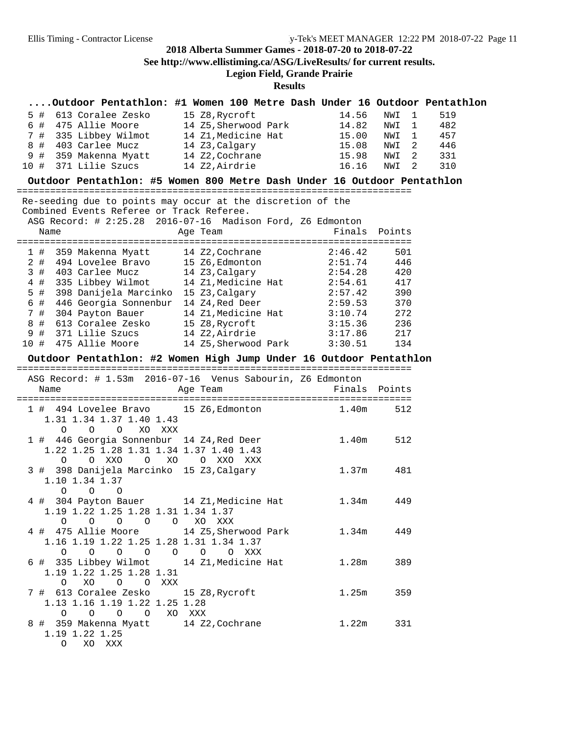## 2018 Alberta Summer Games - 2018-07-20 to 2018-07-22

**See http://www.ellistiming.ca/ASG/LiveResults/ for current results.**

**Legion Field, Grande Prairie**

**Results**

### ....Outdoor Pentathlon: #1 Women 100 Metre Dash Under 16 Outdoor Pentathlon

| Place | Name | Age | Team | Finals | Wind | Heat | Points |
|---|---|---|---|---|---|---|---|
| 5 # | 613 Coralee Zesko | 15 | Z8,Rycroft | 14.56 | NWI | 1 | 519 |
| 6 # | 475 Allie Moore | 14 | Z5,Sherwood Park | 14.82 | NWI | 1 | 482 |
| 7 # | 335 Libbey Wilmot | 14 | Z1,Medicine Hat | 15.00 | NWI | 1 | 457 |
| 8 # | 403 Carlee Mucz | 14 | Z3,Calgary | 15.08 | NWI | 2 | 446 |
| 9 # | 359 Makenna Myatt | 14 | Z2,Cochrane | 15.98 | NWI | 2 | 331 |
| 10 # | 371 Lilie Szucs | 14 | Z2,Airdrie | 16.16 | NWI | 2 | 310 |

### Outdoor Pentathlon: #5 Women 800 Metre Dash Under 16 Outdoor Pentathlon

Re-seeding due to points may occur at the discretion of the Combined Events Referee or Track Referee.

ASG Record: # 2:25.28 2016-07-16 Madison Ford, Z6 Edmonton

| Place | Name | Age | Team | Finals | Points |
|---|---|---|---|---|---|
| 1 # | 359 Makenna Myatt | 14 | Z2,Cochrane | 2:46.42 | 501 |
| 2 # | 494 Lovelee Bravo | 15 | Z6,Edmonton | 2:51.74 | 446 |
| 3 # | 403 Carlee Mucz | 14 | Z3,Calgary | 2:54.28 | 420 |
| 4 # | 335 Libbey Wilmot | 14 | Z1,Medicine Hat | 2:54.61 | 417 |
| 5 # | 398 Danijela Marcinko | 15 | Z3,Calgary | 2:57.42 | 390 |
| 6 # | 446 Georgia Sonnenbur | 14 | Z4,Red Deer | 2:59.53 | 370 |
| 7 # | 304 Payton Bauer | 14 | Z1,Medicine Hat | 3:10.74 | 272 |
| 8 # | 613 Coralee Zesko | 15 | Z8,Rycroft | 3:15.36 | 236 |
| 9 # | 371 Lilie Szucs | 14 | Z2,Airdrie | 3:17.86 | 217 |
| 10 # | 475 Allie Moore | 14 | Z5,Sherwood Park | 3:30.51 | 134 |

### Outdoor Pentathlon: #2 Women High Jump Under 16 Outdoor Pentathlon

ASG Record: # 1.53m 2016-07-16 Venus Sabourin, Z6 Edmonton

| Place | Name | Age | Team | Finals | Points |
|---|---|---|---|---|---|
| 1 # | 494 Lovelee Bravo | 15 | Z6,Edmonton | 1.40m | 512 |
| | 1.31 1.34 1.37 1.40 1.43 — O O O XO XXX | | | | |
| 1 # | 446 Georgia Sonnenbur | 14 | Z4,Red Deer | 1.40m | 512 |
| | 1.22 1.25 1.28 1.31 1.34 1.37 1.40 1.43 — O O XXO O XO O XXO XXX | | | | |
| 3 # | 398 Danijela Marcinko | 15 | Z3,Calgary | 1.37m | 481 |
| | 1.10 1.34 1.37 — O O O | | | | |
| 4 # | 304 Payton Bauer | 14 | Z1,Medicine Hat | 1.34m | 449 |
| | 1.19 1.22 1.25 1.28 1.31 1.34 1.37 — O O O O O XO XXX | | | | |
| 4 # | 475 Allie Moore | 14 | Z5,Sherwood Park | 1.34m | 449 |
| | 1.16 1.19 1.22 1.25 1.28 1.31 1.34 1.37 — O O O O O O O XXX | | | | |
| 6 # | 335 Libbey Wilmot | 14 | Z1,Medicine Hat | 1.28m | 389 |
| | 1.19 1.22 1.25 1.28 1.31 — O XO O O XXX | | | | |
| 7 # | 613 Coralee Zesko | 15 | Z8,Rycroft | 1.25m | 359 |
| | 1.13 1.16 1.19 1.22 1.25 1.28 — O O O O XO XXX | | | | |
| 8 # | 359 Makenna Myatt | 14 | Z2,Cochrane | 1.22m | 331 |
| | 1.19 1.22 1.25 — O XO XXX | | | | |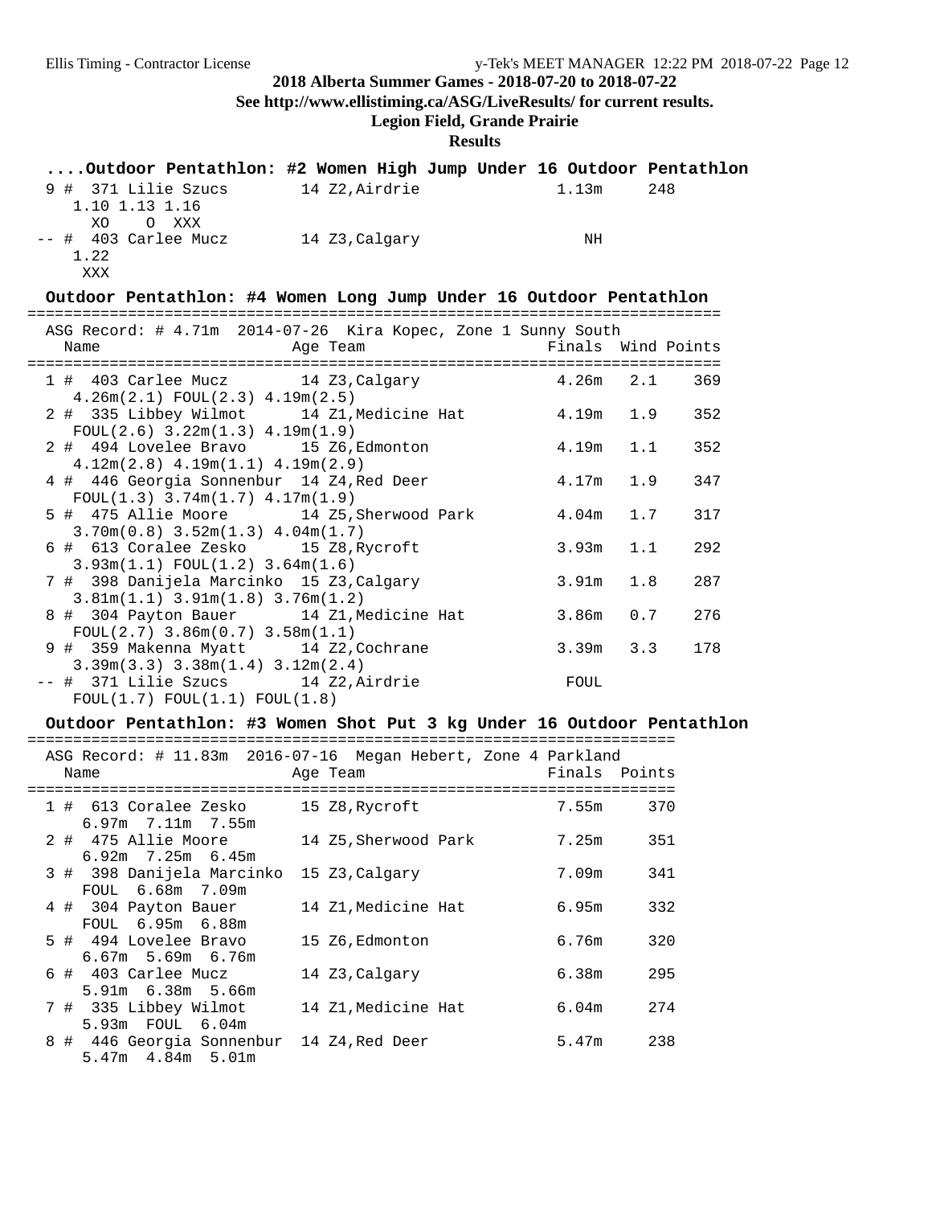2018 Alberta Summer Games - 2018-07-20 to 2018-07-22

See http://www.ellistiming.ca/ASG/LiveResults/ for current results.

Legion Field, Grande Prairie

Results

### ....Outdoor Pentathlon: #2 Women High Jump Under 16 Outdoor Pentathlon

| Place | Name | Age | Team | Finals | Points |
|---|---|---|---|---|---|
| 9 | # 371 Lilie Szucs | 14 | Z2,Airdrie | 1.13m | 248 |
| | 1.10 1.13 1.16 / XO O XXX | | | | |
| -- | # 403 Carlee Mucz | 14 | Z3,Calgary | NH | |
| | 1.22 / XXX | | | | |

### Outdoor Pentathlon: #4 Women Long Jump Under 16 Outdoor Pentathlon

ASG Record: # 4.71m 2014-07-26 Kira Kopec, Zone 1 Sunny South

| Place | Name | Age | Team | Finals | Wind | Points |
|---|---|---|---|---|---|---|
| 1 | # 403 Carlee Mucz | 14 | Z3,Calgary | 4.26m | 2.1 | 369 |
| | 4.26m(2.1) FOUL(2.3) 4.19m(2.5) | | | | | |
| 2 | # 335 Libbey Wilmot | 14 | Z1,Medicine Hat | 4.19m | 1.9 | 352 |
| | FOUL(2.6) 3.22m(1.3) 4.19m(1.9) | | | | | |
| 2 | # 494 Lovelee Bravo | 15 | Z6,Edmonton | 4.19m | 1.1 | 352 |
| | 4.12m(2.8) 4.19m(1.1) 4.19m(2.9) | | | | | |
| 4 | # 446 Georgia Sonnenbur | 14 | Z4,Red Deer | 4.17m | 1.9 | 347 |
| | FOUL(1.3) 3.74m(1.7) 4.17m(1.9) | | | | | |
| 5 | # 475 Allie Moore | 14 | Z5,Sherwood Park | 4.04m | 1.7 | 317 |
| | 3.70m(0.8) 3.52m(1.3) 4.04m(1.7) | | | | | |
| 6 | # 613 Coralee Zesko | 15 | Z8,Rycroft | 3.93m | 1.1 | 292 |
| | 3.93m(1.1) FOUL(1.2) 3.64m(1.6) | | | | | |
| 7 | # 398 Danijela Marcinko | 15 | Z3,Calgary | 3.91m | 1.8 | 287 |
| | 3.81m(1.1) 3.91m(1.8) 3.76m(1.2) | | | | | |
| 8 | # 304 Payton Bauer | 14 | Z1,Medicine Hat | 3.86m | 0.7 | 276 |
| | FOUL(2.7) 3.86m(0.7) 3.58m(1.1) | | | | | |
| 9 | # 359 Makenna Myatt | 14 | Z2,Cochrane | 3.39m | 3.3 | 178 |
| | 3.39m(3.3) 3.38m(1.4) 3.12m(2.4) | | | | | |
| -- | # 371 Lilie Szucs | 14 | Z2,Airdrie | FOUL | | |
| | FOUL(1.7) FOUL(1.1) FOUL(1.8) | | | | | |

### Outdoor Pentathlon: #3 Women Shot Put 3 kg Under 16 Outdoor Pentathlon

ASG Record: # 11.83m 2016-07-16 Megan Hebert, Zone 4 Parkland

| Place | Name | Age | Team | Finals | Points |
|---|---|---|---|---|---|
| 1 | # 613 Coralee Zesko | 15 | Z8,Rycroft | 7.55m | 370 |
| | 6.97m 7.11m 7.55m | | | | |
| 2 | # 475 Allie Moore | 14 | Z5,Sherwood Park | 7.25m | 351 |
| | 6.92m 7.25m 6.45m | | | | |
| 3 | # 398 Danijela Marcinko | 15 | Z3,Calgary | 7.09m | 341 |
| | FOUL 6.68m 7.09m | | | | |
| 4 | # 304 Payton Bauer | 14 | Z1,Medicine Hat | 6.95m | 332 |
| | FOUL 6.95m 6.88m | | | | |
| 5 | # 494 Lovelee Bravo | 15 | Z6,Edmonton | 6.76m | 320 |
| | 6.67m 5.69m 6.76m | | | | |
| 6 | # 403 Carlee Mucz | 14 | Z3,Calgary | 6.38m | 295 |
| | 5.91m 6.38m 5.66m | | | | |
| 7 | # 335 Libbey Wilmot | 14 | Z1,Medicine Hat | 6.04m | 274 |
| | 5.93m FOUL 6.04m | | | | |
| 8 | # 446 Georgia Sonnenbur | 14 | Z4,Red Deer | 5.47m | 238 |
| | 5.47m 4.84m 5.01m | | | | |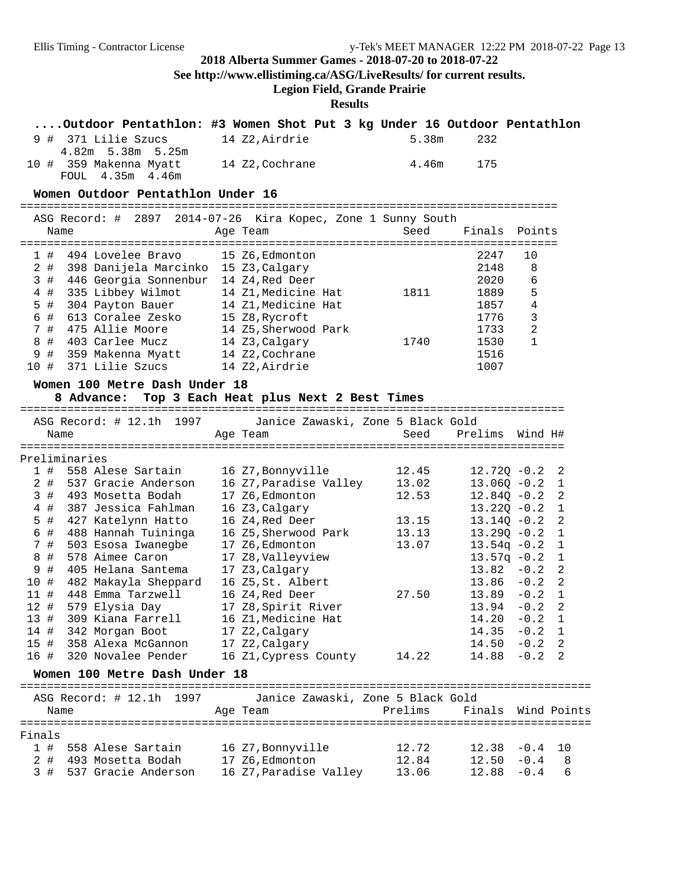## 2018 Alberta Summer Games - 2018-07-20 to 2018-07-22

**See http://www.ellistiming.ca/ASG/LiveResults/ for current results.**

**Legion Field, Grande Prairie**

**Results**

### ....Outdoor Pentathlon: #3 Women Shot Put 3 kg Under 16 Outdoor Pentathlon

| Place | Name | Age | Team | Finals | Points |
|---|---|---|---|---|---|
| 9 # | 371 Lilie Szucs | 14 | Z2,Airdrie | 5.38m | 232 |
| | 4.82m 5.38m 5.25m | | | | |
| 10 # | 359 Makenna Myatt | 14 | Z2,Cochrane | 4.46m | 175 |
| | FOUL 4.35m 4.46m | | | | |

### Women Outdoor Pentathlon Under 16

ASG Record: # 2897 2014-07-26 Kira Kopec, Zone 1 Sunny South

| Place | Name | Age | Team | Seed | Finals | Points |
|---|---|---|---|---|---|---|
| 1 # | 494 Lovelee Bravo | 15 | Z6,Edmonton | | 2247 | 10 |
| 2 # | 398 Danijela Marcinko | 15 | Z3,Calgary | | 2148 | 8 |
| 3 # | 446 Georgia Sonnenbur | 14 | Z4,Red Deer | | 2020 | 6 |
| 4 # | 335 Libbey Wilmot | 14 | Z1,Medicine Hat | 1811 | 1889 | 5 |
| 5 # | 304 Payton Bauer | 14 | Z1,Medicine Hat | | 1857 | 4 |
| 6 # | 613 Coralee Zesko | 15 | Z8,Rycroft | | 1776 | 3 |
| 7 # | 475 Allie Moore | 14 | Z5,Sherwood Park | | 1733 | 2 |
| 8 # | 403 Carlee Mucz | 14 | Z3,Calgary | 1740 | 1530 | 1 |
| 9 # | 359 Makenna Myatt | 14 | Z2,Cochrane | | 1516 | |
| 10 # | 371 Lilie Szucs | 14 | Z2,Airdrie | | 1007 | |

### Women 100 Metre Dash Under 18

8 Advance: Top 3 Each Heat plus Next 2 Best Times

ASG Record: # 12.1h 1997 Janice Zawaski, Zone 5 Black Gold

**Preliminaries**

| Place | Name | Age | Team | Seed | Prelims | Wind | H# |
|---|---|---|---|---|---|---|---|
| 1 # | 558 Alese Sartain | 16 | Z7,Bonnyville | 12.45 | 12.72Q | -0.2 | 2 |
| 2 # | 537 Gracie Anderson | 16 | Z7,Paradise Valley | 13.02 | 13.06Q | -0.2 | 1 |
| 3 # | 493 Mosetta Bodah | 17 | Z6,Edmonton | 12.53 | 12.84Q | -0.2 | 2 |
| 4 # | 387 Jessica Fahlman | 16 | Z3,Calgary | | 13.22Q | -0.2 | 1 |
| 5 # | 427 Katelynn Hatto | 16 | Z4,Red Deer | 13.15 | 13.14Q | -0.2 | 2 |
| 6 # | 488 Hannah Tuininga | 16 | Z5,Sherwood Park | 13.13 | 13.29Q | -0.2 | 1 |
| 7 # | 503 Esosa Iwanegbe | 17 | Z6,Edmonton | 13.07 | 13.54q | -0.2 | 1 |
| 8 # | 578 Aimee Caron | 17 | Z8,Valleyview | | 13.57q | -0.2 | 1 |
| 9 # | 405 Helana Santema | 17 | Z3,Calgary | | 13.82 | -0.2 | 2 |
| 10 # | 482 Makayla Sheppard | 16 | Z5,St. Albert | | 13.86 | -0.2 | 2 |
| 11 # | 448 Emma Tarzwell | 16 | Z4,Red Deer | 27.50 | 13.89 | -0.2 | 1 |
| 12 # | 579 Elysia Day | 17 | Z8,Spirit River | | 13.94 | -0.2 | 2 |
| 13 # | 309 Kiana Farrell | 16 | Z1,Medicine Hat | | 14.20 | -0.2 | 1 |
| 14 # | 342 Morgan Boot | 17 | Z2,Calgary | | 14.35 | -0.2 | 1 |
| 15 # | 358 Alexa McGannon | 17 | Z2,Calgary | | 14.50 | -0.2 | 2 |
| 16 # | 320 Novalee Pender | 16 | Z1,Cypress County | 14.22 | 14.88 | -0.2 | 2 |

### Women 100 Metre Dash Under 18

ASG Record: # 12.1h 1997 Janice Zawaski, Zone 5 Black Gold

**Finals**

| Place | Name | Age | Team | Prelims | Finals | Wind | Points |
|---|---|---|---|---|---|---|---|
| 1 # | 558 Alese Sartain | 16 | Z7,Bonnyville | 12.72 | 12.38 | -0.4 | 10 |
| 2 # | 493 Mosetta Bodah | 17 | Z6,Edmonton | 12.84 | 12.50 | -0.4 | 8 |
| 3 # | 537 Gracie Anderson | 16 | Z7,Paradise Valley | 13.06 | 12.88 | -0.4 | 6 |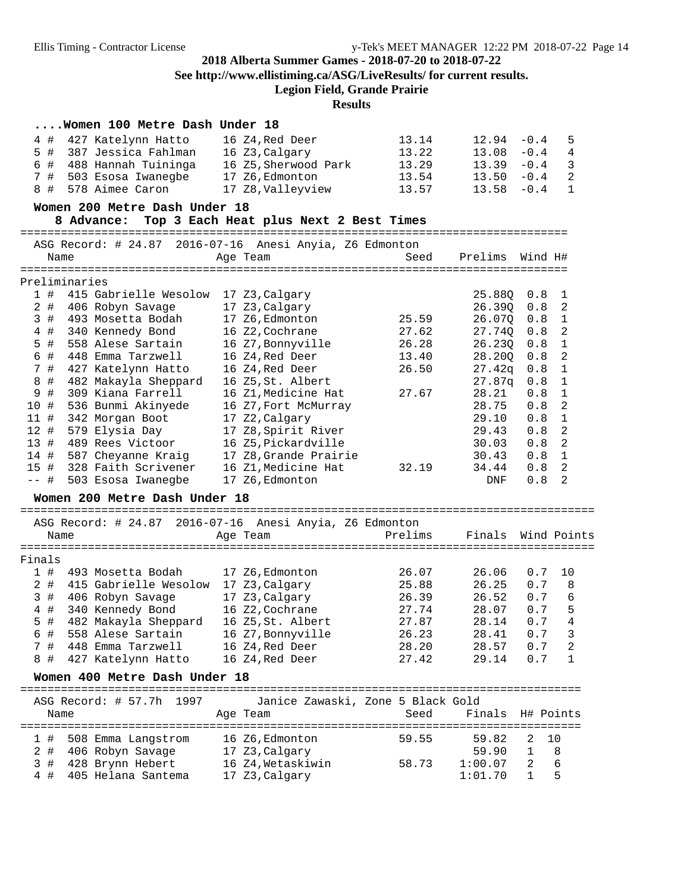## ....Women 100 Metre Dash Under 18

| Place | Bib | Name | Age | Team | Seed | Finals | Wind | Points |
|---|---|---|---|---|---|---|---|---|
| 4 # | 427 | Katelynn Hatto | 16 | Z4,Red Deer | 13.14 | 12.94 | -0.4 | 5 |
| 5 # | 387 | Jessica Fahlman | 16 | Z3,Calgary | 13.22 | 13.08 | -0.4 | 4 |
| 6 # | 488 | Hannah Tuininga | 16 | Z5,Sherwood Park | 13.29 | 13.39 | -0.4 | 3 |
| 7 # | 503 | Esosa Iwanegbe | 17 | Z6,Edmonton | 13.54 | 13.50 | -0.4 | 2 |
| 8 # | 578 | Aimee Caron | 17 | Z8,Valleyview | 13.57 | 13.58 | -0.4 | 1 |

## Women 200 Metre Dash Under 18

8 Advance: Top 3 Each Heat plus Next 2 Best Times

ASG Record: # 24.87 2016-07-16 Anesi Anyia, Z6 Edmonton

Preliminaries

| Place | Bib | Name | Age | Team | Seed | Prelims | Wind | H# |
|---|---|---|---|---|---|---|---|---|
| 1 # | 415 | Gabrielle Wesolow | 17 | Z3,Calgary | | 25.88Q | 0.8 | 1 |
| 2 # | 406 | Robyn Savage | 17 | Z3,Calgary | | 26.39Q | 0.8 | 2 |
| 3 # | 493 | Mosetta Bodah | 17 | Z6,Edmonton | 25.59 | 26.07Q | 0.8 | 1 |
| 4 # | 340 | Kennedy Bond | 16 | Z2,Cochrane | 27.62 | 27.74Q | 0.8 | 2 |
| 5 # | 558 | Alese Sartain | 16 | Z7,Bonnyville | 26.28 | 26.23Q | 0.8 | 1 |
| 6 # | 448 | Emma Tarzwell | 16 | Z4,Red Deer | 13.40 | 28.20Q | 0.8 | 2 |
| 7 # | 427 | Katelynn Hatto | 16 | Z4,Red Deer | 26.50 | 27.42q | 0.8 | 1 |
| 8 # | 482 | Makayla Sheppard | 16 | Z5,St. Albert | | 27.87q | 0.8 | 1 |
| 9 # | 309 | Kiana Farrell | 16 | Z1,Medicine Hat | 27.67 | 28.21 | 0.8 | 1 |
| 10 # | 536 | Bunmi Akinyede | 16 | Z7,Fort McMurray | | 28.75 | 0.8 | 2 |
| 11 # | 342 | Morgan Boot | 17 | Z2,Calgary | | 29.10 | 0.8 | 1 |
| 12 # | 579 | Elysia Day | 17 | Z8,Spirit River | | 29.43 | 0.8 | 2 |
| 13 # | 489 | Rees Victoor | 16 | Z5,Pickardville | | 30.03 | 0.8 | 2 |
| 14 # | 587 | Cheyanne Kraig | 17 | Z8,Grande Prairie | | 30.43 | 0.8 | 1 |
| 15 # | 328 | Faith Scrivener | 16 | Z1,Medicine Hat | 32.19 | 34.44 | 0.8 | 2 |
| -- # | 503 | Esosa Iwanegbe | 17 | Z6,Edmonton | | DNF | 0.8 | 2 |

## Women 200 Metre Dash Under 18

ASG Record: # 24.87 2016-07-16 Anesi Anyia, Z6 Edmonton

Finals

| Place | Bib | Name | Age | Team | Prelims | Finals | Wind | Points |
|---|---|---|---|---|---|---|---|---|
| 1 # | 493 | Mosetta Bodah | 17 | Z6,Edmonton | 26.07 | 26.06 | 0.7 | 10 |
| 2 # | 415 | Gabrielle Wesolow | 17 | Z3,Calgary | 25.88 | 26.25 | 0.7 | 8 |
| 3 # | 406 | Robyn Savage | 17 | Z3,Calgary | 26.39 | 26.52 | 0.7 | 6 |
| 4 # | 340 | Kennedy Bond | 16 | Z2,Cochrane | 27.74 | 28.07 | 0.7 | 5 |
| 5 # | 482 | Makayla Sheppard | 16 | Z5,St. Albert | 27.87 | 28.14 | 0.7 | 4 |
| 6 # | 558 | Alese Sartain | 16 | Z7,Bonnyville | 26.23 | 28.41 | 0.7 | 3 |
| 7 # | 448 | Emma Tarzwell | 16 | Z4,Red Deer | 28.20 | 28.57 | 0.7 | 2 |
| 8 # | 427 | Katelynn Hatto | 16 | Z4,Red Deer | 27.42 | 29.14 | 0.7 | 1 |

## Women 400 Metre Dash Under 18

ASG Record: # 57.7h 1997 Janice Zawaski, Zone 5 Black Gold

| Place | Bib | Name | Age | Team | Seed | Finals | H# | Points |
|---|---|---|---|---|---|---|---|---|
| 1 # | 508 | Emma Langstrom | 16 | Z6,Edmonton | 59.55 | 59.82 | 2 | 10 |
| 2 # | 406 | Robyn Savage | 17 | Z3,Calgary | | 59.90 | 1 | 8 |
| 3 # | 428 | Brynn Hebert | 16 | Z4,Wetaskiwin | 58.73 | 1:00.07 | 2 | 6 |
| 4 # | 405 | Helana Santema | 17 | Z3,Calgary | | 1:01.70 | 1 | 5 |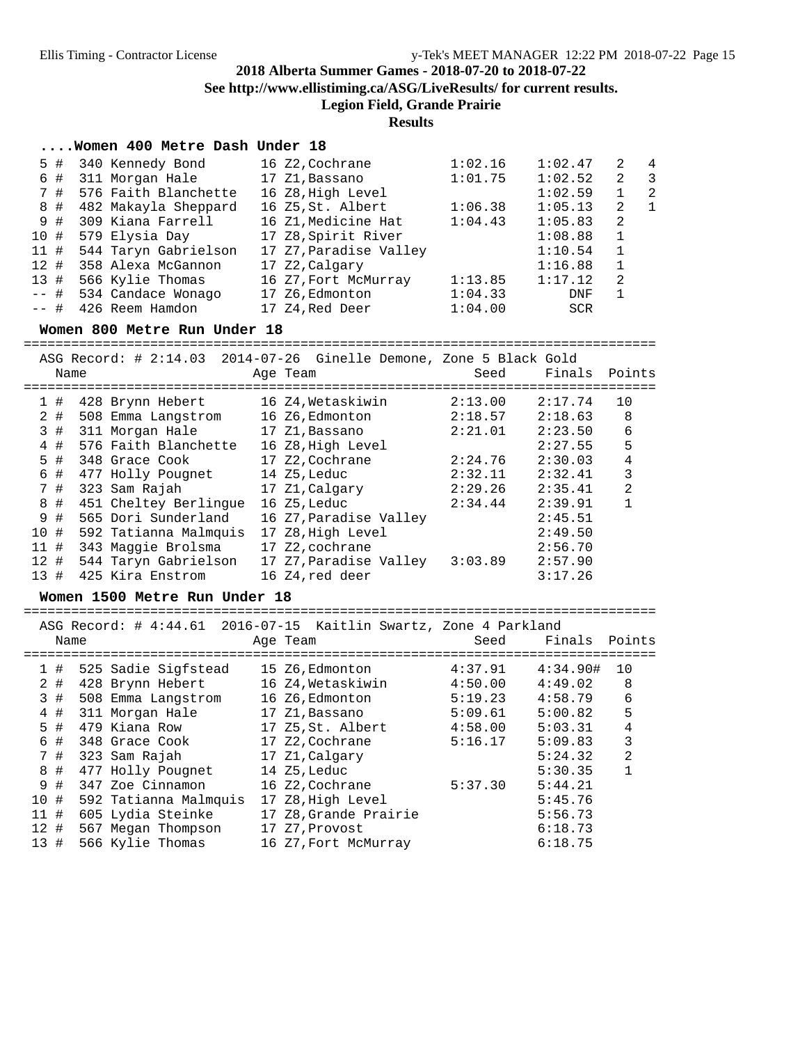## 2018 Alberta Summer Games - 2018-07-20 to 2018-07-22

**See http://www.ellistiming.ca/ASG/LiveResults/ for current results.**

**Legion Field, Grande Prairie**

**Results**

### ....Women 400 Metre Dash Under 18

| Place | # | Name | Age | Team | Seed | Finals | H# | Points |
|---|---|---|---|---|---|---|---|---|
| 5 | # 340 | Kennedy Bond | 16 | Z2,Cochrane | 1:02.16 | 1:02.47 | 2 | 4 |
| 6 | # 311 | Morgan Hale | 17 | Z1,Bassano | 1:01.75 | 1:02.52 | 2 | 3 |
| 7 | # 576 | Faith Blanchette | 16 | Z8,High Level | | 1:02.59 | 1 | 2 |
| 8 | # 482 | Makayla Sheppard | 16 | Z5,St. Albert | 1:06.38 | 1:05.13 | 2 | 1 |
| 9 | # 309 | Kiana Farrell | 16 | Z1,Medicine Hat | 1:04.43 | 1:05.83 | 2 | |
| 10 | # 579 | Elysia Day | 17 | Z8,Spirit River | | 1:08.88 | 1 | |
| 11 | # 544 | Taryn Gabrielson | 17 | Z7,Paradise Valley | | 1:10.54 | 1 | |
| 12 | # 358 | Alexa McGannon | 17 | Z2,Calgary | | 1:16.88 | 1 | |
| 13 | # 566 | Kylie Thomas | 16 | Z7,Fort McMurray | 1:13.85 | 1:17.12 | 2 | |
| -- | # 534 | Candace Wonago | 17 | Z6,Edmonton | 1:04.33 | DNF | 1 | |
| -- | # 426 | Reem Hamdon | 17 | Z4,Red Deer | 1:04.00 | SCR | | |

### Women 800 Metre Run Under 18

ASG Record: # 2:14.03 2014-07-26 Ginelle Demone, Zone 5 Black Gold

| Place | # | Name | Age | Team | Seed | Finals | Points |
|---|---|---|---|---|---|---|---|
| 1 | # 428 | Brynn Hebert | 16 | Z4,Wetaskiwin | 2:13.00 | 2:17.74 | 10 |
| 2 | # 508 | Emma Langstrom | 16 | Z6,Edmonton | 2:18.57 | 2:18.63 | 8 |
| 3 | # 311 | Morgan Hale | 17 | Z1,Bassano | 2:21.01 | 2:23.50 | 6 |
| 4 | # 576 | Faith Blanchette | 16 | Z8,High Level | | 2:27.55 | 5 |
| 5 | # 348 | Grace Cook | 17 | Z2,Cochrane | 2:24.76 | 2:30.03 | 4 |
| 6 | # 477 | Holly Pougnet | 14 | Z5,Leduc | 2:32.11 | 2:32.41 | 3 |
| 7 | # 323 | Sam Rajah | 17 | Z1,Calgary | 2:29.26 | 2:35.41 | 2 |
| 8 | # 451 | Cheltey Berlingue | 16 | Z5,Leduc | 2:34.44 | 2:39.91 | 1 |
| 9 | # 565 | Dori Sunderland | 16 | Z7,Paradise Valley | | 2:45.51 | |
| 10 | # 592 | Tatianna Malmquis | 17 | Z8,High Level | | 2:49.50 | |
| 11 | # 343 | Maggie Brolsma | 17 | Z2,cochrane | | 2:56.70 | |
| 12 | # 544 | Taryn Gabrielson | 17 | Z7,Paradise Valley | 3:03.89 | 2:57.90 | |
| 13 | # 425 | Kira Enstrom | 16 | Z4,red deer | | 3:17.26 | |

### Women 1500 Metre Run Under 18

ASG Record: # 4:44.61 2016-07-15 Kaitlin Swartz, Zone 4 Parkland

| Place | # | Name | Age | Team | Seed | Finals | Points |
|---|---|---|---|---|---|---|---|
| 1 | # 525 | Sadie Sigfstead | 15 | Z6,Edmonton | 4:37.91 | 4:34.90# | 10 |
| 2 | # 428 | Brynn Hebert | 16 | Z4,Wetaskiwin | 4:50.00 | 4:49.02 | 8 |
| 3 | # 508 | Emma Langstrom | 16 | Z6,Edmonton | 5:19.23 | 4:58.79 | 6 |
| 4 | # 311 | Morgan Hale | 17 | Z1,Bassano | 5:09.61 | 5:00.82 | 5 |
| 5 | # 479 | Kiana Row | 17 | Z5,St. Albert | 4:58.00 | 5:03.31 | 4 |
| 6 | # 348 | Grace Cook | 17 | Z2,Cochrane | 5:16.17 | 5:09.83 | 3 |
| 7 | # 323 | Sam Rajah | 17 | Z1,Calgary | | 5:24.32 | 2 |
| 8 | # 477 | Holly Pougnet | 14 | Z5,Leduc | | 5:30.35 | 1 |
| 9 | # 347 | Zoe Cinnamon | 16 | Z2,Cochrane | 5:37.30 | 5:44.21 | |
| 10 | # 592 | Tatianna Malmquis | 17 | Z8,High Level | | 5:45.76 | |
| 11 | # 605 | Lydia Steinke | 17 | Z8,Grande Prairie | | 5:56.73 | |
| 12 | # 567 | Megan Thompson | 17 | Z7,Provost | | 6:18.73 | |
| 13 | # 566 | Kylie Thomas | 16 | Z7,Fort McMurray | | 6:18.75 | |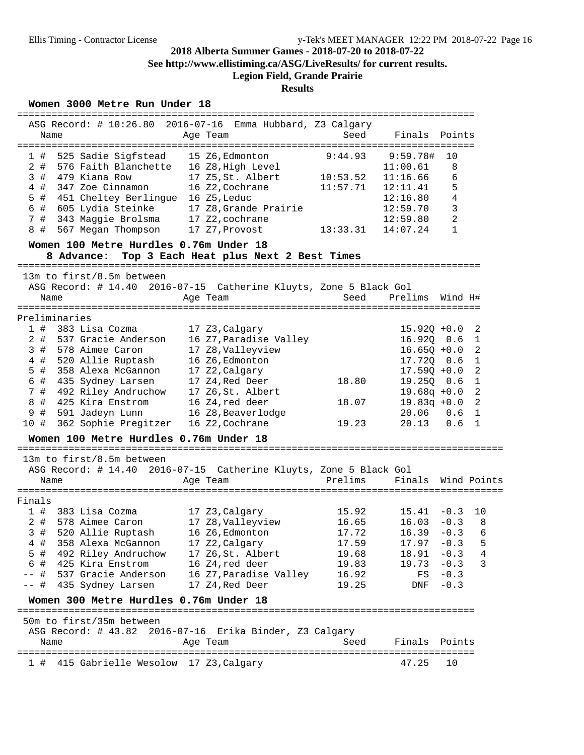**2018 Alberta Summer Games - 2018-07-20 to 2018-07-22**

**See http://www.ellistiming.ca/ASG/LiveResults/ for current results.**

**Legion Field, Grande Prairie**

**Results**

### Women 3000 Metre Run Under 18

ASG Record: # 10:26.80 2016-07-16 Emma Hubbard, Z3 Calgary

| | Name | Age | Team | Seed | Finals | Points |
|---|---|---|---|---|---|---|
| 1 # | 525 Sadie Sigfstead | 15 | Z6,Edmonton | 9:44.93 | 9:59.78# | 10 |
| 2 # | 576 Faith Blanchette | 16 | Z8,High Level | | 11:00.61 | 8 |
| 3 # | 479 Kiana Row | 17 | Z5,St. Albert | 10:53.52 | 11:16.66 | 6 |
| 4 # | 347 Zoe Cinnamon | 16 | Z2,Cochrane | 11:57.71 | 12:11.41 | 5 |
| 5 # | 451 Cheltey Berlingue | 16 | Z5,Leduc | | 12:16.80 | 4 |
| 6 # | 605 Lydia Steinke | 17 | Z8,Grande Prairie | | 12:59.70 | 3 |
| 7 # | 343 Maggie Brolsma | 17 | Z2,cochrane | | 12:59.80 | 2 |
| 8 # | 567 Megan Thompson | 17 | Z7,Provost | 13:33.31 | 14:07.24 | 1 |

### Women 100 Metre Hurdles 0.76m Under 18

**8 Advance: Top 3 Each Heat plus Next 2 Best Times**

13m to first/8.5m between
ASG Record: # 14.40 2016-07-15 Catherine Kluyts, Zone 5 Black Gol

Preliminaries

| | Name | Age | Team | Seed | Prelims | Wind | H# |
|---|---|---|---|---|---|---|---|
| 1 # | 383 Lisa Cozma | 17 | Z3,Calgary | | 15.92Q | +0.0 | 2 |
| 2 # | 537 Gracie Anderson | 16 | Z7,Paradise Valley | | 16.92Q | 0.6 | 1 |
| 3 # | 578 Aimee Caron | 17 | Z8,Valleyview | | 16.65Q | +0.0 | 2 |
| 4 # | 520 Allie Ruptash | 16 | Z6,Edmonton | | 17.72Q | 0.6 | 1 |
| 5 # | 358 Alexa McGannon | 17 | Z2,Calgary | | 17.59Q | +0.0 | 2 |
| 6 # | 435 Sydney Larsen | 17 | Z4,Red Deer | 18.80 | 19.25Q | 0.6 | 1 |
| 7 # | 492 Riley Andruchow | 17 | Z6,St. Albert | | 19.68q | +0.0 | 2 |
| 8 # | 425 Kira Enstrom | 16 | Z4,red deer | 18.07 | 19.83q | +0.0 | 2 |
| 9 # | 591 Jadeyn Lunn | 16 | Z8,Beaverlodge | | 20.06 | 0.6 | 1 |
| 10 # | 362 Sophie Pregitzer | 16 | Z2,Cochrane | 19.23 | 20.13 | 0.6 | 1 |

### Women 100 Metre Hurdles 0.76m Under 18

13m to first/8.5m between
ASG Record: # 14.40 2016-07-15 Catherine Kluyts, Zone 5 Black Gol

Finals

| | Name | Age | Team | Prelims | Finals | Wind | Points |
|---|---|---|---|---|---|---|---|
| 1 # | 383 Lisa Cozma | 17 | Z3,Calgary | 15.92 | 15.41 | -0.3 | 10 |
| 2 # | 578 Aimee Caron | 17 | Z8,Valleyview | 16.65 | 16.03 | -0.3 | 8 |
| 3 # | 520 Allie Ruptash | 16 | Z6,Edmonton | 17.72 | 16.39 | -0.3 | 6 |
| 4 # | 358 Alexa McGannon | 17 | Z2,Calgary | 17.59 | 17.97 | -0.3 | 5 |
| 5 # | 492 Riley Andruchow | 17 | Z6,St. Albert | 19.68 | 18.91 | -0.3 | 4 |
| 6 # | 425 Kira Enstrom | 16 | Z4,red deer | 19.83 | 19.73 | -0.3 | 3 |
| -- # | 537 Gracie Anderson | 16 | Z7,Paradise Valley | 16.92 | FS | -0.3 | |
| -- # | 435 Sydney Larsen | 17 | Z4,Red Deer | 19.25 | DNF | -0.3 | |

### Women 300 Metre Hurdles 0.76m Under 18

50m to first/35m between
ASG Record: # 43.82 2016-07-16 Erika Binder, Z3 Calgary

| | Name | Age | Team | Seed | Finals | Points |
|---|---|---|---|---|---|---|
| 1 # | 415 Gabrielle Wesolow | 17 | Z3,Calgary | | 47.25 | 10 |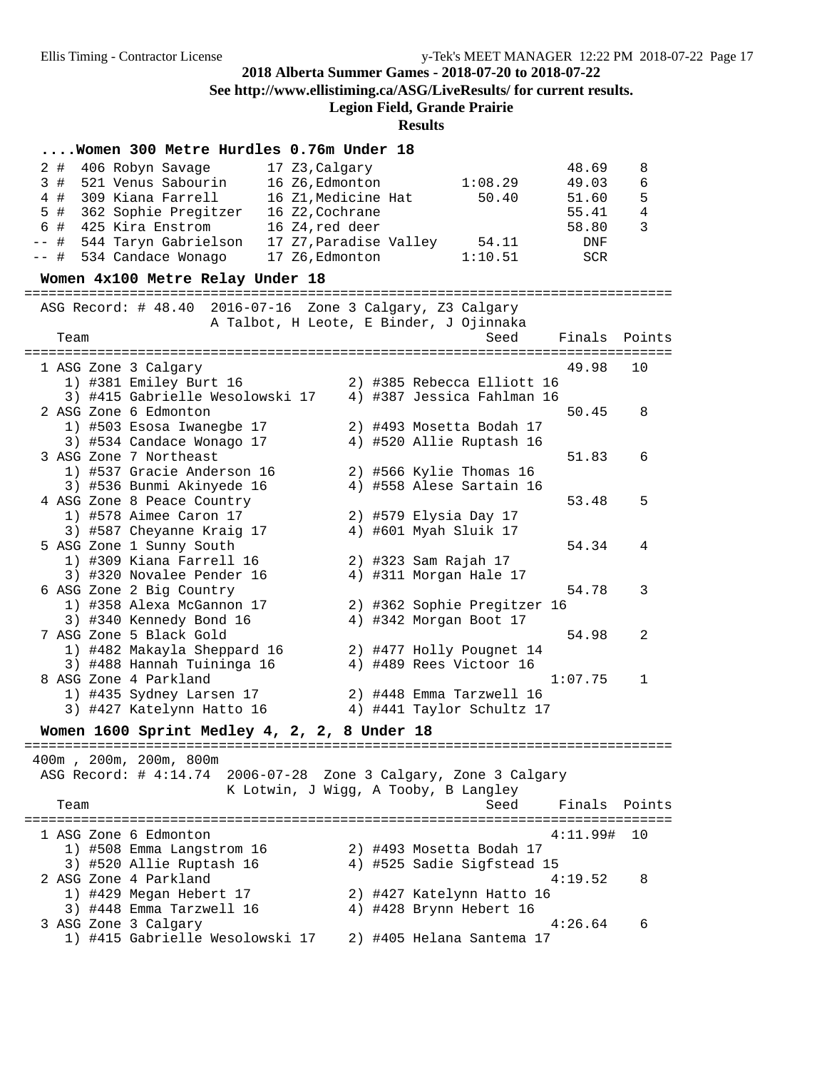2018 Alberta Summer Games - 2018-07-20 to 2018-07-22

See http://www.ellistiming.ca/ASG/LiveResults/ for current results.

Legion Field, Grande Prairie

Results

### ....Women 300 Metre Hurdles 0.76m Under 18

| Place | Name | Age | Team | Seed | Finals | Points |
|---|---|---|---|---|---|---|
| 2 # | 406 Robyn Savage | 17 | Z3,Calgary | | 48.69 | 8 |
| 3 # | 521 Venus Sabourin | 16 | Z6,Edmonton | 1:08.29 | 49.03 | 6 |
| 4 # | 309 Kiana Farrell | 16 | Z1,Medicine Hat | 50.40 | 51.60 | 5 |
| 5 # | 362 Sophie Pregitzer | 16 | Z2,Cochrane | | 55.41 | 4 |
| 6 # | 425 Kira Enstrom | 16 | Z4,red deer | | 58.80 | 3 |
| -- # | 544 Taryn Gabrielson | 17 | Z7,Paradise Valley | 54.11 | DNF | |
| -- # | 534 Candace Wonago | 17 | Z6,Edmonton | 1:10.51 | SCR | |

### Women 4x100 Metre Relay Under 18

ASG Record: # 48.40 2016-07-16 Zone 3 Calgary, Z3 Calgary
A Talbot, H Leote, E Binder, J Ojinnaka

| Team | Seed | Finals | Points |
|---|---|---|---|
| 1 ASG Zone 3 Calgary | | 49.98 | 10 |
| 1) #381 Emiley Burt 16; 2) #385 Rebecca Elliott 16; 3) #415 Gabrielle Wesolowski 17; 4) #387 Jessica Fahlman 16 | | | |
| 2 ASG Zone 6 Edmonton | | 50.45 | 8 |
| 1) #503 Esosa Iwanegbe 17; 2) #493 Mosetta Bodah 17; 3) #534 Candace Wonago 17; 4) #520 Allie Ruptash 16 | | | |
| 3 ASG Zone 7 Northeast | | 51.83 | 6 |
| 1) #537 Gracie Anderson 16; 2) #566 Kylie Thomas 16; 3) #536 Bunmi Akinyede 16; 4) #558 Alese Sartain 16 | | | |
| 4 ASG Zone 8 Peace Country | | 53.48 | 5 |
| 1) #578 Aimee Caron 17; 2) #579 Elysia Day 17; 3) #587 Cheyanne Kraig 17; 4) #601 Myah Sluik 17 | | | |
| 5 ASG Zone 1 Sunny South | | 54.34 | 4 |
| 1) #309 Kiana Farrell 16; 2) #323 Sam Rajah 17; 3) #320 Novalee Pender 16; 4) #311 Morgan Hale 17 | | | |
| 6 ASG Zone 2 Big Country | | 54.78 | 3 |
| 1) #358 Alexa McGannon 17; 2) #362 Sophie Pregitzer 16; 3) #340 Kennedy Bond 16; 4) #342 Morgan Boot 17 | | | |
| 7 ASG Zone 5 Black Gold | | 54.98 | 2 |
| 1) #482 Makayla Sheppard 16; 2) #477 Holly Pougnet 14; 3) #488 Hannah Tuininga 16; 4) #489 Rees Victoor 16 | | | |
| 8 ASG Zone 4 Parkland | | 1:07.75 | 1 |
| 1) #435 Sydney Larsen 17; 2) #448 Emma Tarzwell 16; 3) #427 Katelynn Hatto 16; 4) #441 Taylor Schultz 17 | | | |

### Women 1600 Sprint Medley 4, 2, 2, 8 Under 18

400m , 200m, 200m, 800m
ASG Record: # 4:14.74 2006-07-28 Zone 3 Calgary, Zone 3 Calgary
K Lotwin, J Wigg, A Tooby, B Langley

| Team | Seed | Finals | Points |
|---|---|---|---|
| 1 ASG Zone 6 Edmonton | | 4:11.99# | 10 |
| 1) #508 Emma Langstrom 16; 2) #493 Mosetta Bodah 17; 3) #520 Allie Ruptash 16; 4) #525 Sadie Sigfstead 15 | | | |
| 2 ASG Zone 4 Parkland | | 4:19.52 | 8 |
| 1) #429 Megan Hebert 17; 2) #427 Katelynn Hatto 16; 3) #448 Emma Tarzwell 16; 4) #428 Brynn Hebert 16 | | | |
| 3 ASG Zone 3 Calgary | | 4:26.64 | 6 |
| 1) #415 Gabrielle Wesolowski 17; 2) #405 Helana Santema 17 | | | |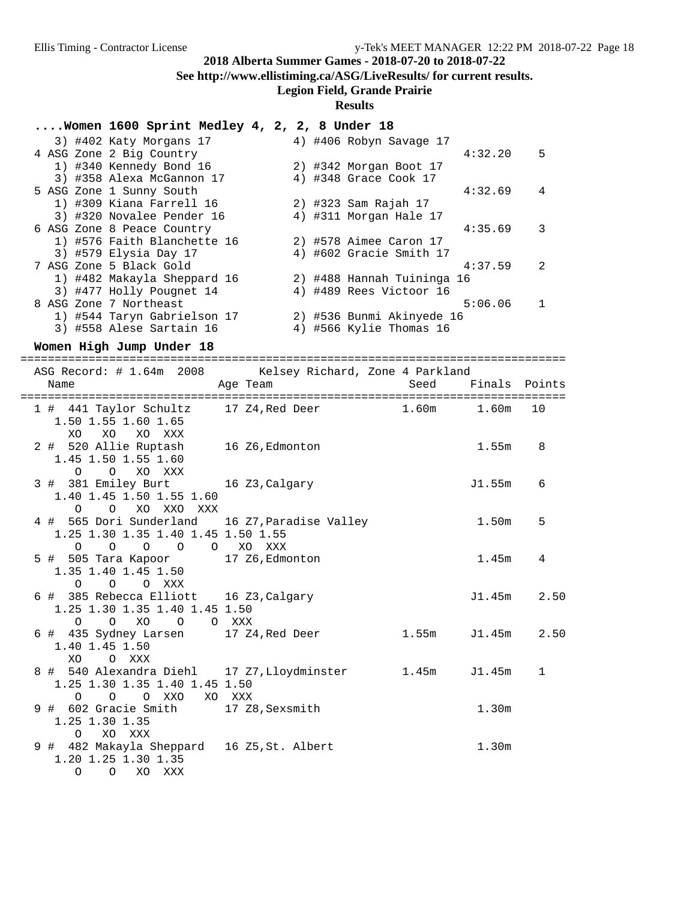## 2018 Alberta Summer Games - 2018-07-20 to 2018-07-22

**See http://www.ellistiming.ca/ASG/LiveResults/ for current results.**

**Legion Field, Grande Prairie**

**Results**

### ....Women 1600 Sprint Medley 4, 2, 2, 8 Under 18

```
   3) #402 Katy Morgans 17          4) #406 Robyn Savage 17
 4 ASG Zone 2 Big Country                                           4:32.20    5
   1) #340 Kennedy Bond 16          2) #342 Morgan Boot 17
   3) #358 Alexa McGannon 17        4) #348 Grace Cook 17
 5 ASG Zone 1 Sunny South                                           4:32.69    4
   1) #309 Kiana Farrell 16         2) #323 Sam Rajah 17
   3) #320 Novalee Pender 16        4) #311 Morgan Hale 17
 6 ASG Zone 8 Peace Country                                         4:35.69    3
   1) #576 Faith Blanchette 16      2) #578 Aimee Caron 17
   3) #579 Elysia Day 17            4) #602 Gracie Smith 17
 7 ASG Zone 5 Black Gold                                            4:37.59    2
   1) #482 Makayla Sheppard 16      2) #488 Hannah Tuininga 16
   3) #477 Holly Pougnet 14         4) #489 Rees Victoor 16
 8 ASG Zone 7 Northeast                                             5:06.06    1
   1) #544 Taryn Gabrielson 17      2) #536 Bunmi Akinyede 16
   3) #558 Alese Sartain 16         4) #566 Kylie Thomas 16
```

### Women High Jump Under 18

```
===============================================================================
  ASG Record: # 1.64m  2008       Kelsey Richard, Zone 4 Parkland
    Name                    Age Team                     Seed     Finals  Points
===============================================================================
  1 #  441 Taylor Schultz     17 Z4,Red Deer            1.60m      1.60m   10
      1.50 1.55 1.60 1.65
        XO   XO   XO  XXX
  2 #  520 Allie Ruptash      16 Z6,Edmonton                       1.55m    8
      1.45 1.50 1.55 1.60
        O    O   XO  XXX
  3 #  381 Emiley Burt        16 Z3,Calgary                       J1.55m    6
      1.40 1.45 1.50 1.55 1.60
        O    O   XO  XXO  XXX
  4 #  565 Dori Sunderland    16 Z7,Paradise Valley                1.50m    5
      1.25 1.30 1.35 1.40 1.45 1.50 1.55
        O    O    O    O    O   XO  XXX
  5 #  505 Tara Kapoor        17 Z6,Edmonton                       1.45m    4
      1.35 1.40 1.45 1.50
        O    O    O  XXX
  6 #  385 Rebecca Elliott    16 Z3,Calgary                       J1.45m    2.50
      1.25 1.30 1.35 1.40 1.45 1.50
        O    O   XO    O    O  XXX
  6 #  435 Sydney Larsen      17 Z4,Red Deer            1.55m     J1.45m    2.50
      1.40 1.45 1.50
        XO    O  XXX
  8 #  540 Alexandra Diehl    17 Z7,Lloydminster        1.45m     J1.45m    1
      1.25 1.30 1.35 1.40 1.45 1.50
        O    O    O  XXO   XO  XXX
  9 #  602 Gracie Smith       17 Z8,Sexsmith                       1.30m
      1.25 1.30 1.35
        O   XO  XXX
  9 #  482 Makayla Sheppard   16 Z5,St. Albert                     1.30m
      1.20 1.25 1.30 1.35
        O    O   XO  XXX
```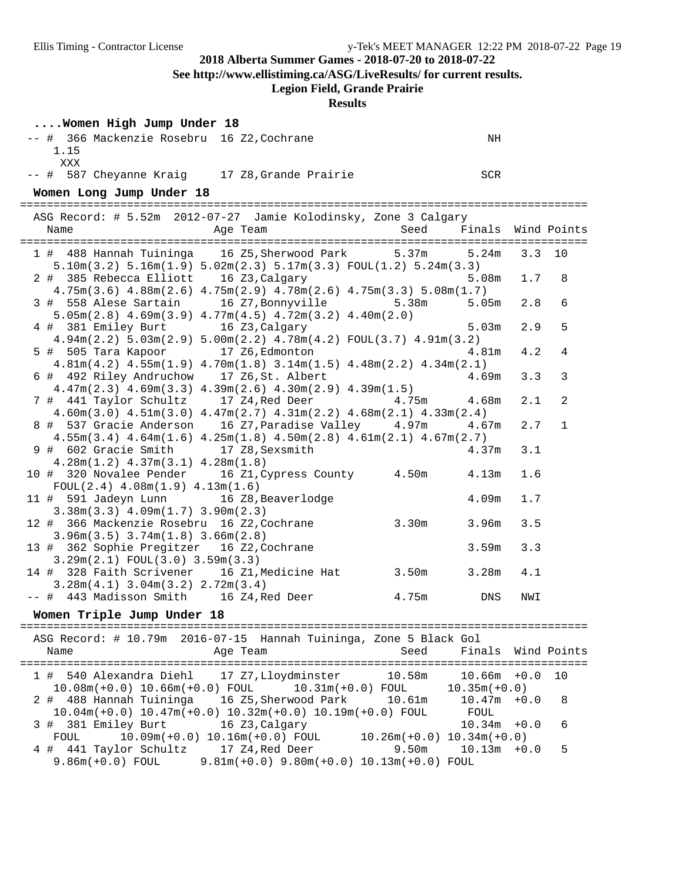**2018 Alberta Summer Games - 2018-07-20 to 2018-07-22**

**See http://www.ellistiming.ca/ASG/LiveResults/ for current results.**

**Legion Field, Grande Prairie**

**Results**

### ....Women High Jump Under 18

```
-- #  366 Mackenzie Rosebru  16 Z2,Cochrane                        NH
   1.15
    XXX
-- #  587 Cheyanne Kraig     17 Z8,Grande Prairie                  SCR
```

### Women Long Jump Under 18

```
=====================================================================================
  ASG Record: # 5.52m  2012-07-27  Jamie Kolodinsky, Zone 3 Calgary
    Name                    Age Team                Seed    Finals  Wind Points
=====================================================================================
  1 #  488 Hannah Tuininga    16 Z5,Sherwood Park      5.37m     5.24m   3.3  10
     5.10m(3.2) 5.16m(1.9) 5.02m(2.3) 5.17m(3.3) FOUL(1.2) 5.24m(3.3)
  2 #  385 Rebecca Elliott    16 Z3,Calgary                      5.08m   1.7   8
     4.75m(3.6) 4.88m(2.6) 4.75m(2.9) 4.78m(2.6) 4.75m(3.3) 5.08m(1.7)
  3 #  558 Alese Sartain      16 Z7,Bonnyville         5.38m     5.05m   2.8   6
     5.05m(2.8) 4.69m(3.9) 4.77m(4.5) 4.72m(3.2) 4.40m(2.0)
  4 #  381 Emiley Burt        16 Z3,Calgary                      5.03m   2.9   5
     4.94m(2.2) 5.03m(2.9) 5.00m(2.2) 4.78m(4.2) FOUL(3.7) 4.91m(3.2)
  5 #  505 Tara Kapoor        17 Z6,Edmonton                     4.81m   4.2   4
     4.81m(4.2) 4.55m(1.9) 4.70m(1.8) 3.14m(1.5) 4.48m(2.2) 4.34m(2.1)
  6 #  492 Riley Andruchow    17 Z6,St. Albert                   4.69m   3.3   3
     4.47m(2.3) 4.69m(3.3) 4.39m(2.6) 4.30m(2.9) 4.39m(1.5)
  7 #  441 Taylor Schultz     17 Z4,Red Deer           4.75m     4.68m   2.1   2
     4.60m(3.0) 4.51m(3.0) 4.47m(2.7) 4.31m(2.2) 4.68m(2.1) 4.33m(2.4)
  8 #  537 Gracie Anderson    16 Z7,Paradise Valley    4.97m     4.67m   2.7   1
     4.55m(3.4) 4.64m(1.6) 4.25m(1.8) 4.50m(2.8) 4.61m(2.1) 4.67m(2.7)
  9 #  602 Gracie Smith       17 Z8,Sexsmith                     4.37m   3.1
     4.28m(1.2) 4.37m(3.1) 4.28m(1.8)
 10 #  320 Novalee Pender     16 Z1,Cypress County     4.50m     4.13m   1.6
     FOUL(2.4) 4.08m(1.9) 4.13m(1.6)
 11 #  591 Jadeyn Lunn        16 Z8,Beaverlodge                  4.09m   1.7
     3.38m(3.3) 4.09m(1.7) 3.90m(2.3)
 12 #  366 Mackenzie Rosebru  16 Z2,Cochrane           3.30m     3.96m   3.5
     3.96m(3.5) 3.74m(1.8) 3.66m(2.8)
 13 #  362 Sophie Pregitzer   16 Z2,Cochrane                     3.59m   3.3
     3.29m(2.1) FOUL(3.0) 3.59m(3.3)
 14 #  328 Faith Scrivener    16 Z1,Medicine Hat       3.50m     3.28m   4.1
     3.28m(4.1) 3.04m(3.2) 2.72m(3.4)
 -- #  443 Madisson Smith     16 Z4,Red Deer           4.75m       DNS   NWI
```

### Women Triple Jump Under 18

```
=====================================================================================
  ASG Record: # 10.79m  2016-07-15  Hannah Tuininga, Zone 5 Black Gol
    Name                    Age Team                Seed    Finals  Wind Points
=====================================================================================
  1 #  540 Alexandra Diehl    17 Z7,Lloydminster      10.58m    10.66m  +0.0  10
     10.08m(+0.0) 10.66m(+0.0) FOUL      10.31m(+0.0) FOUL      10.35m(+0.0)
  2 #  488 Hannah Tuininga    16 Z5,Sherwood Park     10.61m    10.47m  +0.0   8
     10.04m(+0.0) 10.47m(+0.0) 10.32m(+0.0) 10.19m(+0.0) FOUL      FOUL
  3 #  381 Emiley Burt        16 Z3,Calgary                     10.34m  +0.0   6
     FOUL      10.09m(+0.0) 10.16m(+0.0) FOUL      10.26m(+0.0) 10.34m(+0.0)
  4 #  441 Taylor Schultz     17 Z4,Red Deer           9.50m    10.13m  +0.0   5
     9.86m(+0.0) FOUL      9.81m(+0.0) 9.80m(+0.0) 10.13m(+0.0) FOUL
```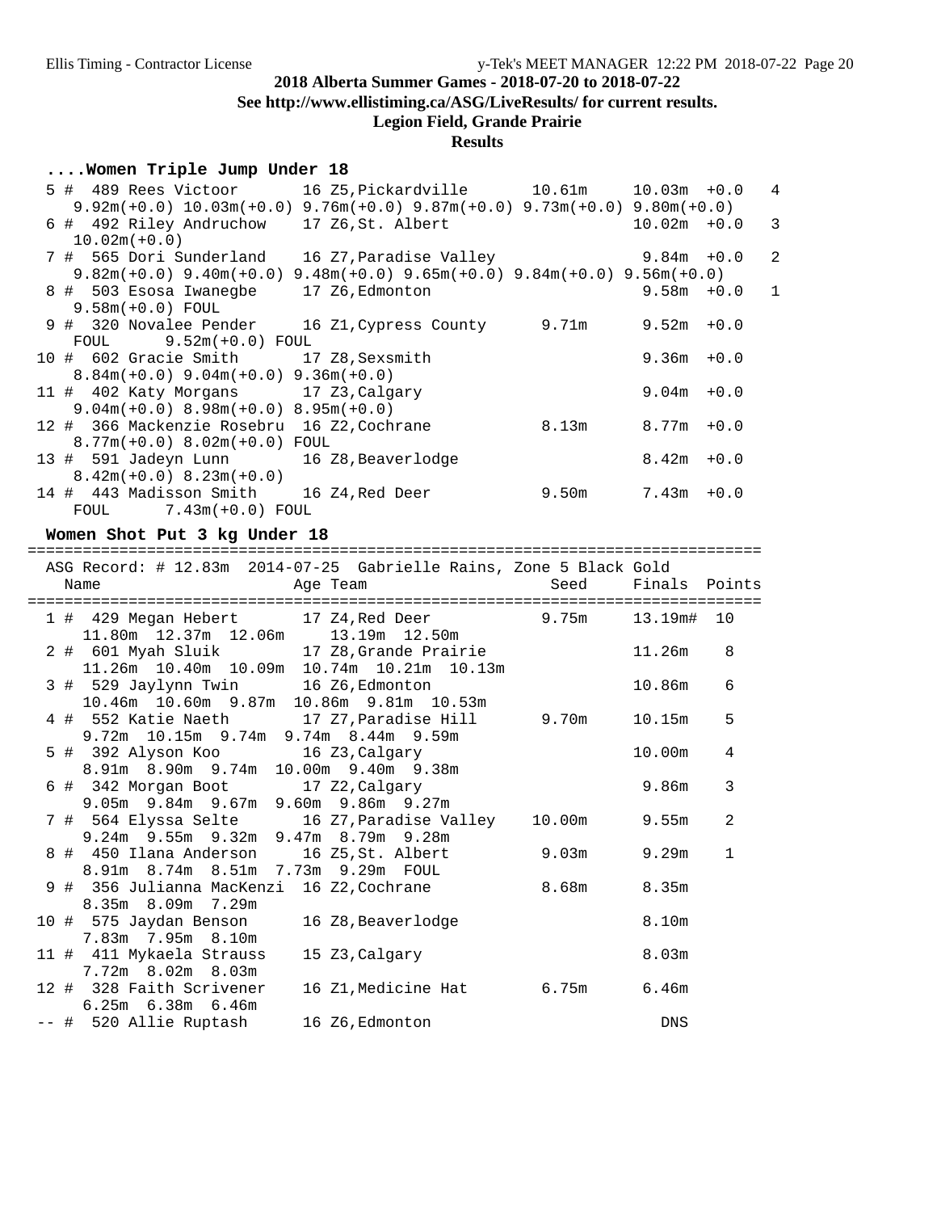2018 Alberta Summer Games - 2018-07-20 to 2018-07-22

See http://www.ellistiming.ca/ASG/LiveResults/ for current results.

Legion Field, Grande Prairie

Results

## ....Women Triple Jump Under 18

```
  5 #  489 Rees Victoor       16 Z5,Pickardville       10.61m     10.03m  +0.0   4
     9.92m(+0.0) 10.03m(+0.0) 9.76m(+0.0) 9.87m(+0.0) 9.73m(+0.0) 9.80m(+0.0)
  6 #  492 Riley Andruchow    17 Z6,St. Albert                    10.02m  +0.0   3
     10.02m(+0.0)
  7 #  565 Dori Sunderland    16 Z7,Paradise Valley                9.84m  +0.0   2
     9.82m(+0.0) 9.40m(+0.0) 9.48m(+0.0) 9.65m(+0.0) 9.84m(+0.0) 9.56m(+0.0)
  8 #  503 Esosa Iwanegbe     17 Z6,Edmonton                       9.58m  +0.0   1
     9.58m(+0.0) FOUL
  9 #  320 Novalee Pender     16 Z1,Cypress County      9.71m      9.52m  +0.0
     FOUL      9.52m(+0.0) FOUL
 10 #  602 Gracie Smith       17 Z8,Sexsmith                       9.36m  +0.0
     8.84m(+0.0) 9.04m(+0.0) 9.36m(+0.0)
 11 #  402 Katy Morgans       17 Z3,Calgary                        9.04m  +0.0
     9.04m(+0.0) 8.98m(+0.0) 8.95m(+0.0)
 12 #  366 Mackenzie Rosebru  16 Z2,Cochrane            8.13m      8.77m  +0.0
     8.77m(+0.0) 8.02m(+0.0) FOUL
 13 #  591 Jadeyn Lunn        16 Z8,Beaverlodge                    8.42m  +0.0
     8.42m(+0.0) 8.23m(+0.0)
 14 #  443 Madisson Smith     16 Z4,Red Deer            9.50m      7.43m  +0.0
     FOUL      7.43m(+0.0) FOUL
```

## Women Shot Put 3 kg Under 18

```
===============================================================================
  ASG Record: # 12.83m  2014-07-25  Gabrielle Rains, Zone 5 Black Gold
    Name                    Age Team                    Seed     Finals  Points
===============================================================================
  1 #  429 Megan Hebert       17 Z4,Red Deer            9.75m     13.19m#  10
     11.80m  12.37m  12.06m     13.19m  12.50m
  2 #  601 Myah Sluik         17 Z8,Grande Prairie                11.26m    8
     11.26m  10.40m  10.09m  10.74m  10.21m  10.13m
  3 #  529 Jaylynn Twin       16 Z6,Edmonton                      10.86m    6
     10.46m  10.60m  9.87m  10.86m  9.81m  10.53m
  4 #  552 Katie Naeth        17 Z7,Paradise Hill       9.70m     10.15m    5
     9.72m  10.15m  9.74m  9.74m  8.44m  9.59m
  5 #  392 Alyson Koo         16 Z3,Calgary                       10.00m    4
     8.91m  8.90m  9.74m  10.00m  9.40m  9.38m
  6 #  342 Morgan Boot        17 Z2,Calgary                        9.86m    3
     9.05m  9.84m  9.67m  9.60m  9.86m  9.27m
  7 #  564 Elyssa Selte       16 Z7,Paradise Valley    10.00m      9.55m    2
     9.24m  9.55m  9.32m  9.47m  8.79m  9.28m
  8 #  450 Ilana Anderson     16 Z5,St. Albert          9.03m      9.29m    1
     8.91m  8.74m  8.51m  7.73m  9.29m  FOUL
  9 #  356 Julianna MacKenzi  16 Z2,Cochrane            8.68m      8.35m
     8.35m  8.09m  7.29m
 10 #  575 Jaydan Benson      16 Z8,Beaverlodge                    8.10m
     7.83m  7.95m  8.10m
 11 #  411 Mykaela Strauss    15 Z3,Calgary                        8.03m
     7.72m  8.02m  8.03m
 12 #  328 Faith Scrivener    16 Z1,Medicine Hat        6.75m      6.46m
     6.25m  6.38m  6.46m
 -- #  520 Allie Ruptash      16 Z6,Edmonton                        DNS
```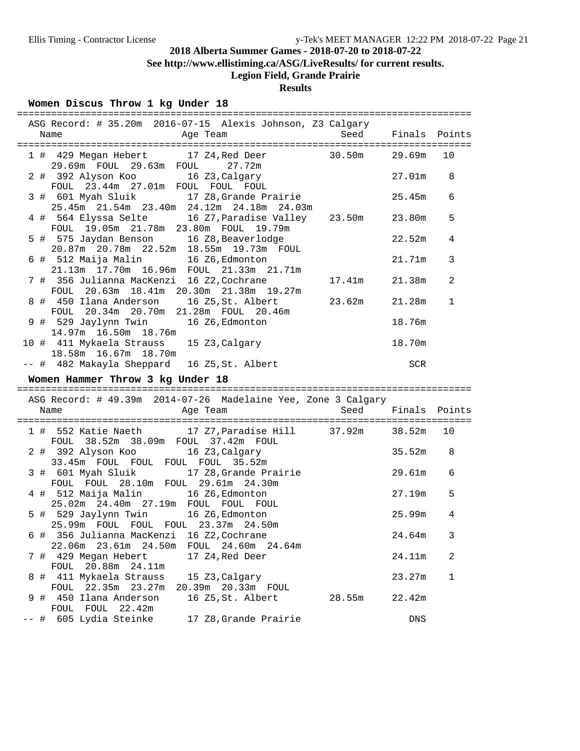**2018 Alberta Summer Games - 2018-07-20 to 2018-07-22**
**See http://www.ellistiming.ca/ASG/LiveResults/ for current results.**
**Legion Field, Grande Prairie**
**Results**

### Women Discus Throw 1 kg Under 18

ASG Record: # 35.20m 2016-07-15 Alexis Johnson, Z3 Calgary

| Place | Name | Age | Team | Seed | Finals | Points |
|---|---|---|---|---|---|---|
| 1 # | 429 Megan Hebert | 17 | Z4,Red Deer | 30.50m | 29.69m | 10 |
| | 29.69m FOUL 29.63m FOUL 27.72m | | | | | |
| 2 # | 392 Alyson Koo | 16 | Z3,Calgary | | 27.01m | 8 |
| | FOUL 23.44m 27.01m FOUL FOUL FOUL | | | | | |
| 3 # | 601 Myah Sluik | 17 | Z8,Grande Prairie | | 25.45m | 6 |
| | 25.45m 21.54m 23.40m 24.12m 24.18m 24.03m | | | | | |
| 4 # | 564 Elyssa Selte | 16 | Z7,Paradise Valley | 23.50m | 23.80m | 5 |
| | FOUL 19.05m 21.78m 23.80m FOUL 19.79m | | | | | |
| 5 # | 575 Jaydan Benson | 16 | Z8,Beaverlodge | | 22.52m | 4 |
| | 20.87m 20.78m 22.52m 18.55m 19.73m FOUL | | | | | |
| 6 # | 512 Maija Malin | 16 | Z6,Edmonton | | 21.71m | 3 |
| | 21.13m 17.70m 16.96m FOUL 21.33m 21.71m | | | | | |
| 7 # | 356 Julianna MacKenzi | 16 | Z2,Cochrane | 17.41m | 21.38m | 2 |
| | FOUL 20.63m 18.41m 20.30m 21.38m 19.27m | | | | | |
| 8 # | 450 Ilana Anderson | 16 | Z5,St. Albert | 23.62m | 21.28m | 1 |
| | FOUL 20.34m 20.70m 21.28m FOUL 20.46m | | | | | |
| 9 # | 529 Jaylynn Twin | 16 | Z6,Edmonton | | 18.76m | |
| | 14.97m 16.50m 18.76m | | | | | |
| 10 # | 411 Mykaela Strauss | 15 | Z3,Calgary | | 18.70m | |
| | 18.58m 16.67m 18.70m | | | | | |
| -- # | 482 Makayla Sheppard | 16 | Z5,St. Albert | | SCR | |

### Women Hammer Throw 3 kg Under 18

ASG Record: # 49.39m 2014-07-26 Madelaine Yee, Zone 3 Calgary

| Place | Name | Age | Team | Seed | Finals | Points |
|---|---|---|---|---|---|---|
| 1 # | 552 Katie Naeth | 17 | Z7,Paradise Hill | 37.92m | 38.52m | 10 |
| | FOUL 38.52m 38.09m FOUL 37.42m FOUL | | | | | |
| 2 # | 392 Alyson Koo | 16 | Z3,Calgary | | 35.52m | 8 |
| | 33.45m FOUL FOUL FOUL FOUL 35.52m | | | | | |
| 3 # | 601 Myah Sluik | 17 | Z8,Grande Prairie | | 29.61m | 6 |
| | FOUL FOUL 28.10m FOUL 29.61m 24.30m | | | | | |
| 4 # | 512 Maija Malin | 16 | Z6,Edmonton | | 27.19m | 5 |
| | 25.02m 24.40m 27.19m FOUL FOUL FOUL | | | | | |
| 5 # | 529 Jaylynn Twin | 16 | Z6,Edmonton | | 25.99m | 4 |
| | 25.99m FOUL FOUL FOUL 23.37m 24.50m | | | | | |
| 6 # | 356 Julianna MacKenzi | 16 | Z2,Cochrane | | 24.64m | 3 |
| | 22.06m 23.61m 24.50m FOUL 24.60m 24.64m | | | | | |
| 7 # | 429 Megan Hebert | 17 | Z4,Red Deer | | 24.11m | 2 |
| | FOUL 20.88m 24.11m | | | | | |
| 8 # | 411 Mykaela Strauss | 15 | Z3,Calgary | | 23.27m | 1 |
| | FOUL 22.35m 23.27m 20.39m 20.33m FOUL | | | | | |
| 9 # | 450 Ilana Anderson | 16 | Z5,St. Albert | 28.55m | 22.42m | |
| | FOUL FOUL 22.42m | | | | | |
| -- # | 605 Lydia Steinke | 17 | Z8,Grande Prairie | | DNS | |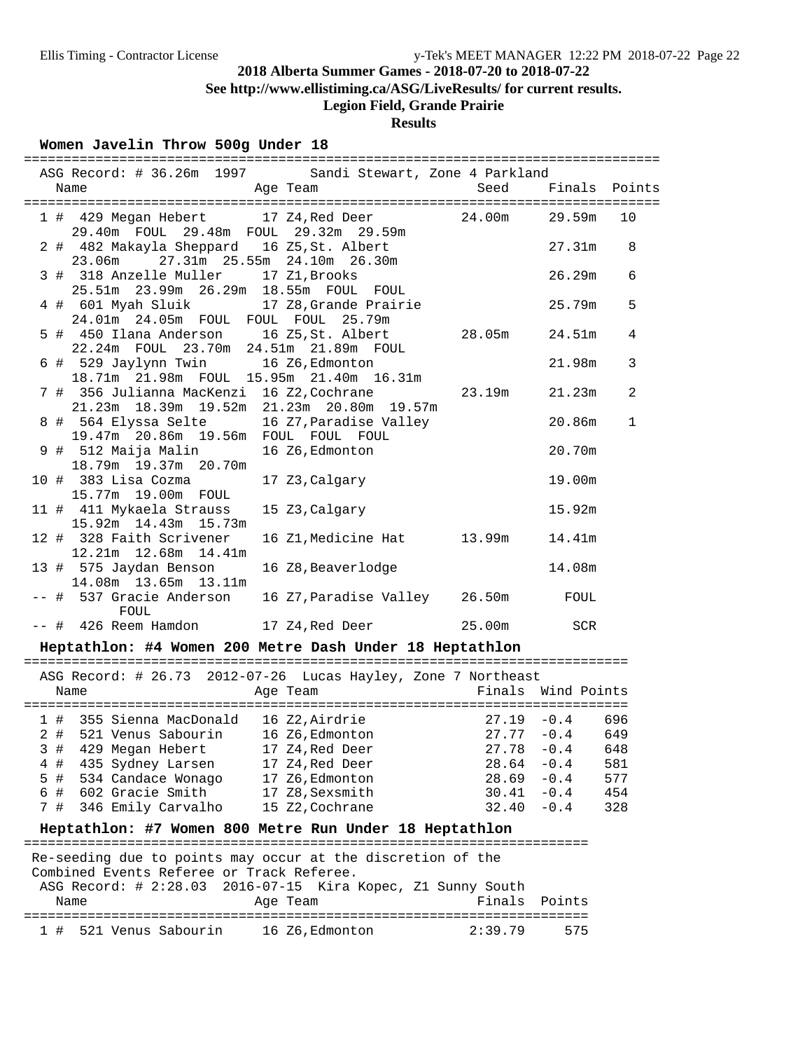**2018 Alberta Summer Games - 2018-07-20 to 2018-07-22**

**See http://www.ellistiming.ca/ASG/LiveResults/ for current results.**

**Legion Field, Grande Prairie**

**Results**

### Women Javelin Throw 500g Under 18

ASG Record: # 36.26m 1997 Sandi Stewart, Zone 4 Parkland

| Place | Name | Age | Team | Seed | Finals | Points |
|---|---|---|---|---|---|---|
| 1 # | 429 Megan Hebert | 17 | Z4,Red Deer | 24.00m | 29.59m | 10 |
| | 29.40m FOUL 29.48m FOUL 29.32m 29.59m | | | | | |
| 2 # | 482 Makayla Sheppard | 16 | Z5,St. Albert | | 27.31m | 8 |
| | 23.06m 27.31m 25.55m 24.10m 26.30m | | | | | |
| 3 # | 318 Anzelle Muller | 17 | Z1,Brooks | | 26.29m | 6 |
| | 25.51m 23.99m 26.29m 18.55m FOUL FOUL | | | | | |
| 4 # | 601 Myah Sluik | 17 | Z8,Grande Prairie | | 25.79m | 5 |
| | 24.01m 24.05m FOUL FOUL FOUL 25.79m | | | | | |
| 5 # | 450 Ilana Anderson | 16 | Z5,St. Albert | 28.05m | 24.51m | 4 |
| | 22.24m FOUL 23.70m 24.51m 21.89m FOUL | | | | | |
| 6 # | 529 Jaylynn Twin | 16 | Z6,Edmonton | | 21.98m | 3 |
| | 18.71m 21.98m FOUL 15.95m 21.40m 16.31m | | | | | |
| 7 # | 356 Julianna MacKenzi | 16 | Z2,Cochrane | 23.19m | 21.23m | 2 |
| | 21.23m 18.39m 19.52m 21.23m 20.80m 19.57m | | | | | |
| 8 # | 564 Elyssa Selte | 16 | Z7,Paradise Valley | | 20.86m | 1 |
| | 19.47m 20.86m 19.56m FOUL FOUL FOUL | | | | | |
| 9 # | 512 Maija Malin | 16 | Z6,Edmonton | | 20.70m | |
| | 18.79m 19.37m 20.70m | | | | | |
| 10 # | 383 Lisa Cozma | 17 | Z3,Calgary | | 19.00m | |
| | 15.77m 19.00m FOUL | | | | | |
| 11 # | 411 Mykaela Strauss | 15 | Z3,Calgary | | 15.92m | |
| | 15.92m 14.43m 15.73m | | | | | |
| 12 # | 328 Faith Scrivener | 16 | Z1,Medicine Hat | 13.99m | 14.41m | |
| | 12.21m 12.68m 14.41m | | | | | |
| 13 # | 575 Jaydan Benson | 16 | Z8,Beaverlodge | | 14.08m | |
| | 14.08m 13.65m 13.11m | | | | | |
| -- # | 537 Gracie Anderson | 16 | Z7,Paradise Valley | 26.50m | FOUL | |
| | FOUL | | | | | |
| -- # | 426 Reem Hamdon | 17 | Z4,Red Deer | 25.00m | SCR | |

### Heptathlon: #4 Women 200 Metre Dash Under 18 Heptathlon

ASG Record: # 26.73 2012-07-26 Lucas Hayley, Zone 7 Northeast

| Place | Name | Age | Team | Finals | Wind | Points |
|---|---|---|---|---|---|---|
| 1 # | 355 Sienna MacDonald | 16 | Z2,Airdrie | 27.19 | -0.4 | 696 |
| 2 # | 521 Venus Sabourin | 16 | Z6,Edmonton | 27.77 | -0.4 | 649 |
| 3 # | 429 Megan Hebert | 17 | Z4,Red Deer | 27.78 | -0.4 | 648 |
| 4 # | 435 Sydney Larsen | 17 | Z4,Red Deer | 28.64 | -0.4 | 581 |
| 5 # | 534 Candace Wonago | 17 | Z6,Edmonton | 28.69 | -0.4 | 577 |
| 6 # | 602 Gracie Smith | 17 | Z8,Sexsmith | 30.41 | -0.4 | 454 |
| 7 # | 346 Emily Carvalho | 15 | Z2,Cochrane | 32.40 | -0.4 | 328 |

### Heptathlon: #7 Women 800 Metre Run Under 18 Heptathlon

Re-seeding due to points may occur at the discretion of the Combined Events Referee or Track Referee.

ASG Record: # 2:28.03 2016-07-15 Kira Kopec, Z1 Sunny South

| Place | Name | Age | Team | Finals | Points |
|---|---|---|---|---|---|
| 1 # | 521 Venus Sabourin | 16 | Z6,Edmonton | 2:39.79 | 575 |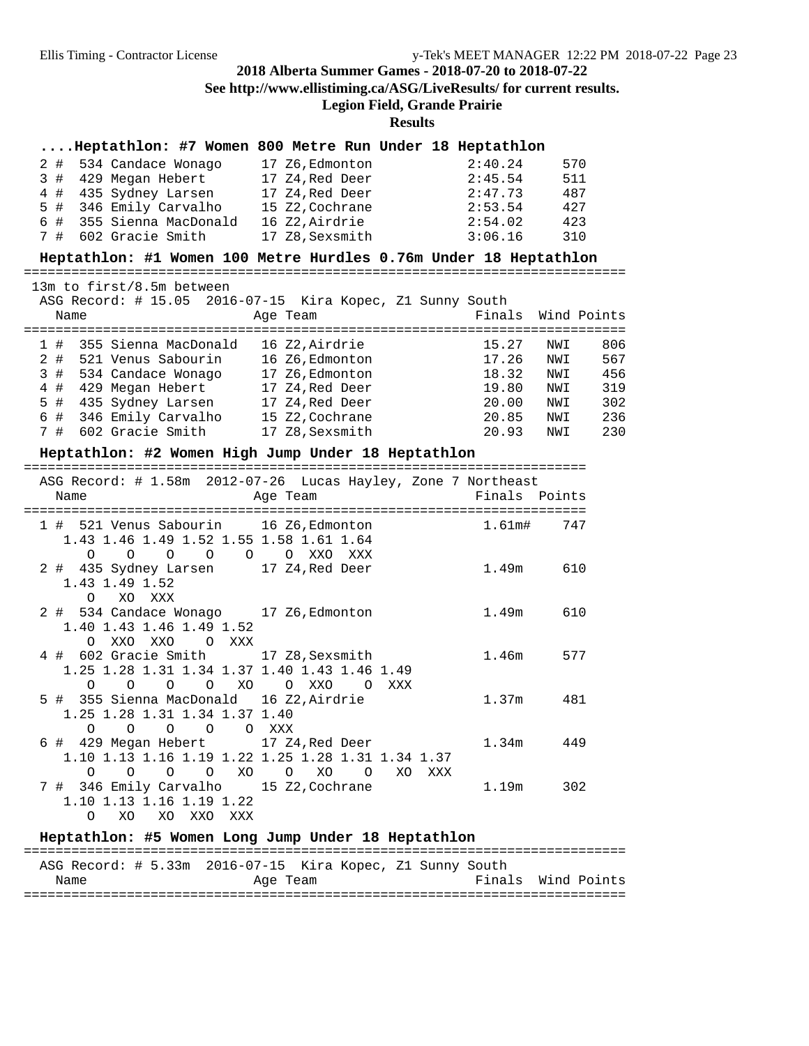**2018 Alberta Summer Games - 2018-07-20 to 2018-07-22**

**See http://www.ellistiming.ca/ASG/LiveResults/ for current results.**

**Legion Field, Grande Prairie**

**Results**

### ....Heptathlon: #7 Women 800 Metre Run Under 18 Heptathlon

| Place | Name | Age | Team | Finals | Points |
|---|---|---|---|---|---|
| 2 # | 534 Candace Wonago | 17 | Z6,Edmonton | 2:40.24 | 570 |
| 3 # | 429 Megan Hebert | 17 | Z4,Red Deer | 2:45.54 | 511 |
| 4 # | 435 Sydney Larsen | 17 | Z4,Red Deer | 2:47.73 | 487 |
| 5 # | 346 Emily Carvalho | 15 | Z2,Cochrane | 2:53.54 | 427 |
| 6 # | 355 Sienna MacDonald | 16 | Z2,Airdrie | 2:54.02 | 423 |
| 7 # | 602 Gracie Smith | 17 | Z8,Sexsmith | 3:06.16 | 310 |

### Heptathlon: #1 Women 100 Metre Hurdles 0.76m Under 18 Heptathlon

13m to first/8.5m between

ASG Record: # 15.05 2016-07-15 Kira Kopec, Z1 Sunny South

| Place | Name | Age | Team | Finals | Wind | Points |
|---|---|---|---|---|---|---|
| 1 # | 355 Sienna MacDonald | 16 | Z2,Airdrie | 15.27 | NWI | 806 |
| 2 # | 521 Venus Sabourin | 16 | Z6,Edmonton | 17.26 | NWI | 567 |
| 3 # | 534 Candace Wonago | 17 | Z6,Edmonton | 18.32 | NWI | 456 |
| 4 # | 429 Megan Hebert | 17 | Z4,Red Deer | 19.80 | NWI | 319 |
| 5 # | 435 Sydney Larsen | 17 | Z4,Red Deer | 20.00 | NWI | 302 |
| 6 # | 346 Emily Carvalho | 15 | Z2,Cochrane | 20.85 | NWI | 236 |
| 7 # | 602 Gracie Smith | 17 | Z8,Sexsmith | 20.93 | NWI | 230 |

### Heptathlon: #2 Women High Jump Under 18 Heptathlon

ASG Record: # 1.58m 2012-07-26 Lucas Hayley, Zone 7 Northeast

| Place | Name | Age | Team | Finals | Points |
|---|---|---|---|---|---|
| 1 # | 521 Venus Sabourin | 16 | Z6,Edmonton | 1.61m# | 747 |
| | 1.43 1.46 1.49 1.52 1.55 1.58 1.61 1.64 / O O O O O O XXO XXX | | | | |
| 2 # | 435 Sydney Larsen | 17 | Z4,Red Deer | 1.49m | 610 |
| | 1.43 1.49 1.52 / O XO XXX | | | | |
| 2 # | 534 Candace Wonago | 17 | Z6,Edmonton | 1.49m | 610 |
| | 1.40 1.43 1.46 1.49 1.52 / O XXO XXO O XXX | | | | |
| 4 # | 602 Gracie Smith | 17 | Z8,Sexsmith | 1.46m | 577 |
| | 1.25 1.28 1.31 1.34 1.37 1.40 1.43 1.46 1.49 / O O O O XO O XXO O XXX | | | | |
| 5 # | 355 Sienna MacDonald | 16 | Z2,Airdrie | 1.37m | 481 |
| | 1.25 1.28 1.31 1.34 1.37 1.40 / O O O O O XXX | | | | |
| 6 # | 429 Megan Hebert | 17 | Z4,Red Deer | 1.34m | 449 |
| | 1.10 1.13 1.16 1.19 1.22 1.25 1.28 1.31 1.34 1.37 / O O O O XO O XO O XO XXX | | | | |
| 7 # | 346 Emily Carvalho | 15 | Z2,Cochrane | 1.19m | 302 |
| | 1.10 1.13 1.16 1.19 1.22 / O XO XO XXO XXX | | | | |

### Heptathlon: #5 Women Long Jump Under 18 Heptathlon

ASG Record: # 5.33m 2016-07-15 Kira Kopec, Z1 Sunny South

| Name | Age | Team | Finals | Wind | Points |
|---|---|---|---|---|---|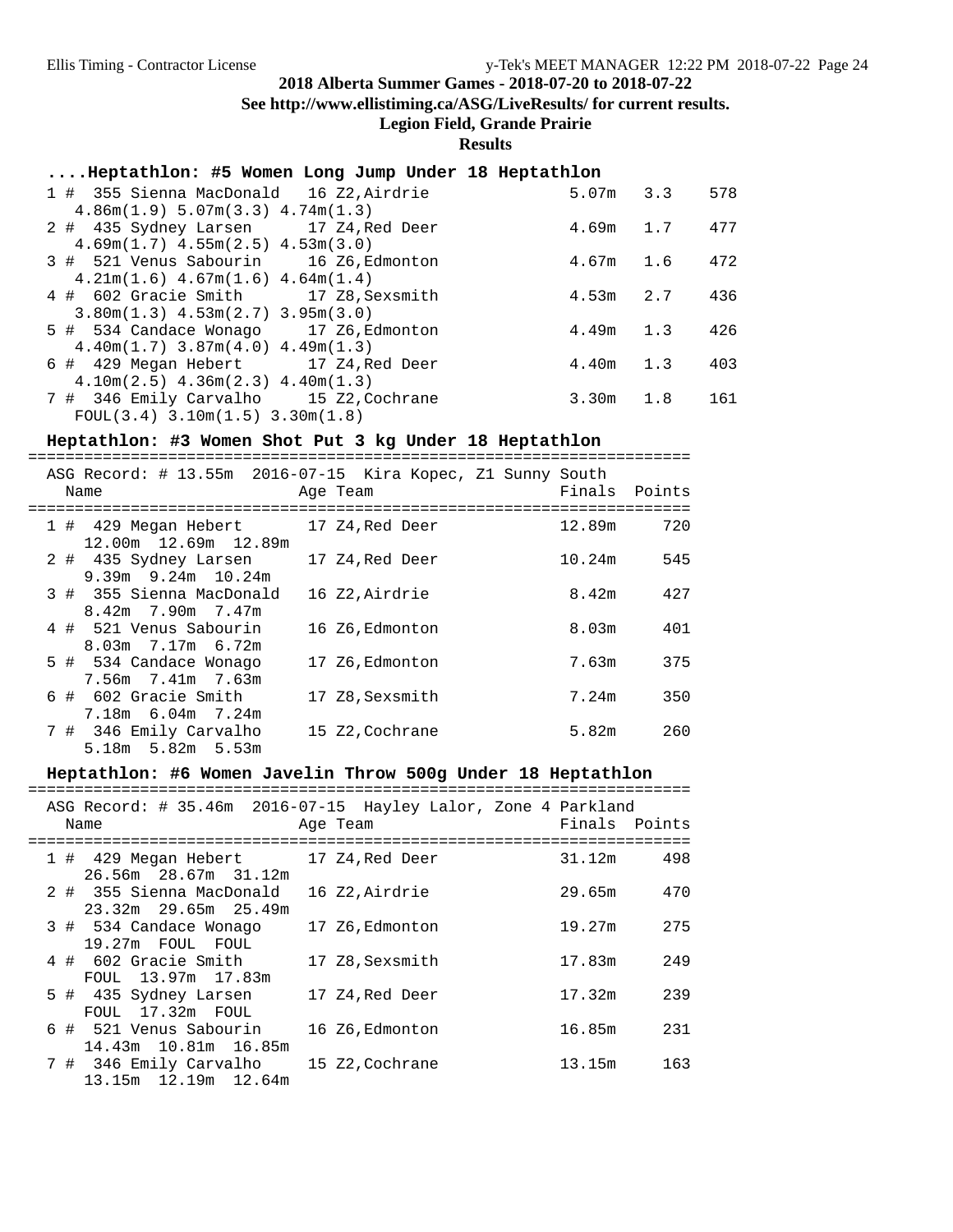**2018 Alberta Summer Games - 2018-07-20 to 2018-07-22**

**See http://www.ellistiming.ca/ASG/LiveResults/ for current results.**

**Legion Field, Grande Prairie**

**Results**

### ....Heptathlon: #5 Women Long Jump Under 18 Heptathlon

| Place | Name | Age | Team | Finals | Wind | Points |
|---|---|---|---|---|---|---|
| 1 # | 355 Sienna MacDonald | 16 | Z2,Airdrie | 5.07m | 3.3 | 578 |
| | 4.86m(1.9) 5.07m(3.3) 4.74m(1.3) | | | | | |
| 2 # | 435 Sydney Larsen | 17 | Z4,Red Deer | 4.69m | 1.7 | 477 |
| | 4.69m(1.7) 4.55m(2.5) 4.53m(3.0) | | | | | |
| 3 # | 521 Venus Sabourin | 16 | Z6,Edmonton | 4.67m | 1.6 | 472 |
| | 4.21m(1.6) 4.67m(1.6) 4.64m(1.4) | | | | | |
| 4 # | 602 Gracie Smith | 17 | Z8,Sexsmith | 4.53m | 2.7 | 436 |
| | 3.80m(1.3) 4.53m(2.7) 3.95m(3.0) | | | | | |
| 5 # | 534 Candace Wonago | 17 | Z6,Edmonton | 4.49m | 1.3 | 426 |
| | 4.40m(1.7) 3.87m(4.0) 4.49m(1.3) | | | | | |
| 6 # | 429 Megan Hebert | 17 | Z4,Red Deer | 4.40m | 1.3 | 403 |
| | 4.10m(2.5) 4.36m(2.3) 4.40m(1.3) | | | | | |
| 7 # | 346 Emily Carvalho | 15 | Z2,Cochrane | 3.30m | 1.8 | 161 |
| | FOUL(3.4) 3.10m(1.5) 3.30m(1.8) | | | | | |

### Heptathlon: #3 Women Shot Put 3 kg Under 18 Heptathlon

ASG Record: # 13.55m 2016-07-15 Kira Kopec, Z1 Sunny South

| Place | Name | Age | Team | Finals | Points |
|---|---|---|---|---|---|
| 1 # | 429 Megan Hebert | 17 | Z4,Red Deer | 12.89m | 720 |
| | 12.00m 12.69m 12.89m | | | | |
| 2 # | 435 Sydney Larsen | 17 | Z4,Red Deer | 10.24m | 545 |
| | 9.39m 9.24m 10.24m | | | | |
| 3 # | 355 Sienna MacDonald | 16 | Z2,Airdrie | 8.42m | 427 |
| | 8.42m 7.90m 7.47m | | | | |
| 4 # | 521 Venus Sabourin | 16 | Z6,Edmonton | 8.03m | 401 |
| | 8.03m 7.17m 6.72m | | | | |
| 5 # | 534 Candace Wonago | 17 | Z6,Edmonton | 7.63m | 375 |
| | 7.56m 7.41m 7.63m | | | | |
| 6 # | 602 Gracie Smith | 17 | Z8,Sexsmith | 7.24m | 350 |
| | 7.18m 6.04m 7.24m | | | | |
| 7 # | 346 Emily Carvalho | 15 | Z2,Cochrane | 5.82m | 260 |
| | 5.18m 5.82m 5.53m | | | | |

### Heptathlon: #6 Women Javelin Throw 500g Under 18 Heptathlon

ASG Record: # 35.46m 2016-07-15 Hayley Lalor, Zone 4 Parkland

| Place | Name | Age | Team | Finals | Points |
|---|---|---|---|---|---|
| 1 # | 429 Megan Hebert | 17 | Z4,Red Deer | 31.12m | 498 |
| | 26.56m 28.67m 31.12m | | | | |
| 2 # | 355 Sienna MacDonald | 16 | Z2,Airdrie | 29.65m | 470 |
| | 23.32m 29.65m 25.49m | | | | |
| 3 # | 534 Candace Wonago | 17 | Z6,Edmonton | 19.27m | 275 |
| | 19.27m FOUL FOUL | | | | |
| 4 # | 602 Gracie Smith | 17 | Z8,Sexsmith | 17.83m | 249 |
| | FOUL 13.97m 17.83m | | | | |
| 5 # | 435 Sydney Larsen | 17 | Z4,Red Deer | 17.32m | 239 |
| | FOUL 17.32m FOUL | | | | |
| 6 # | 521 Venus Sabourin | 16 | Z6,Edmonton | 16.85m | 231 |
| | 14.43m 10.81m 16.85m | | | | |
| 7 # | 346 Emily Carvalho | 15 | Z2,Cochrane | 13.15m | 163 |
| | 13.15m 12.19m 12.64m | | | | |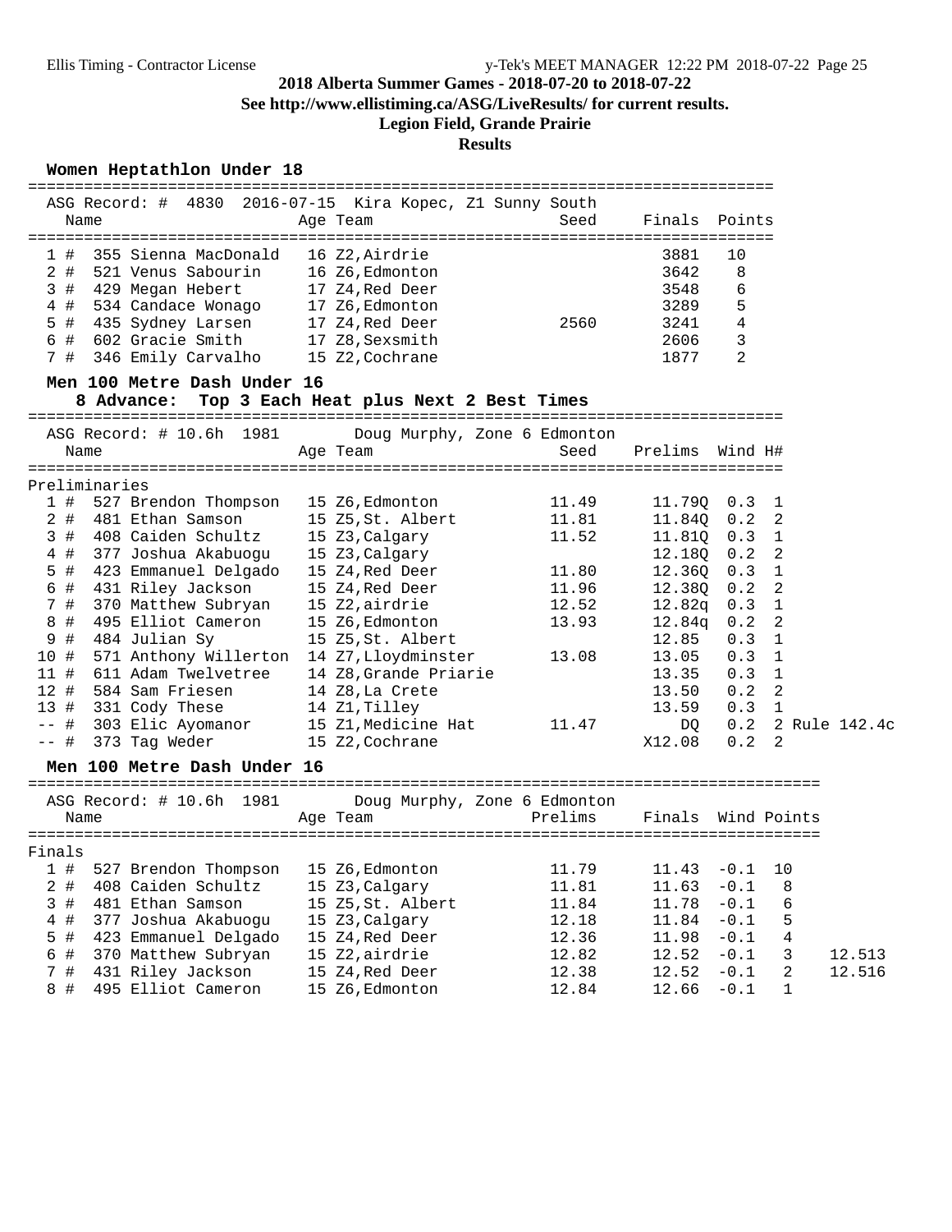## 2018 Alberta Summer Games - 2018-07-20 to 2018-07-22

**See http://www.ellistiming.ca/ASG/LiveResults/ for current results.**

**Legion Field, Grande Prairie**

**Results**

### Women Heptathlon Under 18

ASG Record: # 4830 2016-07-15 Kira Kopec, Z1 Sunny South

| | Name | Age | Team | Seed | Finals | Points |
|---|---|---|---|---|---|---|
| 1 # | 355 Sienna MacDonald | 16 | Z2,Airdrie | | 3881 | 10 |
| 2 # | 521 Venus Sabourin | 16 | Z6,Edmonton | | 3642 | 8 |
| 3 # | 429 Megan Hebert | 17 | Z4,Red Deer | | 3548 | 6 |
| 4 # | 534 Candace Wonago | 17 | Z6,Edmonton | | 3289 | 5 |
| 5 # | 435 Sydney Larsen | 17 | Z4,Red Deer | 2560 | 3241 | 4 |
| 6 # | 602 Gracie Smith | 17 | Z8,Sexsmith | | 2606 | 3 |
| 7 # | 346 Emily Carvalho | 15 | Z2,Cochrane | | 1877 | 2 |

### Men 100 Metre Dash Under 16

**8 Advance: Top 3 Each Heat plus Next 2 Best Times**

ASG Record: # 10.6h 1981 Doug Murphy, Zone 6 Edmonton

Preliminaries

| | Name | Age | Team | Seed | Prelims | Wind | H# | |
|---|---|---|---|---|---|---|---|---|
| 1 # | 527 Brendon Thompson | 15 | Z6,Edmonton | 11.49 | 11.79Q | 0.3 | 1 | |
| 2 # | 481 Ethan Samson | 15 | Z5,St. Albert | 11.81 | 11.84Q | 0.2 | 2 | |
| 3 # | 408 Caiden Schultz | 15 | Z3,Calgary | 11.52 | 11.81Q | 0.3 | 1 | |
| 4 # | 377 Joshua Akabuogu | 15 | Z3,Calgary | | 12.18Q | 0.2 | 2 | |
| 5 # | 423 Emmanuel Delgado | 15 | Z4,Red Deer | 11.80 | 12.36Q | 0.3 | 1 | |
| 6 # | 431 Riley Jackson | 15 | Z4,Red Deer | 11.96 | 12.38Q | 0.2 | 2 | |
| 7 # | 370 Matthew Subryan | 15 | Z2,airdrie | 12.52 | 12.82q | 0.3 | 1 | |
| 8 # | 495 Elliot Cameron | 15 | Z6,Edmonton | 13.93 | 12.84q | 0.2 | 2 | |
| 9 # | 484 Julian Sy | 15 | Z5,St. Albert | | 12.85 | 0.3 | 1 | |
| 10 # | 571 Anthony Willerton | 14 | Z7,Lloydminster | 13.08 | 13.05 | 0.3 | 1 | |
| 11 # | 611 Adam Twelvetree | 14 | Z8,Grande Priarie | | 13.35 | 0.3 | 1 | |
| 12 # | 584 Sam Friesen | 14 | Z8,La Crete | | 13.50 | 0.2 | 2 | |
| 13 # | 331 Cody These | 14 | Z1,Tilley | | 13.59 | 0.3 | 1 | |
| -- # | 303 Elic Ayomanor | 15 | Z1,Medicine Hat | 11.47 | DQ | 0.2 | 2 | Rule 142.4c |
| -- # | 373 Tag Weder | 15 | Z2,Cochrane | | X12.08 | 0.2 | 2 | |

### Men 100 Metre Dash Under 16

ASG Record: # 10.6h 1981 Doug Murphy, Zone 6 Edmonton

Finals

| | Name | Age | Team | Prelims | Finals | Wind | Points | |
|---|---|---|---|---|---|---|---|---|
| 1 # | 527 Brendon Thompson | 15 | Z6,Edmonton | 11.79 | 11.43 | -0.1 | 10 | |
| 2 # | 408 Caiden Schultz | 15 | Z3,Calgary | 11.81 | 11.63 | -0.1 | 8 | |
| 3 # | 481 Ethan Samson | 15 | Z5,St. Albert | 11.84 | 11.78 | -0.1 | 6 | |
| 4 # | 377 Joshua Akabuogu | 15 | Z3,Calgary | 12.18 | 11.84 | -0.1 | 5 | |
| 5 # | 423 Emmanuel Delgado | 15 | Z4,Red Deer | 12.36 | 11.98 | -0.1 | 4 | |
| 6 # | 370 Matthew Subryan | 15 | Z2,airdrie | 12.82 | 12.52 | -0.1 | 3 | 12.513 |
| 7 # | 431 Riley Jackson | 15 | Z4,Red Deer | 12.38 | 12.52 | -0.1 | 2 | 12.516 |
| 8 # | 495 Elliot Cameron | 15 | Z6,Edmonton | 12.84 | 12.66 | -0.1 | 1 | |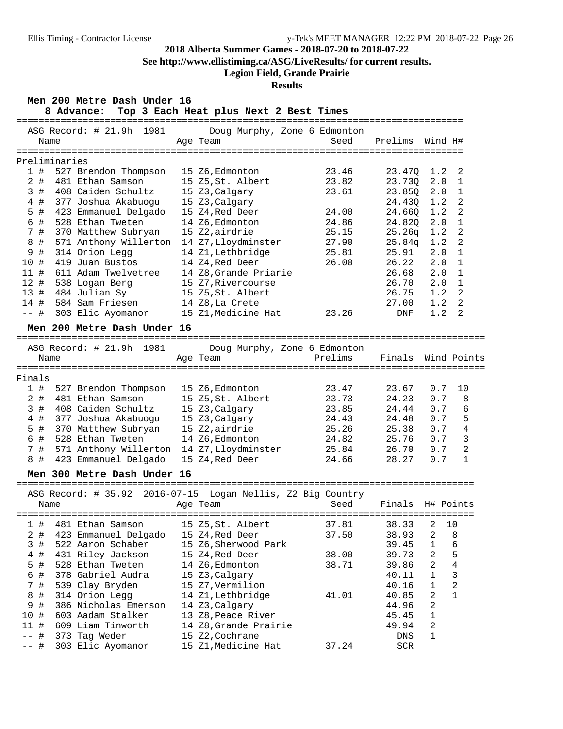**2018 Alberta Summer Games - 2018-07-20 to 2018-07-22**

**See http://www.ellistiming.ca/ASG/LiveResults/ for current results.**

**Legion Field, Grande Prairie**

**Results**

### Men 200 Metre Dash Under 16

**8 Advance: Top 3 Each Heat plus Next 2 Best Times**

ASG Record: # 21.9h 1981 Doug Murphy, Zone 6 Edmonton

**Preliminaries**

| Place | | Name | Age | Team | Seed | Prelims | Wind | H# |
|---|---|---|---|---|---|---|---|---|
| 1 | # | 527 Brendon Thompson | 15 | Z6,Edmonton | 23.46 | 23.47Q | 1.2 | 2 |
| 2 | # | 481 Ethan Samson | 15 | Z5,St. Albert | 23.82 | 23.73Q | 2.0 | 1 |
| 3 | # | 408 Caiden Schultz | 15 | Z3,Calgary | 23.61 | 23.85Q | 2.0 | 1 |
| 4 | # | 377 Joshua Akabuogu | 15 | Z3,Calgary | | 24.43Q | 1.2 | 2 |
| 5 | # | 423 Emmanuel Delgado | 15 | Z4,Red Deer | 24.00 | 24.66Q | 1.2 | 2 |
| 6 | # | 528 Ethan Tweten | 14 | Z6,Edmonton | 24.86 | 24.82Q | 2.0 | 1 |
| 7 | # | 370 Matthew Subryan | 15 | Z2,airdrie | 25.15 | 25.26q | 1.2 | 2 |
| 8 | # | 571 Anthony Willerton | 14 | Z7,Lloydminster | 27.90 | 25.84q | 1.2 | 2 |
| 9 | # | 314 Orion Legg | 14 | Z1,Lethbridge | 25.81 | 25.91 | 2.0 | 1 |
| 10 | # | 419 Juan Bustos | 14 | Z4,Red Deer | 26.00 | 26.22 | 2.0 | 1 |
| 11 | # | 611 Adam Twelvetree | 14 | Z8,Grande Priarie | | 26.68 | 2.0 | 1 |
| 12 | # | 538 Logan Berg | 15 | Z7,Rivercourse | | 26.70 | 2.0 | 1 |
| 13 | # | 484 Julian Sy | 15 | Z5,St. Albert | | 26.75 | 1.2 | 2 |
| 14 | # | 584 Sam Friesen | 14 | Z8,La Crete | | 27.00 | 1.2 | 2 |
| -- | # | 303 Elic Ayomanor | 15 | Z1,Medicine Hat | 23.26 | DNF | 1.2 | 2 |

### Men 200 Metre Dash Under 16

ASG Record: # 21.9h 1981 Doug Murphy, Zone 6 Edmonton

**Finals**

| Place | | Name | Age | Team | Prelims | Finals | Wind | Points |
|---|---|---|---|---|---|---|---|---|
| 1 | # | 527 Brendon Thompson | 15 | Z6,Edmonton | 23.47 | 23.67 | 0.7 | 10 |
| 2 | # | 481 Ethan Samson | 15 | Z5,St. Albert | 23.73 | 24.23 | 0.7 | 8 |
| 3 | # | 408 Caiden Schultz | 15 | Z3,Calgary | 23.85 | 24.44 | 0.7 | 6 |
| 4 | # | 377 Joshua Akabuogu | 15 | Z3,Calgary | 24.43 | 24.48 | 0.7 | 5 |
| 5 | # | 370 Matthew Subryan | 15 | Z2,airdrie | 25.26 | 25.38 | 0.7 | 4 |
| 6 | # | 528 Ethan Tweten | 14 | Z6,Edmonton | 24.82 | 25.76 | 0.7 | 3 |
| 7 | # | 571 Anthony Willerton | 14 | Z7,Lloydminster | 25.84 | 26.70 | 0.7 | 2 |
| 8 | # | 423 Emmanuel Delgado | 15 | Z4,Red Deer | 24.66 | 28.27 | 0.7 | 1 |

### Men 300 Metre Dash Under 16

ASG Record: # 35.92 2016-07-15 Logan Nellis, Z2 Big Country

| Place | | Name | Age | Team | Seed | Finals | H# | Points |
|---|---|---|---|---|---|---|---|---|
| 1 | # | 481 Ethan Samson | 15 | Z5,St. Albert | 37.81 | 38.33 | 2 | 10 |
| 2 | # | 423 Emmanuel Delgado | 15 | Z4,Red Deer | 37.50 | 38.93 | 2 | 8 |
| 3 | # | 522 Aaron Schaber | 15 | Z6,Sherwood Park | | 39.45 | 1 | 6 |
| 4 | # | 431 Riley Jackson | 15 | Z4,Red Deer | 38.00 | 39.73 | 2 | 5 |
| 5 | # | 528 Ethan Tweten | 14 | Z6,Edmonton | 38.71 | 39.86 | 2 | 4 |
| 6 | # | 378 Gabriel Audra | 15 | Z3,Calgary | | 40.11 | 1 | 3 |
| 7 | # | 539 Clay Bryden | 15 | Z7,Vermilion | | 40.16 | 1 | 2 |
| 8 | # | 314 Orion Legg | 14 | Z1,Lethbridge | 41.01 | 40.85 | 2 | 1 |
| 9 | # | 386 Nicholas Emerson | 14 | Z3,Calgary | | 44.96 | 2 | |
| 10 | # | 603 Aadam Stalker | 13 | Z8,Peace River | | 45.45 | 1 | |
| 11 | # | 609 Liam Tinworth | 14 | Z8,Grande Prairie | | 49.94 | 2 | |
| -- | # | 373 Tag Weder | 15 | Z2,Cochrane | | DNS | 1 | |
| -- | # | 303 Elic Ayomanor | 15 | Z1,Medicine Hat | 37.24 | SCR | | |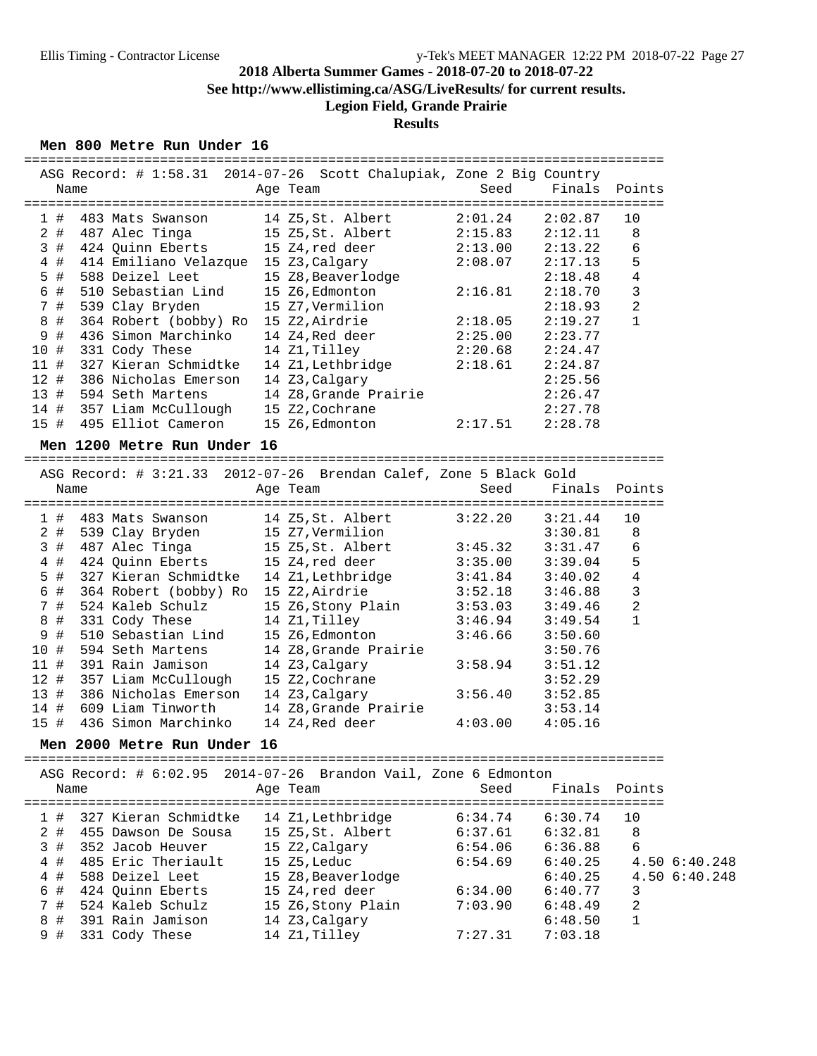# 2018 Alberta Summer Games - 2018-07-20 to 2018-07-22

**See http://www.ellistiming.ca/ASG/LiveResults/ for current results.**

**Legion Field, Grande Prairie**

**Results**

## Men 800 Metre Run Under 16

ASG Record: # 1:58.31 2014-07-26 Scott Chalupiak, Zone 2 Big Country

| Place | Name | Age | Team | Seed | Finals | Points |
|---|---|---|---|---|---|---|
| 1 # | 483 Mats Swanson | 14 | Z5,St. Albert | 2:01.24 | 2:02.87 | 10 |
| 2 # | 487 Alec Tinga | 15 | Z5,St. Albert | 2:15.83 | 2:12.11 | 8 |
| 3 # | 424 Quinn Eberts | 15 | Z4,red deer | 2:13.00 | 2:13.22 | 6 |
| 4 # | 414 Emiliano Velazque | 15 | Z3,Calgary | 2:08.07 | 2:17.13 | 5 |
| 5 # | 588 Deizel Leet | 15 | Z8,Beaverlodge | | 2:18.48 | 4 |
| 6 # | 510 Sebastian Lind | 15 | Z6,Edmonton | 2:16.81 | 2:18.70 | 3 |
| 7 # | 539 Clay Bryden | 15 | Z7,Vermilion | | 2:18.93 | 2 |
| 8 # | 364 Robert (bobby) Ro | 15 | Z2,Airdrie | 2:18.05 | 2:19.27 | 1 |
| 9 # | 436 Simon Marchinko | 14 | Z4,Red deer | 2:25.00 | 2:23.77 | |
| 10 # | 331 Cody These | 14 | Z1,Tilley | 2:20.68 | 2:24.47 | |
| 11 # | 327 Kieran Schmidtke | 14 | Z1,Lethbridge | 2:18.61 | 2:24.87 | |
| 12 # | 386 Nicholas Emerson | 14 | Z3,Calgary | | 2:25.56 | |
| 13 # | 594 Seth Martens | 14 | Z8,Grande Prairie | | 2:26.47 | |
| 14 # | 357 Liam McCullough | 15 | Z2,Cochrane | | 2:27.78 | |
| 15 # | 495 Elliot Cameron | 15 | Z6,Edmonton | 2:17.51 | 2:28.78 | |

## Men 1200 Metre Run Under 16

ASG Record: # 3:21.33 2012-07-26 Brendan Calef, Zone 5 Black Gold

| Place | Name | Age | Team | Seed | Finals | Points |
|---|---|---|---|---|---|---|
| 1 # | 483 Mats Swanson | 14 | Z5,St. Albert | 3:22.20 | 3:21.44 | 10 |
| 2 # | 539 Clay Bryden | 15 | Z7,Vermilion | | 3:30.81 | 8 |
| 3 # | 487 Alec Tinga | 15 | Z5,St. Albert | 3:45.32 | 3:31.47 | 6 |
| 4 # | 424 Quinn Eberts | 15 | Z4,red deer | 3:35.00 | 3:39.04 | 5 |
| 5 # | 327 Kieran Schmidtke | 14 | Z1,Lethbridge | 3:41.84 | 3:40.02 | 4 |
| 6 # | 364 Robert (bobby) Ro | 15 | Z2,Airdrie | 3:52.18 | 3:46.88 | 3 |
| 7 # | 524 Kaleb Schulz | 15 | Z6,Stony Plain | 3:53.03 | 3:49.46 | 2 |
| 8 # | 331 Cody These | 14 | Z1,Tilley | 3:46.94 | 3:49.54 | 1 |
| 9 # | 510 Sebastian Lind | 15 | Z6,Edmonton | 3:46.66 | 3:50.60 | |
| 10 # | 594 Seth Martens | 14 | Z8,Grande Prairie | | 3:50.76 | |
| 11 # | 391 Rain Jamison | 14 | Z3,Calgary | 3:58.94 | 3:51.12 | |
| 12 # | 357 Liam McCullough | 15 | Z2,Cochrane | | 3:52.29 | |
| 13 # | 386 Nicholas Emerson | 14 | Z3,Calgary | 3:56.40 | 3:52.85 | |
| 14 # | 609 Liam Tinworth | 14 | Z8,Grande Prairie | | 3:53.14 | |
| 15 # | 436 Simon Marchinko | 14 | Z4,Red deer | 4:03.00 | 4:05.16 | |

## Men 2000 Metre Run Under 16

ASG Record: # 6:02.95 2014-07-26 Brandon Vail, Zone 6 Edmonton

| Place | Name | Age | Team | Seed | Finals | Points | |
|---|---|---|---|---|---|---|---|
| 1 # | 327 Kieran Schmidtke | 14 | Z1,Lethbridge | 6:34.74 | 6:30.74 | 10 | |
| 2 # | 455 Dawson De Sousa | 15 | Z5,St. Albert | 6:37.61 | 6:32.81 | 8 | |
| 3 # | 352 Jacob Heuver | 15 | Z2,Calgary | 6:54.06 | 6:36.88 | 6 | |
| 4 # | 485 Eric Theriault | 15 | Z5,Leduc | 6:54.69 | 6:40.25 | 4.50 | 6:40.248 |
| 4 # | 588 Deizel Leet | 15 | Z8,Beaverlodge | | 6:40.25 | 4.50 | 6:40.248 |
| 6 # | 424 Quinn Eberts | 15 | Z4,red deer | 6:34.00 | 6:40.77 | 3 | |
| 7 # | 524 Kaleb Schulz | 15 | Z6,Stony Plain | 7:03.90 | 6:48.49 | 2 | |
| 8 # | 391 Rain Jamison | 14 | Z3,Calgary | | 6:48.50 | 1 | |
| 9 # | 331 Cody These | 14 | Z1,Tilley | 7:27.31 | 7:03.18 | | |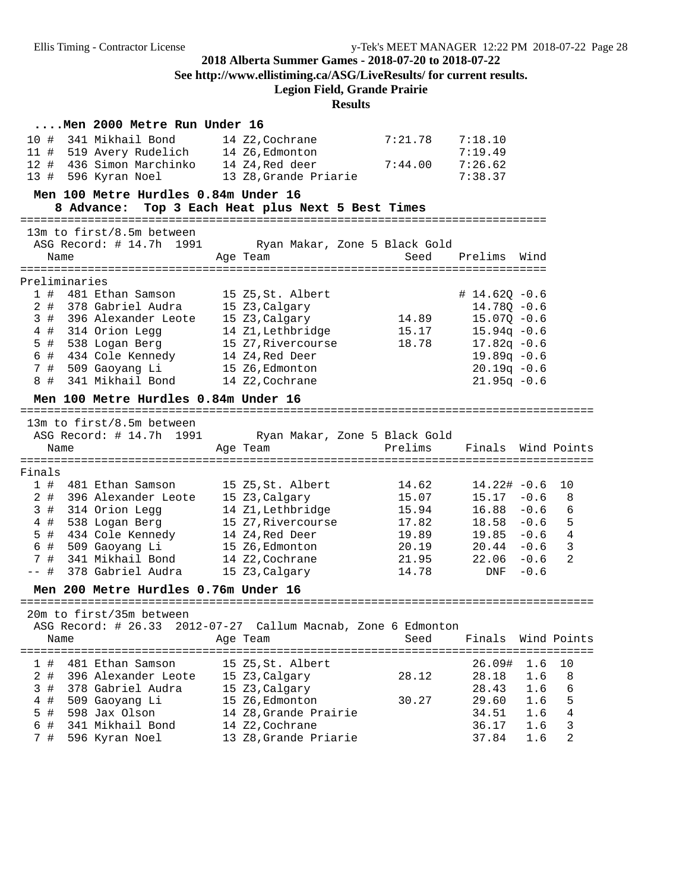## ....Men 2000 Metre Run Under 16

| Place | Name | Age | Team | Seed | Finals |
|---|---|---|---|---|---|
| 10 # | 341 Mikhail Bond | 14 | Z2,Cochrane | 7:21.78 | 7:18.10 |
| 11 # | 519 Avery Rudelich | 14 | Z6,Edmonton | | 7:19.49 |
| 12 # | 436 Simon Marchinko | 14 | Z4,Red deer | 7:44.00 | 7:26.62 |
| 13 # | 596 Kyran Noel | 13 | Z8,Grande Priarie | | 7:38.37 |

## Men 100 Metre Hurdles 0.84m Under 16

8 Advance: Top 3 Each Heat plus Next 5 Best Times

13m to first/8.5m between

ASG Record: # 14.7h 1991 Ryan Makar, Zone 5 Black Gold

**Preliminaries**

| Place | Name | Age | Team | Seed | Prelims | Wind |
|---|---|---|---|---|---|---|
| 1 # | 481 Ethan Samson | 15 | Z5,St. Albert | | # 14.62Q | -0.6 |
| 2 # | 378 Gabriel Audra | 15 | Z3,Calgary | | 14.78Q | -0.6 |
| 3 # | 396 Alexander Leote | 15 | Z3,Calgary | 14.89 | 15.07Q | -0.6 |
| 4 # | 314 Orion Legg | 14 | Z1,Lethbridge | 15.17 | 15.94q | -0.6 |
| 5 # | 538 Logan Berg | 15 | Z7,Rivercourse | 18.78 | 17.82q | -0.6 |
| 6 # | 434 Cole Kennedy | 14 | Z4,Red Deer | | 19.89q | -0.6 |
| 7 # | 509 Gaoyang Li | 15 | Z6,Edmonton | | 20.19q | -0.6 |
| 8 # | 341 Mikhail Bond | 14 | Z2,Cochrane | | 21.95q | -0.6 |

## Men 100 Metre Hurdles 0.84m Under 16

13m to first/8.5m between

ASG Record: # 14.7h 1991 Ryan Makar, Zone 5 Black Gold

**Finals**

| Place | Name | Age | Team | Prelims | Finals | Wind | Points |
|---|---|---|---|---|---|---|---|
| 1 # | 481 Ethan Samson | 15 | Z5,St. Albert | 14.62 | 14.22# | -0.6 | 10 |
| 2 # | 396 Alexander Leote | 15 | Z3,Calgary | 15.07 | 15.17 | -0.6 | 8 |
| 3 # | 314 Orion Legg | 14 | Z1,Lethbridge | 15.94 | 16.88 | -0.6 | 6 |
| 4 # | 538 Logan Berg | 15 | Z7,Rivercourse | 17.82 | 18.58 | -0.6 | 5 |
| 5 # | 434 Cole Kennedy | 14 | Z4,Red Deer | 19.89 | 19.85 | -0.6 | 4 |
| 6 # | 509 Gaoyang Li | 15 | Z6,Edmonton | 20.19 | 20.44 | -0.6 | 3 |
| 7 # | 341 Mikhail Bond | 14 | Z2,Cochrane | 21.95 | 22.06 | -0.6 | 2 |
| -- # | 378 Gabriel Audra | 15 | Z3,Calgary | 14.78 | DNF | -0.6 | |

## Men 200 Metre Hurdles 0.76m Under 16

20m to first/35m between

ASG Record: # 26.33 2012-07-27 Callum Macnab, Zone 6 Edmonton

| Place | Name | Age | Team | Seed | Finals | Wind | Points |
|---|---|---|---|---|---|---|---|
| 1 # | 481 Ethan Samson | 15 | Z5,St. Albert | | 26.09# | 1.6 | 10 |
| 2 # | 396 Alexander Leote | 15 | Z3,Calgary | 28.12 | 28.18 | 1.6 | 8 |
| 3 # | 378 Gabriel Audra | 15 | Z3,Calgary | | 28.43 | 1.6 | 6 |
| 4 # | 509 Gaoyang Li | 15 | Z6,Edmonton | 30.27 | 29.60 | 1.6 | 5 |
| 5 # | 598 Jax Olson | 14 | Z8,Grande Prairie | | 34.51 | 1.6 | 4 |
| 6 # | 341 Mikhail Bond | 14 | Z2,Cochrane | | 36.17 | 1.6 | 3 |
| 7 # | 596 Kyran Noel | 13 | Z8,Grande Priarie | | 37.84 | 1.6 | 2 |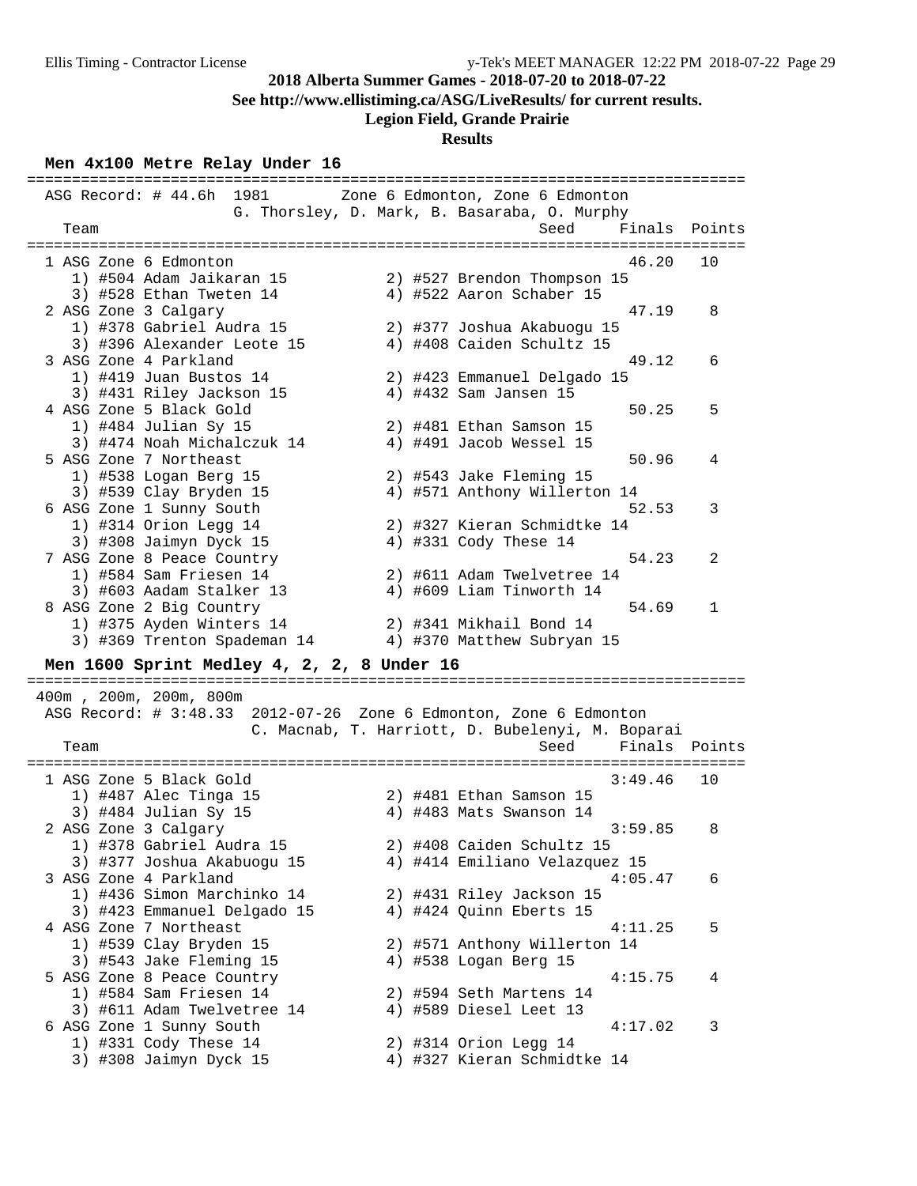2018 Alberta Summer Games - 2018-07-20 to 2018-07-22

See http://www.ellistiming.ca/ASG/LiveResults/ for current results.

Legion Field, Grande Prairie

Results

## Men 4x100 Metre Relay Under 16

ASG Record: # 44.6h 1981 Zone 6 Edmonton, Zone 6 Edmonton
G. Thorsley, D. Mark, B. Basaraba, O. Murphy

| Team | Seed | Finals | Points |
|---|---|---|---|
| 1 ASG Zone 6 Edmonton | | 46.20 | 10 |
| 1) #504 Adam Jaikaran 15; 2) #527 Brendon Thompson 15; 3) #528 Ethan Tweten 14; 4) #522 Aaron Schaber 15 | | | |
| 2 ASG Zone 3 Calgary | | 47.19 | 8 |
| 1) #378 Gabriel Audra 15; 2) #377 Joshua Akabuogu 15; 3) #396 Alexander Leote 15; 4) #408 Caiden Schultz 15 | | | |
| 3 ASG Zone 4 Parkland | | 49.12 | 6 |
| 1) #419 Juan Bustos 14; 2) #423 Emmanuel Delgado 15; 3) #431 Riley Jackson 15; 4) #432 Sam Jansen 15 | | | |
| 4 ASG Zone 5 Black Gold | | 50.25 | 5 |
| 1) #484 Julian Sy 15; 2) #481 Ethan Samson 15; 3) #474 Noah Michalczuk 14; 4) #491 Jacob Wessel 15 | | | |
| 5 ASG Zone 7 Northeast | | 50.96 | 4 |
| 1) #538 Logan Berg 15; 2) #543 Jake Fleming 15; 3) #539 Clay Bryden 15; 4) #571 Anthony Willerton 14 | | | |
| 6 ASG Zone 1 Sunny South | | 52.53 | 3 |
| 1) #314 Orion Legg 14; 2) #327 Kieran Schmidtke 14; 3) #308 Jaimyn Dyck 15; 4) #331 Cody These 14 | | | |
| 7 ASG Zone 8 Peace Country | | 54.23 | 2 |
| 1) #584 Sam Friesen 14; 2) #611 Adam Twelvetree 14; 3) #603 Aadam Stalker 13; 4) #609 Liam Tinworth 14 | | | |
| 8 ASG Zone 2 Big Country | | 54.69 | 1 |
| 1) #375 Ayden Winters 14; 2) #341 Mikhail Bond 14; 3) #369 Trenton Spademan 14; 4) #370 Matthew Subryan 15 | | | |

## Men 1600 Sprint Medley 4, 2, 2, 8 Under 16

400m , 200m, 200m, 800m

ASG Record: # 3:48.33 2012-07-26 Zone 6 Edmonton, Zone 6 Edmonton
C. Macnab, T. Harriott, D. Bubelenyi, M. Boparai

| Team | Seed | Finals | Points |
|---|---|---|---|
| 1 ASG Zone 5 Black Gold | | 3:49.46 | 10 |
| 1) #487 Alec Tinga 15; 2) #481 Ethan Samson 15; 3) #484 Julian Sy 15; 4) #483 Mats Swanson 14 | | | |
| 2 ASG Zone 3 Calgary | | 3:59.85 | 8 |
| 1) #378 Gabriel Audra 15; 2) #408 Caiden Schultz 15; 3) #377 Joshua Akabuogu 15; 4) #414 Emiliano Velazquez 15 | | | |
| 3 ASG Zone 4 Parkland | | 4:05.47 | 6 |
| 1) #436 Simon Marchinko 14; 2) #431 Riley Jackson 15; 3) #423 Emmanuel Delgado 15; 4) #424 Quinn Eberts 15 | | | |
| 4 ASG Zone 7 Northeast | | 4:11.25 | 5 |
| 1) #539 Clay Bryden 15; 2) #571 Anthony Willerton 14; 3) #543 Jake Fleming 15; 4) #538 Logan Berg 15 | | | |
| 5 ASG Zone 8 Peace Country | | 4:15.75 | 4 |
| 1) #584 Sam Friesen 14; 2) #594 Seth Martens 14; 3) #611 Adam Twelvetree 14; 4) #589 Diesel Leet 13 | | | |
| 6 ASG Zone 1 Sunny South | | 4:17.02 | 3 |
| 1) #331 Cody These 14; 2) #314 Orion Legg 14; 3) #308 Jaimyn Dyck 15; 4) #327 Kieran Schmidtke 14 | | | |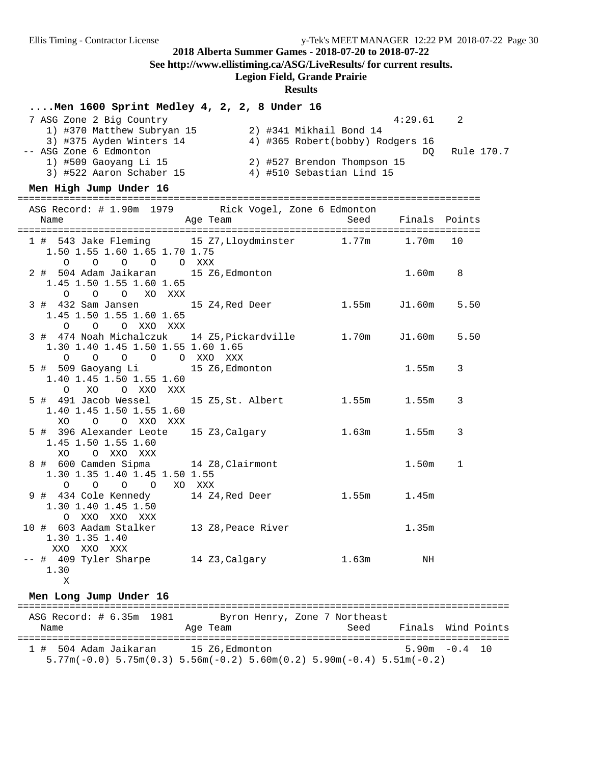**2018 Alberta Summer Games - 2018-07-20 to 2018-07-22**

**See http://www.ellistiming.ca/ASG/LiveResults/ for current results.**

**Legion Field, Grande Prairie**

**Results**

### ....Men 1600 Sprint Medley 4, 2, 2, 8 Under 16

```
  7 ASG Zone 2 Big Country                                     4:29.61    2
     1) #370 Matthew Subryan 15        2) #341 Mikhail Bond 14
     3) #375 Ayden Winters 14          4) #365 Robert(bobby) Rodgers 16
 -- ASG Zone 6 Edmonton                                             DQ   Rule 170.7
     1) #509 Gaoyang Li 15             2) #527 Brendon Thompson 15
     3) #522 Aaron Schaber 15          4) #510 Sebastian Lind 15
```

### Men High Jump Under 16

```
================================================================================
   ASG Record: # 1.90m  1979        Rick Vogel, Zone 6 Edmonton
    Name                    Age Team                    Seed     Finals  Points
================================================================================
  1 #  543 Jake Fleming      15 Z7,Lloydminster        1.77m      1.70m   10
     1.50 1.55 1.60 1.65 1.70 1.75
        O    O    O    O    O  XXX
  2 #  504 Adam Jaikaran     15 Z6,Edmonton                       1.60m    8
     1.45 1.50 1.55 1.60 1.65
        O    O    O   XO  XXX
  3 #  432 Sam Jansen        15 Z4,Red Deer            1.55m     J1.60m    5.50
     1.45 1.50 1.55 1.60 1.65
        O    O    O  XXO  XXX
  3 #  474 Noah Michalczuk   14 Z5,Pickardville        1.70m     J1.60m    5.50
     1.30 1.40 1.45 1.50 1.55 1.60 1.65
        O    O    O    O    O  XXO  XXX
  5 #  509 Gaoyang Li        15 Z6,Edmonton                       1.55m    3
     1.40 1.45 1.50 1.55 1.60
        O   XO    O  XXO  XXX
  5 #  491 Jacob Wessel      15 Z5,St. Albert          1.55m      1.55m    3
     1.40 1.45 1.50 1.55 1.60
       XO    O    O  XXO  XXX
  5 #  396 Alexander Leote   15 Z3,Calgary             1.63m      1.55m    3
     1.45 1.50 1.55 1.60
       XO    O  XXO  XXX
  8 #  600 Camden Sipma      14 Z8,Clairmont                      1.50m    1
     1.30 1.35 1.40 1.45 1.50 1.55
        O    O    O    O   XO  XXX
  9 #  434 Cole Kennedy      14 Z4,Red Deer            1.55m      1.45m
     1.30 1.40 1.45 1.50
        O  XXO  XXO  XXX
 10 #  603 Aadam Stalker     13 Z8,Peace River                    1.35m
     1.30 1.35 1.40
      XXO  XXO  XXX
 -- #  409 Tyler Sharpe      14 Z3,Calgary             1.63m         NH
     1.30
        X
```

### Men Long Jump Under 16

```
=========================================================================================
   ASG Record: # 6.35m  1981        Byron Henry, Zone 7 Northeast
    Name                    Age Team                    Seed     Finals  Wind Points
=========================================================================================
  1 #  504 Adam Jaikaran     15 Z6,Edmonton                       5.90m  -0.4  10
     5.77m(-0.0) 5.75m(0.3) 5.56m(-0.2) 5.60m(0.2) 5.90m(-0.4) 5.51m(-0.2)
```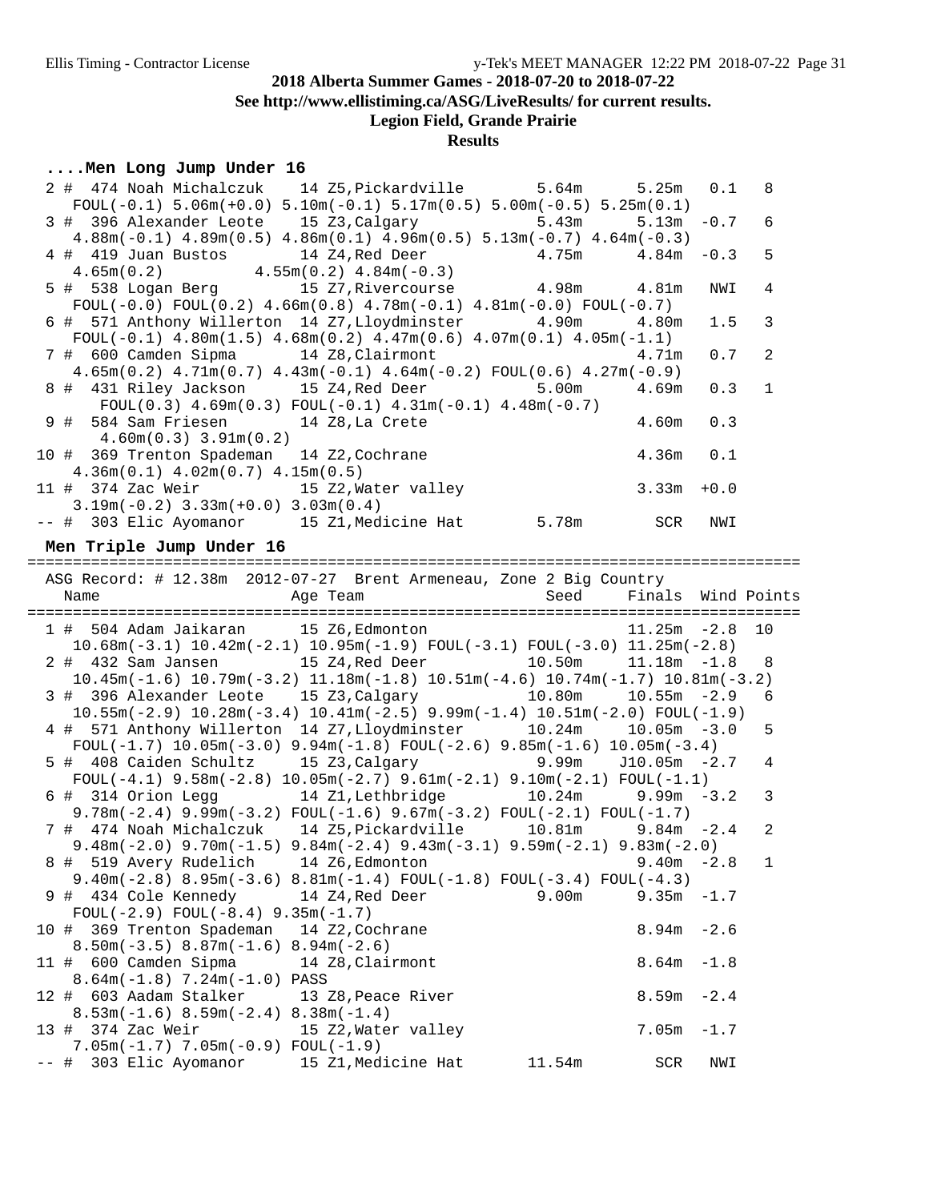2018 Alberta Summer Games - 2018-07-20 to 2018-07-22

See http://www.ellistiming.ca/ASG/LiveResults/ for current results.

Legion Field, Grande Prairie

Results

## ....Men Long Jump Under 16

```
  2 #  474 Noah Michalczuk    14 Z5,Pickardville       5.64m      5.25m   0.1   8
    FOUL(-0.1) 5.06m(+0.0) 5.10m(-0.1) 5.17m(0.5) 5.00m(-0.5) 5.25m(0.1)
  3 #  396 Alexander Leote    15 Z3,Calgary            5.43m      5.13m  -0.7   6
    4.88m(-0.1) 4.89m(0.5) 4.86m(0.1) 4.96m(0.5) 5.13m(-0.7) 4.64m(-0.3)
  4 #  419 Juan Bustos        14 Z4,Red Deer           4.75m      4.84m  -0.3   5
    4.65m(0.2)          4.55m(0.2) 4.84m(-0.3)
  5 #  538 Logan Berg         15 Z7,Rivercourse        4.98m      4.81m   NWI   4
    FOUL(-0.0) FOUL(0.2) 4.66m(0.8) 4.78m(-0.1) 4.81m(-0.0) FOUL(-0.7)
  6 #  571 Anthony Willerton  14 Z7,Lloydminster       4.90m      4.80m   1.5   3
    FOUL(-0.1) 4.80m(1.5) 4.68m(0.2) 4.47m(0.6) 4.07m(0.1) 4.05m(-1.1)
  7 #  600 Camden Sipma       14 Z8,Clairmont                     4.71m   0.7   2
    4.65m(0.2) 4.71m(0.7) 4.43m(-0.1) 4.64m(-0.2) FOUL(0.6) 4.27m(-0.9)
  8 #  431 Riley Jackson      15 Z4,Red Deer           5.00m      4.69m   0.3   1
      FOUL(0.3) 4.69m(0.3) FOUL(-0.1) 4.31m(-0.1) 4.48m(-0.7)
  9 #  584 Sam Friesen        14 Z8,La Crete                      4.60m   0.3
     4.60m(0.3) 3.91m(0.2)
 10 #  369 Trenton Spademan   14 Z2,Cochrane                      4.36m   0.1
    4.36m(0.1) 4.02m(0.7) 4.15m(0.5)
 11 #  374 Zac Weir           15 Z2,Water valley                  3.33m  +0.0
    3.19m(-0.2) 3.33m(+0.0) 3.03m(0.4)
 -- #  303 Elic Ayomanor      15 Z1,Medicine Hat       5.78m        SCR   NWI
```

## Men Triple Jump Under 16

```
===================================================================================
  ASG Record: # 12.38m  2012-07-27  Brent Armeneau, Zone 2 Big Country
    Name                    Age Team                    Seed     Finals  Wind Points
===================================================================================
  1 #  504 Adam Jaikaran      15 Z6,Edmonton                      11.25m  -2.8  10
    10.68m(-3.1) 10.42m(-2.1) 10.95m(-1.9) FOUL(-3.1) FOUL(-3.0) 11.25m(-2.8)
  2 #  432 Sam Jansen         15 Z4,Red Deer          10.50m     11.18m  -1.8   8
    10.45m(-1.6) 10.79m(-3.2) 11.18m(-1.8) 10.51m(-4.6) 10.74m(-1.7) 10.81m(-3.2)
  3 #  396 Alexander Leote    15 Z3,Calgary           10.80m     10.55m  -2.9   6
    10.55m(-2.9) 10.28m(-3.4) 10.41m(-2.5) 9.99m(-1.4) 10.51m(-2.0) FOUL(-1.9)
  4 #  571 Anthony Willerton  14 Z7,Lloydminster      10.24m     10.05m  -3.0   5
    FOUL(-1.7) 10.05m(-3.0) 9.94m(-1.8) FOUL(-2.6) 9.85m(-1.6) 10.05m(-3.4)
  5 #  408 Caiden Schultz     15 Z3,Calgary            9.99m    J10.05m  -2.7   4
    FOUL(-4.1) 9.58m(-2.8) 10.05m(-2.7) 9.61m(-2.1) 9.10m(-2.1) FOUL(-1.1)
  6 #  314 Orion Legg         14 Z1,Lethbridge        10.24m      9.99m  -3.2   3
    9.78m(-2.4) 9.99m(-3.2) FOUL(-1.6) 9.67m(-3.2) FOUL(-2.1) FOUL(-1.7)
  7 #  474 Noah Michalczuk    14 Z5,Pickardville      10.81m      9.84m  -2.4   2
    9.48m(-2.0) 9.70m(-1.5) 9.84m(-2.4) 9.43m(-3.1) 9.59m(-2.1) 9.83m(-2.0)
  8 #  519 Avery Rudelich     14 Z6,Edmonton                       9.40m  -2.8   1
    9.40m(-2.8) 8.95m(-3.6) 8.81m(-1.4) FOUL(-1.8) FOUL(-3.4) FOUL(-4.3)
  9 #  434 Cole Kennedy       14 Z4,Red Deer           9.00m      9.35m  -1.7
    FOUL(-2.9) FOUL(-8.4) 9.35m(-1.7)
 10 #  369 Trenton Spademan   14 Z2,Cochrane                       8.94m  -2.6
    8.50m(-3.5) 8.87m(-1.6) 8.94m(-2.6)
 11 #  600 Camden Sipma       14 Z8,Clairmont                      8.64m  -1.8
    8.64m(-1.8) 7.24m(-1.0) PASS
 12 #  603 Aadam Stalker      13 Z8,Peace River                    8.59m  -2.4
    8.53m(-1.6) 8.59m(-2.4) 8.38m(-1.4)
 13 #  374 Zac Weir           15 Z2,Water valley                   7.05m  -1.7
    7.05m(-1.7) 7.05m(-0.9) FOUL(-1.9)
 -- #  303 Elic Ayomanor      15 Z1,Medicine Hat      11.54m        SCR   NWI
```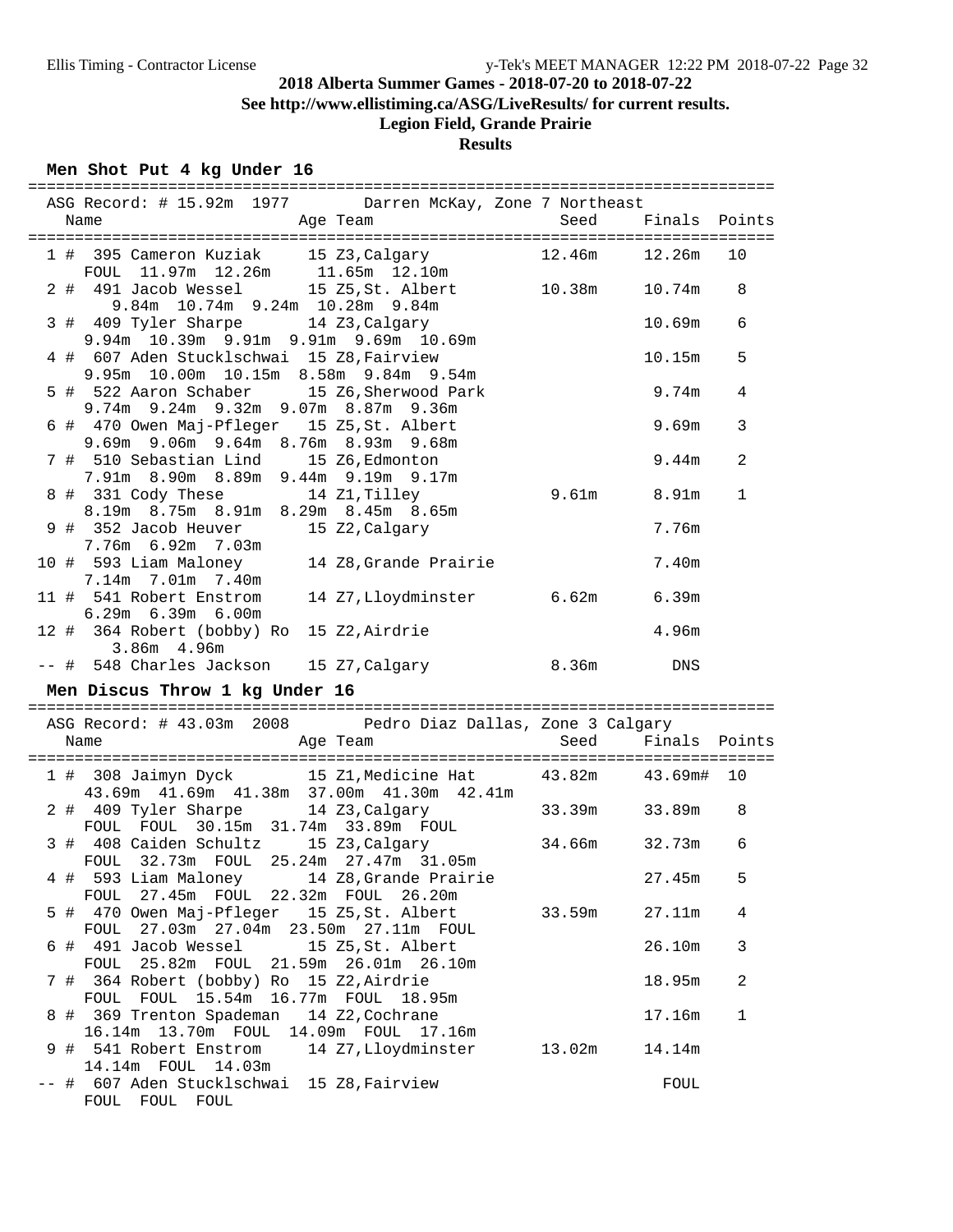## 2018 Alberta Summer Games - 2018-07-20 to 2018-07-22

**See http://www.ellistiming.ca/ASG/LiveResults/ for current results.**

**Legion Field, Grande Prairie**

**Results**

### Men Shot Put 4 kg Under 16

ASG Record: # 15.92m 1977 Darren McKay, Zone 7 Northeast

| Place | Name | Age | Team | Seed | Finals | Points |
|---|---|---|---|---|---|---|
| 1 # | 395 Cameron Kuziak | 15 | Z3,Calgary | 12.46m | 12.26m | 10 |
| | FOUL 11.97m 12.26m 11.65m 12.10m | | | | | |
| 2 # | 491 Jacob Wessel | 15 | Z5,St. Albert | 10.38m | 10.74m | 8 |
| | 9.84m 10.74m 9.24m 10.28m 9.84m | | | | | |
| 3 # | 409 Tyler Sharpe | 14 | Z3,Calgary | | 10.69m | 6 |
| | 9.94m 10.39m 9.91m 9.91m 9.69m 10.69m | | | | | |
| 4 # | 607 Aden Stucklschwai | 15 | Z8,Fairview | | 10.15m | 5 |
| | 9.95m 10.00m 10.15m 8.58m 9.84m 9.54m | | | | | |
| 5 # | 522 Aaron Schaber | 15 | Z6,Sherwood Park | | 9.74m | 4 |
| | 9.74m 9.24m 9.32m 9.07m 8.87m 9.36m | | | | | |
| 6 # | 470 Owen Maj-Pfleger | 15 | Z5,St. Albert | | 9.69m | 3 |
| | 9.69m 9.06m 9.64m 8.76m 8.93m 9.68m | | | | | |
| 7 # | 510 Sebastian Lind | 15 | Z6,Edmonton | | 9.44m | 2 |
| | 7.91m 8.90m 8.89m 9.44m 9.19m 9.17m | | | | | |
| 8 # | 331 Cody These | 14 | Z1,Tilley | 9.61m | 8.91m | 1 |
| | 8.19m 8.75m 8.91m 8.29m 8.45m 8.65m | | | | | |
| 9 # | 352 Jacob Heuver | 15 | Z2,Calgary | | 7.76m | |
| | 7.76m 6.92m 7.03m | | | | | |
| 10 # | 593 Liam Maloney | 14 | Z8,Grande Prairie | | 7.40m | |
| | 7.14m 7.01m 7.40m | | | | | |
| 11 # | 541 Robert Enstrom | 14 | Z7,Lloydminster | 6.62m | 6.39m | |
| | 6.29m 6.39m 6.00m | | | | | |
| 12 # | 364 Robert (bobby) Ro | 15 | Z2,Airdrie | | 4.96m | |
| | 3.86m 4.96m | | | | | |
| -- # | 548 Charles Jackson | 15 | Z7,Calgary | 8.36m | DNS | |

### Men Discus Throw 1 kg Under 16

ASG Record: # 43.03m 2008 Pedro Diaz Dallas, Zone 3 Calgary

| Place | Name | Age | Team | Seed | Finals | Points |
|---|---|---|---|---|---|---|
| 1 # | 308 Jaimyn Dyck | 15 | Z1,Medicine Hat | 43.82m | 43.69m# | 10 |
| | 43.69m 41.69m 41.38m 37.00m 41.30m 42.41m | | | | | |
| 2 # | 409 Tyler Sharpe | 14 | Z3,Calgary | 33.39m | 33.89m | 8 |
| | FOUL FOUL 30.15m 31.74m 33.89m FOUL | | | | | |
| 3 # | 408 Caiden Schultz | 15 | Z3,Calgary | 34.66m | 32.73m | 6 |
| | FOUL 32.73m FOUL 25.24m 27.47m 31.05m | | | | | |
| 4 # | 593 Liam Maloney | 14 | Z8,Grande Prairie | | 27.45m | 5 |
| | FOUL 27.45m FOUL 22.32m FOUL 26.20m | | | | | |
| 5 # | 470 Owen Maj-Pfleger | 15 | Z5,St. Albert | 33.59m | 27.11m | 4 |
| | FOUL 27.03m 27.04m 23.50m 27.11m FOUL | | | | | |
| 6 # | 491 Jacob Wessel | 15 | Z5,St. Albert | | 26.10m | 3 |
| | FOUL 25.82m FOUL 21.59m 26.01m 26.10m | | | | | |
| 7 # | 364 Robert (bobby) Ro | 15 | Z2,Airdrie | | 18.95m | 2 |
| | FOUL FOUL 15.54m 16.77m FOUL 18.95m | | | | | |
| 8 # | 369 Trenton Spademan | 14 | Z2,Cochrane | | 17.16m | 1 |
| | 16.14m 13.70m FOUL 14.09m FOUL 17.16m | | | | | |
| 9 # | 541 Robert Enstrom | 14 | Z7,Lloydminster | 13.02m | 14.14m | |
| | 14.14m FOUL 14.03m | | | | | |
| -- # | 607 Aden Stucklschwai | 15 | Z8,Fairview | | FOUL | |
| | FOUL FOUL FOUL | | | | | |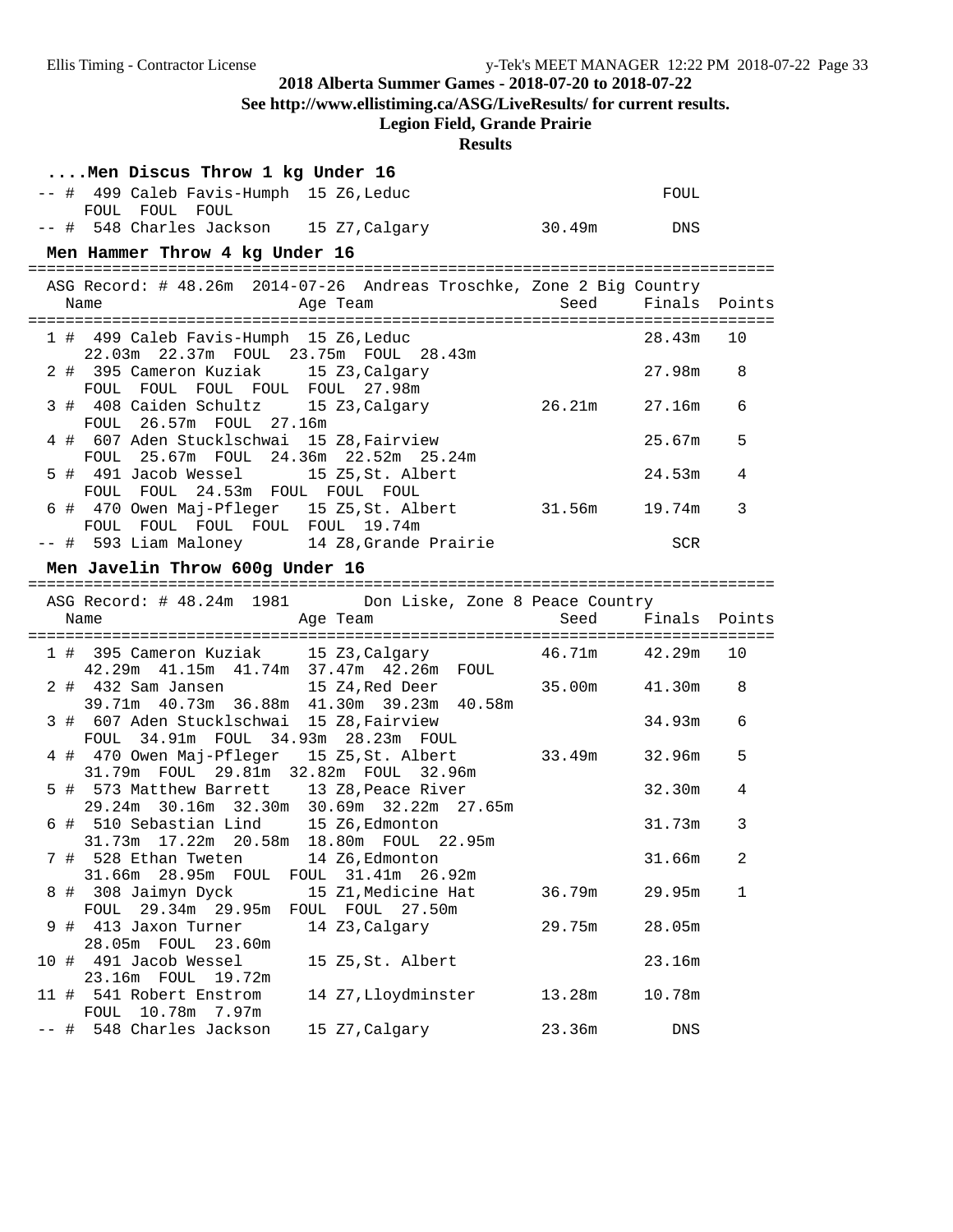**2018 Alberta Summer Games - 2018-07-20 to 2018-07-22**

**See http://www.ellistiming.ca/ASG/LiveResults/ for current results.**

**Legion Field, Grande Prairie**

**Results**

### ....Men Discus Throw 1 kg Under 16

| Place | # | Name | Age | Team | Seed | Finals | Points |
|---|---|---|---|---|---|---|---|
| -- | 499 | Caleb Favis-Humph | 15 | Z6,Leduc | | FOUL | |
| | | FOUL FOUL FOUL | | | | | |
| -- | 548 | Charles Jackson | 15 | Z7,Calgary | 30.49m | DNS | |

### Men Hammer Throw 4 kg Under 16

ASG Record: # 48.26m 2014-07-26 Andreas Troschke, Zone 2 Big Country

| Place | # | Name | Age | Team | Seed | Finals | Points |
|---|---|---|---|---|---|---|---|
| 1 | 499 | Caleb Favis-Humph | 15 | Z6,Leduc | | 28.43m | 10 |
| | | 22.03m 22.37m FOUL 23.75m FOUL 28.43m | | | | | |
| 2 | 395 | Cameron Kuziak | 15 | Z3,Calgary | | 27.98m | 8 |
| | | FOUL FOUL FOUL FOUL FOUL 27.98m | | | | | |
| 3 | 408 | Caiden Schultz | 15 | Z3,Calgary | 26.21m | 27.16m | 6 |
| | | FOUL 26.57m FOUL 27.16m | | | | | |
| 4 | 607 | Aden Stucklschwai | 15 | Z8,Fairview | | 25.67m | 5 |
| | | FOUL 25.67m FOUL 24.36m 22.52m 25.24m | | | | | |
| 5 | 491 | Jacob Wessel | 15 | Z5,St. Albert | | 24.53m | 4 |
| | | FOUL FOUL 24.53m FOUL FOUL FOUL | | | | | |
| 6 | 470 | Owen Maj-Pfleger | 15 | Z5,St. Albert | 31.56m | 19.74m | 3 |
| | | FOUL FOUL FOUL FOUL FOUL 19.74m | | | | | |
| -- | 593 | Liam Maloney | 14 | Z8,Grande Prairie | | SCR | |

### Men Javelin Throw 600g Under 16

ASG Record: # 48.24m 1981 Don Liske, Zone 8 Peace Country

| Place | # | Name | Age | Team | Seed | Finals | Points |
|---|---|---|---|---|---|---|---|
| 1 | 395 | Cameron Kuziak | 15 | Z3,Calgary | 46.71m | 42.29m | 10 |
| | | 42.29m 41.15m 41.74m 37.47m 42.26m FOUL | | | | | |
| 2 | 432 | Sam Jansen | 15 | Z4,Red Deer | 35.00m | 41.30m | 8 |
| | | 39.71m 40.73m 36.88m 41.30m 39.23m 40.58m | | | | | |
| 3 | 607 | Aden Stucklschwai | 15 | Z8,Fairview | | 34.93m | 6 |
| | | FOUL 34.91m FOUL 34.93m 28.23m FOUL | | | | | |
| 4 | 470 | Owen Maj-Pfleger | 15 | Z5,St. Albert | 33.49m | 32.96m | 5 |
| | | 31.79m FOUL 29.81m 32.82m FOUL 32.96m | | | | | |
| 5 | 573 | Matthew Barrett | 13 | Z8,Peace River | | 32.30m | 4 |
| | | 29.24m 30.16m 32.30m 30.69m 32.22m 27.65m | | | | | |
| 6 | 510 | Sebastian Lind | 15 | Z6,Edmonton | | 31.73m | 3 |
| | | 31.73m 17.22m 20.58m 18.80m FOUL 22.95m | | | | | |
| 7 | 528 | Ethan Tweten | 14 | Z6,Edmonton | | 31.66m | 2 |
| | | 31.66m 28.95m FOUL FOUL 31.41m 26.92m | | | | | |
| 8 | 308 | Jaimyn Dyck | 15 | Z1,Medicine Hat | 36.79m | 29.95m | 1 |
| | | FOUL 29.34m 29.95m FOUL FOUL 27.50m | | | | | |
| 9 | 413 | Jaxon Turner | 14 | Z3,Calgary | 29.75m | 28.05m | |
| | | 28.05m FOUL 23.60m | | | | | |
| 10 | 491 | Jacob Wessel | 15 | Z5,St. Albert | | 23.16m | |
| | | 23.16m FOUL 19.72m | | | | | |
| 11 | 541 | Robert Enstrom | 14 | Z7,Lloydminster | 13.28m | 10.78m | |
| | | FOUL 10.78m 7.97m | | | | | |
| -- | 548 | Charles Jackson | 15 | Z7,Calgary | 23.36m | DNS | |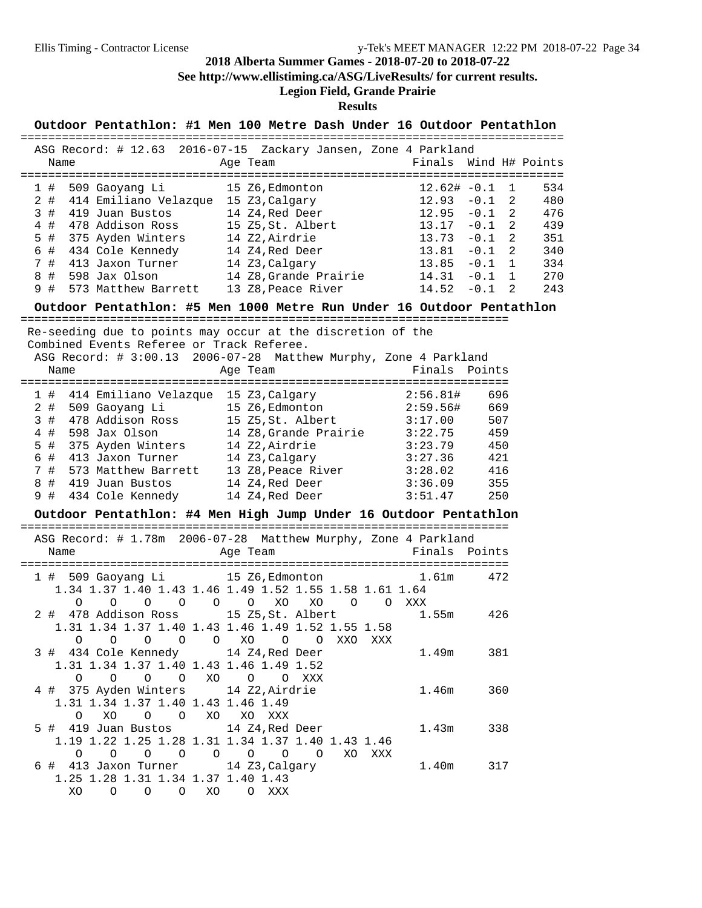**2018 Alberta Summer Games - 2018-07-20 to 2018-07-22**

**See http://www.ellistiming.ca/ASG/LiveResults/ for current results.**

**Legion Field, Grande Prairie**

**Results**

## Outdoor Pentathlon: #1 Men 100 Metre Dash Under 16 Outdoor Pentathlon

ASG Record: # 12.63 2016-07-15 Zackary Jansen, Zone 4 Parkland

| | Name | Age | Team | Finals | Wind | H# | Points |
|---|---|---|---|---|---|---|---|
| 1 # | 509 Gaoyang Li | 15 | Z6,Edmonton | 12.62# | -0.1 | 1 | 534 |
| 2 # | 414 Emiliano Velazque | 15 | Z3,Calgary | 12.93 | -0.1 | 2 | 480 |
| 3 # | 419 Juan Bustos | 14 | Z4,Red Deer | 12.95 | -0.1 | 2 | 476 |
| 4 # | 478 Addison Ross | 15 | Z5,St. Albert | 13.17 | -0.1 | 2 | 439 |
| 5 # | 375 Ayden Winters | 14 | Z2,Airdrie | 13.73 | -0.1 | 2 | 351 |
| 6 # | 434 Cole Kennedy | 14 | Z4,Red Deer | 13.81 | -0.1 | 2 | 340 |
| 7 # | 413 Jaxon Turner | 14 | Z3,Calgary | 13.85 | -0.1 | 1 | 334 |
| 8 # | 598 Jax Olson | 14 | Z8,Grande Prairie | 14.31 | -0.1 | 1 | 270 |
| 9 # | 573 Matthew Barrett | 13 | Z8,Peace River | 14.52 | -0.1 | 2 | 243 |

## Outdoor Pentathlon: #5 Men 1000 Metre Run Under 16 Outdoor Pentathlon

Re-seeding due to points may occur at the discretion of the Combined Events Referee or Track Referee.

ASG Record: # 3:00.13 2006-07-28 Matthew Murphy, Zone 4 Parkland

| | Name | Age | Team | Finals | Points |
|---|---|---|---|---|---|
| 1 # | 414 Emiliano Velazque | 15 | Z3,Calgary | 2:56.81# | 696 |
| 2 # | 509 Gaoyang Li | 15 | Z6,Edmonton | 2:59.56# | 669 |
| 3 # | 478 Addison Ross | 15 | Z5,St. Albert | 3:17.00 | 507 |
| 4 # | 598 Jax Olson | 14 | Z8,Grande Prairie | 3:22.75 | 459 |
| 5 # | 375 Ayden Winters | 14 | Z2,Airdrie | 3:23.79 | 450 |
| 6 # | 413 Jaxon Turner | 14 | Z3,Calgary | 3:27.36 | 421 |
| 7 # | 573 Matthew Barrett | 13 | Z8,Peace River | 3:28.02 | 416 |
| 8 # | 419 Juan Bustos | 14 | Z4,Red Deer | 3:36.09 | 355 |
| 9 # | 434 Cole Kennedy | 14 | Z4,Red Deer | 3:51.47 | 250 |

## Outdoor Pentathlon: #4 Men High Jump Under 16 Outdoor Pentathlon

ASG Record: # 1.78m 2006-07-28 Matthew Murphy, Zone 4 Parkland

```
  Name                    Age Team                      Finals  Points
========================================================================
  1 # 509 Gaoyang Li        15 Z6,Edmonton                1.61m     472
    1.34 1.37 1.40 1.43 1.46 1.49 1.52 1.55 1.58 1.61 1.64
       O    O    O    O    O    O   XO   XO    O    O  XXX
  2 # 478 Addison Ross      15 Z5,St. Albert              1.55m     426
    1.31 1.34 1.37 1.40 1.43 1.46 1.49 1.52 1.55 1.58
       O    O    O    O    O   XO    O    O  XXO  XXX
  3 # 434 Cole Kennedy      14 Z4,Red Deer                1.49m     381
    1.31 1.34 1.37 1.40 1.43 1.46 1.49 1.52
       O    O    O    O   XO    O    O  XXX
  4 # 375 Ayden Winters     14 Z2,Airdrie                 1.46m     360
    1.31 1.34 1.37 1.40 1.43 1.46 1.49
       O   XO    O    O   XO   XO  XXX
  5 # 419 Juan Bustos       14 Z4,Red Deer                1.43m     338
    1.19 1.22 1.25 1.28 1.31 1.34 1.37 1.40 1.43 1.46
       O    O    O    O    O    O    O    O   XO  XXX
  6 # 413 Jaxon Turner      14 Z3,Calgary                 1.40m     317
    1.25 1.28 1.31 1.34 1.37 1.40 1.43
      XO    O    O    O   XO    O  XXX
```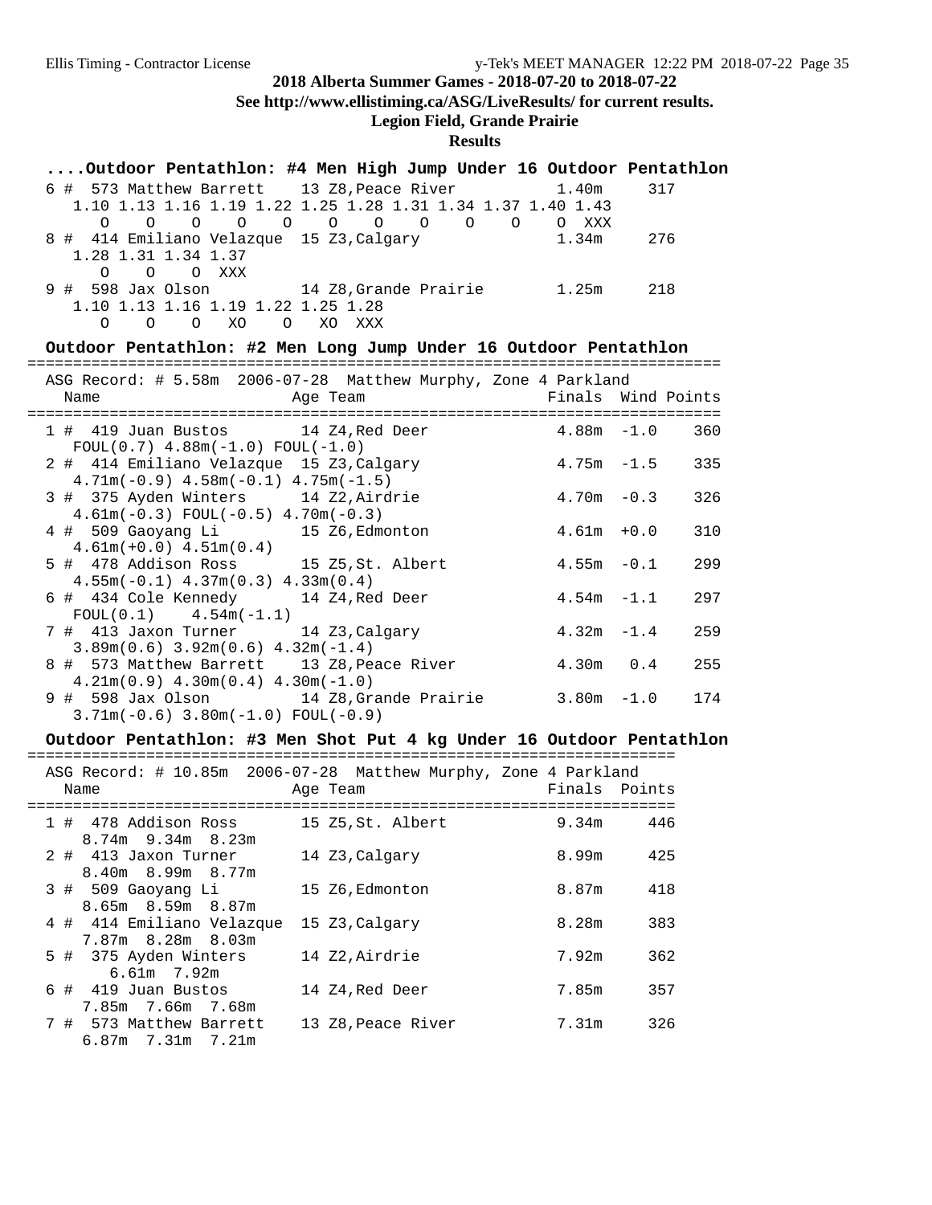# 2018 Alberta Summer Games - 2018-07-20 to 2018-07-22

**See http://www.ellistiming.ca/ASG/LiveResults/ for current results.**

**Legion Field, Grande Prairie**

**Results**

## ....Outdoor Pentathlon: #4 Men High Jump Under 16 Outdoor Pentathlon

| Place | # | Name | Age | Team | Finals | Points |
|---|---|---|---|---|---|---|
| 6 | 573 | Matthew Barrett | 13 | Z8,Peace River | 1.40m | 317 |
| | | 1.10 O, 1.13 O, 1.16 O, 1.19 O, 1.22 O, 1.25 O, 1.28 O, 1.31 O, 1.34 O, 1.37 O, 1.40 O, 1.43 XXX | | | | |
| 8 | 414 | Emiliano Velazque | 15 | Z3,Calgary | 1.34m | 276 |
| | | 1.28 O, 1.31 O, 1.34 O, 1.37 XXX | | | | |
| 9 | 598 | Jax Olson | 14 | Z8,Grande Prairie | 1.25m | 218 |
| | | 1.10 O, 1.13 O, 1.16 O, 1.19 XO, 1.22 O, 1.25 XO, 1.28 XXX | | | | |

## Outdoor Pentathlon: #2 Men Long Jump Under 16 Outdoor Pentathlon

ASG Record: # 5.58m 2006-07-28 Matthew Murphy, Zone 4 Parkland

| Place | # | Name | Age | Team | Finals | Wind | Points |
|---|---|---|---|---|---|---|---|
| 1 | 419 | Juan Bustos | 14 | Z4,Red Deer | 4.88m | -1.0 | 360 |
| | | FOUL(0.7) 4.88m(-1.0) FOUL(-1.0) | | | | | |
| 2 | 414 | Emiliano Velazque | 15 | Z3,Calgary | 4.75m | -1.5 | 335 |
| | | 4.71m(-0.9) 4.58m(-0.1) 4.75m(-1.5) | | | | | |
| 3 | 375 | Ayden Winters | 14 | Z2,Airdrie | 4.70m | -0.3 | 326 |
| | | 4.61m(-0.3) FOUL(-0.5) 4.70m(-0.3) | | | | | |
| 4 | 509 | Gaoyang Li | 15 | Z6,Edmonton | 4.61m | +0.0 | 310 |
| | | 4.61m(+0.0) 4.51m(0.4) | | | | | |
| 5 | 478 | Addison Ross | 15 | Z5,St. Albert | 4.55m | -0.1 | 299 |
| | | 4.55m(-0.1) 4.37m(0.3) 4.33m(0.4) | | | | | |
| 6 | 434 | Cole Kennedy | 14 | Z4,Red Deer | 4.54m | -1.1 | 297 |
| | | FOUL(0.1) 4.54m(-1.1) | | | | | |
| 7 | 413 | Jaxon Turner | 14 | Z3,Calgary | 4.32m | -1.4 | 259 |
| | | 3.89m(0.6) 3.92m(0.6) 4.32m(-1.4) | | | | | |
| 8 | 573 | Matthew Barrett | 13 | Z8,Peace River | 4.30m | 0.4 | 255 |
| | | 4.21m(0.9) 4.30m(0.4) 4.30m(-1.0) | | | | | |
| 9 | 598 | Jax Olson | 14 | Z8,Grande Prairie | 3.80m | -1.0 | 174 |
| | | 3.71m(-0.6) 3.80m(-1.0) FOUL(-0.9) | | | | | |

## Outdoor Pentathlon: #3 Men Shot Put 4 kg Under 16 Outdoor Pentathlon

ASG Record: # 10.85m 2006-07-28 Matthew Murphy, Zone 4 Parkland

| Place | # | Name | Age | Team | Finals | Points |
|---|---|---|---|---|---|---|
| 1 | 478 | Addison Ross | 15 | Z5,St. Albert | 9.34m | 446 |
| | | 8.74m 9.34m 8.23m | | | | |
| 2 | 413 | Jaxon Turner | 14 | Z3,Calgary | 8.99m | 425 |
| | | 8.40m 8.99m 8.77m | | | | |
| 3 | 509 | Gaoyang Li | 15 | Z6,Edmonton | 8.87m | 418 |
| | | 8.65m 8.59m 8.87m | | | | |
| 4 | 414 | Emiliano Velazque | 15 | Z3,Calgary | 8.28m | 383 |
| | | 7.87m 8.28m 8.03m | | | | |
| 5 | 375 | Ayden Winters | 14 | Z2,Airdrie | 7.92m | 362 |
| | | 6.61m 7.92m | | | | |
| 6 | 419 | Juan Bustos | 14 | Z4,Red Deer | 7.85m | 357 |
| | | 7.85m 7.66m 7.68m | | | | |
| 7 | 573 | Matthew Barrett | 13 | Z8,Peace River | 7.31m | 326 |
| | | 6.87m 7.31m 7.21m | | | | |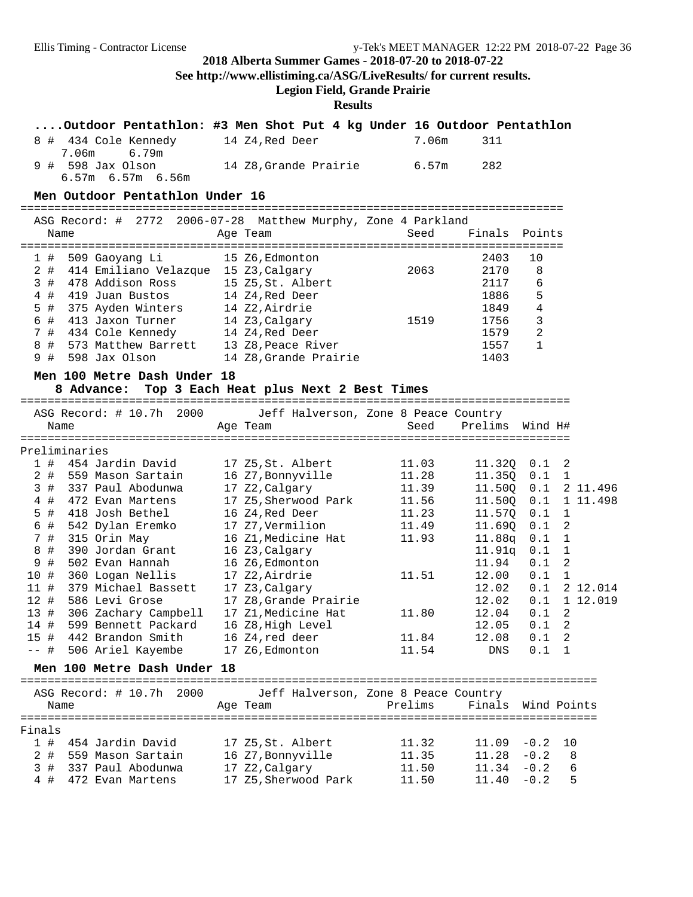**2018 Alberta Summer Games - 2018-07-20 to 2018-07-22**

**See http://www.ellistiming.ca/ASG/LiveResults/ for current results.**

**Legion Field, Grande Prairie**

**Results**

### ....Outdoor Pentathlon: #3 Men Shot Put 4 kg Under 16 Outdoor Pentathlon

| Place | # | Name | Age | Team | Finals | Points |
|---|---|---|---|---|---|---|
| 8 | 434 | Cole Kennedy | 14 | Z4,Red Deer | 7.06m | 311 |
| | | 7.06m 6.79m | | | | |
| 9 | 598 | Jax Olson | 14 | Z8,Grande Prairie | 6.57m | 282 |
| | | 6.57m 6.57m 6.56m | | | | |

### Men Outdoor Pentathlon Under 16

ASG Record: # 2772 2006-07-28 Matthew Murphy, Zone 4 Parkland

| Place | # | Name | Age | Team | Seed | Finals | Points |
|---|---|---|---|---|---|---|---|
| 1 | 509 | Gaoyang Li | 15 | Z6,Edmonton | | 2403 | 10 |
| 2 | 414 | Emiliano Velazque | 15 | Z3,Calgary | 2063 | 2170 | 8 |
| 3 | 478 | Addison Ross | 15 | Z5,St. Albert | | 2117 | 6 |
| 4 | 419 | Juan Bustos | 14 | Z4,Red Deer | | 1886 | 5 |
| 5 | 375 | Ayden Winters | 14 | Z2,Airdrie | | 1849 | 4 |
| 6 | 413 | Jaxon Turner | 14 | Z3,Calgary | 1519 | 1756 | 3 |
| 7 | 434 | Cole Kennedy | 14 | Z4,Red Deer | | 1579 | 2 |
| 8 | 573 | Matthew Barrett | 13 | Z8,Peace River | | 1557 | 1 |
| 9 | 598 | Jax Olson | 14 | Z8,Grande Prairie | | 1403 | |

### Men 100 Metre Dash Under 18

**8 Advance: Top 3 Each Heat plus Next 2 Best Times**

ASG Record: # 10.7h 2000 Jeff Halverson, Zone 8 Peace Country

Preliminaries

| Place | # | Name | Age | Team | Seed | Prelims | Wind | H# | |
|---|---|---|---|---|---|---|---|---|---|
| 1 | 454 | Jardin David | 17 | Z5,St. Albert | 11.03 | 11.32Q | 0.1 | 2 | |
| 2 | 559 | Mason Sartain | 16 | Z7,Bonnyville | 11.28 | 11.35Q | 0.1 | 1 | |
| 3 | 337 | Paul Abodunwa | 17 | Z2,Calgary | 11.39 | 11.50Q | 0.1 | 2 | 11.496 |
| 4 | 472 | Evan Martens | 17 | Z5,Sherwood Park | 11.56 | 11.50Q | 0.1 | 1 | 11.498 |
| 5 | 418 | Josh Bethel | 16 | Z4,Red Deer | 11.23 | 11.57Q | 0.1 | 1 | |
| 6 | 542 | Dylan Eremko | 17 | Z7,Vermilion | 11.49 | 11.69Q | 0.1 | 2 | |
| 7 | 315 | Orin May | 16 | Z1,Medicine Hat | 11.93 | 11.88q | 0.1 | 1 | |
| 8 | 390 | Jordan Grant | 16 | Z3,Calgary | | 11.91q | 0.1 | 1 | |
| 9 | 502 | Evan Hannah | 16 | Z6,Edmonton | | 11.94 | 0.1 | 2 | |
| 10 | 360 | Logan Nellis | 17 | Z2,Airdrie | 11.51 | 12.00 | 0.1 | 1 | |
| 11 | 379 | Michael Bassett | 17 | Z3,Calgary | | 12.02 | 0.1 | 2 | 12.014 |
| 12 | 586 | Levi Grose | 17 | Z8,Grande Prairie | | 12.02 | 0.1 | 1 | 12.019 |
| 13 | 306 | Zachary Campbell | 17 | Z1,Medicine Hat | 11.80 | 12.04 | 0.1 | 2 | |
| 14 | 599 | Bennett Packard | 16 | Z8,High Level | | 12.05 | 0.1 | 2 | |
| 15 | 442 | Brandon Smith | 16 | Z4,red deer | 11.84 | 12.08 | 0.1 | 2 | |
| -- | 506 | Ariel Kayembe | 17 | Z6,Edmonton | 11.54 | DNS | 0.1 | 1 | |

### Men 100 Metre Dash Under 18

ASG Record: # 10.7h 2000 Jeff Halverson, Zone 8 Peace Country

Finals

| Place | # | Name | Age | Team | Prelims | Finals | Wind | Points |
|---|---|---|---|---|---|---|---|---|
| 1 | 454 | Jardin David | 17 | Z5,St. Albert | 11.32 | 11.09 | -0.2 | 10 |
| 2 | 559 | Mason Sartain | 16 | Z7,Bonnyville | 11.35 | 11.28 | -0.2 | 8 |
| 3 | 337 | Paul Abodunwa | 17 | Z2,Calgary | 11.50 | 11.34 | -0.2 | 6 |
| 4 | 472 | Evan Martens | 17 | Z5,Sherwood Park | 11.50 | 11.40 | -0.2 | 5 |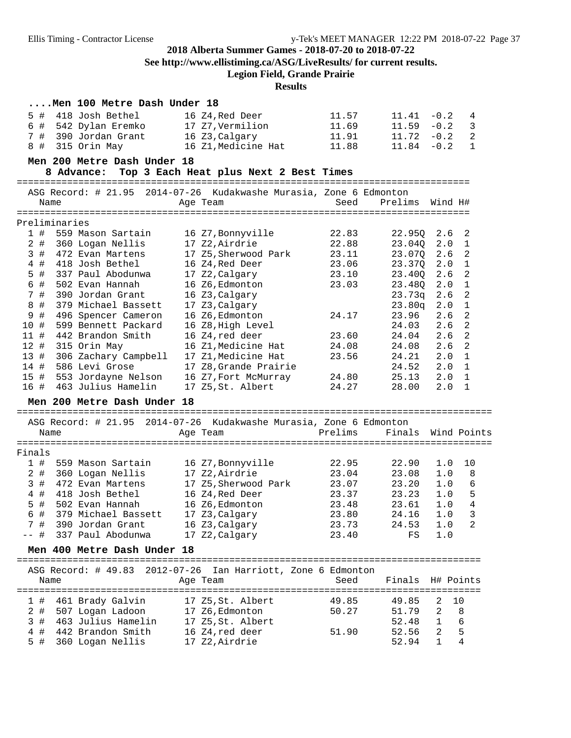2018 Alberta Summer Games - 2018-07-20 to 2018-07-22

See http://www.ellistiming.ca/ASG/LiveResults/ for current results.

Legion Field, Grande Prairie

Results

### ....Men 100 Metre Dash Under 18

| Place | Name | Age | Team | Seed | Finals | Wind | Points |
|---|---|---|---|---|---|---|---|
| 5 # | 418 Josh Bethel | 16 | Z4,Red Deer | 11.57 | 11.41 | -0.2 | 4 |
| 6 # | 542 Dylan Eremko | 17 | Z7,Vermilion | 11.69 | 11.59 | -0.2 | 3 |
| 7 # | 390 Jordan Grant | 16 | Z3,Calgary | 11.91 | 11.72 | -0.2 | 2 |
| 8 # | 315 Orin May | 16 | Z1,Medicine Hat | 11.88 | 11.84 | -0.2 | 1 |

### Men 200 Metre Dash Under 18

8 Advance: Top 3 Each Heat plus Next 2 Best Times

ASG Record: # 21.95 2014-07-26 Kudakwashe Murasia, Zone 6 Edmonton

Preliminaries

| Place | Name | Age | Team | Seed | Prelims | Wind | H# |
|---|---|---|---|---|---|---|---|
| 1 # | 559 Mason Sartain | 16 | Z7,Bonnyville | 22.83 | 22.95Q | 2.6 | 2 |
| 2 # | 360 Logan Nellis | 17 | Z2,Airdrie | 22.88 | 23.04Q | 2.0 | 1 |
| 3 # | 472 Evan Martens | 17 | Z5,Sherwood Park | 23.11 | 23.07Q | 2.6 | 2 |
| 4 # | 418 Josh Bethel | 16 | Z4,Red Deer | 23.06 | 23.37Q | 2.0 | 1 |
| 5 # | 337 Paul Abodunwa | 17 | Z2,Calgary | 23.10 | 23.40Q | 2.6 | 2 |
| 6 # | 502 Evan Hannah | 16 | Z6,Edmonton | 23.03 | 23.48Q | 2.0 | 1 |
| 7 # | 390 Jordan Grant | 16 | Z3,Calgary | | 23.73q | 2.6 | 2 |
| 8 # | 379 Michael Bassett | 17 | Z3,Calgary | | 23.80q | 2.0 | 1 |
| 9 # | 496 Spencer Cameron | 16 | Z6,Edmonton | 24.17 | 23.96 | 2.6 | 2 |
| 10 # | 599 Bennett Packard | 16 | Z8,High Level | | 24.03 | 2.6 | 2 |
| 11 # | 442 Brandon Smith | 16 | Z4,red deer | 23.60 | 24.04 | 2.6 | 2 |
| 12 # | 315 Orin May | 16 | Z1,Medicine Hat | 24.08 | 24.08 | 2.6 | 2 |
| 13 # | 306 Zachary Campbell | 17 | Z1,Medicine Hat | 23.56 | 24.21 | 2.0 | 1 |
| 14 # | 586 Levi Grose | 17 | Z8,Grande Prairie | | 24.52 | 2.0 | 1 |
| 15 # | 553 Jordayne Nelson | 16 | Z7,Fort McMurray | 24.80 | 25.13 | 2.0 | 1 |
| 16 # | 463 Julius Hamelin | 17 | Z5,St. Albert | 24.27 | 28.00 | 2.0 | 1 |

### Men 200 Metre Dash Under 18

ASG Record: # 21.95 2014-07-26 Kudakwashe Murasia, Zone 6 Edmonton

Finals

| Place | Name | Age | Team | Prelims | Finals | Wind | Points |
|---|---|---|---|---|---|---|---|
| 1 # | 559 Mason Sartain | 16 | Z7,Bonnyville | 22.95 | 22.90 | 1.0 | 10 |
| 2 # | 360 Logan Nellis | 17 | Z2,Airdrie | 23.04 | 23.08 | 1.0 | 8 |
| 3 # | 472 Evan Martens | 17 | Z5,Sherwood Park | 23.07 | 23.20 | 1.0 | 6 |
| 4 # | 418 Josh Bethel | 16 | Z4,Red Deer | 23.37 | 23.23 | 1.0 | 5 |
| 5 # | 502 Evan Hannah | 16 | Z6,Edmonton | 23.48 | 23.61 | 1.0 | 4 |
| 6 # | 379 Michael Bassett | 17 | Z3,Calgary | 23.80 | 24.16 | 1.0 | 3 |
| 7 # | 390 Jordan Grant | 16 | Z3,Calgary | 23.73 | 24.53 | 1.0 | 2 |
| -- # | 337 Paul Abodunwa | 17 | Z2,Calgary | 23.40 | FS | 1.0 | |

### Men 400 Metre Dash Under 18

ASG Record: # 49.83 2012-07-26 Ian Harriott, Zone 6 Edmonton

| Place | Name | Age | Team | Seed | Finals | H# | Points |
|---|---|---|---|---|---|---|---|
| 1 # | 461 Brady Galvin | 17 | Z5,St. Albert | 49.85 | 49.85 | 2 | 10 |
| 2 # | 507 Logan Ladoon | 17 | Z6,Edmonton | 50.27 | 51.79 | 2 | 8 |
| 3 # | 463 Julius Hamelin | 17 | Z5,St. Albert | | 52.48 | 1 | 6 |
| 4 # | 442 Brandon Smith | 16 | Z4,red deer | 51.90 | 52.56 | 2 | 5 |
| 5 # | 360 Logan Nellis | 17 | Z2,Airdrie | | 52.94 | 1 | 4 |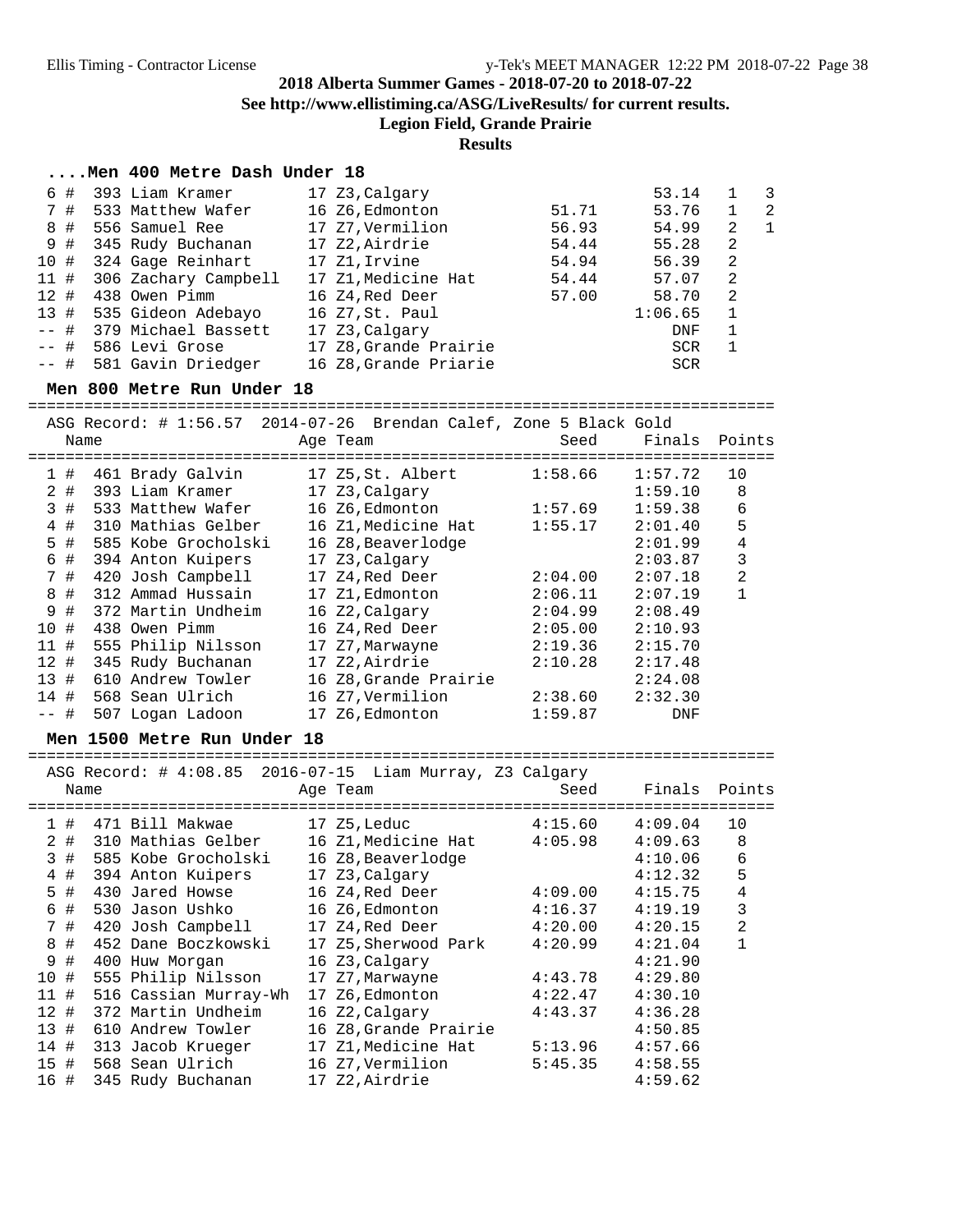2018 Alberta Summer Games - 2018-07-20 to 2018-07-22

See http://www.ellistiming.ca/ASG/LiveResults/ for current results.

Legion Field, Grande Prairie

**Results**

### ....Men 400 Metre Dash Under 18

| Place | # | Name | Age | Team | Seed | Finals | H# | Points |
|---|---|---|---|---|---|---|---|---|
| 6 | # 393 | Liam Kramer | 17 | Z3,Calgary | | 53.14 | 1 | 3 |
| 7 | # 533 | Matthew Wafer | 16 | Z6,Edmonton | 51.71 | 53.76 | 1 | 2 |
| 8 | # 556 | Samuel Ree | 17 | Z7,Vermilion | 56.93 | 54.99 | 2 | 1 |
| 9 | # 345 | Rudy Buchanan | 17 | Z2,Airdrie | 54.44 | 55.28 | 2 | |
| 10 | # 324 | Gage Reinhart | 17 | Z1,Irvine | 54.94 | 56.39 | 2 | |
| 11 | # 306 | Zachary Campbell | 17 | Z1,Medicine Hat | 54.44 | 57.07 | 2 | |
| 12 | # 438 | Owen Pimm | 16 | Z4,Red Deer | 57.00 | 58.70 | 2 | |
| 13 | # 535 | Gideon Adebayo | 16 | Z7,St. Paul | | 1:06.65 | 1 | |
| -- | # 379 | Michael Bassett | 17 | Z3,Calgary | | DNF | 1 | |
| -- | # 586 | Levi Grose | 17 | Z8,Grande Prairie | | SCR | 1 | |
| -- | # 581 | Gavin Driedger | 16 | Z8,Grande Priarie | | SCR | | |

### Men 800 Metre Run Under 18

ASG Record: # 1:56.57 2014-07-26 Brendan Calef, Zone 5 Black Gold

| Place | # | Name | Age | Team | Seed | Finals | Points |
|---|---|---|---|---|---|---|---|
| 1 | # 461 | Brady Galvin | 17 | Z5,St. Albert | 1:58.66 | 1:57.72 | 10 |
| 2 | # 393 | Liam Kramer | 17 | Z3,Calgary | | 1:59.10 | 8 |
| 3 | # 533 | Matthew Wafer | 16 | Z6,Edmonton | 1:57.69 | 1:59.38 | 6 |
| 4 | # 310 | Mathias Gelber | 16 | Z1,Medicine Hat | 1:55.17 | 2:01.40 | 5 |
| 5 | # 585 | Kobe Grocholski | 16 | Z8,Beaverlodge | | 2:01.99 | 4 |
| 6 | # 394 | Anton Kuipers | 17 | Z3,Calgary | | 2:03.87 | 3 |
| 7 | # 420 | Josh Campbell | 17 | Z4,Red Deer | 2:04.00 | 2:07.18 | 2 |
| 8 | # 312 | Ammad Hussain | 17 | Z1,Edmonton | 2:06.11 | 2:07.19 | 1 |
| 9 | # 372 | Martin Undheim | 16 | Z2,Calgary | 2:04.99 | 2:08.49 | |
| 10 | # 438 | Owen Pimm | 16 | Z4,Red Deer | 2:05.00 | 2:10.93 | |
| 11 | # 555 | Philip Nilsson | 17 | Z7,Marwayne | 2:19.36 | 2:15.70 | |
| 12 | # 345 | Rudy Buchanan | 17 | Z2,Airdrie | 2:10.28 | 2:17.48 | |
| 13 | # 610 | Andrew Towler | 16 | Z8,Grande Prairie | | 2:24.08 | |
| 14 | # 568 | Sean Ulrich | 16 | Z7,Vermilion | 2:38.60 | 2:32.30 | |
| -- | # 507 | Logan Ladoon | 17 | Z6,Edmonton | 1:59.87 | DNF | |

### Men 1500 Metre Run Under 18

ASG Record: # 4:08.85 2016-07-15 Liam Murray, Z3 Calgary

| Place | # | Name | Age | Team | Seed | Finals | Points |
|---|---|---|---|---|---|---|---|
| 1 | # 471 | Bill Makwae | 17 | Z5,Leduc | 4:15.60 | 4:09.04 | 10 |
| 2 | # 310 | Mathias Gelber | 16 | Z1,Medicine Hat | 4:05.98 | 4:09.63 | 8 |
| 3 | # 585 | Kobe Grocholski | 16 | Z8,Beaverlodge | | 4:10.06 | 6 |
| 4 | # 394 | Anton Kuipers | 17 | Z3,Calgary | | 4:12.32 | 5 |
| 5 | # 430 | Jared Howse | 16 | Z4,Red Deer | 4:09.00 | 4:15.75 | 4 |
| 6 | # 530 | Jason Ushko | 16 | Z6,Edmonton | 4:16.37 | 4:19.19 | 3 |
| 7 | # 420 | Josh Campbell | 17 | Z4,Red Deer | 4:20.00 | 4:20.15 | 2 |
| 8 | # 452 | Dane Boczkowski | 17 | Z5,Sherwood Park | 4:20.99 | 4:21.04 | 1 |
| 9 | # 400 | Huw Morgan | 16 | Z3,Calgary | | 4:21.90 | |
| 10 | # 555 | Philip Nilsson | 17 | Z7,Marwayne | 4:43.78 | 4:29.80 | |
| 11 | # 516 | Cassian Murray-Wh | 17 | Z6,Edmonton | 4:22.47 | 4:30.10 | |
| 12 | # 372 | Martin Undheim | 16 | Z2,Calgary | 4:43.37 | 4:36.28 | |
| 13 | # 610 | Andrew Towler | 16 | Z8,Grande Prairie | | 4:50.85 | |
| 14 | # 313 | Jacob Krueger | 17 | Z1,Medicine Hat | 5:13.96 | 4:57.66 | |
| 15 | # 568 | Sean Ulrich | 16 | Z7,Vermilion | 5:45.35 | 4:58.55 | |
| 16 | # 345 | Rudy Buchanan | 17 | Z2,Airdrie | | 4:59.62 | |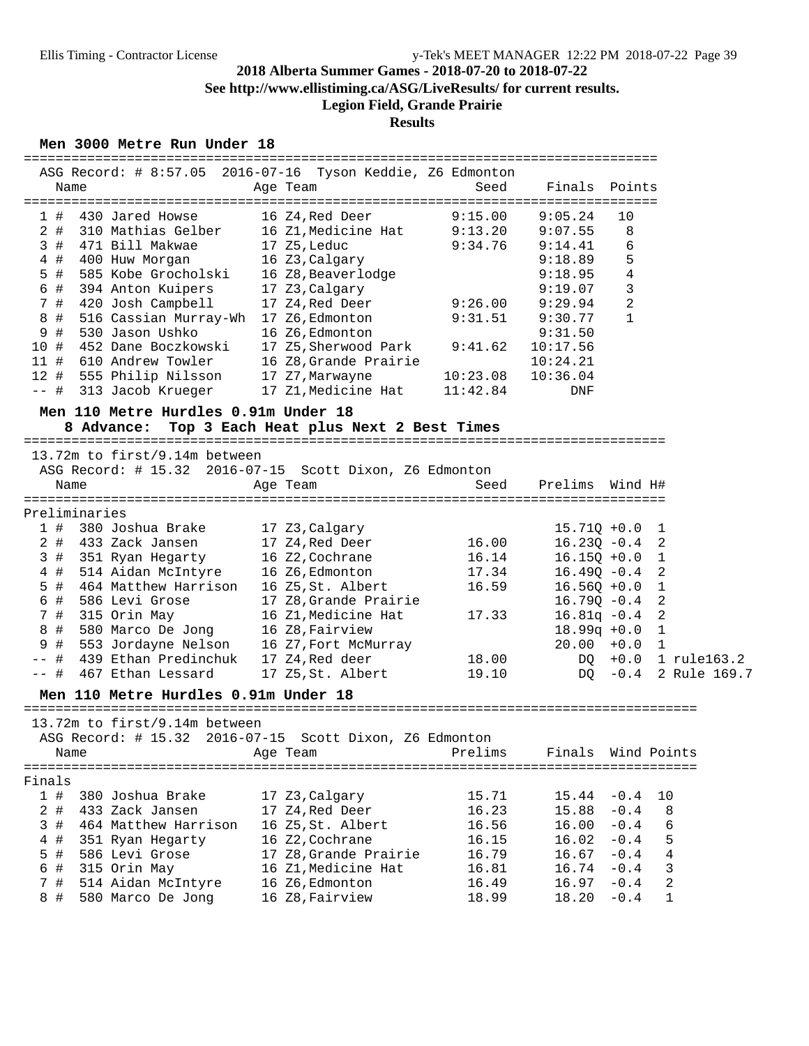**2018 Alberta Summer Games - 2018-07-20 to 2018-07-22**

**See http://www.ellistiming.ca/ASG/LiveResults/ for current results.**

**Legion Field, Grande Prairie**

**Results**

## Men 3000 Metre Run Under 18

ASG Record: # 8:57.05 2016-07-16 Tyson Keddie, Z6 Edmonton

| Place | Name | Age | Team | Seed | Finals | Points |
|---|---|---|---|---|---|---|
| 1 # | 430 Jared Howse | 16 | Z4,Red Deer | 9:15.00 | 9:05.24 | 10 |
| 2 # | 310 Mathias Gelber | 16 | Z1,Medicine Hat | 9:13.20 | 9:07.55 | 8 |
| 3 # | 471 Bill Makwae | 17 | Z5,Leduc | 9:34.76 | 9:14.41 | 6 |
| 4 # | 400 Huw Morgan | 16 | Z3,Calgary | | 9:18.89 | 5 |
| 5 # | 585 Kobe Grocholski | 16 | Z8,Beaverlodge | | 9:18.95 | 4 |
| 6 # | 394 Anton Kuipers | 17 | Z3,Calgary | | 9:19.07 | 3 |
| 7 # | 420 Josh Campbell | 17 | Z4,Red Deer | 9:26.00 | 9:29.94 | 2 |
| 8 # | 516 Cassian Murray-Wh | 17 | Z6,Edmonton | 9:31.51 | 9:30.77 | 1 |
| 9 # | 530 Jason Ushko | 16 | Z6,Edmonton | | 9:31.50 | |
| 10 # | 452 Dane Boczkowski | 17 | Z5,Sherwood Park | 9:41.62 | 10:17.56 | |
| 11 # | 610 Andrew Towler | 16 | Z8,Grande Prairie | | 10:24.21 | |
| 12 # | 555 Philip Nilsson | 17 | Z7,Marwayne | 10:23.08 | 10:36.04 | |
| -- # | 313 Jacob Krueger | 17 | Z1,Medicine Hat | 11:42.84 | DNF | |

## Men 110 Metre Hurdles 0.91m Under 18

8 Advance: Top 3 Each Heat plus Next 2 Best Times

13.72m to first/9.14m between

ASG Record: # 15.32 2016-07-15 Scott Dixon, Z6 Edmonton

### Preliminaries

| Place | Name | Age | Team | Seed | Prelims | Wind | H# | |
|---|---|---|---|---|---|---|---|---|
| 1 # | 380 Joshua Brake | 17 | Z3,Calgary | | 15.71Q | +0.0 | 1 | |
| 2 # | 433 Zack Jansen | 17 | Z4,Red Deer | 16.00 | 16.23Q | -0.4 | 2 | |
| 3 # | 351 Ryan Hegarty | 16 | Z2,Cochrane | 16.14 | 16.15Q | +0.0 | 1 | |
| 4 # | 514 Aidan McIntyre | 16 | Z6,Edmonton | 17.34 | 16.49Q | -0.4 | 2 | |
| 5 # | 464 Matthew Harrison | 16 | Z5,St. Albert | 16.59 | 16.56Q | +0.0 | 1 | |
| 6 # | 586 Levi Grose | 17 | Z8,Grande Prairie | | 16.79Q | -0.4 | 2 | |
| 7 # | 315 Orin May | 16 | Z1,Medicine Hat | 17.33 | 16.81q | -0.4 | 2 | |
| 8 # | 580 Marco De Jong | 16 | Z8,Fairview | | 18.99q | +0.0 | 1 | |
| 9 # | 553 Jordayne Nelson | 16 | Z7,Fort McMurray | | 20.00 | +0.0 | 1 | |
| -- # | 439 Ethan Predinchuk | 17 | Z4,Red deer | 18.00 | DQ | +0.0 | 1 | rule163.2 |
| -- # | 467 Ethan Lessard | 17 | Z5,St. Albert | 19.10 | DQ | -0.4 | 2 | Rule 169.7 |

## Men 110 Metre Hurdles 0.91m Under 18

13.72m to first/9.14m between

ASG Record: # 15.32 2016-07-15 Scott Dixon, Z6 Edmonton

### Finals

| Place | Name | Age | Team | Prelims | Finals | Wind | Points |
|---|---|---|---|---|---|---|---|
| 1 # | 380 Joshua Brake | 17 | Z3,Calgary | 15.71 | 15.44 | -0.4 | 10 |
| 2 # | 433 Zack Jansen | 17 | Z4,Red Deer | 16.23 | 15.88 | -0.4 | 8 |
| 3 # | 464 Matthew Harrison | 16 | Z5,St. Albert | 16.56 | 16.00 | -0.4 | 6 |
| 4 # | 351 Ryan Hegarty | 16 | Z2,Cochrane | 16.15 | 16.02 | -0.4 | 5 |
| 5 # | 586 Levi Grose | 17 | Z8,Grande Prairie | 16.79 | 16.67 | -0.4 | 4 |
| 6 # | 315 Orin May | 16 | Z1,Medicine Hat | 16.81 | 16.74 | -0.4 | 3 |
| 7 # | 514 Aidan McIntyre | 16 | Z6,Edmonton | 16.49 | 16.97 | -0.4 | 2 |
| 8 # | 580 Marco De Jong | 16 | Z8,Fairview | 18.99 | 18.20 | -0.4 | 1 |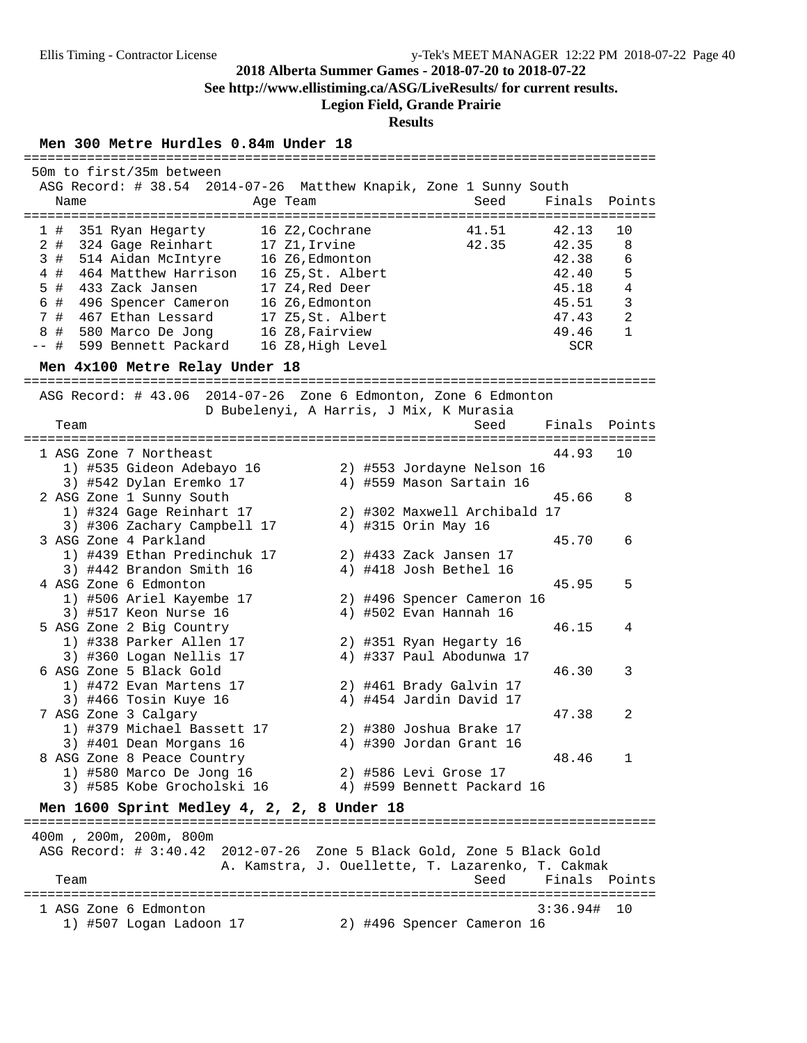**2018 Alberta Summer Games - 2018-07-20 to 2018-07-22**
**See http://www.ellistiming.ca/ASG/LiveResults/ for current results.**
**Legion Field, Grande Prairie**
**Results**

## Men 300 Metre Hurdles 0.84m Under 18

50m to first/35m between
ASG Record: # 38.54 2014-07-26 Matthew Knapik, Zone 1 Sunny South

| | Name | Age | Team | Seed | Finals | Points |
|---|---|---|---|---|---|---|
| 1 # | 351 Ryan Hegarty | 16 | Z2,Cochrane | 41.51 | 42.13 | 10 |
| 2 # | 324 Gage Reinhart | 17 | Z1,Irvine | 42.35 | 42.35 | 8 |
| 3 # | 514 Aidan McIntyre | 16 | Z6,Edmonton | | 42.38 | 6 |
| 4 # | 464 Matthew Harrison | 16 | Z5,St. Albert | | 42.40 | 5 |
| 5 # | 433 Zack Jansen | 17 | Z4,Red Deer | | 45.18 | 4 |
| 6 # | 496 Spencer Cameron | 16 | Z6,Edmonton | | 45.51 | 3 |
| 7 # | 467 Ethan Lessard | 17 | Z5,St. Albert | | 47.43 | 2 |
| 8 # | 580 Marco De Jong | 16 | Z8,Fairview | | 49.46 | 1 |
| -- # | 599 Bennett Packard | 16 | Z8,High Level | | SCR | |

## Men 4x100 Metre Relay Under 18

ASG Record: # 43.06 2014-07-26 Zone 6 Edmonton, Zone 6 Edmonton
D Bubelenyi, A Harris, J Mix, K Murasia

| | Team | Seed | Finals | Points |
|---|---|---|---|---|
| 1 | ASG Zone 7 Northeast | | 44.93 | 10 |
| | 1) #535 Gideon Adebayo 16; 2) #553 Jordayne Nelson 16; 3) #542 Dylan Eremko 17; 4) #559 Mason Sartain 16 | | | |
| 2 | ASG Zone 1 Sunny South | | 45.66 | 8 |
| | 1) #324 Gage Reinhart 17; 2) #302 Maxwell Archibald 17; 3) #306 Zachary Campbell 17; 4) #315 Orin May 16 | | | |
| 3 | ASG Zone 4 Parkland | | 45.70 | 6 |
| | 1) #439 Ethan Predinchuk 17; 2) #433 Zack Jansen 17; 3) #442 Brandon Smith 16; 4) #418 Josh Bethel 16 | | | |
| 4 | ASG Zone 6 Edmonton | | 45.95 | 5 |
| | 1) #506 Ariel Kayembe 17; 2) #496 Spencer Cameron 16; 3) #517 Keon Nurse 16; 4) #502 Evan Hannah 16 | | | |
| 5 | ASG Zone 2 Big Country | | 46.15 | 4 |
| | 1) #338 Parker Allen 17; 2) #351 Ryan Hegarty 16; 3) #360 Logan Nellis 17; 4) #337 Paul Abodunwa 17 | | | |
| 6 | ASG Zone 5 Black Gold | | 46.30 | 3 |
| | 1) #472 Evan Martens 17; 2) #461 Brady Galvin 17; 3) #466 Tosin Kuye 16; 4) #454 Jardin David 17 | | | |
| 7 | ASG Zone 3 Calgary | | 47.38 | 2 |
| | 1) #379 Michael Bassett 17; 2) #380 Joshua Brake 17; 3) #401 Dean Morgans 16; 4) #390 Jordan Grant 16 | | | |
| 8 | ASG Zone 8 Peace Country | | 48.46 | 1 |
| | 1) #580 Marco De Jong 16; 2) #586 Levi Grose 17; 3) #585 Kobe Grocholski 16; 4) #599 Bennett Packard 16 | | | |

## Men 1600 Sprint Medley 4, 2, 2, 8 Under 18

400m , 200m, 200m, 800m
ASG Record: # 3:40.42 2012-07-26 Zone 5 Black Gold, Zone 5 Black Gold
A. Kamstra, J. Ouellette, T. Lazarenko, T. Cakmak

| | Team | Seed | Finals | Points |
|---|---|---|---|---|
| 1 | ASG Zone 6 Edmonton | | 3:36.94# | 10 |
| | 1) #507 Logan Ladoon 17; 2) #496 Spencer Cameron 16 | | | |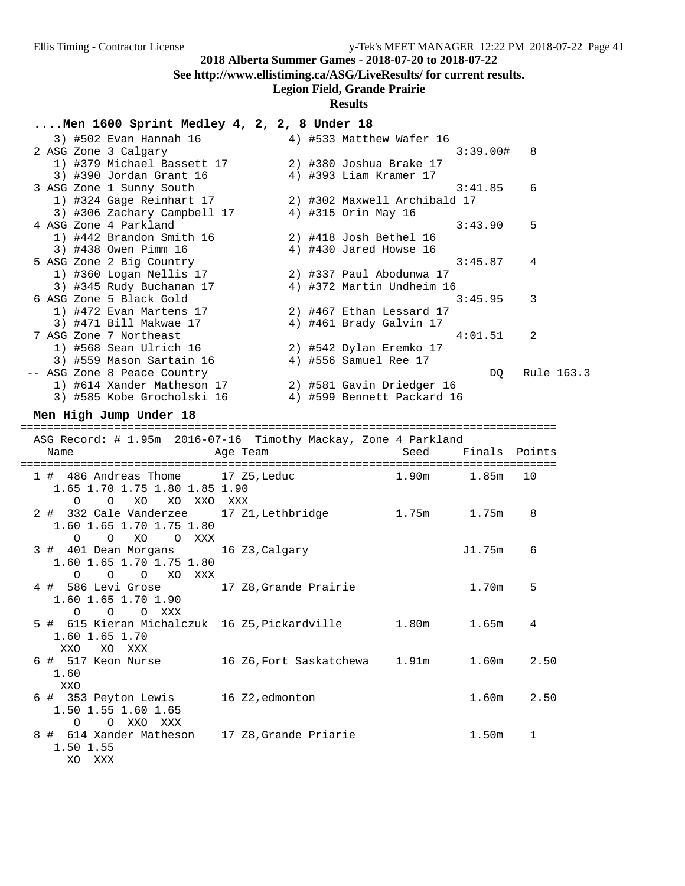2018 Alberta Summer Games - 2018-07-20 to 2018-07-22

See http://www.ellistiming.ca/ASG/LiveResults/ for current results.

Legion Field, Grande Prairie

Results

## ....Men 1600 Sprint Medley 4, 2, 2, 8 Under 18

```
   3) #502 Evan Hannah 16           4) #533 Matthew Wafer 16
 2 ASG Zone 3 Calgary                                           3:39.00#   8
   1) #379 Michael Bassett 17       2) #380 Joshua Brake 17
   3) #390 Jordan Grant 16          4) #393 Liam Kramer 17
 3 ASG Zone 1 Sunny South                                       3:41.85    6
   1) #324 Gage Reinhart 17         2) #302 Maxwell Archibald 17
   3) #306 Zachary Campbell 17      4) #315 Orin May 16
 4 ASG Zone 4 Parkland                                          3:43.90    5
   1) #442 Brandon Smith 16         2) #418 Josh Bethel 16
   3) #438 Owen Pimm 16             4) #430 Jared Howse 16
 5 ASG Zone 2 Big Country                                       3:45.87    4
   1) #360 Logan Nellis 17          2) #337 Paul Abodunwa 17
   3) #345 Rudy Buchanan 17         4) #372 Martin Undheim 16
 6 ASG Zone 5 Black Gold                                        3:45.95    3
   1) #472 Evan Martens 17          2) #467 Ethan Lessard 17
   3) #471 Bill Makwae 17           4) #461 Brady Galvin 17
 7 ASG Zone 7 Northeast                                         4:01.51    2
   1) #568 Sean Ulrich 16           2) #542 Dylan Eremko 17
   3) #559 Mason Sartain 16         4) #556 Samuel Ree 17
-- ASG Zone 8 Peace Country                                          DQ   Rule 163.3
   1) #614 Xander Matheson 17       2) #581 Gavin Driedger 16
   3) #585 Kobe Grocholski 16       4) #599 Bennett Packard 16
```

## Men High Jump Under 18

```
================================================================================
  ASG Record: # 1.95m  2016-07-16  Timothy Mackay, Zone 4 Parkland
    Name                    Age Team                    Seed    Finals  Points
================================================================================
  1 #  486 Andreas Thome      17 Z5,Leduc              1.90m     1.85m   10
     1.65 1.70 1.75 1.80 1.85 1.90
        O    O   XO   XO  XXO  XXX
  2 #  332 Cale Vanderzee     17 Z1,Lethbridge         1.75m     1.75m    8
     1.60 1.65 1.70 1.75 1.80
        O    O   XO    O  XXX
  3 #  401 Dean Morgans       16 Z3,Calgary                     J1.75m    6
     1.60 1.65 1.70 1.75 1.80
        O    O    O   XO  XXX
  4 #  586 Levi Grose         17 Z8,Grande Prairie               1.70m    5
     1.60 1.65 1.70 1.90
        O    O    O  XXX
  5 #  615 Kieran Michalczuk  16 Z5,Pickardville       1.80m     1.65m    4
     1.60 1.65 1.70
      XXO   XO  XXX
  6 #  517 Keon Nurse         16 Z6,Fort Saskatchewa   1.91m     1.60m    2.50
     1.60
      XXO
  6 #  353 Peyton Lewis       16 Z2,edmonton                     1.60m    2.50
     1.50 1.55 1.60 1.65
        O    O  XXO  XXX
  8 #  614 Xander Matheson    17 Z8,Grande Priarie               1.50m    1
     1.50 1.55
       XO  XXX
```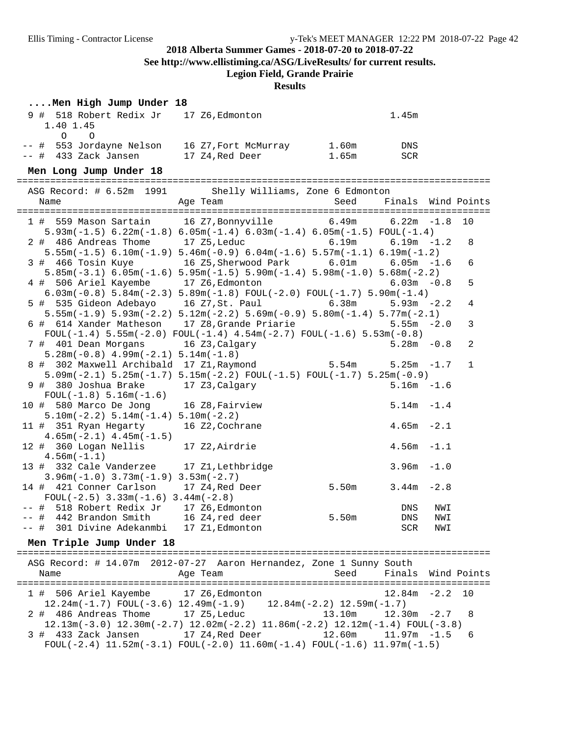**2018 Alberta Summer Games - 2018-07-20 to 2018-07-22**
**See http://www.ellistiming.ca/ASG/LiveResults/ for current results.**
**Legion Field, Grande Prairie**
**Results**

### ....Men High Jump Under 18

```
 9 #  518 Robert Redix Jr    17 Z6,Edmonton                     1.45m
    1.40 1.45
      O    O
-- #  553 Jordayne Nelson    16 Z7,Fort McMurray       1.60m       DNS
-- #  433 Zack Jansen        17 Z4,Red Deer            1.65m       SCR
```

### Men Long Jump Under 18

```
=====================================================================================
  ASG Record: # 6.52m  1991       Shelly Williams, Zone 6 Edmonton
    Name                    Age Team                    Seed     Finals  Wind Points
=====================================================================================
  1 #  559 Mason Sartain      16 Z7,Bonnyville          6.49m     6.22m  -1.8  10
     5.93m(-1.5) 6.22m(-1.8) 6.05m(-1.4) 6.03m(-1.4) 6.05m(-1.5) FOUL(-1.4)
  2 #  486 Andreas Thome      17 Z5,Leduc               6.19m     6.19m  -1.2   8
     5.55m(-1.5) 6.10m(-1.9) 5.46m(-0.9) 6.04m(-1.6) 5.57m(-1.1) 6.19m(-1.2)
  3 #  466 Tosin Kuye         16 Z5,Sherwood Park       6.01m     6.05m  -1.6   6
     5.85m(-3.1) 6.05m(-1.6) 5.95m(-1.5) 5.90m(-1.4) 5.98m(-1.0) 5.68m(-2.2)
  4 #  506 Ariel Kayembe      17 Z6,Edmonton                      6.03m  -0.8   5
     6.03m(-0.8) 5.84m(-2.3) 5.89m(-1.8) FOUL(-2.0) FOUL(-1.7) 5.90m(-1.4)
  5 #  535 Gideon Adebayo     16 Z7,St. Paul            6.38m     5.93m  -2.2   4
     5.55m(-1.9) 5.93m(-2.2) 5.12m(-2.2) 5.69m(-0.9) 5.80m(-1.4) 5.77m(-2.1)
  6 #  614 Xander Matheson    17 Z8,Grande Priarie                5.55m  -2.0   3
     FOUL(-1.4) 5.55m(-2.0) FOUL(-1.4) 4.54m(-2.7) FOUL(-1.6) 5.53m(-0.8)
  7 #  401 Dean Morgans       16 Z3,Calgary                       5.28m  -0.8   2
     5.28m(-0.8) 4.99m(-2.1) 5.14m(-1.8)
  8 #  302 Maxwell Archibald  17 Z1,Raymond             5.54m     5.25m  -1.7   1
     5.09m(-2.1) 5.25m(-1.7) 5.15m(-2.2) FOUL(-1.5) FOUL(-1.7) 5.25m(-0.9)
  9 #  380 Joshua Brake       17 Z3,Calgary                       5.16m  -1.6
     FOUL(-1.8) 5.16m(-1.6)
 10 #  580 Marco De Jong      16 Z8,Fairview                      5.14m  -1.4
     5.10m(-2.2) 5.14m(-1.4) 5.10m(-2.2)
 11 #  351 Ryan Hegarty       16 Z2,Cochrane                      4.65m  -2.1
     4.65m(-2.1) 4.45m(-1.5)
 12 #  360 Logan Nellis       17 Z2,Airdrie                       4.56m  -1.1
     4.56m(-1.1)
 13 #  332 Cale Vanderzee     17 Z1,Lethbridge                    3.96m  -1.0
     3.96m(-1.0) 3.73m(-1.9) 3.53m(-2.7)
 14 #  421 Conner Carlson     17 Z4,Red Deer            5.50m     3.44m  -2.8
     FOUL(-2.5) 3.33m(-1.6) 3.44m(-2.8)
 -- #  518 Robert Redix Jr    17 Z6,Edmonton                        DNS   NWI
 -- #  442 Brandon Smith      16 Z4,red deer            5.50m       DNS   NWI
 -- #  301 Divine Adekanmbi   17 Z1,Edmonton                        SCR   NWI
```

### Men Triple Jump Under 18

```
=====================================================================================
  ASG Record: # 14.07m  2012-07-27  Aaron Hernandez, Zone 1 Sunny South
    Name                    Age Team                    Seed     Finals  Wind Points
=====================================================================================
  1 #  506 Ariel Kayembe      17 Z6,Edmonton                     12.84m  -2.2  10
     12.24m(-1.7) FOUL(-3.6) 12.49m(-1.9)    12.84m(-2.2) 12.59m(-1.7)
  2 #  486 Andreas Thome      17 Z5,Leduc              13.10m    12.30m  -2.7   8
     12.13m(-3.0) 12.30m(-2.7) 12.02m(-2.2) 11.86m(-2.2) 12.12m(-1.4) FOUL(-3.8)
  3 #  433 Zack Jansen        17 Z4,Red Deer           12.60m    11.97m  -1.5   6
     FOUL(-2.4) 11.52m(-3.1) FOUL(-2.0) 11.60m(-1.4) FOUL(-1.6) 11.97m(-1.5)
```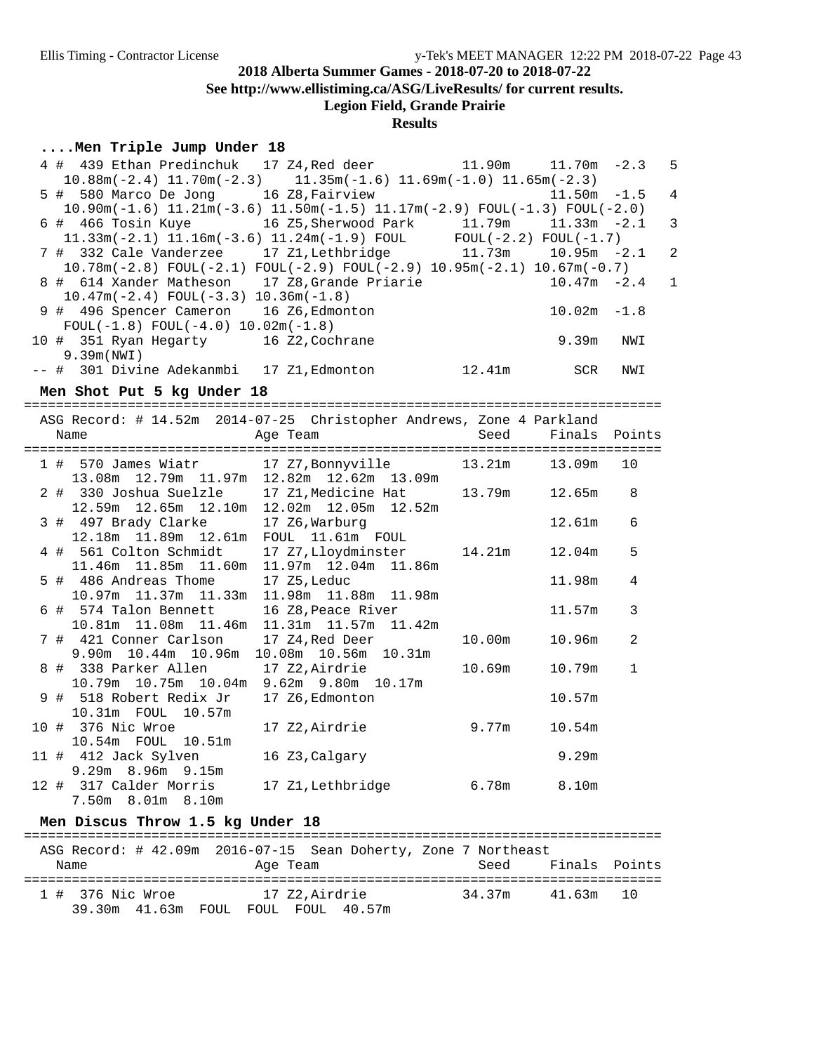**2018 Alberta Summer Games - 2018-07-20 to 2018-07-22**

**See http://www.ellistiming.ca/ASG/LiveResults/ for current results.**

**Legion Field, Grande Prairie**

**Results**

### ....Men Triple Jump Under 18

```
  4 #  439 Ethan Predinchuk   17 Z4,Red deer           11.90m    11.70m  -2.3   5
     10.88m(-2.4) 11.70m(-2.3)    11.35m(-1.6) 11.69m(-1.0) 11.65m(-2.3)
  5 #  580 Marco De Jong      16 Z8,Fairview                     11.50m  -1.5   4
     10.90m(-1.6) 11.21m(-3.6) 11.50m(-1.5) 11.17m(-2.9) FOUL(-1.3) FOUL(-2.0)
  6 #  466 Tosin Kuye         16 Z5,Sherwood Park      11.79m    11.33m  -2.1   3
     11.33m(-2.1) 11.16m(-3.6) 11.24m(-1.9) FOUL      FOUL(-2.2) FOUL(-1.7)
  7 #  332 Cale Vanderzee     17 Z1,Lethbridge         11.73m    10.95m  -2.1   2
     10.78m(-2.8) FOUL(-2.1) FOUL(-2.9) FOUL(-2.9) 10.95m(-2.1) 10.67m(-0.7)
  8 #  614 Xander Matheson    17 Z8,Grande Priarie               10.47m  -2.4   1
     10.47m(-2.4) FOUL(-3.3) 10.36m(-1.8)
  9 #  496 Spencer Cameron    16 Z6,Edmonton                     10.02m  -1.8
     FOUL(-1.8) FOUL(-4.0) 10.02m(-1.8)
 10 #  351 Ryan Hegarty       16 Z2,Cochrane                      9.39m   NWI
     9.39m(NWI)
 -- #  301 Divine Adekanmbi   17 Z1,Edmonton           12.41m       SCR   NWI
```

### Men Shot Put 5 kg Under 18

```
================================================================================
  ASG Record: # 14.52m  2014-07-25  Christopher Andrews, Zone 4 Parkland
    Name                    Age Team                   Seed     Finals  Points
================================================================================
  1 #  570 James Wiatr        17 Z7,Bonnyville         13.21m    13.09m   10
     13.08m  12.79m  11.97m  12.82m  12.62m  13.09m
  2 #  330 Joshua Suelzle     17 Z1,Medicine Hat       13.79m    12.65m    8
     12.59m  12.65m  12.10m  12.02m  12.05m  12.52m
  3 #  497 Brady Clarke       17 Z6,Warburg                      12.61m    6
     12.18m  11.89m  12.61m  FOUL  11.61m  FOUL
  4 #  561 Colton Schmidt     17 Z7,Lloydminster       14.21m    12.04m    5
     11.46m  11.85m  11.60m  11.97m  12.04m  11.86m
  5 #  486 Andreas Thome      17 Z5,Leduc                        11.98m    4
     10.97m  11.37m  11.33m  11.98m  11.88m  11.98m
  6 #  574 Talon Bennett      16 Z8,Peace River                  11.57m    3
     10.81m  11.08m  11.46m  11.31m  11.57m  11.42m
  7 #  421 Conner Carlson     17 Z4,Red Deer           10.00m    10.96m    2
     9.90m  10.44m  10.96m  10.08m  10.56m  10.31m
  8 #  338 Parker Allen       17 Z2,Airdrie            10.69m    10.79m    1
     10.79m  10.75m  10.04m  9.62m  9.80m  10.17m
  9 #  518 Robert Redix Jr    17 Z6,Edmonton                     10.57m
     10.31m  FOUL  10.57m
 10 #  376 Nic Wroe           17 Z2,Airdrie             9.77m    10.54m
     10.54m  FOUL  10.51m
 11 #  412 Jack Sylven        16 Z3,Calgary                       9.29m
     9.29m  8.96m  9.15m
 12 #  317 Calder Morris      17 Z1,Lethbridge          6.78m     8.10m
     7.50m  8.01m  8.10m
```

### Men Discus Throw 1.5 kg Under 18

```
================================================================================
  ASG Record: # 42.09m  2016-07-15  Sean Doherty, Zone 7 Northeast
    Name                    Age Team                   Seed     Finals  Points
================================================================================
  1 #  376 Nic Wroe           17 Z2,Airdrie            34.37m    41.63m   10
     39.30m  41.63m  FOUL  FOUL  FOUL  40.57m
```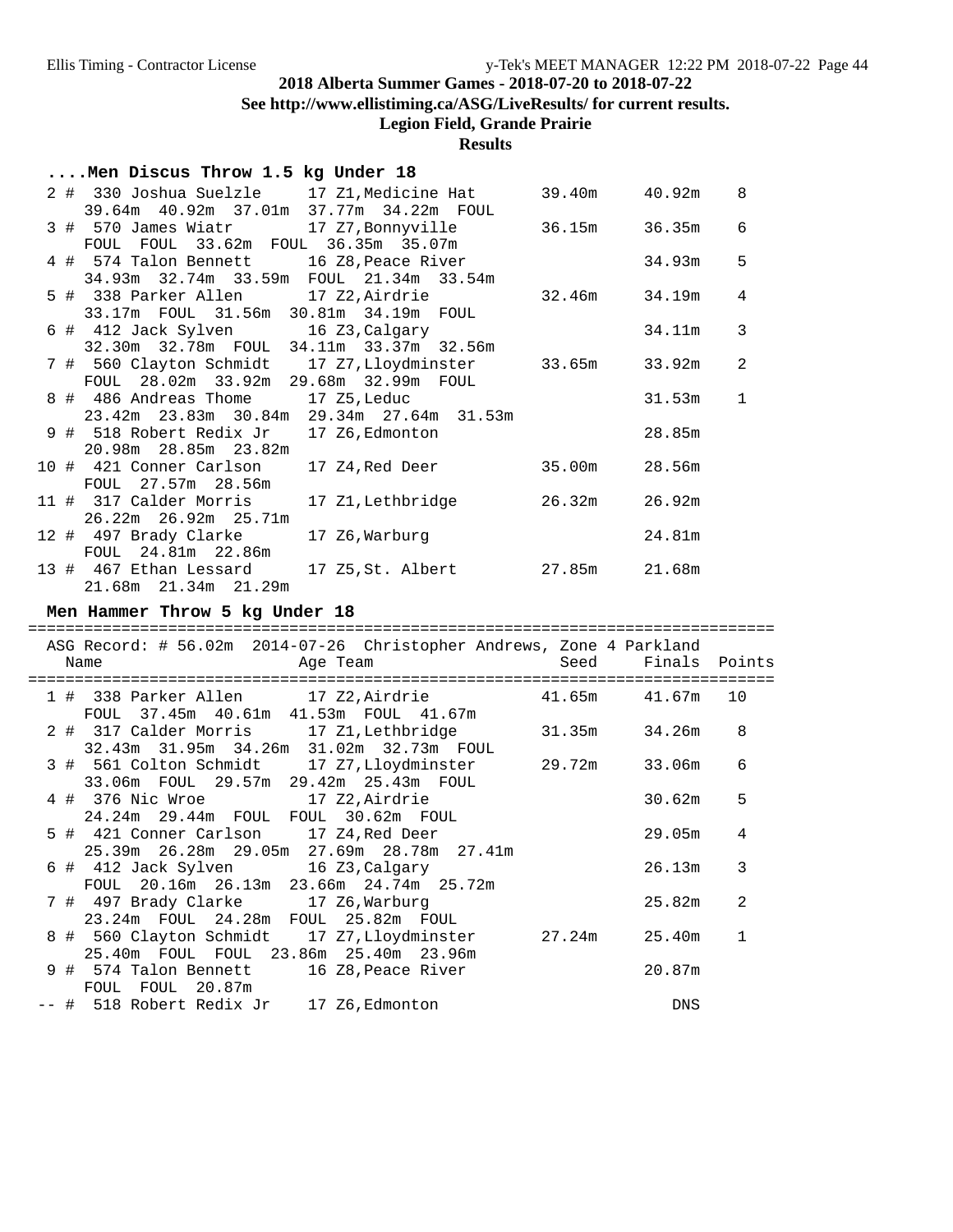### ....Men Discus Throw 1.5 kg Under 18

| Place | Name | Age | Team | Seed | Finals | Points |
|---|---|---|---|---|---|---|
| 2 # | 330 Joshua Suelzle | 17 | Z1,Medicine Hat | 39.40m | 40.92m | 8 |
| | 39.64m 40.92m 37.01m 37.77m 34.22m FOUL | | | | | |
| 3 # | 570 James Wiatr | 17 | Z7,Bonnyville | 36.15m | 36.35m | 6 |
| | FOUL FOUL 33.62m FOUL 36.35m 35.07m | | | | | |
| 4 # | 574 Talon Bennett | 16 | Z8,Peace River | | 34.93m | 5 |
| | 34.93m 32.74m 33.59m FOUL 21.34m 33.54m | | | | | |
| 5 # | 338 Parker Allen | 17 | Z2,Airdrie | 32.46m | 34.19m | 4 |
| | 33.17m FOUL 31.56m 30.81m 34.19m FOUL | | | | | |
| 6 # | 412 Jack Sylven | 16 | Z3,Calgary | | 34.11m | 3 |
| | 32.30m 32.78m FOUL 34.11m 33.37m 32.56m | | | | | |
| 7 # | 560 Clayton Schmidt | 17 | Z7,Lloydminster | 33.65m | 33.92m | 2 |
| | FOUL 28.02m 33.92m 29.68m 32.99m FOUL | | | | | |
| 8 # | 486 Andreas Thome | 17 | Z5,Leduc | | 31.53m | 1 |
| | 23.42m 23.83m 30.84m 29.34m 27.64m 31.53m | | | | | |
| 9 # | 518 Robert Redix Jr | 17 | Z6,Edmonton | | 28.85m | |
| | 20.98m 28.85m 23.82m | | | | | |
| 10 # | 421 Conner Carlson | 17 | Z4,Red Deer | 35.00m | 28.56m | |
| | FOUL 27.57m 28.56m | | | | | |
| 11 # | 317 Calder Morris | 17 | Z1,Lethbridge | 26.32m | 26.92m | |
| | 26.22m 26.92m 25.71m | | | | | |
| 12 # | 497 Brady Clarke | 17 | Z6,Warburg | | 24.81m | |
| | FOUL 24.81m 22.86m | | | | | |
| 13 # | 467 Ethan Lessard | 17 | Z5,St. Albert | 27.85m | 21.68m | |
| | 21.68m 21.34m 21.29m | | | | | |

### Men Hammer Throw 5 kg Under 18

ASG Record: # 56.02m 2014-07-26 Christopher Andrews, Zone 4 Parkland

| Place | Name | Age | Team | Seed | Finals | Points |
|---|---|---|---|---|---|---|
| 1 # | 338 Parker Allen | 17 | Z2,Airdrie | 41.65m | 41.67m | 10 |
| | FOUL 37.45m 40.61m 41.53m FOUL 41.67m | | | | | |
| 2 # | 317 Calder Morris | 17 | Z1,Lethbridge | 31.35m | 34.26m | 8 |
| | 32.43m 31.95m 34.26m 31.02m 32.73m FOUL | | | | | |
| 3 # | 561 Colton Schmidt | 17 | Z7,Lloydminster | 29.72m | 33.06m | 6 |
| | 33.06m FOUL 29.57m 29.42m 25.43m FOUL | | | | | |
| 4 # | 376 Nic Wroe | 17 | Z2,Airdrie | | 30.62m | 5 |
| | 24.24m 29.44m FOUL FOUL 30.62m FOUL | | | | | |
| 5 # | 421 Conner Carlson | 17 | Z4,Red Deer | | 29.05m | 4 |
| | 25.39m 26.28m 29.05m 27.69m 28.78m 27.41m | | | | | |
| 6 # | 412 Jack Sylven | 16 | Z3,Calgary | | 26.13m | 3 |
| | FOUL 20.16m 26.13m 23.66m 24.74m 25.72m | | | | | |
| 7 # | 497 Brady Clarke | 17 | Z6,Warburg | | 25.82m | 2 |
| | 23.24m FOUL 24.28m FOUL 25.82m FOUL | | | | | |
| 8 # | 560 Clayton Schmidt | 17 | Z7,Lloydminster | 27.24m | 25.40m | 1 |
| | 25.40m FOUL FOUL 23.86m 25.40m 23.96m | | | | | |
| 9 # | 574 Talon Bennett | 16 | Z8,Peace River | | 20.87m | |
| | FOUL FOUL 20.87m | | | | | |
| -- # | 518 Robert Redix Jr | 17 | Z6,Edmonton | | DNS | |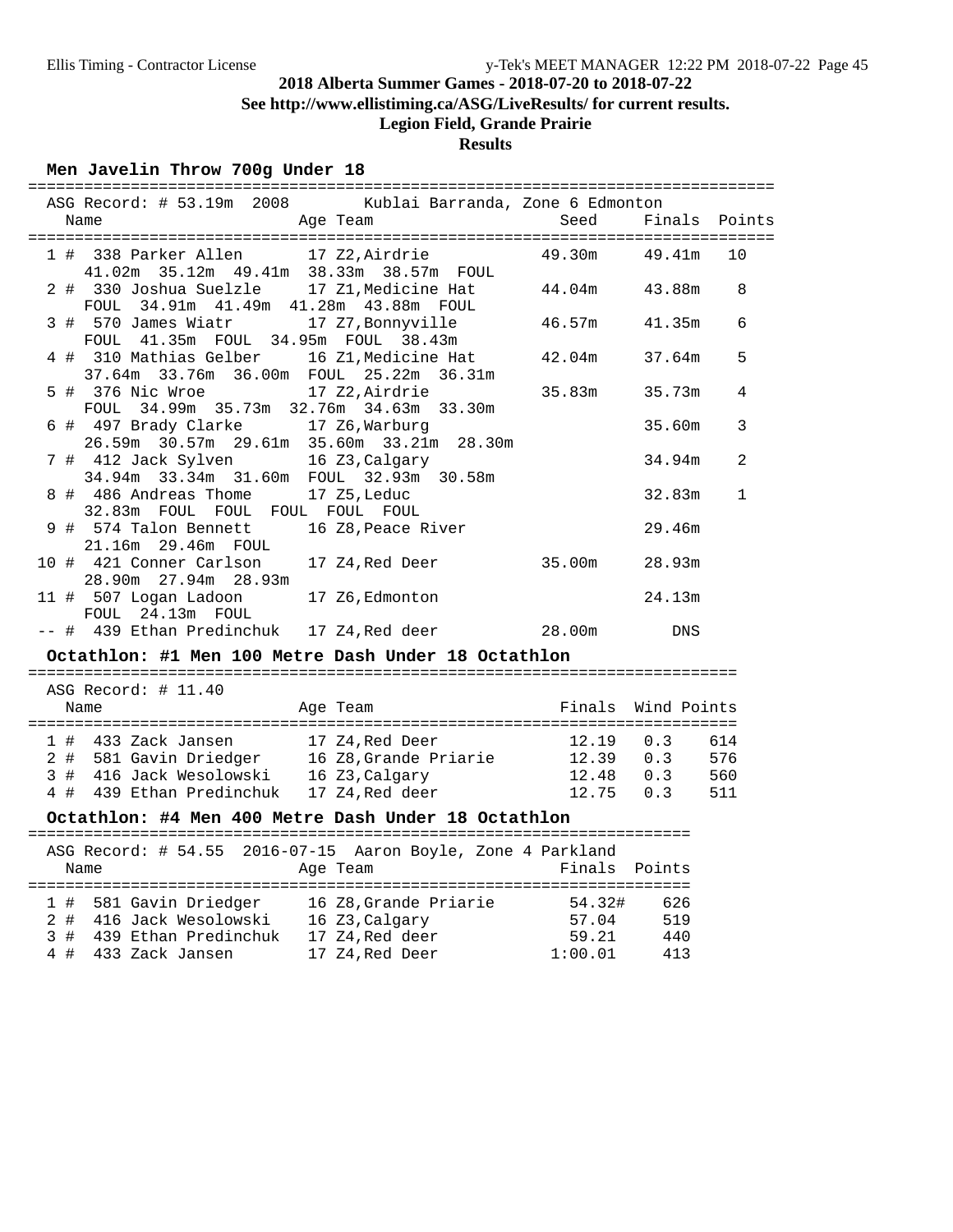## 2018 Alberta Summer Games - 2018-07-20 to 2018-07-22

**See http://www.ellistiming.ca/ASG/LiveResults/ for current results.**

**Legion Field, Grande Prairie**

**Results**

### Men Javelin Throw 700g Under 18

ASG Record: # 53.19m 2008 Kublai Barranda, Zone 6 Edmonton

| Place | Name | Age | Team | Seed | Finals | Points |
|---|---|---|---|---|---|---|
| 1 # | 338 Parker Allen | 17 | Z2,Airdrie | 49.30m | 49.41m | 10 |
| | 41.02m 35.12m 49.41m 38.33m 38.57m FOUL | | | | | |
| 2 # | 330 Joshua Suelzle | 17 | Z1,Medicine Hat | 44.04m | 43.88m | 8 |
| | FOUL 34.91m 41.49m 41.28m 43.88m FOUL | | | | | |
| 3 # | 570 James Wiatr | 17 | Z7,Bonnyville | 46.57m | 41.35m | 6 |
| | FOUL 41.35m FOUL 34.95m FOUL 38.43m | | | | | |
| 4 # | 310 Mathias Gelber | 16 | Z1,Medicine Hat | 42.04m | 37.64m | 5 |
| | 37.64m 33.76m 36.00m FOUL 25.22m 36.31m | | | | | |
| 5 # | 376 Nic Wroe | 17 | Z2,Airdrie | 35.83m | 35.73m | 4 |
| | FOUL 34.99m 35.73m 32.76m 34.63m 33.30m | | | | | |
| 6 # | 497 Brady Clarke | 17 | Z6,Warburg | | 35.60m | 3 |
| | 26.59m 30.57m 29.61m 35.60m 33.21m 28.30m | | | | | |
| 7 # | 412 Jack Sylven | 16 | Z3,Calgary | | 34.94m | 2 |
| | 34.94m 33.34m 31.60m FOUL 32.93m 30.58m | | | | | |
| 8 # | 486 Andreas Thome | 17 | Z5,Leduc | | 32.83m | 1 |
| | 32.83m FOUL FOUL FOUL FOUL FOUL | | | | | |
| 9 # | 574 Talon Bennett | 16 | Z8,Peace River | | 29.46m | |
| | 21.16m 29.46m FOUL | | | | | |
| 10 # | 421 Conner Carlson | 17 | Z4,Red Deer | 35.00m | 28.93m | |
| | 28.90m 27.94m 28.93m | | | | | |
| 11 # | 507 Logan Ladoon | 17 | Z6,Edmonton | | 24.13m | |
| | FOUL 24.13m FOUL | | | | | |
| -- # | 439 Ethan Predinchuk | 17 | Z4,Red deer | 28.00m | DNS | |

### Octathlon: #1 Men 100 Metre Dash Under 18 Octathlon

ASG Record: # 11.40

| Place | Name | Age | Team | Finals | Wind | Points |
|---|---|---|---|---|---|---|
| 1 # | 433 Zack Jansen | 17 | Z4,Red Deer | 12.19 | 0.3 | 614 |
| 2 # | 581 Gavin Driedger | 16 | Z8,Grande Prairie | 12.39 | 0.3 | 576 |
| 3 # | 416 Jack Wesolowski | 16 | Z3,Calgary | 12.48 | 0.3 | 560 |
| 4 # | 439 Ethan Predinchuk | 17 | Z4,Red deer | 12.75 | 0.3 | 511 |

### Octathlon: #4 Men 400 Metre Dash Under 18 Octathlon

ASG Record: # 54.55 2016-07-15 Aaron Boyle, Zone 4 Parkland

| Place | Name | Age | Team | Finals | Points |
|---|---|---|---|---|---|
| 1 # | 581 Gavin Driedger | 16 | Z8,Grande Prairie | 54.32# | 626 |
| 2 # | 416 Jack Wesolowski | 16 | Z3,Calgary | 57.04 | 519 |
| 3 # | 439 Ethan Predinchuk | 17 | Z4,Red deer | 59.21 | 440 |
| 4 # | 433 Zack Jansen | 17 | Z4,Red Deer | 1:00.01 | 413 |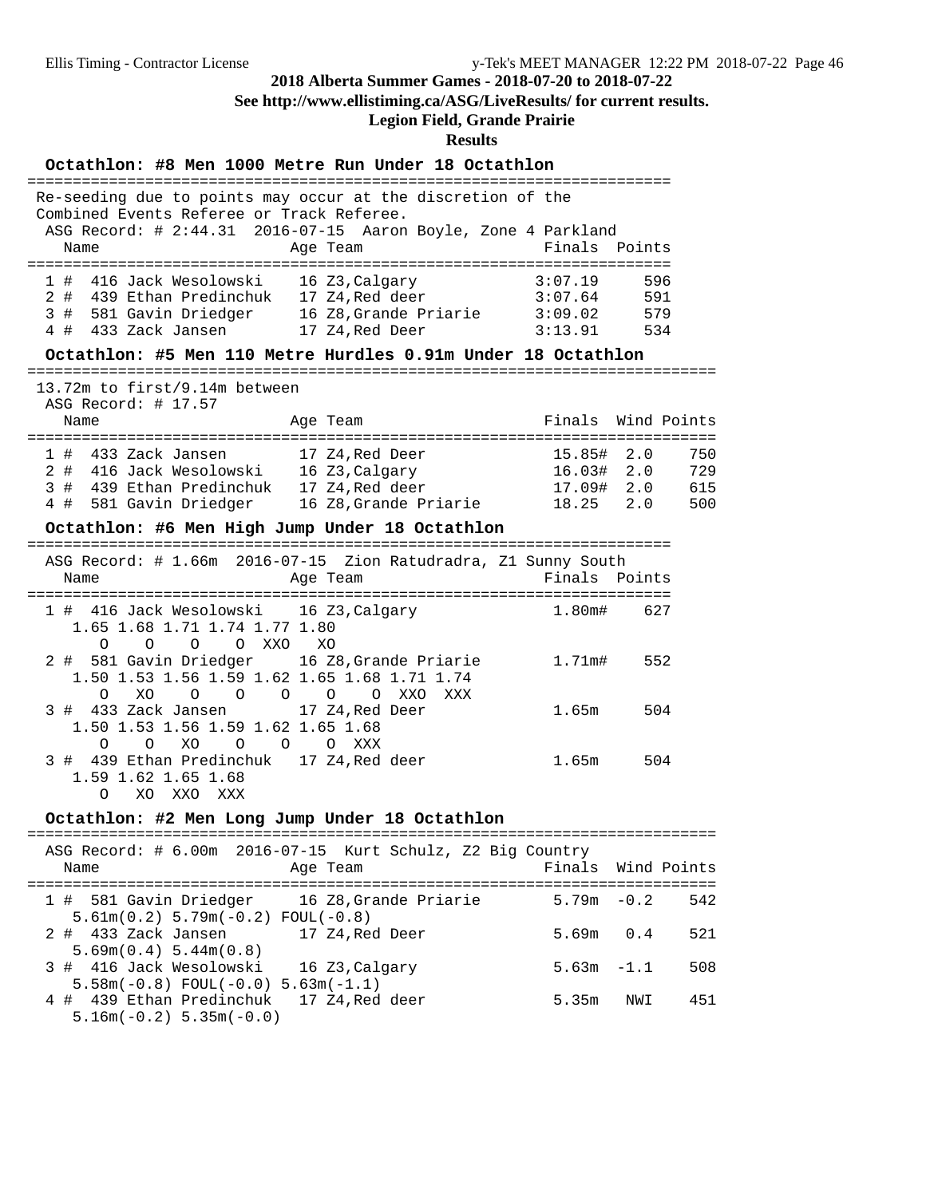**2018 Alberta Summer Games - 2018-07-20 to 2018-07-22**

**See http://www.ellistiming.ca/ASG/LiveResults/ for current results.**

**Legion Field, Grande Prairie**

**Results**

### Octathlon: #8 Men 1000 Metre Run Under 18 Octathlon

Re-seeding due to points may occur at the discretion of the Combined Events Referee or Track Referee.

ASG Record: # 2:44.31 2016-07-15 Aaron Boyle, Zone 4 Parkland

| Place | Name | Age | Team | Finals | Points |
|---|---|---|---|---|---|
| 1 # | 416 Jack Wesolowski | 16 | Z3,Calgary | 3:07.19 | 596 |
| 2 # | 439 Ethan Predinchuk | 17 | Z4,Red deer | 3:07.64 | 591 |
| 3 # | 581 Gavin Driedger | 16 | Z8,Grande Priarie | 3:09.02 | 579 |
| 4 # | 433 Zack Jansen | 17 | Z4,Red Deer | 3:13.91 | 534 |

### Octathlon: #5 Men 110 Metre Hurdles 0.91m Under 18 Octathlon

13.72m to first/9.14m between

ASG Record: # 17.57

| Place | Name | Age | Team | Finals | Wind | Points |
|---|---|---|---|---|---|---|
| 1 # | 433 Zack Jansen | 17 | Z4,Red Deer | 15.85# | 2.0 | 750 |
| 2 # | 416 Jack Wesolowski | 16 | Z3,Calgary | 16.03# | 2.0 | 729 |
| 3 # | 439 Ethan Predinchuk | 17 | Z4,Red deer | 17.09# | 2.0 | 615 |
| 4 # | 581 Gavin Driedger | 16 | Z8,Grande Priarie | 18.25 | 2.0 | 500 |

### Octathlon: #6 Men High Jump Under 18 Octathlon

ASG Record: # 1.66m 2016-07-15 Zion Ratudradra, Z1 Sunny South

| Place | Name | Age | Team | Finals | Points |
|---|---|---|---|---|---|
| 1 # | 416 Jack Wesolowski | 16 | Z3,Calgary | 1.80m# | 627 |
| | 1.65 1.68 1.71 1.74 1.77 1.80 | | | | |
| | O O O O XXO XO | | | | |
| 2 # | 581 Gavin Driedger | 16 | Z8,Grande Priarie | 1.71m# | 552 |
| | 1.50 1.53 1.56 1.59 1.62 1.65 1.68 1.71 1.74 | | | | |
| | O XO O O O O O XXO XXX | | | | |
| 3 # | 433 Zack Jansen | 17 | Z4,Red Deer | 1.65m | 504 |
| | 1.50 1.53 1.56 1.59 1.62 1.65 1.68 | | | | |
| | O O XO O O O XXX | | | | |
| 3 # | 439 Ethan Predinchuk | 17 | Z4,Red deer | 1.65m | 504 |
| | 1.59 1.62 1.65 1.68 | | | | |
| | O XO XXO XXX | | | | |

### Octathlon: #2 Men Long Jump Under 18 Octathlon

ASG Record: # 6.00m 2016-07-15 Kurt Schulz, Z2 Big Country

| Place | Name | Age | Team | Finals | Wind | Points |
|---|---|---|---|---|---|---|
| 1 # | 581 Gavin Driedger | 16 | Z8,Grande Priarie | 5.79m | -0.2 | 542 |
| | 5.61m(0.2) 5.79m(-0.2) FOUL(-0.8) | | | | | |
| 2 # | 433 Zack Jansen | 17 | Z4,Red Deer | 5.69m | 0.4 | 521 |
| | 5.69m(0.4) 5.44m(0.8) | | | | | |
| 3 # | 416 Jack Wesolowski | 16 | Z3,Calgary | 5.63m | -1.1 | 508 |
| | 5.58m(-0.8) FOUL(-0.0) 5.63m(-1.1) | | | | | |
| 4 # | 439 Ethan Predinchuk | 17 | Z4,Red deer | 5.35m | NWI | 451 |
| | 5.16m(-0.2) 5.35m(-0.0) | | | | | |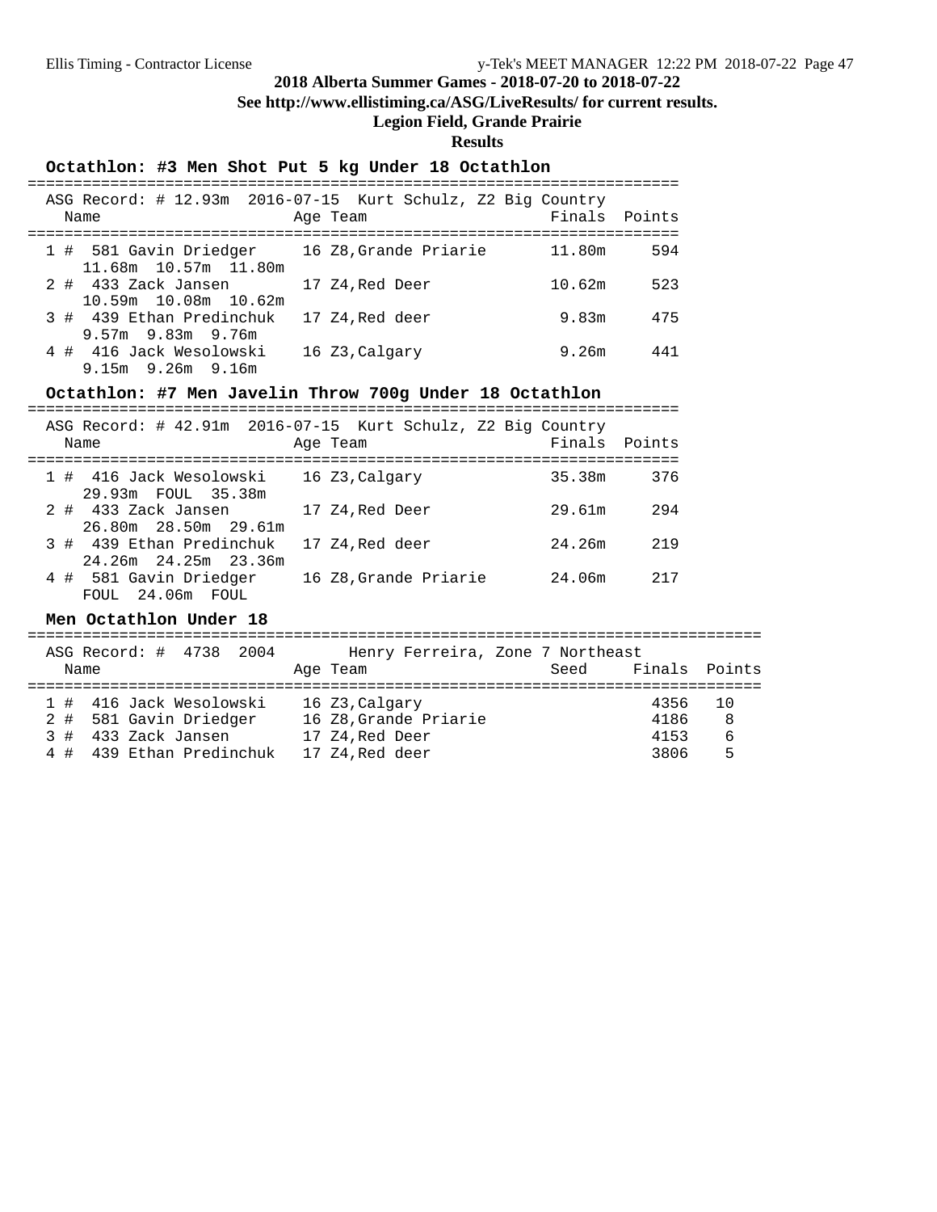**2018 Alberta Summer Games - 2018-07-20 to 2018-07-22**

**See http://www.ellistiming.ca/ASG/LiveResults/ for current results.**

**Legion Field, Grande Prairie**

**Results**

### Octathlon: #3 Men Shot Put 5 kg Under 18 Octathlon

ASG Record: # 12.93m 2016-07-15 Kurt Schulz, Z2 Big Country

| | Name | Age | Team | Finals | Points |
|---|---|---|---|---|---|
| 1 # | 581 Gavin Driedger | 16 | Z8,Grande Priarie | 11.80m | 594 |
| | 11.68m 10.57m 11.80m | | | | |
| 2 # | 433 Zack Jansen | 17 | Z4,Red Deer | 10.62m | 523 |
| | 10.59m 10.08m 10.62m | | | | |
| 3 # | 439 Ethan Predinchuk | 17 | Z4,Red deer | 9.83m | 475 |
| | 9.57m 9.83m 9.76m | | | | |
| 4 # | 416 Jack Wesolowski | 16 | Z3,Calgary | 9.26m | 441 |
| | 9.15m 9.26m 9.16m | | | | |

### Octathlon: #7 Men Javelin Throw 700g Under 18 Octathlon

ASG Record: # 42.91m 2016-07-15 Kurt Schulz, Z2 Big Country

| | Name | Age | Team | Finals | Points |
|---|---|---|---|---|---|
| 1 # | 416 Jack Wesolowski | 16 | Z3,Calgary | 35.38m | 376 |
| | 29.93m FOUL 35.38m | | | | |
| 2 # | 433 Zack Jansen | 17 | Z4,Red Deer | 29.61m | 294 |
| | 26.80m 28.50m 29.61m | | | | |
| 3 # | 439 Ethan Predinchuk | 17 | Z4,Red deer | 24.26m | 219 |
| | 24.26m 24.25m 23.36m | | | | |
| 4 # | 581 Gavin Driedger | 16 | Z8,Grande Priarie | 24.06m | 217 |
| | FOUL 24.06m FOUL | | | | |

### Men Octathlon Under 18

ASG Record: # 4738 2004 Henry Ferreira, Zone 7 Northeast

| | Name | Age | Team | Seed | Finals | Points |
|---|---|---|---|---|---|---|
| 1 # | 416 Jack Wesolowski | 16 | Z3,Calgary | | 4356 | 10 |
| 2 # | 581 Gavin Driedger | 16 | Z8,Grande Priarie | | 4186 | 8 |
| 3 # | 433 Zack Jansen | 17 | Z4,Red Deer | | 4153 | 6 |
| 4 # | 439 Ethan Predinchuk | 17 | Z4,Red deer | | 3806 | 5 |